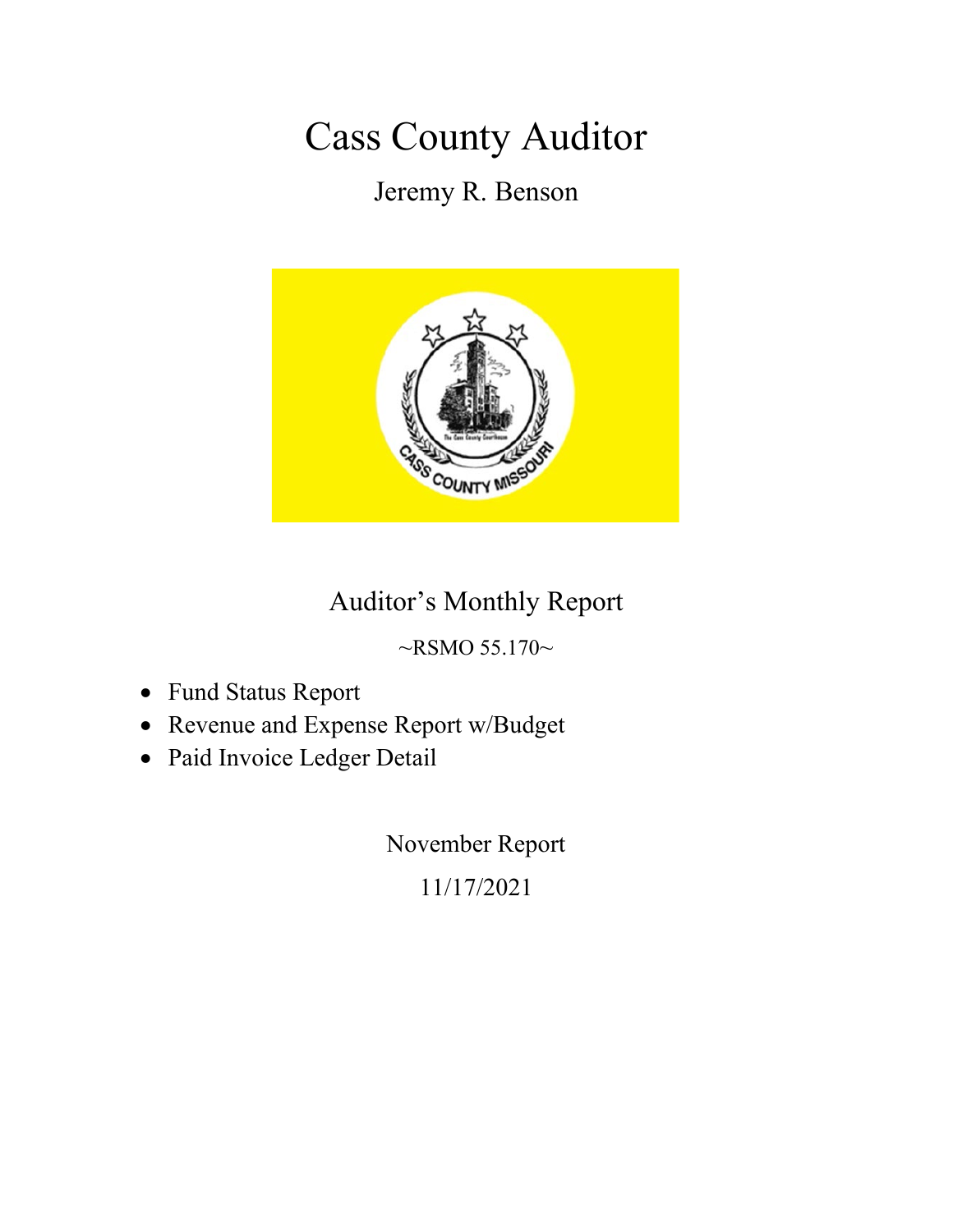# Cass County Auditor

Jeremy R. Benson

## Auditor's Monthly Report

~RSMO 55.170~

- Fund Status Report
- Revenue and Expense Report w/Budget
- Paid Invoice Ledger Detail

November Report

11/17/2021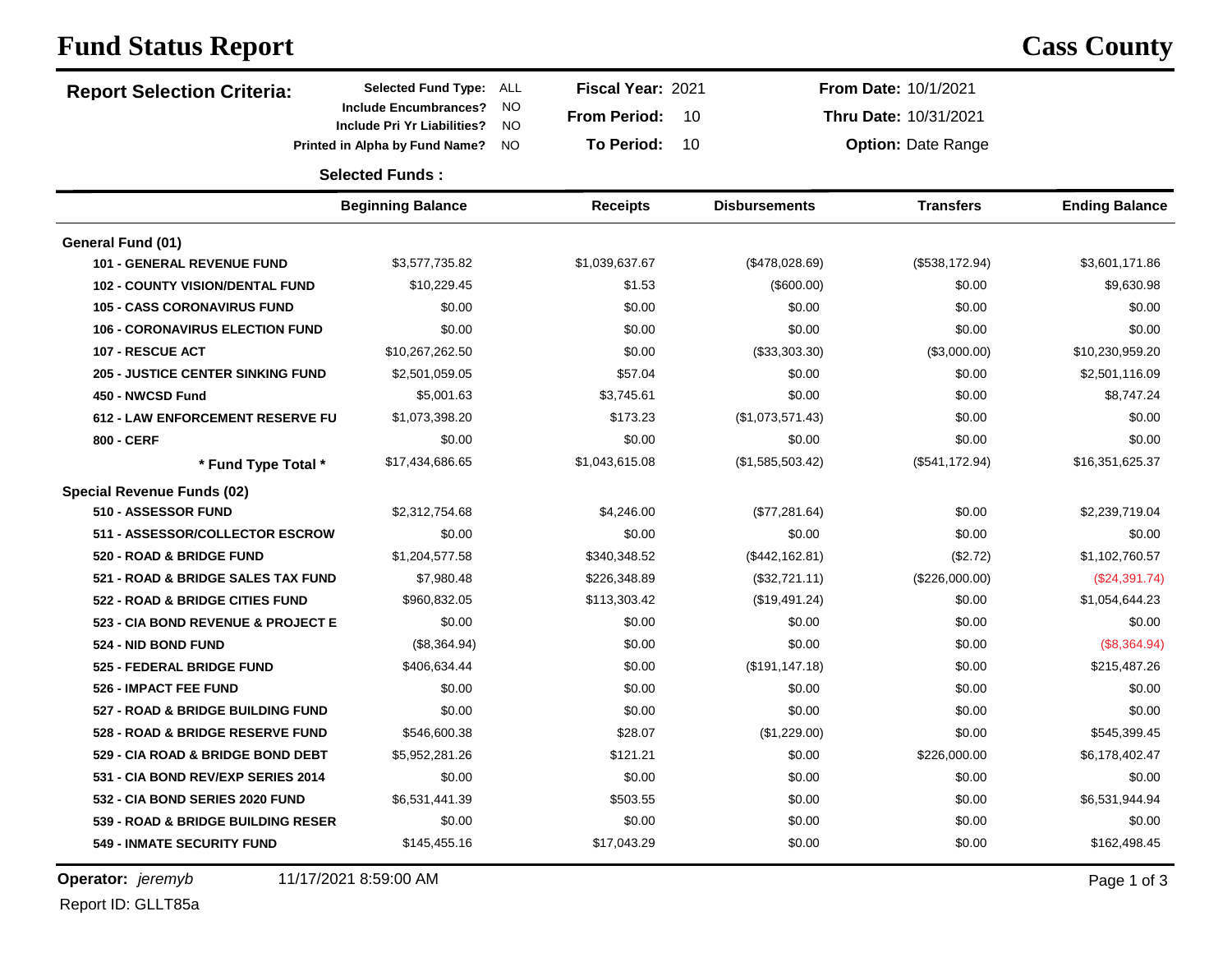# Fund Status Report

# Cass County

**Report Selection Criteria:**

**Selected Fund Type:** ALL
**Include Encumbrances?** NO
**Include Pri Yr Liabilities?** NO
**Printed in Alpha by Fund Name?** NO

**Fiscal Year:** 2021
**From Period:** 10
**To Period:** 10

**From Date:** 10/1/2021
**Thru Date:** 10/31/2021
**Option:** Date Range

**Selected Funds :**

| | Beginning Balance | Receipts | Disbursements | Transfers | Ending Balance |
|---|---|---|---|---|---|
| **General Fund (01)** | | | | | |
| **101 - GENERAL REVENUE FUND** | $3,577,735.82 | $1,039,637.67 | ($478,028.69) | ($538,172.94) | $3,601,171.86 |
| **102 - COUNTY VISION/DENTAL FUND** | $10,229.45 | $1.53 | ($600.00) | $0.00 | $9,630.98 |
| **105 - CASS CORONAVIRUS FUND** | $0.00 | $0.00 | $0.00 | $0.00 | $0.00 |
| **106 - CORONAVIRUS ELECTION FUND** | $0.00 | $0.00 | $0.00 | $0.00 | $0.00 |
| **107 - RESCUE ACT** | $10,267,262.50 | $0.00 | ($33,303.30) | ($3,000.00) | $10,230,959.20 |
| **205 - JUSTICE CENTER SINKING FUND** | $2,501,059.05 | $57.04 | $0.00 | $0.00 | $2,501,116.09 |
| **450 - NWCSD Fund** | $5,001.63 | $3,745.61 | $0.00 | $0.00 | $8,747.24 |
| **612 - LAW ENFORCEMENT RESERVE FU** | $1,073,398.20 | $173.23 | ($1,073,571.43) | $0.00 | $0.00 |
| **800 - CERF** | $0.00 | $0.00 | $0.00 | $0.00 | $0.00 |
| **\* Fund Type Total \*** | $17,434,686.65 | $1,043,615.08 | ($1,585,503.42) | ($541,172.94) | $16,351,625.37 |
| **Special Revenue Funds (02)** | | | | | |
| **510 - ASSESSOR FUND** | $2,312,754.68 | $4,246.00 | ($77,281.64) | $0.00 | $2,239,719.04 |
| **511 - ASSESSOR/COLLECTOR ESCROW** | $0.00 | $0.00 | $0.00 | $0.00 | $0.00 |
| **520 - ROAD & BRIDGE FUND** | $1,204,577.58 | $340,348.52 | ($442,162.81) | ($2.72) | $1,102,760.57 |
| **521 - ROAD & BRIDGE SALES TAX FUND** | $7,980.48 | $226,348.89 | ($32,721.11) | ($226,000.00) | ($24,391.74) |
| **522 - ROAD & BRIDGE CITIES FUND** | $960,832.05 | $113,303.42 | ($19,491.24) | $0.00 | $1,054,644.23 |
| **523 - CIA BOND REVENUE & PROJECT E** | $0.00 | $0.00 | $0.00 | $0.00 | $0.00 |
| **524 - NID BOND FUND** | ($8,364.94) | $0.00 | $0.00 | $0.00 | ($8,364.94) |
| **525 - FEDERAL BRIDGE FUND** | $406,634.44 | $0.00 | ($191,147.18) | $0.00 | $215,487.26 |
| **526 - IMPACT FEE FUND** | $0.00 | $0.00 | $0.00 | $0.00 | $0.00 |
| **527 - ROAD & BRIDGE BUILDING FUND** | $0.00 | $0.00 | $0.00 | $0.00 | $0.00 |
| **528 - ROAD & BRIDGE RESERVE FUND** | $546,600.38 | $28.07 | ($1,229.00) | $0.00 | $545,399.45 |
| **529 - CIA ROAD & BRIDGE BOND DEBT** | $5,952,281.26 | $121.21 | $0.00 | $226,000.00 | $6,178,402.47 |
| **531 - CIA BOND REV/EXP SERIES 2014** | $0.00 | $0.00 | $0.00 | $0.00 | $0.00 |
| **532 - CIA BOND SERIES 2020 FUND** | $6,531,441.39 | $503.55 | $0.00 | $0.00 | $6,531,944.94 |
| **539 - ROAD & BRIDGE BUILDING RESER** | $0.00 | $0.00 | $0.00 | $0.00 | $0.00 |
| **549 - INMATE SECURITY FUND** | $145,455.16 | $17,043.29 | $0.00 | $0.00 | $162,498.45 |

**Operator:** *jeremyb* 11/17/2021 8:59:00 AM

Report ID: GLLT85a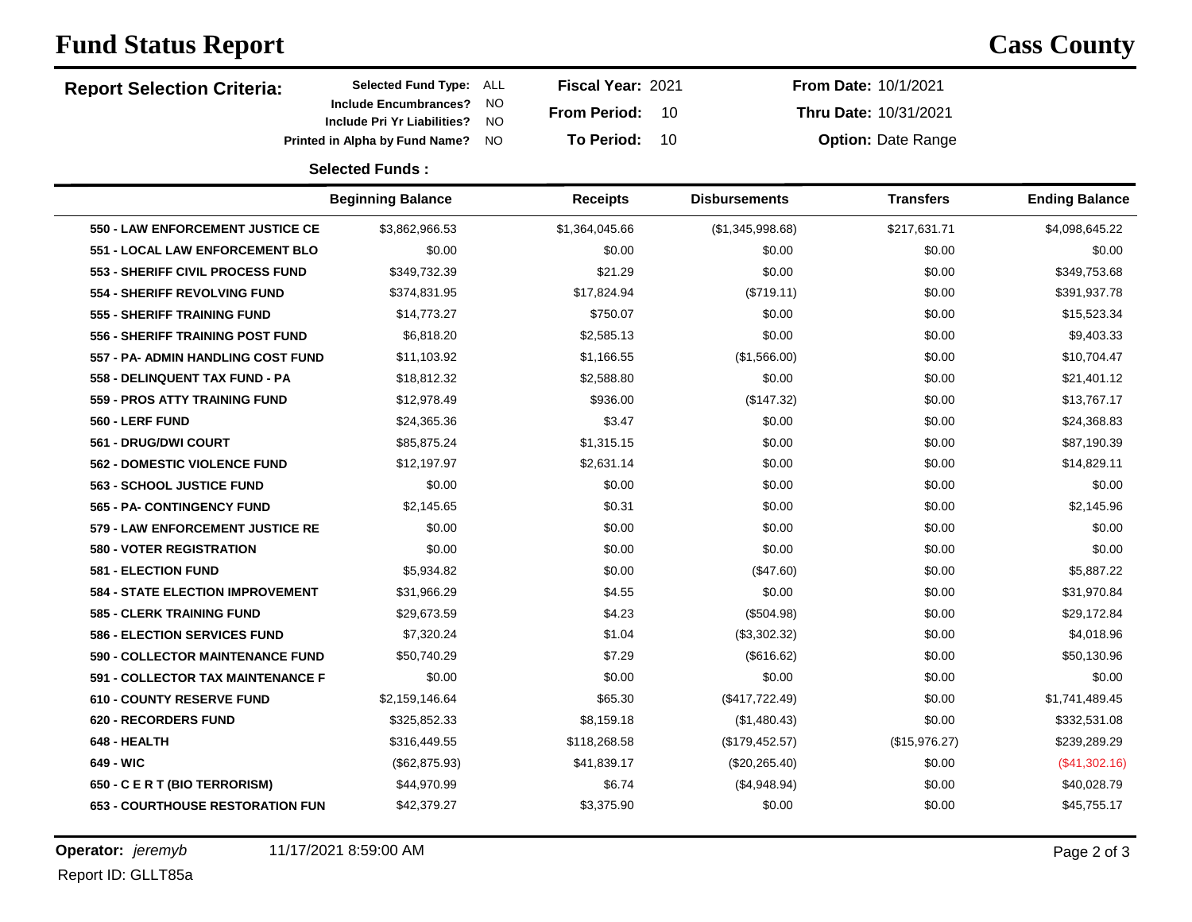# Fund Status Report

**Cass County**

**Report Selection Criteria:**

**Selected Fund Type:** ALL
**Include Encumbrances?** NO
**Include Pri Yr Liabilities?** NO
**Printed in Alpha by Fund Name?** NO

**Fiscal Year:** 2021
**From Period:** 10
**To Period:** 10

**From Date:** 10/1/2021
**Thru Date:** 10/31/2021
**Option:** Date Range

**Selected Funds :**

| | Beginning Balance | Receipts | Disbursements | Transfers | Ending Balance |
|---|---|---|---|---|---|
| **550 - LAW ENFORCEMENT JUSTICE CE** | $3,862,966.53 | $1,364,045.66 | ($1,345,998.68) | $217,631.71 | $4,098,645.22 |
| **551 - LOCAL LAW ENFORCEMENT BLO** | $0.00 | $0.00 | $0.00 | $0.00 | $0.00 |
| **553 - SHERIFF CIVIL PROCESS FUND** | $349,732.39 | $21.29 | $0.00 | $0.00 | $349,753.68 |
| **554 - SHERIFF REVOLVING FUND** | $374,831.95 | $17,824.94 | ($719.11) | $0.00 | $391,937.78 |
| **555 - SHERIFF TRAINING FUND** | $14,773.27 | $750.07 | $0.00 | $0.00 | $15,523.34 |
| **556 - SHERIFF TRAINING POST FUND** | $6,818.20 | $2,585.13 | $0.00 | $0.00 | $9,403.33 |
| **557 - PA- ADMIN HANDLING COST FUND** | $11,103.92 | $1,166.55 | ($1,566.00) | $0.00 | $10,704.47 |
| **558 - DELINQUENT TAX FUND - PA** | $18,812.32 | $2,588.80 | $0.00 | $0.00 | $21,401.12 |
| **559 - PROS ATTY TRAINING FUND** | $12,978.49 | $936.00 | ($147.32) | $0.00 | $13,767.17 |
| **560 - LERF FUND** | $24,365.36 | $3.47 | $0.00 | $0.00 | $24,368.83 |
| **561 - DRUG/DWI COURT** | $85,875.24 | $1,315.15 | $0.00 | $0.00 | $87,190.39 |
| **562 - DOMESTIC VIOLENCE FUND** | $12,197.97 | $2,631.14 | $0.00 | $0.00 | $14,829.11 |
| **563 - SCHOOL JUSTICE FUND** | $0.00 | $0.00 | $0.00 | $0.00 | $0.00 |
| **565 - PA- CONTINGENCY FUND** | $2,145.65 | $0.31 | $0.00 | $0.00 | $2,145.96 |
| **579 - LAW ENFORCEMENT JUSTICE RE** | $0.00 | $0.00 | $0.00 | $0.00 | $0.00 |
| **580 - VOTER REGISTRATION** | $0.00 | $0.00 | $0.00 | $0.00 | $0.00 |
| **581 - ELECTION FUND** | $5,934.82 | $0.00 | ($47.60) | $0.00 | $5,887.22 |
| **584 - STATE ELECTION IMPROVEMENT** | $31,966.29 | $4.55 | $0.00 | $0.00 | $31,970.84 |
| **585 - CLERK TRAINING FUND** | $29,673.59 | $4.23 | ($504.98) | $0.00 | $29,172.84 |
| **586 - ELECTION SERVICES FUND** | $7,320.24 | $1.04 | ($3,302.32) | $0.00 | $4,018.96 |
| **590 - COLLECTOR MAINTENANCE FUND** | $50,740.29 | $7.29 | ($616.62) | $0.00 | $50,130.96 |
| **591 - COLLECTOR TAX MAINTENANCE F** | $0.00 | $0.00 | $0.00 | $0.00 | $0.00 |
| **610 - COUNTY RESERVE FUND** | $2,159,146.64 | $65.30 | ($417,722.49) | $0.00 | $1,741,489.45 |
| **620 - RECORDERS FUND** | $325,852.33 | $8,159.18 | ($1,480.43) | $0.00 | $332,531.08 |
| **648 - HEALTH** | $316,449.55 | $118,268.58 | ($179,452.57) | ($15,976.27) | $239,289.29 |
| **649 - WIC** | ($62,875.93) | $41,839.17 | ($20,265.40) | $0.00 | ($41,302.16) |
| **650 - C E R T (BIO TERRORISM)** | $44,970.99 | $6.74 | ($4,948.94) | $0.00 | $40,028.79 |
| **653 - COURTHOUSE RESTORATION FUN** | $42,379.27 | $3,375.90 | $0.00 | $0.00 | $45,755.17 |

**Operator:** *jeremyb* 11/17/2021 8:59:00 AM

Report ID: GLLT85a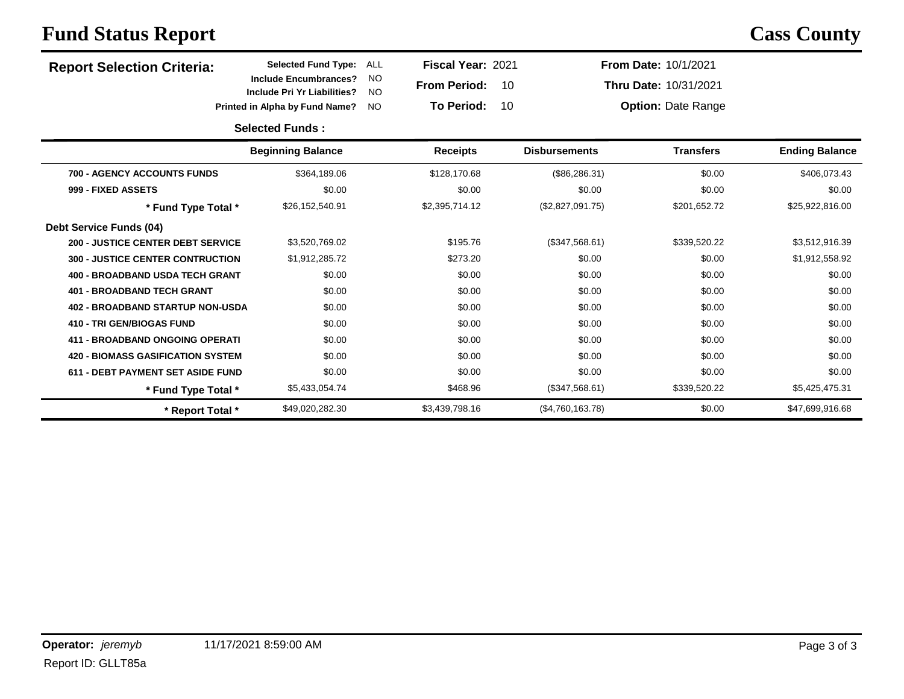# Fund Status Report

**Cass County**

**Report Selection Criteria:**

**Selected Fund Type:** ALL
**Include Encumbrances?** NO
**Include Pri Yr Liabilities?** NO
**Printed in Alpha by Fund Name?** NO

**Fiscal Year:** 2021
**From Period:** 10
**To Period:** 10

**From Date:** 10/1/2021
**Thru Date:** 10/31/2021
**Option:** Date Range

**Selected Funds :**

| | Beginning Balance | Receipts | Disbursements | Transfers | Ending Balance |
|---|---|---|---|---|---|
| **700 - AGENCY ACCOUNTS FUNDS** | $364,189.06 | $128,170.68 | ($86,286.31) | $0.00 | $406,073.43 |
| **999 - FIXED ASSETS** | $0.00 | $0.00 | $0.00 | $0.00 | $0.00 |
| **\* Fund Type Total \*** | $26,152,540.91 | $2,395,714.12 | ($2,827,091.75) | $201,652.72 | $25,922,816.00 |
| **Debt Service Funds (04)** | | | | | |
| **200 - JUSTICE CENTER DEBT SERVICE** | $3,520,769.02 | $195.76 | ($347,568.61) | $339,520.22 | $3,512,916.39 |
| **300 - JUSTICE CENTER CONTRUCTION** | $1,912,285.72 | $273.20 | $0.00 | $0.00 | $1,912,558.92 |
| **400 - BROADBAND USDA TECH GRANT** | $0.00 | $0.00 | $0.00 | $0.00 | $0.00 |
| **401 - BROADBAND TECH GRANT** | $0.00 | $0.00 | $0.00 | $0.00 | $0.00 |
| **402 - BROADBAND STARTUP NON-USDA** | $0.00 | $0.00 | $0.00 | $0.00 | $0.00 |
| **410 - TRI GEN/BIOGAS FUND** | $0.00 | $0.00 | $0.00 | $0.00 | $0.00 |
| **411 - BROADBAND ONGOING OPERATI** | $0.00 | $0.00 | $0.00 | $0.00 | $0.00 |
| **420 - BIOMASS GASIFICATION SYSTEM** | $0.00 | $0.00 | $0.00 | $0.00 | $0.00 |
| **611 - DEBT PAYMENT SET ASIDE FUND** | $0.00 | $0.00 | $0.00 | $0.00 | $0.00 |
| **\* Fund Type Total \*** | $5,433,054.74 | $468.96 | ($347,568.61) | $339,520.22 | $5,425,475.31 |
| **\* Report Total \*** | $49,020,282.30 | $3,439,798.16 | ($4,760,163.78) | $0.00 | $47,699,916.68 |

**Operator:** *jeremyb* 11/17/2021 8:59:00 AM

Report ID: GLLT85a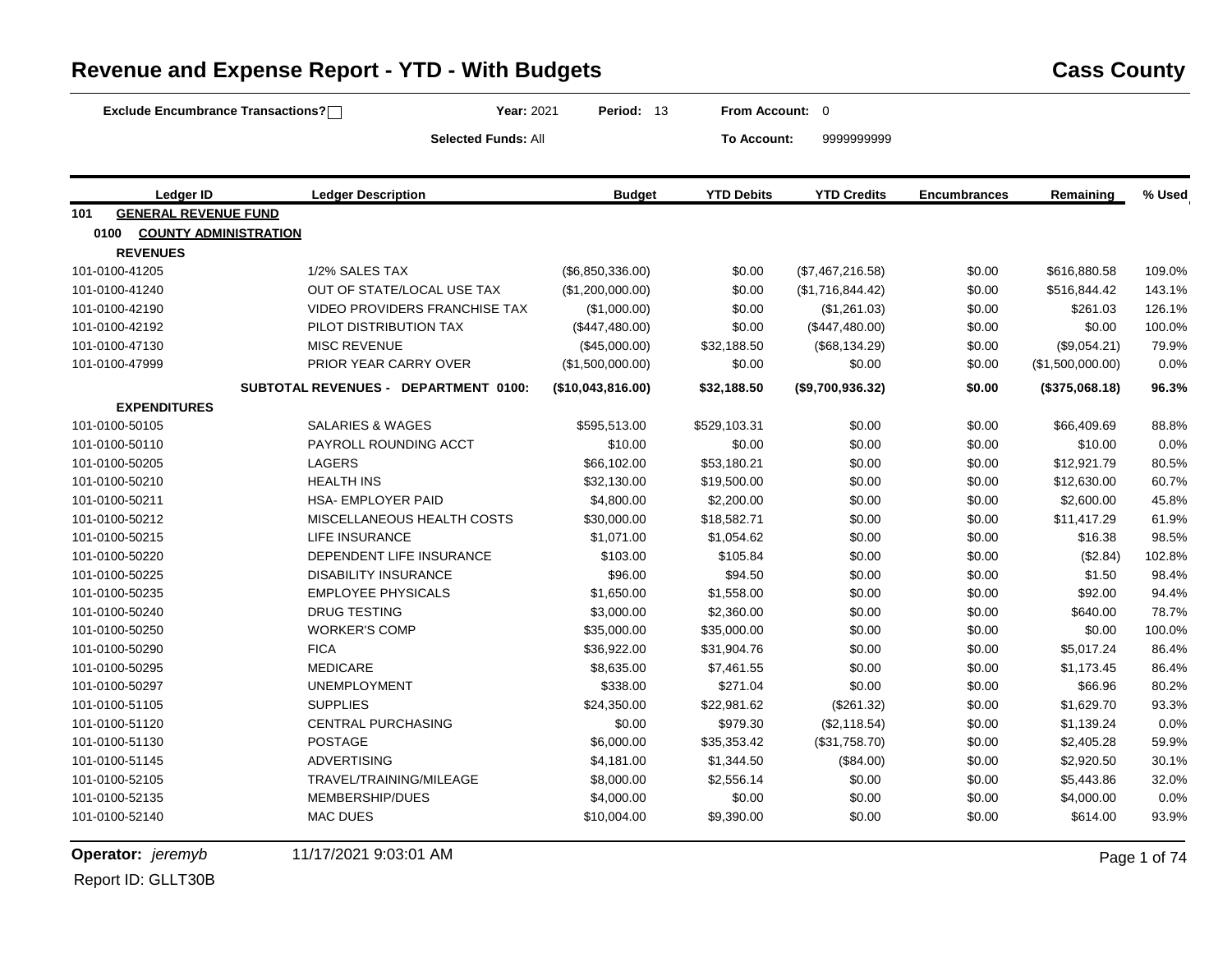# Revenue and Expense Report - YTD - With Budgets

**Cass County**

**Exclude Encumbrance Transactions?** ☐ **Year:** 2021 **Period:** 13 **From Account:** 0

**Selected Funds:** All **To Account:** 9999999999

| Ledger ID | Ledger Description | Budget | YTD Debits | YTD Credits | Encumbrances | Remaining | % Used |
|---|---|---|---|---|---|---|---|
| **101 GENERAL REVENUE FUND** | | | | | | | |
| **0100 COUNTY ADMINISTRATION** | | | | | | | |
| **REVENUES** | | | | | | | |
| 101-0100-41205 | 1/2% SALES TAX | ($6,850,336.00) | $0.00 | ($7,467,216.58) | $0.00 | $616,880.58 | 109.0% |
| 101-0100-41240 | OUT OF STATE/LOCAL USE TAX | ($1,200,000.00) | $0.00 | ($1,716,844.42) | $0.00 | $516,844.42 | 143.1% |
| 101-0100-42190 | VIDEO PROVIDERS FRANCHISE TAX | ($1,000.00) | $0.00 | ($1,261.03) | $0.00 | $261.03 | 126.1% |
| 101-0100-42192 | PILOT DISTRIBUTION TAX | ($447,480.00) | $0.00 | ($447,480.00) | $0.00 | $0.00 | 100.0% |
| 101-0100-47130 | MISC REVENUE | ($45,000.00) | $32,188.50 | ($68,134.29) | $0.00 | ($9,054.21) | 79.9% |
| 101-0100-47999 | PRIOR YEAR CARRY OVER | ($1,500,000.00) | $0.00 | $0.00 | $0.00 | ($1,500,000.00) | 0.0% |
| | **SUBTOTAL REVENUES - DEPARTMENT 0100:** | **($10,043,816.00)** | **$32,188.50** | **($9,700,936.32)** | **$0.00** | **($375,068.18)** | **96.3%** |
| **EXPENDITURES** | | | | | | | |
| 101-0100-50105 | SALARIES & WAGES | $595,513.00 | $529,103.31 | $0.00 | $0.00 | $66,409.69 | 88.8% |
| 101-0100-50110 | PAYROLL ROUNDING ACCT | $10.00 | $0.00 | $0.00 | $0.00 | $10.00 | 0.0% |
| 101-0100-50205 | LAGERS | $66,102.00 | $53,180.21 | $0.00 | $0.00 | $12,921.79 | 80.5% |
| 101-0100-50210 | HEALTH INS | $32,130.00 | $19,500.00 | $0.00 | $0.00 | $12,630.00 | 60.7% |
| 101-0100-50211 | HSA- EMPLOYER PAID | $4,800.00 | $2,200.00 | $0.00 | $0.00 | $2,600.00 | 45.8% |
| 101-0100-50212 | MISCELLANEOUS HEALTH COSTS | $30,000.00 | $18,582.71 | $0.00 | $0.00 | $11,417.29 | 61.9% |
| 101-0100-50215 | LIFE INSURANCE | $1,071.00 | $1,054.62 | $0.00 | $0.00 | $16.38 | 98.5% |
| 101-0100-50220 | DEPENDENT LIFE INSURANCE | $103.00 | $105.84 | $0.00 | $0.00 | ($2.84) | 102.8% |
| 101-0100-50225 | DISABILITY INSURANCE | $96.00 | $94.50 | $0.00 | $0.00 | $1.50 | 98.4% |
| 101-0100-50235 | EMPLOYEE PHYSICALS | $1,650.00 | $1,558.00 | $0.00 | $0.00 | $92.00 | 94.4% |
| 101-0100-50240 | DRUG TESTING | $3,000.00 | $2,360.00 | $0.00 | $0.00 | $640.00 | 78.7% |
| 101-0100-50250 | WORKER'S COMP | $35,000.00 | $35,000.00 | $0.00 | $0.00 | $0.00 | 100.0% |
| 101-0100-50290 | FICA | $36,922.00 | $31,904.76 | $0.00 | $0.00 | $5,017.24 | 86.4% |
| 101-0100-50295 | MEDICARE | $8,635.00 | $7,461.55 | $0.00 | $0.00 | $1,173.45 | 86.4% |
| 101-0100-50297 | UNEMPLOYMENT | $338.00 | $271.04 | $0.00 | $0.00 | $66.96 | 80.2% |
| 101-0100-51105 | SUPPLIES | $24,350.00 | $22,981.62 | ($261.32) | $0.00 | $1,629.70 | 93.3% |
| 101-0100-51120 | CENTRAL PURCHASING | $0.00 | $979.30 | ($2,118.54) | $0.00 | $1,139.24 | 0.0% |
| 101-0100-51130 | POSTAGE | $6,000.00 | $35,353.42 | ($31,758.70) | $0.00 | $2,405.28 | 59.9% |
| 101-0100-51145 | ADVERTISING | $4,181.00 | $1,344.50 | ($84.00) | $0.00 | $2,920.50 | 30.1% |
| 101-0100-52105 | TRAVEL/TRAINING/MILEAGE | $8,000.00 | $2,556.14 | $0.00 | $0.00 | $5,443.86 | 32.0% |
| 101-0100-52135 | MEMBERSHIP/DUES | $4,000.00 | $0.00 | $0.00 | $0.00 | $4,000.00 | 0.0% |
| 101-0100-52140 | MAC DUES | $10,004.00 | $9,390.00 | $0.00 | $0.00 | $614.00 | 93.9% |

**Operator:** *jeremyb* 11/17/2021 9:03:01 AM

Report ID: GLLT30B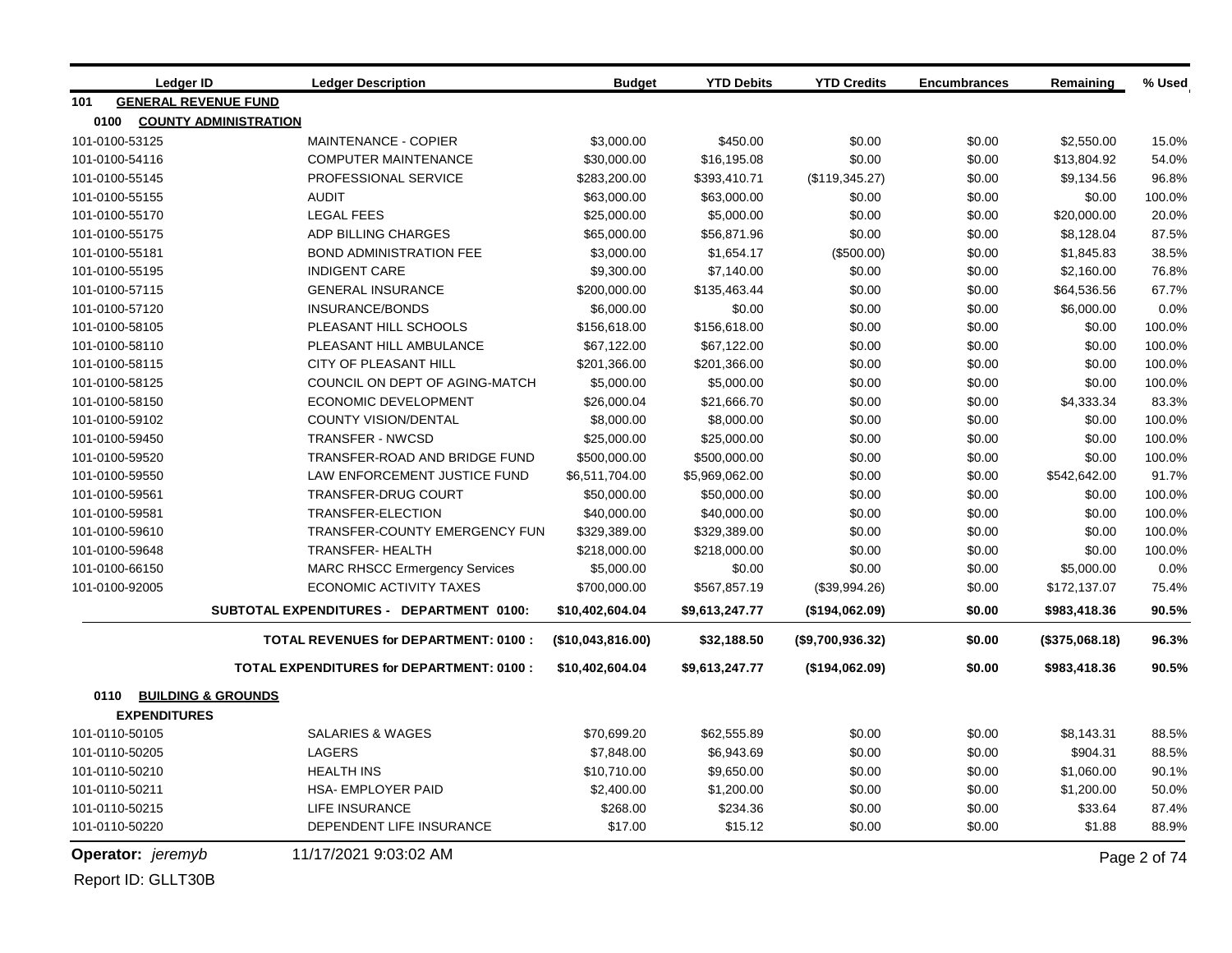| Ledger ID | Ledger Description | Budget | YTD Debits | YTD Credits | Encumbrances | Remaining | % Used |
|---|---|---|---|---|---|---|---|
| **101 GENERAL REVENUE FUND** | | | | | | | |
| **0100 COUNTY ADMINISTRATION** | | | | | | | |
| 101-0100-53125 | MAINTENANCE - COPIER | $3,000.00 | $450.00 | $0.00 | $0.00 | $2,550.00 | 15.0% |
| 101-0100-54116 | COMPUTER MAINTENANCE | $30,000.00 | $16,195.08 | $0.00 | $0.00 | $13,804.92 | 54.0% |
| 101-0100-55145 | PROFESSIONAL SERVICE | $283,200.00 | $393,410.71 | ($119,345.27) | $0.00 | $9,134.56 | 96.8% |
| 101-0100-55155 | AUDIT | $63,000.00 | $63,000.00 | $0.00 | $0.00 | $0.00 | 100.0% |
| 101-0100-55170 | LEGAL FEES | $25,000.00 | $5,000.00 | $0.00 | $0.00 | $20,000.00 | 20.0% |
| 101-0100-55175 | ADP BILLING CHARGES | $65,000.00 | $56,871.96 | $0.00 | $0.00 | $8,128.04 | 87.5% |
| 101-0100-55181 | BOND ADMINISTRATION FEE | $3,000.00 | $1,654.17 | ($500.00) | $0.00 | $1,845.83 | 38.5% |
| 101-0100-55195 | INDIGENT CARE | $9,300.00 | $7,140.00 | $0.00 | $0.00 | $2,160.00 | 76.8% |
| 101-0100-57115 | GENERAL INSURANCE | $200,000.00 | $135,463.44 | $0.00 | $0.00 | $64,536.56 | 67.7% |
| 101-0100-57120 | INSURANCE/BONDS | $6,000.00 | $0.00 | $0.00 | $0.00 | $6,000.00 | 0.0% |
| 101-0100-58105 | PLEASANT HILL SCHOOLS | $156,618.00 | $156,618.00 | $0.00 | $0.00 | $0.00 | 100.0% |
| 101-0100-58110 | PLEASANT HILL AMBULANCE | $67,122.00 | $67,122.00 | $0.00 | $0.00 | $0.00 | 100.0% |
| 101-0100-58115 | CITY OF PLEASANT HILL | $201,366.00 | $201,366.00 | $0.00 | $0.00 | $0.00 | 100.0% |
| 101-0100-58125 | COUNCIL ON DEPT OF AGING-MATCH | $5,000.00 | $5,000.00 | $0.00 | $0.00 | $0.00 | 100.0% |
| 101-0100-58150 | ECONOMIC DEVELOPMENT | $26,000.04 | $21,666.70 | $0.00 | $0.00 | $4,333.34 | 83.3% |
| 101-0100-59102 | COUNTY VISION/DENTAL | $8,000.00 | $8,000.00 | $0.00 | $0.00 | $0.00 | 100.0% |
| 101-0100-59450 | TRANSFER - NWCSD | $25,000.00 | $25,000.00 | $0.00 | $0.00 | $0.00 | 100.0% |
| 101-0100-59520 | TRANSFER-ROAD AND BRIDGE FUND | $500,000.00 | $500,000.00 | $0.00 | $0.00 | $0.00 | 100.0% |
| 101-0100-59550 | LAW ENFORCEMENT JUSTICE FUND | $6,511,704.00 | $5,969,062.00 | $0.00 | $0.00 | $542,642.00 | 91.7% |
| 101-0100-59561 | TRANSFER-DRUG COURT | $50,000.00 | $50,000.00 | $0.00 | $0.00 | $0.00 | 100.0% |
| 101-0100-59581 | TRANSFER-ELECTION | $40,000.00 | $40,000.00 | $0.00 | $0.00 | $0.00 | 100.0% |
| 101-0100-59610 | TRANSFER-COUNTY EMERGENCY FUN | $329,389.00 | $329,389.00 | $0.00 | $0.00 | $0.00 | 100.0% |
| 101-0100-59648 | TRANSFER- HEALTH | $218,000.00 | $218,000.00 | $0.00 | $0.00 | $0.00 | 100.0% |
| 101-0100-66150 | MARC RHSCC Ermergency Services | $5,000.00 | $0.00 | $0.00 | $0.00 | $5,000.00 | 0.0% |
| 101-0100-92005 | ECONOMIC ACTIVITY TAXES | $700,000.00 | $567,857.19 | ($39,994.26) | $0.00 | $172,137.07 | 75.4% |
| | **SUBTOTAL EXPENDITURES - DEPARTMENT 0100:** | **$10,402,604.04** | **$9,613,247.77** | **($194,062.09)** | **$0.00** | **$983,418.36** | **90.5%** |
| | **TOTAL REVENUES for DEPARTMENT: 0100 :** | **($10,043,816.00)** | **$32,188.50** | **($9,700,936.32)** | **$0.00** | **($375,068.18)** | **96.3%** |
| | **TOTAL EXPENDITURES for DEPARTMENT: 0100 :** | **$10,402,604.04** | **$9,613,247.77** | **($194,062.09)** | **$0.00** | **$983,418.36** | **90.5%** |
| **0110 BUILDING & GROUNDS** | | | | | | | |
| **EXPENDITURES** | | | | | | | |
| 101-0110-50105 | SALARIES & WAGES | $70,699.20 | $62,555.89 | $0.00 | $0.00 | $8,143.31 | 88.5% |
| 101-0110-50205 | LAGERS | $7,848.00 | $6,943.69 | $0.00 | $0.00 | $904.31 | 88.5% |
| 101-0110-50210 | HEALTH INS | $10,710.00 | $9,650.00 | $0.00 | $0.00 | $1,060.00 | 90.1% |
| 101-0110-50211 | HSA- EMPLOYER PAID | $2,400.00 | $1,200.00 | $0.00 | $0.00 | $1,200.00 | 50.0% |
| 101-0110-50215 | LIFE INSURANCE | $268.00 | $234.36 | $0.00 | $0.00 | $33.64 | 87.4% |
| 101-0110-50220 | DEPENDENT LIFE INSURANCE | $17.00 | $15.12 | $0.00 | $0.00 | $1.88 | 88.9% |

Operator: *jeremyb* 11/17/2021 9:03:02 AM

Report ID: GLLT30B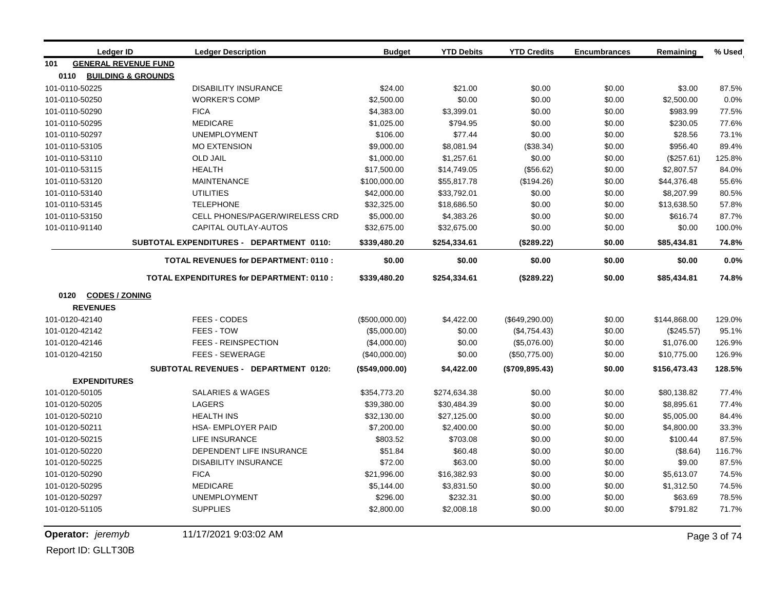| Ledger ID | Ledger Description | Budget | YTD Debits | YTD Credits | Encumbrances | Remaining | % Used |
|---|---|---|---|---|---|---|---|
| **101 GENERAL REVENUE FUND** | | | | | | | |
| **0110 BUILDING & GROUNDS** | | | | | | | |
| 101-0110-50225 | DISABILITY INSURANCE | $24.00 | $21.00 | $0.00 | $0.00 | $3.00 | 87.5% |
| 101-0110-50250 | WORKER'S COMP | $2,500.00 | $0.00 | $0.00 | $0.00 | $2,500.00 | 0.0% |
| 101-0110-50290 | FICA | $4,383.00 | $3,399.01 | $0.00 | $0.00 | $983.99 | 77.5% |
| 101-0110-50295 | MEDICARE | $1,025.00 | $794.95 | $0.00 | $0.00 | $230.05 | 77.6% |
| 101-0110-50297 | UNEMPLOYMENT | $106.00 | $77.44 | $0.00 | $0.00 | $28.56 | 73.1% |
| 101-0110-53105 | MO EXTENSION | $9,000.00 | $8,081.94 | ($38.34) | $0.00 | $956.40 | 89.4% |
| 101-0110-53110 | OLD JAIL | $1,000.00 | $1,257.61 | $0.00 | $0.00 | ($257.61) | 125.8% |
| 101-0110-53115 | HEALTH | $17,500.00 | $14,749.05 | ($56.62) | $0.00 | $2,807.57 | 84.0% |
| 101-0110-53120 | MAINTENANCE | $100,000.00 | $55,817.78 | ($194.26) | $0.00 | $44,376.48 | 55.6% |
| 101-0110-53140 | UTILITIES | $42,000.00 | $33,792.01 | $0.00 | $0.00 | $8,207.99 | 80.5% |
| 101-0110-53145 | TELEPHONE | $32,325.00 | $18,686.50 | $0.00 | $0.00 | $13,638.50 | 57.8% |
| 101-0110-53150 | CELL PHONES/PAGER/WIRELESS CRD | $5,000.00 | $4,383.26 | $0.00 | $0.00 | $616.74 | 87.7% |
| 101-0110-91140 | CAPITAL OUTLAY-AUTOS | $32,675.00 | $32,675.00 | $0.00 | $0.00 | $0.00 | 100.0% |
| | **SUBTOTAL EXPENDITURES - DEPARTMENT 0110:** | **$339,480.20** | **$254,334.61** | **($289.22)** | **$0.00** | **$85,434.81** | **74.8%** |
| | **TOTAL REVENUES for DEPARTMENT: 0110 :** | **$0.00** | **$0.00** | **$0.00** | **$0.00** | **$0.00** | **0.0%** |
| | **TOTAL EXPENDITURES for DEPARTMENT: 0110 :** | **$339,480.20** | **$254,334.61** | **($289.22)** | **$0.00** | **$85,434.81** | **74.8%** |
| **0120 CODES / ZONING** | | | | | | | |
| **REVENUES** | | | | | | | |
| 101-0120-42140 | FEES - CODES | ($500,000.00) | $4,422.00 | ($649,290.00) | $0.00 | $144,868.00 | 129.0% |
| 101-0120-42142 | FEES - TOW | ($5,000.00) | $0.00 | ($4,754.43) | $0.00 | ($245.57) | 95.1% |
| 101-0120-42146 | FEES - REINSPECTION | ($4,000.00) | $0.00 | ($5,076.00) | $0.00 | $1,076.00 | 126.9% |
| 101-0120-42150 | FEES - SEWERAGE | ($40,000.00) | $0.00 | ($50,775.00) | $0.00 | $10,775.00 | 126.9% |
| | **SUBTOTAL REVENUES - DEPARTMENT 0120:** | **($549,000.00)** | **$4,422.00** | **($709,895.43)** | **$0.00** | **$156,473.43** | **128.5%** |
| **EXPENDITURES** | | | | | | | |
| 101-0120-50105 | SALARIES & WAGES | $354,773.20 | $274,634.38 | $0.00 | $0.00 | $80,138.82 | 77.4% |
| 101-0120-50205 | LAGERS | $39,380.00 | $30,484.39 | $0.00 | $0.00 | $8,895.61 | 77.4% |
| 101-0120-50210 | HEALTH INS | $32,130.00 | $27,125.00 | $0.00 | $0.00 | $5,005.00 | 84.4% |
| 101-0120-50211 | HSA- EMPLOYER PAID | $7,200.00 | $2,400.00 | $0.00 | $0.00 | $4,800.00 | 33.3% |
| 101-0120-50215 | LIFE INSURANCE | $803.52 | $703.08 | $0.00 | $0.00 | $100.44 | 87.5% |
| 101-0120-50220 | DEPENDENT LIFE INSURANCE | $51.84 | $60.48 | $0.00 | $0.00 | ($8.64) | 116.7% |
| 101-0120-50225 | DISABILITY INSURANCE | $72.00 | $63.00 | $0.00 | $0.00 | $9.00 | 87.5% |
| 101-0120-50290 | FICA | $21,996.00 | $16,382.93 | $0.00 | $0.00 | $5,613.07 | 74.5% |
| 101-0120-50295 | MEDICARE | $5,144.00 | $3,831.50 | $0.00 | $0.00 | $1,312.50 | 74.5% |
| 101-0120-50297 | UNEMPLOYMENT | $296.00 | $232.31 | $0.00 | $0.00 | $63.69 | 78.5% |
| 101-0120-51105 | SUPPLIES | $2,800.00 | $2,008.18 | $0.00 | $0.00 | $791.82 | 71.7% |

**Operator:** *jeremyb* 11/17/2021 9:03:02 AM

Report ID: GLLT30B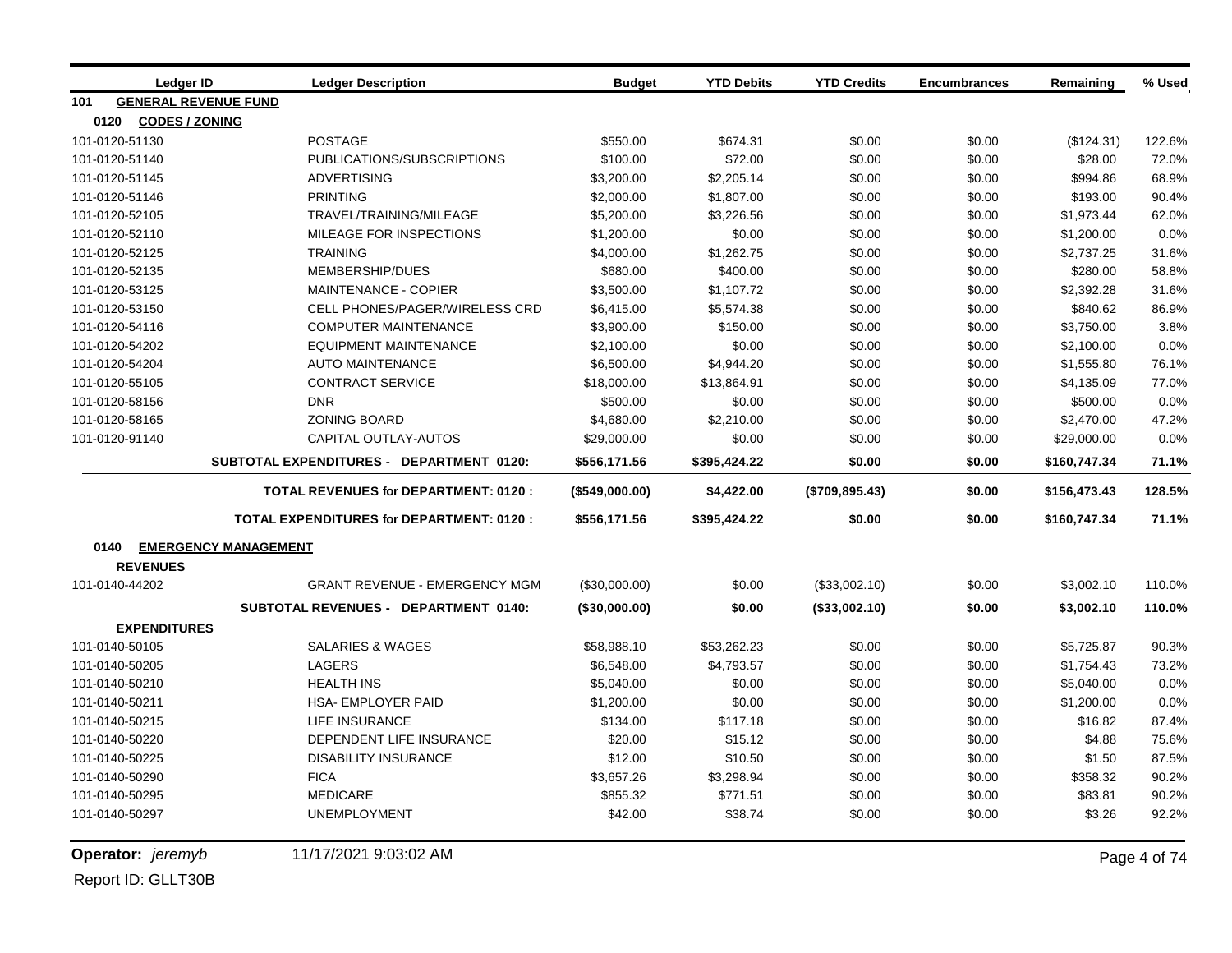| Ledger ID | Ledger Description | Budget | YTD Debits | YTD Credits | Encumbrances | Remaining | % Used |
|---|---|---|---|---|---|---|---|
| **101 GENERAL REVENUE FUND** | | | | | | | |
| **0120 CODES / ZONING** | | | | | | | |
| 101-0120-51130 | POSTAGE | $550.00 | $674.31 | $0.00 | $0.00 | ($124.31) | 122.6% |
| 101-0120-51140 | PUBLICATIONS/SUBSCRIPTIONS | $100.00 | $72.00 | $0.00 | $0.00 | $28.00 | 72.0% |
| 101-0120-51145 | ADVERTISING | $3,200.00 | $2,205.14 | $0.00 | $0.00 | $994.86 | 68.9% |
| 101-0120-51146 | PRINTING | $2,000.00 | $1,807.00 | $0.00 | $0.00 | $193.00 | 90.4% |
| 101-0120-52105 | TRAVEL/TRAINING/MILEAGE | $5,200.00 | $3,226.56 | $0.00 | $0.00 | $1,973.44 | 62.0% |
| 101-0120-52110 | MILEAGE FOR INSPECTIONS | $1,200.00 | $0.00 | $0.00 | $0.00 | $1,200.00 | 0.0% |
| 101-0120-52125 | TRAINING | $4,000.00 | $1,262.75 | $0.00 | $0.00 | $2,737.25 | 31.6% |
| 101-0120-52135 | MEMBERSHIP/DUES | $680.00 | $400.00 | $0.00 | $0.00 | $280.00 | 58.8% |
| 101-0120-53125 | MAINTENANCE - COPIER | $3,500.00 | $1,107.72 | $0.00 | $0.00 | $2,392.28 | 31.6% |
| 101-0120-53150 | CELL PHONES/PAGER/WIRELESS CRD | $6,415.00 | $5,574.38 | $0.00 | $0.00 | $840.62 | 86.9% |
| 101-0120-54116 | COMPUTER MAINTENANCE | $3,900.00 | $150.00 | $0.00 | $0.00 | $3,750.00 | 3.8% |
| 101-0120-54202 | EQUIPMENT MAINTENANCE | $2,100.00 | $0.00 | $0.00 | $0.00 | $2,100.00 | 0.0% |
| 101-0120-54204 | AUTO MAINTENANCE | $6,500.00 | $4,944.20 | $0.00 | $0.00 | $1,555.80 | 76.1% |
| 101-0120-55105 | CONTRACT SERVICE | $18,000.00 | $13,864.91 | $0.00 | $0.00 | $4,135.09 | 77.0% |
| 101-0120-58156 | DNR | $500.00 | $0.00 | $0.00 | $0.00 | $500.00 | 0.0% |
| 101-0120-58165 | ZONING BOARD | $4,680.00 | $2,210.00 | $0.00 | $0.00 | $2,470.00 | 47.2% |
| 101-0120-91140 | CAPITAL OUTLAY-AUTOS | $29,000.00 | $0.00 | $0.00 | $0.00 | $29,000.00 | 0.0% |
| | **SUBTOTAL EXPENDITURES - DEPARTMENT 0120:** | **$556,171.56** | **$395,424.22** | **$0.00** | **$0.00** | **$160,747.34** | **71.1%** |
| | **TOTAL REVENUES for DEPARTMENT: 0120 :** | **($549,000.00)** | **$4,422.00** | **($709,895.43)** | **$0.00** | **$156,473.43** | **128.5%** |
| | **TOTAL EXPENDITURES for DEPARTMENT: 0120 :** | **$556,171.56** | **$395,424.22** | **$0.00** | **$0.00** | **$160,747.34** | **71.1%** |
| **0140 EMERGENCY MANAGEMENT** | | | | | | | |
| **REVENUES** | | | | | | | |
| 101-0140-44202 | GRANT REVENUE - EMERGENCY MGM | ($30,000.00) | $0.00 | ($33,002.10) | $0.00 | $3,002.10 | 110.0% |
| | **SUBTOTAL REVENUES - DEPARTMENT 0140:** | **($30,000.00)** | **$0.00** | **($33,002.10)** | **$0.00** | **$3,002.10** | **110.0%** |
| **EXPENDITURES** | | | | | | | |
| 101-0140-50105 | SALARIES & WAGES | $58,988.10 | $53,262.23 | $0.00 | $0.00 | $5,725.87 | 90.3% |
| 101-0140-50205 | LAGERS | $6,548.00 | $4,793.57 | $0.00 | $0.00 | $1,754.43 | 73.2% |
| 101-0140-50210 | HEALTH INS | $5,040.00 | $0.00 | $0.00 | $0.00 | $5,040.00 | 0.0% |
| 101-0140-50211 | HSA- EMPLOYER PAID | $1,200.00 | $0.00 | $0.00 | $0.00 | $1,200.00 | 0.0% |
| 101-0140-50215 | LIFE INSURANCE | $134.00 | $117.18 | $0.00 | $0.00 | $16.82 | 87.4% |
| 101-0140-50220 | DEPENDENT LIFE INSURANCE | $20.00 | $15.12 | $0.00 | $0.00 | $4.88 | 75.6% |
| 101-0140-50225 | DISABILITY INSURANCE | $12.00 | $10.50 | $0.00 | $0.00 | $1.50 | 87.5% |
| 101-0140-50290 | FICA | $3,657.26 | $3,298.94 | $0.00 | $0.00 | $358.32 | 90.2% |
| 101-0140-50295 | MEDICARE | $855.32 | $771.51 | $0.00 | $0.00 | $83.81 | 90.2% |
| 101-0140-50297 | UNEMPLOYMENT | $42.00 | $38.74 | $0.00 | $0.00 | $3.26 | 92.2% |

**Operator:** *jeremyb* 11/17/2021 9:03:02 AM

Report ID: GLLT30B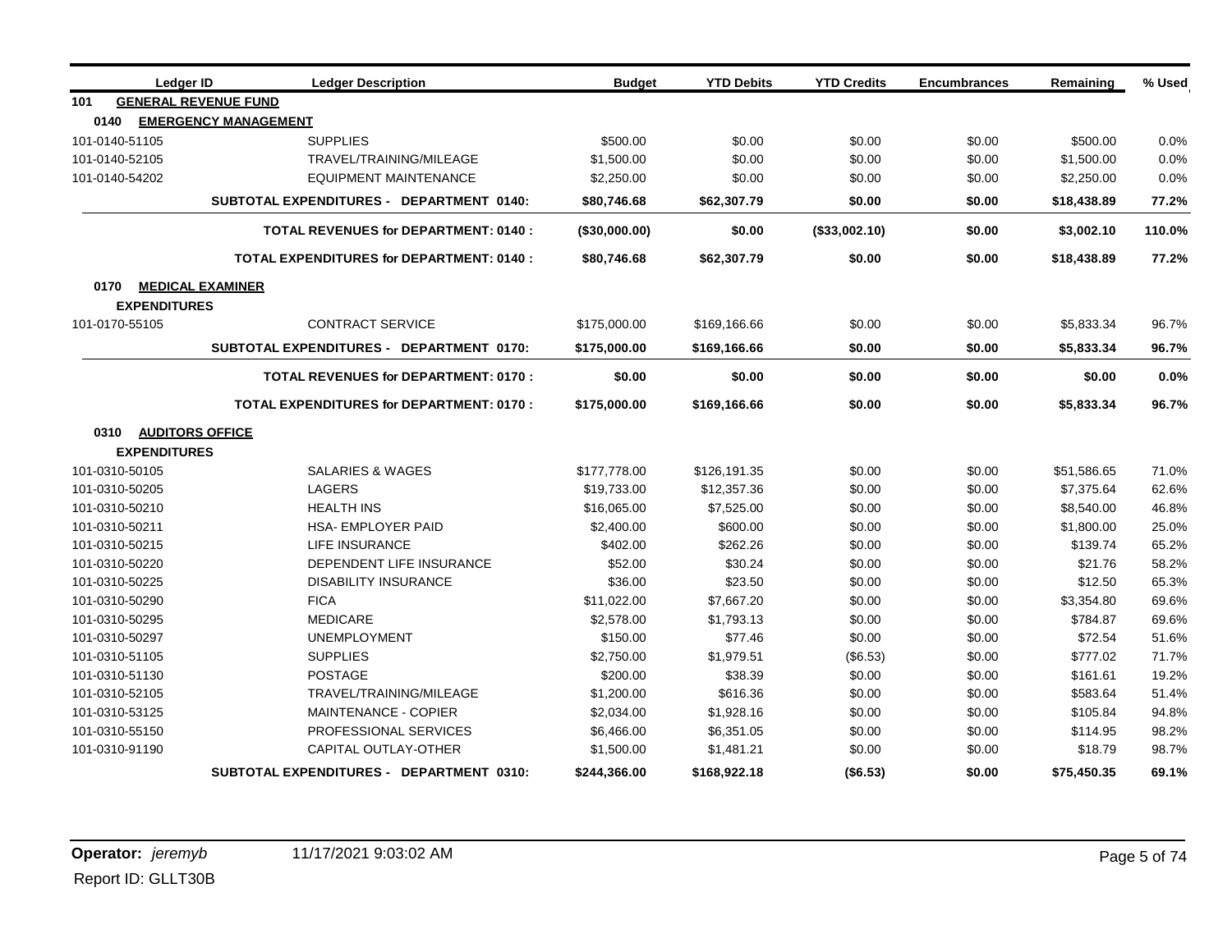| Ledger ID | Ledger Description | Budget | YTD Debits | YTD Credits | Encumbrances | Remaining | % Used |
|---|---|---|---|---|---|---|---|
| **101 GENERAL REVENUE FUND** | | | | | | | |
| **0140 EMERGENCY MANAGEMENT** | | | | | | | |
| 101-0140-51105 | SUPPLIES | $500.00 | $0.00 | $0.00 | $0.00 | $500.00 | 0.0% |
| 101-0140-52105 | TRAVEL/TRAINING/MILEAGE | $1,500.00 | $0.00 | $0.00 | $0.00 | $1,500.00 | 0.0% |
| 101-0140-54202 | EQUIPMENT MAINTENANCE | $2,250.00 | $0.00 | $0.00 | $0.00 | $2,250.00 | 0.0% |
| | **SUBTOTAL EXPENDITURES - DEPARTMENT 0140:** | **$80,746.68** | **$62,307.79** | **$0.00** | **$0.00** | **$18,438.89** | **77.2%** |
| | **TOTAL REVENUES for DEPARTMENT: 0140 :** | **($30,000.00)** | **$0.00** | **($33,002.10)** | **$0.00** | **$3,002.10** | **110.0%** |
| | **TOTAL EXPENDITURES for DEPARTMENT: 0140 :** | **$80,746.68** | **$62,307.79** | **$0.00** | **$0.00** | **$18,438.89** | **77.2%** |
| **0170 MEDICAL EXAMINER** | | | | | | | |
| **EXPENDITURES** | | | | | | | |
| 101-0170-55105 | CONTRACT SERVICE | $175,000.00 | $169,166.66 | $0.00 | $0.00 | $5,833.34 | 96.7% |
| | **SUBTOTAL EXPENDITURES - DEPARTMENT 0170:** | **$175,000.00** | **$169,166.66** | **$0.00** | **$0.00** | **$5,833.34** | **96.7%** |
| | **TOTAL REVENUES for DEPARTMENT: 0170 :** | **$0.00** | **$0.00** | **$0.00** | **$0.00** | **$0.00** | **0.0%** |
| | **TOTAL EXPENDITURES for DEPARTMENT: 0170 :** | **$175,000.00** | **$169,166.66** | **$0.00** | **$0.00** | **$5,833.34** | **96.7%** |
| **0310 AUDITORS OFFICE** | | | | | | | |
| **EXPENDITURES** | | | | | | | |
| 101-0310-50105 | SALARIES & WAGES | $177,778.00 | $126,191.35 | $0.00 | $0.00 | $51,586.65 | 71.0% |
| 101-0310-50205 | LAGERS | $19,733.00 | $12,357.36 | $0.00 | $0.00 | $7,375.64 | 62.6% |
| 101-0310-50210 | HEALTH INS | $16,065.00 | $7,525.00 | $0.00 | $0.00 | $8,540.00 | 46.8% |
| 101-0310-50211 | HSA- EMPLOYER PAID | $2,400.00 | $600.00 | $0.00 | $0.00 | $1,800.00 | 25.0% |
| 101-0310-50215 | LIFE INSURANCE | $402.00 | $262.26 | $0.00 | $0.00 | $139.74 | 65.2% |
| 101-0310-50220 | DEPENDENT LIFE INSURANCE | $52.00 | $30.24 | $0.00 | $0.00 | $21.76 | 58.2% |
| 101-0310-50225 | DISABILITY INSURANCE | $36.00 | $23.50 | $0.00 | $0.00 | $12.50 | 65.3% |
| 101-0310-50290 | FICA | $11,022.00 | $7,667.20 | $0.00 | $0.00 | $3,354.80 | 69.6% |
| 101-0310-50295 | MEDICARE | $2,578.00 | $1,793.13 | $0.00 | $0.00 | $784.87 | 69.6% |
| 101-0310-50297 | UNEMPLOYMENT | $150.00 | $77.46 | $0.00 | $0.00 | $72.54 | 51.6% |
| 101-0310-51105 | SUPPLIES | $2,750.00 | $1,979.51 | ($6.53) | $0.00 | $777.02 | 71.7% |
| 101-0310-51130 | POSTAGE | $200.00 | $38.39 | $0.00 | $0.00 | $161.61 | 19.2% |
| 101-0310-52105 | TRAVEL/TRAINING/MILEAGE | $1,200.00 | $616.36 | $0.00 | $0.00 | $583.64 | 51.4% |
| 101-0310-53125 | MAINTENANCE - COPIER | $2,034.00 | $1,928.16 | $0.00 | $0.00 | $105.84 | 94.8% |
| 101-0310-55150 | PROFESSIONAL SERVICES | $6,466.00 | $6,351.05 | $0.00 | $0.00 | $114.95 | 98.2% |
| 101-0310-91190 | CAPITAL OUTLAY-OTHER | $1,500.00 | $1,481.21 | $0.00 | $0.00 | $18.79 | 98.7% |
| | **SUBTOTAL EXPENDITURES - DEPARTMENT 0310:** | **$244,366.00** | **$168,922.18** | **($6.53)** | **$0.00** | **$75,450.35** | **69.1%** |

**Operator:** *jeremyb* 11/17/2021 9:03:02 AM

Report ID: GLLT30B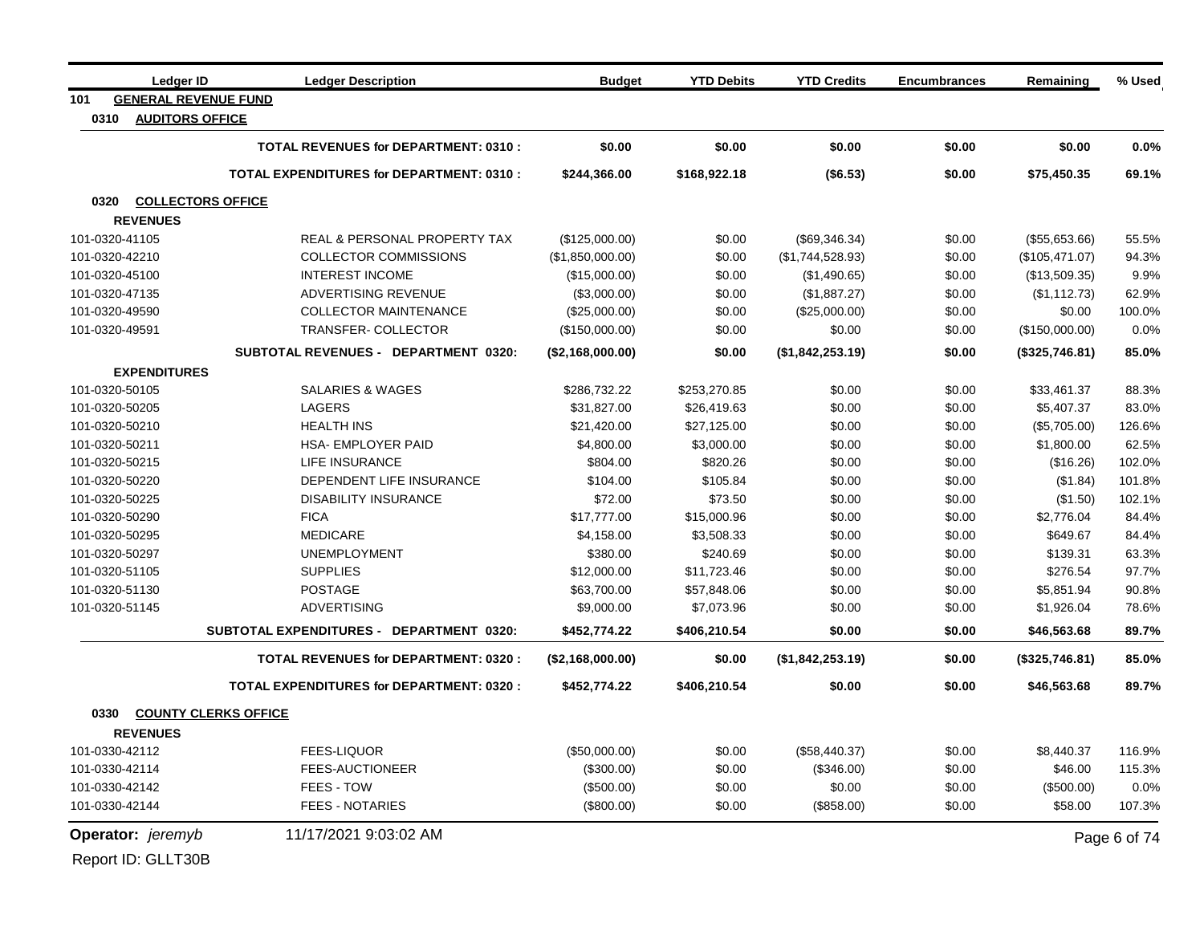| Ledger ID | Ledger Description | Budget | YTD Debits | YTD Credits | Encumbrances | Remaining | % Used |
|---|---|---|---|---|---|---|---|
| **101 GENERAL REVENUE FUND** | | | | | | | |
| **0310 AUDITORS OFFICE** | | | | | | | |
| | **TOTAL REVENUES for DEPARTMENT: 0310 :** | **$0.00** | **$0.00** | **$0.00** | **$0.00** | **$0.00** | **0.0%** |
| | **TOTAL EXPENDITURES for DEPARTMENT: 0310 :** | **$244,366.00** | **$168,922.18** | **($6.53)** | **$0.00** | **$75,450.35** | **69.1%** |
| **0320 COLLECTORS OFFICE** | | | | | | | |
| **REVENUES** | | | | | | | |
| 101-0320-41105 | REAL & PERSONAL PROPERTY TAX | ($125,000.00) | $0.00 | ($69,346.34) | $0.00 | ($55,653.66) | 55.5% |
| 101-0320-42210 | COLLECTOR COMMISSIONS | ($1,850,000.00) | $0.00 | ($1,744,528.93) | $0.00 | ($105,471.07) | 94.3% |
| 101-0320-45100 | INTEREST INCOME | ($15,000.00) | $0.00 | ($1,490.65) | $0.00 | ($13,509.35) | 9.9% |
| 101-0320-47135 | ADVERTISING REVENUE | ($3,000.00) | $0.00 | ($1,887.27) | $0.00 | ($1,112.73) | 62.9% |
| 101-0320-49590 | COLLECTOR MAINTENANCE | ($25,000.00) | $0.00 | ($25,000.00) | $0.00 | $0.00 | 100.0% |
| 101-0320-49591 | TRANSFER- COLLECTOR | ($150,000.00) | $0.00 | $0.00 | $0.00 | ($150,000.00) | 0.0% |
| | **SUBTOTAL REVENUES - DEPARTMENT 0320:** | **($2,168,000.00)** | **$0.00** | **($1,842,253.19)** | **$0.00** | **($325,746.81)** | **85.0%** |
| **EXPENDITURES** | | | | | | | |
| 101-0320-50105 | SALARIES & WAGES | $286,732.22 | $253,270.85 | $0.00 | $0.00 | $33,461.37 | 88.3% |
| 101-0320-50205 | LAGERS | $31,827.00 | $26,419.63 | $0.00 | $0.00 | $5,407.37 | 83.0% |
| 101-0320-50210 | HEALTH INS | $21,420.00 | $27,125.00 | $0.00 | $0.00 | ($5,705.00) | 126.6% |
| 101-0320-50211 | HSA- EMPLOYER PAID | $4,800.00 | $3,000.00 | $0.00 | $0.00 | $1,800.00 | 62.5% |
| 101-0320-50215 | LIFE INSURANCE | $804.00 | $820.26 | $0.00 | $0.00 | ($16.26) | 102.0% |
| 101-0320-50220 | DEPENDENT LIFE INSURANCE | $104.00 | $105.84 | $0.00 | $0.00 | ($1.84) | 101.8% |
| 101-0320-50225 | DISABILITY INSURANCE | $72.00 | $73.50 | $0.00 | $0.00 | ($1.50) | 102.1% |
| 101-0320-50290 | FICA | $17,777.00 | $15,000.96 | $0.00 | $0.00 | $2,776.04 | 84.4% |
| 101-0320-50295 | MEDICARE | $4,158.00 | $3,508.33 | $0.00 | $0.00 | $649.67 | 84.4% |
| 101-0320-50297 | UNEMPLOYMENT | $380.00 | $240.69 | $0.00 | $0.00 | $139.31 | 63.3% |
| 101-0320-51105 | SUPPLIES | $12,000.00 | $11,723.46 | $0.00 | $0.00 | $276.54 | 97.7% |
| 101-0320-51130 | POSTAGE | $63,700.00 | $57,848.06 | $0.00 | $0.00 | $5,851.94 | 90.8% |
| 101-0320-51145 | ADVERTISING | $9,000.00 | $7,073.96 | $0.00 | $0.00 | $1,926.04 | 78.6% |
| | **SUBTOTAL EXPENDITURES - DEPARTMENT 0320:** | **$452,774.22** | **$406,210.54** | **$0.00** | **$0.00** | **$46,563.68** | **89.7%** |
| | **TOTAL REVENUES for DEPARTMENT: 0320 :** | **($2,168,000.00)** | **$0.00** | **($1,842,253.19)** | **$0.00** | **($325,746.81)** | **85.0%** |
| | **TOTAL EXPENDITURES for DEPARTMENT: 0320 :** | **$452,774.22** | **$406,210.54** | **$0.00** | **$0.00** | **$46,563.68** | **89.7%** |
| **0330 COUNTY CLERKS OFFICE** | | | | | | | |
| **REVENUES** | | | | | | | |
| 101-0330-42112 | FEES-LIQUOR | ($50,000.00) | $0.00 | ($58,440.37) | $0.00 | $8,440.37 | 116.9% |
| 101-0330-42114 | FEES-AUCTIONEER | ($300.00) | $0.00 | ($346.00) | $0.00 | $46.00 | 115.3% |
| 101-0330-42142 | FEES - TOW | ($500.00) | $0.00 | $0.00 | $0.00 | ($500.00) | 0.0% |
| 101-0330-42144 | FEES - NOTARIES | ($800.00) | $0.00 | ($858.00) | $0.00 | $58.00 | 107.3% |

Operator: *jeremyb* 11/17/2021 9:03:02 AM

Report ID: GLLT30B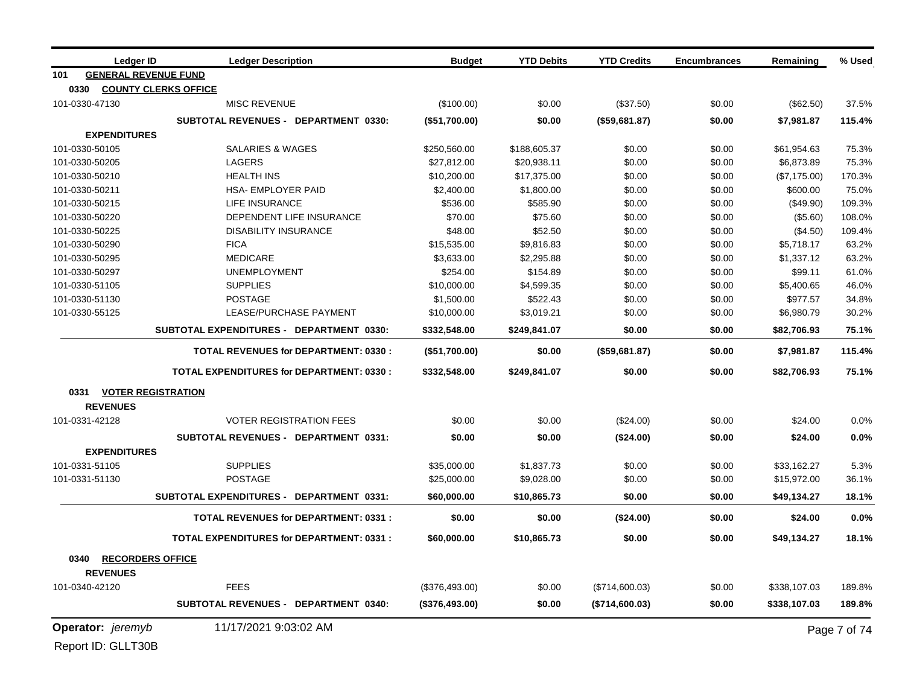| Ledger ID | Ledger Description | Budget | YTD Debits | YTD Credits | Encumbrances | Remaining | % Used |
|---|---|---|---|---|---|---|---|
| **101 GENERAL REVENUE FUND** | | | | | | | |
| **0330 COUNTY CLERKS OFFICE** | | | | | | | |
| 101-0330-47130 | MISC REVENUE | ($100.00) | $0.00 | ($37.50) | $0.00 | ($62.50) | 37.5% |
| | **SUBTOTAL REVENUES - DEPARTMENT 0330:** | **($51,700.00)** | **$0.00** | **($59,681.87)** | **$0.00** | **$7,981.87** | **115.4%** |
| **EXPENDITURES** | | | | | | | |
| 101-0330-50105 | SALARIES & WAGES | $250,560.00 | $188,605.37 | $0.00 | $0.00 | $61,954.63 | 75.3% |
| 101-0330-50205 | LAGERS | $27,812.00 | $20,938.11 | $0.00 | $0.00 | $6,873.89 | 75.3% |
| 101-0330-50210 | HEALTH INS | $10,200.00 | $17,375.00 | $0.00 | $0.00 | ($7,175.00) | 170.3% |
| 101-0330-50211 | HSA- EMPLOYER PAID | $2,400.00 | $1,800.00 | $0.00 | $0.00 | $600.00 | 75.0% |
| 101-0330-50215 | LIFE INSURANCE | $536.00 | $585.90 | $0.00 | $0.00 | ($49.90) | 109.3% |
| 101-0330-50220 | DEPENDENT LIFE INSURANCE | $70.00 | $75.60 | $0.00 | $0.00 | ($5.60) | 108.0% |
| 101-0330-50225 | DISABILITY INSURANCE | $48.00 | $52.50 | $0.00 | $0.00 | ($4.50) | 109.4% |
| 101-0330-50290 | FICA | $15,535.00 | $9,816.83 | $0.00 | $0.00 | $5,718.17 | 63.2% |
| 101-0330-50295 | MEDICARE | $3,633.00 | $2,295.88 | $0.00 | $0.00 | $1,337.12 | 63.2% |
| 101-0330-50297 | UNEMPLOYMENT | $254.00 | $154.89 | $0.00 | $0.00 | $99.11 | 61.0% |
| 101-0330-51105 | SUPPLIES | $10,000.00 | $4,599.35 | $0.00 | $0.00 | $5,400.65 | 46.0% |
| 101-0330-51130 | POSTAGE | $1,500.00 | $522.43 | $0.00 | $0.00 | $977.57 | 34.8% |
| 101-0330-55125 | LEASE/PURCHASE PAYMENT | $10,000.00 | $3,019.21 | $0.00 | $0.00 | $6,980.79 | 30.2% |
| | **SUBTOTAL EXPENDITURES - DEPARTMENT 0330:** | **$332,548.00** | **$249,841.07** | **$0.00** | **$0.00** | **$82,706.93** | **75.1%** |
| | **TOTAL REVENUES for DEPARTMENT: 0330 :** | **($51,700.00)** | **$0.00** | **($59,681.87)** | **$0.00** | **$7,981.87** | **115.4%** |
| | **TOTAL EXPENDITURES for DEPARTMENT: 0330 :** | **$332,548.00** | **$249,841.07** | **$0.00** | **$0.00** | **$82,706.93** | **75.1%** |
| **0331 VOTER REGISTRATION** | | | | | | | |
| **REVENUES** | | | | | | | |
| 101-0331-42128 | VOTER REGISTRATION FEES | $0.00 | $0.00 | ($24.00) | $0.00 | $24.00 | 0.0% |
| | **SUBTOTAL REVENUES - DEPARTMENT 0331:** | **$0.00** | **$0.00** | **($24.00)** | **$0.00** | **$24.00** | **0.0%** |
| **EXPENDITURES** | | | | | | | |
| 101-0331-51105 | SUPPLIES | $35,000.00 | $1,837.73 | $0.00 | $0.00 | $33,162.27 | 5.3% |
| 101-0331-51130 | POSTAGE | $25,000.00 | $9,028.00 | $0.00 | $0.00 | $15,972.00 | 36.1% |
| | **SUBTOTAL EXPENDITURES - DEPARTMENT 0331:** | **$60,000.00** | **$10,865.73** | **$0.00** | **$0.00** | **$49,134.27** | **18.1%** |
| | **TOTAL REVENUES for DEPARTMENT: 0331 :** | **$0.00** | **$0.00** | **($24.00)** | **$0.00** | **$24.00** | **0.0%** |
| | **TOTAL EXPENDITURES for DEPARTMENT: 0331 :** | **$60,000.00** | **$10,865.73** | **$0.00** | **$0.00** | **$49,134.27** | **18.1%** |
| **0340 RECORDERS OFFICE** | | | | | | | |
| **REVENUES** | | | | | | | |
| 101-0340-42120 | FEES | ($376,493.00) | $0.00 | ($714,600.03) | $0.00 | $338,107.03 | 189.8% |
| | **SUBTOTAL REVENUES - DEPARTMENT 0340:** | **($376,493.00)** | **$0.00** | **($714,600.03)** | **$0.00** | **$338,107.03** | **189.8%** |

Operator: *jeremyb* 11/17/2021 9:03:02 AM

Report ID: GLLT30B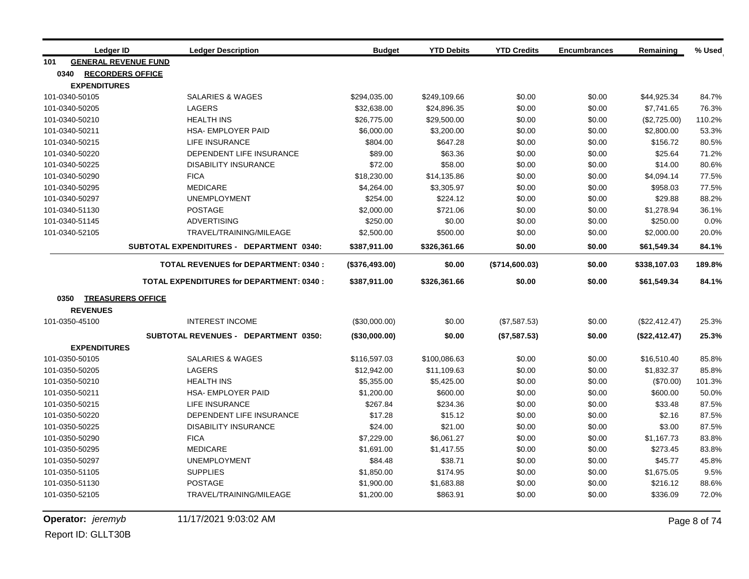| Ledger ID | Ledger Description | Budget | YTD Debits | YTD Credits | Encumbrances | Remaining | % Used |
|---|---|---|---|---|---|---|---|
| **101 GENERAL REVENUE FUND** | | | | | | | |
| **0340 RECORDERS OFFICE** | | | | | | | |
| **EXPENDITURES** | | | | | | | |
| 101-0340-50105 | SALARIES & WAGES | $294,035.00 | $249,109.66 | $0.00 | $0.00 | $44,925.34 | 84.7% |
| 101-0340-50205 | LAGERS | $32,638.00 | $24,896.35 | $0.00 | $0.00 | $7,741.65 | 76.3% |
| 101-0340-50210 | HEALTH INS | $26,775.00 | $29,500.00 | $0.00 | $0.00 | ($2,725.00) | 110.2% |
| 101-0340-50211 | HSA- EMPLOYER PAID | $6,000.00 | $3,200.00 | $0.00 | $0.00 | $2,800.00 | 53.3% |
| 101-0340-50215 | LIFE INSURANCE | $804.00 | $647.28 | $0.00 | $0.00 | $156.72 | 80.5% |
| 101-0340-50220 | DEPENDENT LIFE INSURANCE | $89.00 | $63.36 | $0.00 | $0.00 | $25.64 | 71.2% |
| 101-0340-50225 | DISABILITY INSURANCE | $72.00 | $58.00 | $0.00 | $0.00 | $14.00 | 80.6% |
| 101-0340-50290 | FICA | $18,230.00 | $14,135.86 | $0.00 | $0.00 | $4,094.14 | 77.5% |
| 101-0340-50295 | MEDICARE | $4,264.00 | $3,305.97 | $0.00 | $0.00 | $958.03 | 77.5% |
| 101-0340-50297 | UNEMPLOYMENT | $254.00 | $224.12 | $0.00 | $0.00 | $29.88 | 88.2% |
| 101-0340-51130 | POSTAGE | $2,000.00 | $721.06 | $0.00 | $0.00 | $1,278.94 | 36.1% |
| 101-0340-51145 | ADVERTISING | $250.00 | $0.00 | $0.00 | $0.00 | $250.00 | 0.0% |
| 101-0340-52105 | TRAVEL/TRAINING/MILEAGE | $2,500.00 | $500.00 | $0.00 | $0.00 | $2,000.00 | 20.0% |
| | **SUBTOTAL EXPENDITURES - DEPARTMENT 0340:** | **$387,911.00** | **$326,361.66** | **$0.00** | **$0.00** | **$61,549.34** | **84.1%** |
| | **TOTAL REVENUES for DEPARTMENT: 0340 :** | **($376,493.00)** | **$0.00** | **($714,600.03)** | **$0.00** | **$338,107.03** | **189.8%** |
| | **TOTAL EXPENDITURES for DEPARTMENT: 0340 :** | **$387,911.00** | **$326,361.66** | **$0.00** | **$0.00** | **$61,549.34** | **84.1%** |
| **0350 TREASURERS OFFICE** | | | | | | | |
| **REVENUES** | | | | | | | |
| 101-0350-45100 | INTEREST INCOME | ($30,000.00) | $0.00 | ($7,587.53) | $0.00 | ($22,412.47) | 25.3% |
| | **SUBTOTAL REVENUES - DEPARTMENT 0350:** | **($30,000.00)** | **$0.00** | **($7,587.53)** | **$0.00** | **($22,412.47)** | **25.3%** |
| **EXPENDITURES** | | | | | | | |
| 101-0350-50105 | SALARIES & WAGES | $116,597.03 | $100,086.63 | $0.00 | $0.00 | $16,510.40 | 85.8% |
| 101-0350-50205 | LAGERS | $12,942.00 | $11,109.63 | $0.00 | $0.00 | $1,832.37 | 85.8% |
| 101-0350-50210 | HEALTH INS | $5,355.00 | $5,425.00 | $0.00 | $0.00 | ($70.00) | 101.3% |
| 101-0350-50211 | HSA- EMPLOYER PAID | $1,200.00 | $600.00 | $0.00 | $0.00 | $600.00 | 50.0% |
| 101-0350-50215 | LIFE INSURANCE | $267.84 | $234.36 | $0.00 | $0.00 | $33.48 | 87.5% |
| 101-0350-50220 | DEPENDENT LIFE INSURANCE | $17.28 | $15.12 | $0.00 | $0.00 | $2.16 | 87.5% |
| 101-0350-50225 | DISABILITY INSURANCE | $24.00 | $21.00 | $0.00 | $0.00 | $3.00 | 87.5% |
| 101-0350-50290 | FICA | $7,229.00 | $6,061.27 | $0.00 | $0.00 | $1,167.73 | 83.8% |
| 101-0350-50295 | MEDICARE | $1,691.00 | $1,417.55 | $0.00 | $0.00 | $273.45 | 83.8% |
| 101-0350-50297 | UNEMPLOYMENT | $84.48 | $38.71 | $0.00 | $0.00 | $45.77 | 45.8% |
| 101-0350-51105 | SUPPLIES | $1,850.00 | $174.95 | $0.00 | $0.00 | $1,675.05 | 9.5% |
| 101-0350-51130 | POSTAGE | $1,900.00 | $1,683.88 | $0.00 | $0.00 | $216.12 | 88.6% |
| 101-0350-52105 | TRAVEL/TRAINING/MILEAGE | $1,200.00 | $863.91 | $0.00 | $0.00 | $336.09 | 72.0% |

**Operator:** *jeremyb* 11/17/2021 9:03:02 AM

Report ID: GLLT30B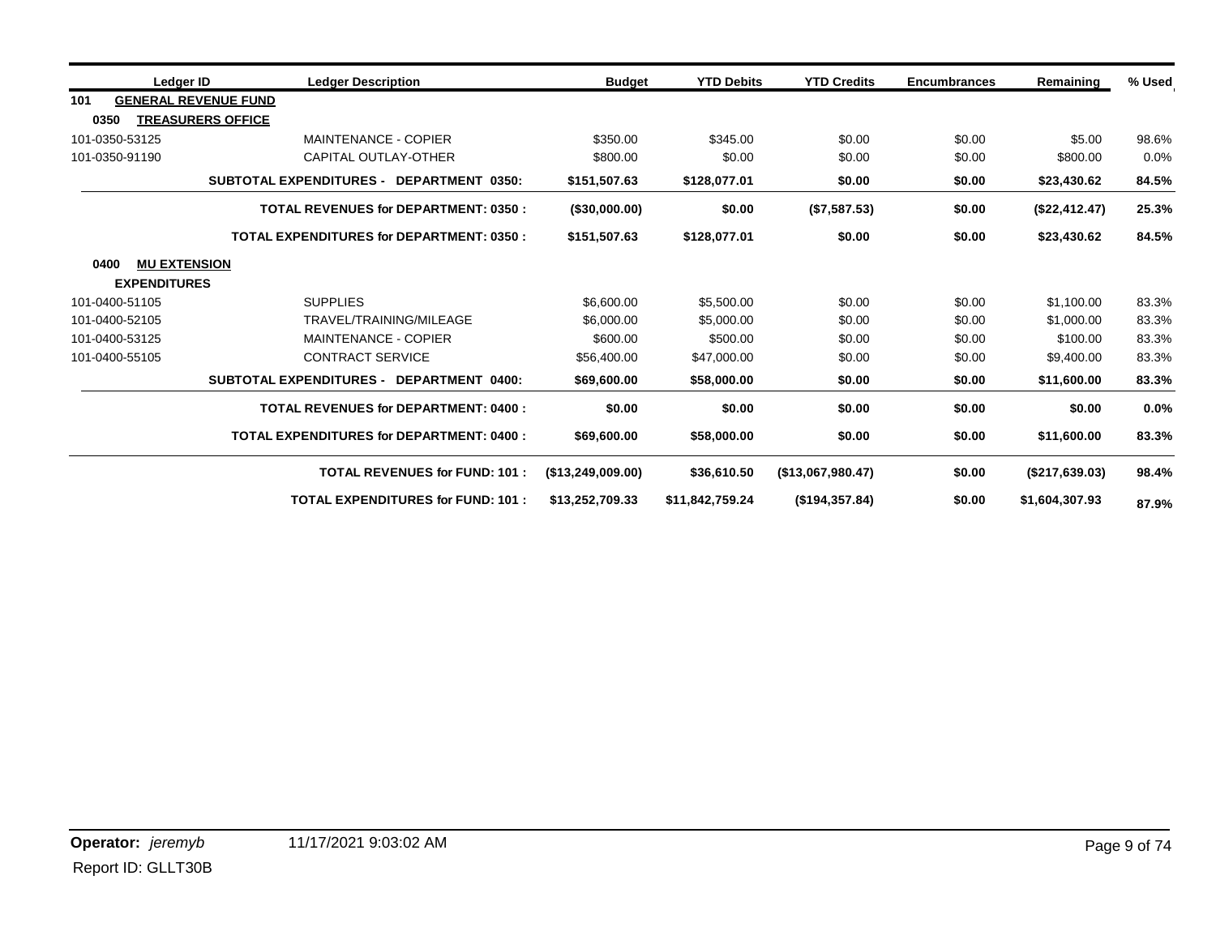| Ledger ID | Ledger Description | Budget | YTD Debits | YTD Credits | Encumbrances | Remaining | % Used |
|---|---|---|---|---|---|---|---|
| **101 GENERAL REVENUE FUND** | | | | | | | |
| **0350 TREASURERS OFFICE** | | | | | | | |
| 101-0350-53125 | MAINTENANCE - COPIER | $350.00 | $345.00 | $0.00 | $0.00 | $5.00 | 98.6% |
| 101-0350-91190 | CAPITAL OUTLAY-OTHER | $800.00 | $0.00 | $0.00 | $0.00 | $800.00 | 0.0% |
| | **SUBTOTAL EXPENDITURES - DEPARTMENT 0350:** | **$151,507.63** | **$128,077.01** | **$0.00** | **$0.00** | **$23,430.62** | **84.5%** |
| | **TOTAL REVENUES for DEPARTMENT: 0350 :** | **($30,000.00)** | **$0.00** | **($7,587.53)** | **$0.00** | **($22,412.47)** | **25.3%** |
| | **TOTAL EXPENDITURES for DEPARTMENT: 0350 :** | **$151,507.63** | **$128,077.01** | **$0.00** | **$0.00** | **$23,430.62** | **84.5%** |
| **0400 MU EXTENSION** | | | | | | | |
| **EXPENDITURES** | | | | | | | |
| 101-0400-51105 | SUPPLIES | $6,600.00 | $5,500.00 | $0.00 | $0.00 | $1,100.00 | 83.3% |
| 101-0400-52105 | TRAVEL/TRAINING/MILEAGE | $6,000.00 | $5,000.00 | $0.00 | $0.00 | $1,000.00 | 83.3% |
| 101-0400-53125 | MAINTENANCE - COPIER | $600.00 | $500.00 | $0.00 | $0.00 | $100.00 | 83.3% |
| 101-0400-55105 | CONTRACT SERVICE | $56,400.00 | $47,000.00 | $0.00 | $0.00 | $9,400.00 | 83.3% |
| | **SUBTOTAL EXPENDITURES - DEPARTMENT 0400:** | **$69,600.00** | **$58,000.00** | **$0.00** | **$0.00** | **$11,600.00** | **83.3%** |
| | **TOTAL REVENUES for DEPARTMENT: 0400 :** | **$0.00** | **$0.00** | **$0.00** | **$0.00** | **$0.00** | **0.0%** |
| | **TOTAL EXPENDITURES for DEPARTMENT: 0400 :** | **$69,600.00** | **$58,000.00** | **$0.00** | **$0.00** | **$11,600.00** | **83.3%** |
| | **TOTAL REVENUES for FUND: 101 :** | **($13,249,009.00)** | **$36,610.50** | **($13,067,980.47)** | **$0.00** | **($217,639.03)** | **98.4%** |
| | **TOTAL EXPENDITURES for FUND: 101 :** | **$13,252,709.33** | **$11,842,759.24** | **($194,357.84)** | **$0.00** | **$1,604,307.93** | **87.9%** |

**Operator:** *jeremyb* 11/17/2021 9:03:02 AM

Report ID: GLLT30B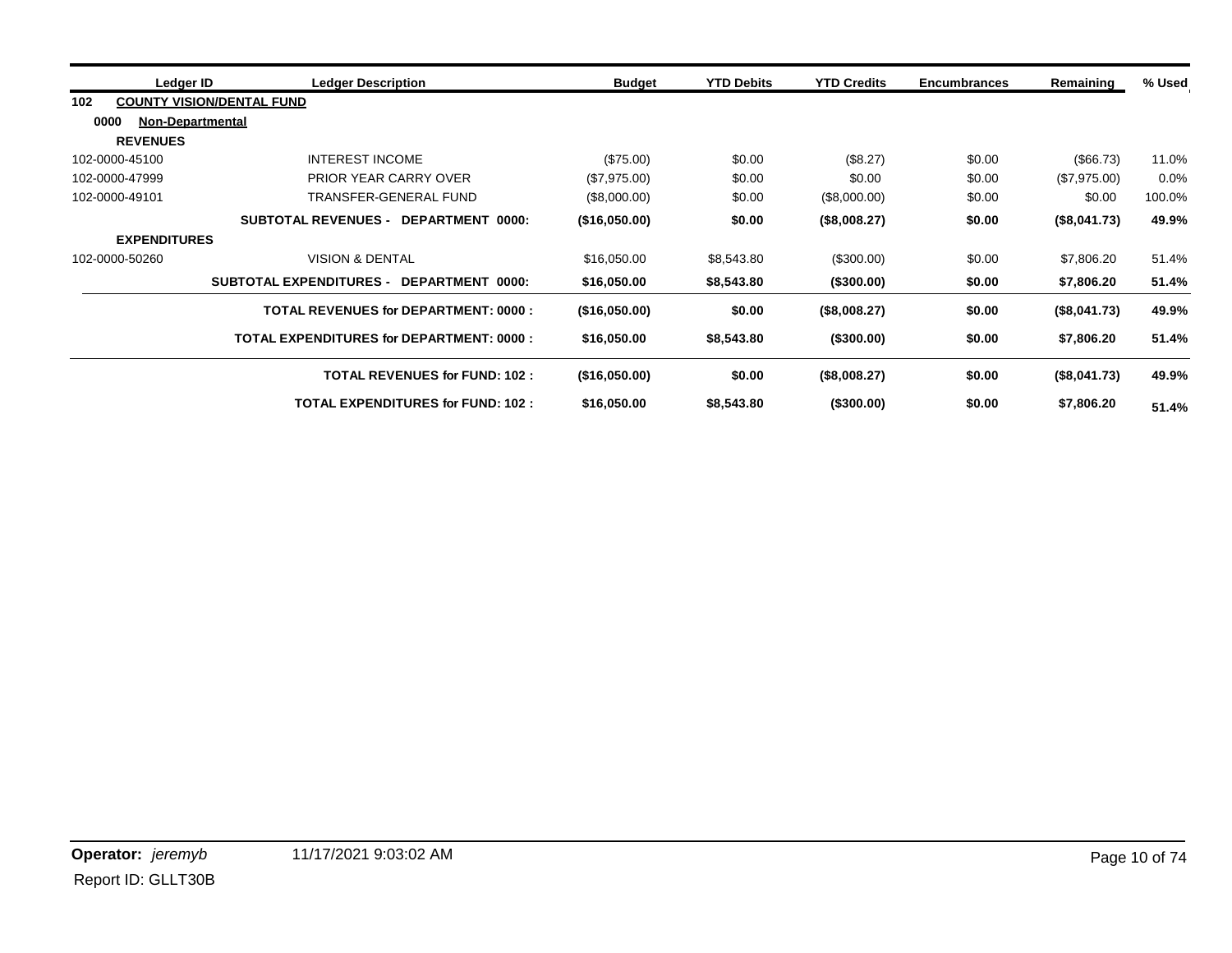| Ledger ID | Ledger Description | Budget | YTD Debits | YTD Credits | Encumbrances | Remaining | % Used |
|---|---|---|---|---|---|---|---|
| **102 COUNTY VISION/DENTAL FUND** | | | | | | | |
| **0000 Non-Departmental** | | | | | | | |
| **REVENUES** | | | | | | | |
| 102-0000-45100 | INTEREST INCOME | ($75.00) | $0.00 | ($8.27) | $0.00 | ($66.73) | 11.0% |
| 102-0000-47999 | PRIOR YEAR CARRY OVER | ($7,975.00) | $0.00 | $0.00 | $0.00 | ($7,975.00) | 0.0% |
| 102-0000-49101 | TRANSFER-GENERAL FUND | ($8,000.00) | $0.00 | ($8,000.00) | $0.00 | $0.00 | 100.0% |
| | **SUBTOTAL REVENUES - DEPARTMENT 0000:** | **($16,050.00)** | **$0.00** | **($8,008.27)** | **$0.00** | **($8,041.73)** | **49.9%** |
| **EXPENDITURES** | | | | | | | |
| 102-0000-50260 | VISION & DENTAL | $16,050.00 | $8,543.80 | ($300.00) | $0.00 | $7,806.20 | 51.4% |
| | **SUBTOTAL EXPENDITURES - DEPARTMENT 0000:** | **$16,050.00** | **$8,543.80** | **($300.00)** | **$0.00** | **$7,806.20** | **51.4%** |
| | **TOTAL REVENUES for DEPARTMENT: 0000 :** | **($16,050.00)** | **$0.00** | **($8,008.27)** | **$0.00** | **($8,041.73)** | **49.9%** |
| | **TOTAL EXPENDITURES for DEPARTMENT: 0000 :** | **$16,050.00** | **$8,543.80** | **($300.00)** | **$0.00** | **$7,806.20** | **51.4%** |
| | **TOTAL REVENUES for FUND: 102 :** | **($16,050.00)** | **$0.00** | **($8,008.27)** | **$0.00** | **($8,041.73)** | **49.9%** |
| | **TOTAL EXPENDITURES for FUND: 102 :** | **$16,050.00** | **$8,543.80** | **($300.00)** | **$0.00** | **$7,806.20** | **51.4%** |

**Operator:** *jeremyb* 11/17/2021 9:03:02 AM

Report ID: GLLT30B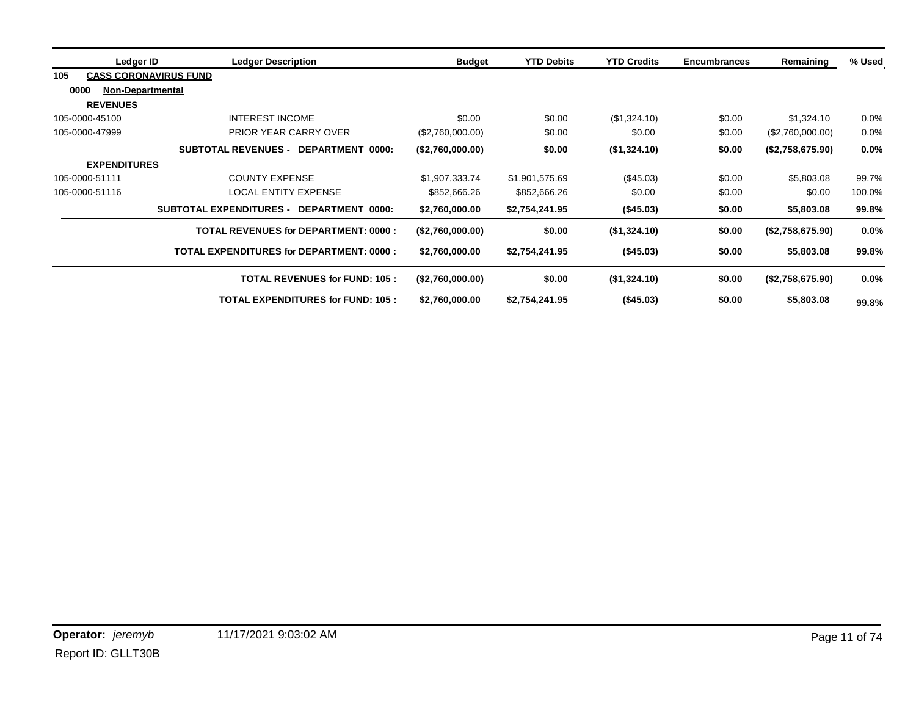| Ledger ID | Ledger Description | Budget | YTD Debits | YTD Credits | Encumbrances | Remaining | % Used |
|---|---|---|---|---|---|---|---|
| **105** | **CASS CORONAVIRUS FUND** | | | | | | |
| **0000** | **Non-Departmental** | | | | | | |
| **REVENUES** | | | | | | | |
| 105-0000-45100 | INTEREST INCOME | $0.00 | $0.00 | ($1,324.10) | $0.00 | $1,324.10 | 0.0% |
| 105-0000-47999 | PRIOR YEAR CARRY OVER | ($2,760,000.00) | $0.00 | $0.00 | $0.00 | ($2,760,000.00) | 0.0% |
| | **SUBTOTAL REVENUES - DEPARTMENT 0000:** | **($2,760,000.00)** | **$0.00** | **($1,324.10)** | **$0.00** | **($2,758,675.90)** | **0.0%** |
| **EXPENDITURES** | | | | | | | |
| 105-0000-51111 | COUNTY EXPENSE | $1,907,333.74 | $1,901,575.69 | ($45.03) | $0.00 | $5,803.08 | 99.7% |
| 105-0000-51116 | LOCAL ENTITY EXPENSE | $852,666.26 | $852,666.26 | $0.00 | $0.00 | $0.00 | 100.0% |
| | **SUBTOTAL EXPENDITURES - DEPARTMENT 0000:** | **$2,760,000.00** | **$2,754,241.95** | **($45.03)** | **$0.00** | **$5,803.08** | **99.8%** |
| | **TOTAL REVENUES for DEPARTMENT: 0000 :** | **($2,760,000.00)** | **$0.00** | **($1,324.10)** | **$0.00** | **($2,758,675.90)** | **0.0%** |
| | **TOTAL EXPENDITURES for DEPARTMENT: 0000 :** | **$2,760,000.00** | **$2,754,241.95** | **($45.03)** | **$0.00** | **$5,803.08** | **99.8%** |
| | **TOTAL REVENUES for FUND: 105 :** | **($2,760,000.00)** | **$0.00** | **($1,324.10)** | **$0.00** | **($2,758,675.90)** | **0.0%** |
| | **TOTAL EXPENDITURES for FUND: 105 :** | **$2,760,000.00** | **$2,754,241.95** | **($45.03)** | **$0.00** | **$5,803.08** | **99.8%** |

**Operator:** *jeremyb* 11/17/2021 9:03:02 AM

Report ID: GLLT30B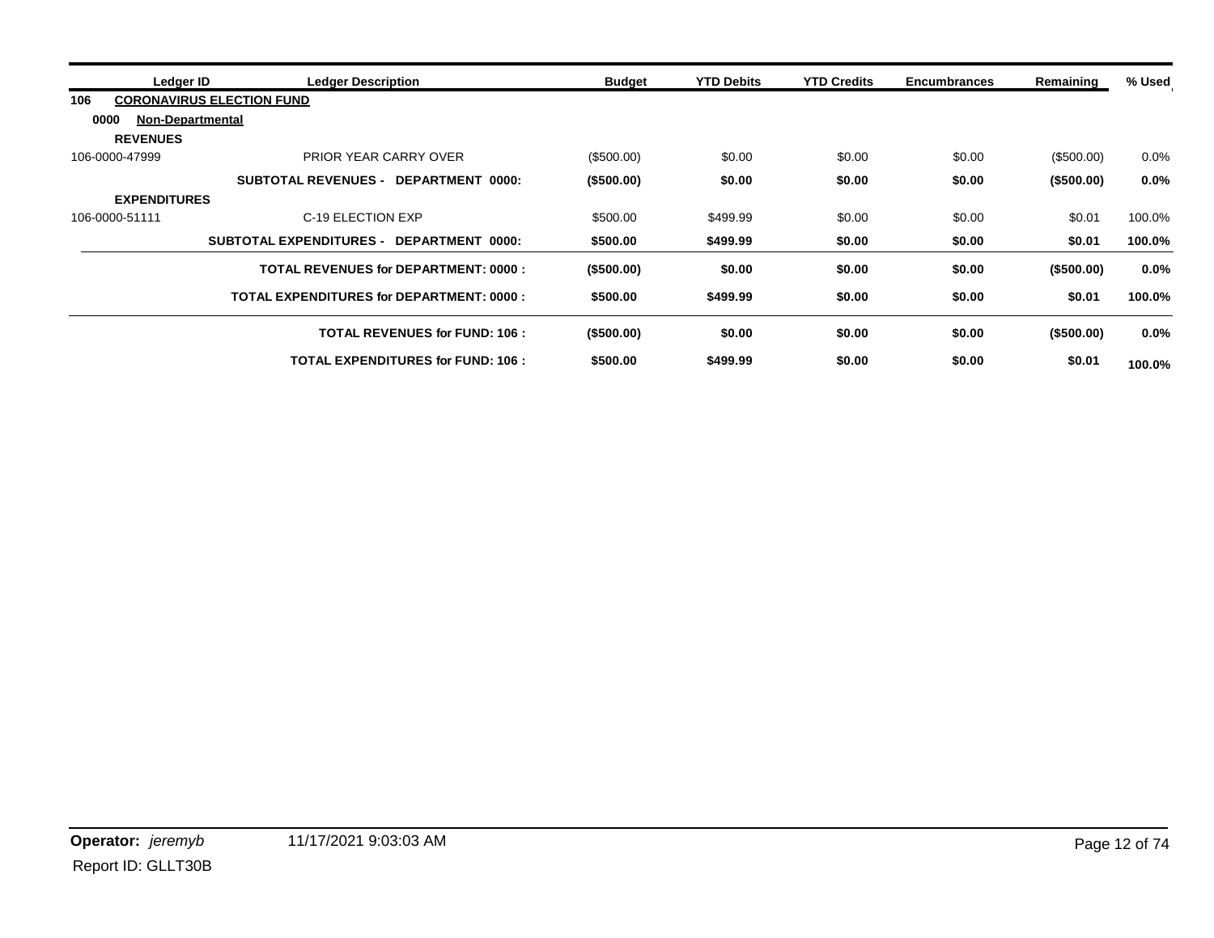| Ledger ID | Ledger Description | Budget | YTD Debits | YTD Credits | Encumbrances | Remaining | % Used |
|---|---|---|---|---|---|---|---|
| **106 CORONAVIRUS ELECTION FUND** | | | | | | | |
| **0000 Non-Departmental** | | | | | | | |
| **REVENUES** | | | | | | | |
| 106-0000-47999 | PRIOR YEAR CARRY OVER | ($500.00) | $0.00 | $0.00 | $0.00 | ($500.00) | 0.0% |
| | **SUBTOTAL REVENUES - DEPARTMENT 0000:** | **($500.00)** | **$0.00** | **$0.00** | **$0.00** | **($500.00)** | **0.0%** |
| **EXPENDITURES** | | | | | | | |
| 106-0000-51111 | C-19 ELECTION EXP | $500.00 | $499.99 | $0.00 | $0.00 | $0.01 | 100.0% |
| | **SUBTOTAL EXPENDITURES - DEPARTMENT 0000:** | **$500.00** | **$499.99** | **$0.00** | **$0.00** | **$0.01** | **100.0%** |
| | **TOTAL REVENUES for DEPARTMENT: 0000 :** | **($500.00)** | **$0.00** | **$0.00** | **$0.00** | **($500.00)** | **0.0%** |
| | **TOTAL EXPENDITURES for DEPARTMENT: 0000 :** | **$500.00** | **$499.99** | **$0.00** | **$0.00** | **$0.01** | **100.0%** |
| | **TOTAL REVENUES for FUND: 106 :** | **($500.00)** | **$0.00** | **$0.00** | **$0.00** | **($500.00)** | **0.0%** |
| | **TOTAL EXPENDITURES for FUND: 106 :** | **$500.00** | **$499.99** | **$0.00** | **$0.00** | **$0.01** | **100.0%** |

**Operator:** *jeremyb* 11/17/2021 9:03:03 AM

Report ID: GLLT30B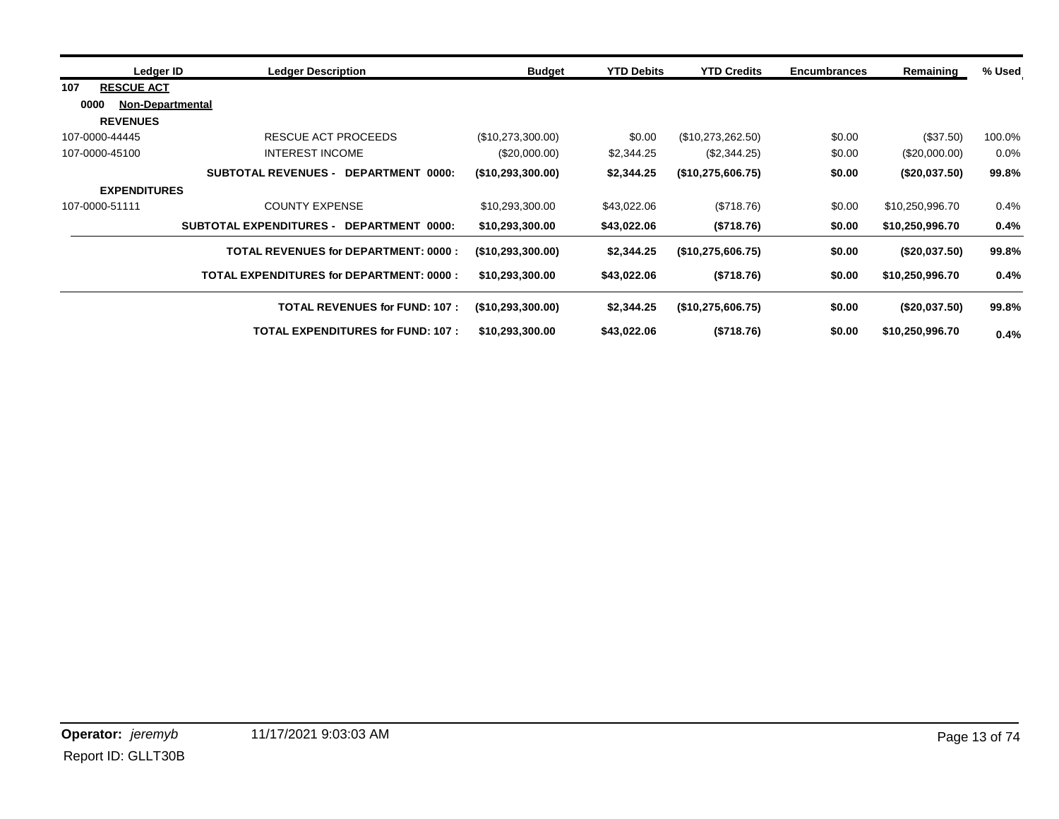| Ledger ID | Ledger Description | Budget | YTD Debits | YTD Credits | Encumbrances | Remaining | % Used |
|---|---|---|---|---|---|---|---|
| **107 RESCUE ACT** | | | | | | | |
| **0000 Non-Departmental** | | | | | | | |
| **REVENUES** | | | | | | | |
| 107-0000-44445 | RESCUE ACT PROCEEDS | ($10,273,300.00) | $0.00 | ($10,273,262.50) | $0.00 | ($37.50) | 100.0% |
| 107-0000-45100 | INTEREST INCOME | ($20,000.00) | $2,344.25 | ($2,344.25) | $0.00 | ($20,000.00) | 0.0% |
| | **SUBTOTAL REVENUES - DEPARTMENT 0000:** | **($10,293,300.00)** | **$2,344.25** | **($10,275,606.75)** | **$0.00** | **($20,037.50)** | **99.8%** |
| **EXPENDITURES** | | | | | | | |
| 107-0000-51111 | COUNTY EXPENSE | $10,293,300.00 | $43,022.06 | ($718.76) | $0.00 | $10,250,996.70 | 0.4% |
| | **SUBTOTAL EXPENDITURES - DEPARTMENT 0000:** | **$10,293,300.00** | **$43,022.06** | **($718.76)** | **$0.00** | **$10,250,996.70** | **0.4%** |
| | **TOTAL REVENUES for DEPARTMENT: 0000 :** | **($10,293,300.00)** | **$2,344.25** | **($10,275,606.75)** | **$0.00** | **($20,037.50)** | **99.8%** |
| | **TOTAL EXPENDITURES for DEPARTMENT: 0000 :** | **$10,293,300.00** | **$43,022.06** | **($718.76)** | **$0.00** | **$10,250,996.70** | **0.4%** |
| | **TOTAL REVENUES for FUND: 107 :** | **($10,293,300.00)** | **$2,344.25** | **($10,275,606.75)** | **$0.00** | **($20,037.50)** | **99.8%** |
| | **TOTAL EXPENDITURES for FUND: 107 :** | **$10,293,300.00** | **$43,022.06** | **($718.76)** | **$0.00** | **$10,250,996.70** | **0.4%** |

**Operator:** *jeremyb* 11/17/2021 9:03:03 AM

Report ID: GLLT30B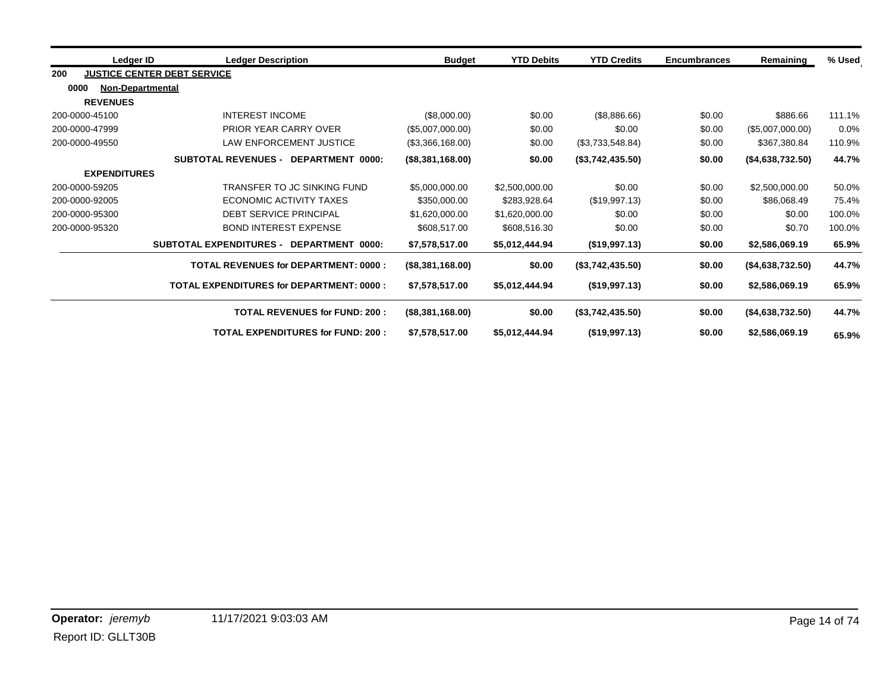| Ledger ID | Ledger Description | Budget | YTD Debits | YTD Credits | Encumbrances | Remaining | % Used |
|---|---|---|---|---|---|---|---|
| **200 JUSTICE CENTER DEBT SERVICE** | | | | | | | |
| **0000 Non-Departmental** | | | | | | | |
| **REVENUES** | | | | | | | |
| 200-0000-45100 | INTEREST INCOME | ($8,000.00) | $0.00 | ($8,886.66) | $0.00 | $886.66 | 111.1% |
| 200-0000-47999 | PRIOR YEAR CARRY OVER | ($5,007,000.00) | $0.00 | $0.00 | $0.00 | ($5,007,000.00) | 0.0% |
| 200-0000-49550 | LAW ENFORCEMENT JUSTICE | ($3,366,168.00) | $0.00 | ($3,733,548.84) | $0.00 | $367,380.84 | 110.9% |
| | **SUBTOTAL REVENUES - DEPARTMENT 0000:** | **($8,381,168.00)** | **$0.00** | **($3,742,435.50)** | **$0.00** | **($4,638,732.50)** | **44.7%** |
| **EXPENDITURES** | | | | | | | |
| 200-0000-59205 | TRANSFER TO JC SINKING FUND | $5,000,000.00 | $2,500,000.00 | $0.00 | $0.00 | $2,500,000.00 | 50.0% |
| 200-0000-92005 | ECONOMIC ACTIVITY TAXES | $350,000.00 | $283,928.64 | ($19,997.13) | $0.00 | $86,068.49 | 75.4% |
| 200-0000-95300 | DEBT SERVICE PRINCIPAL | $1,620,000.00 | $1,620,000.00 | $0.00 | $0.00 | $0.00 | 100.0% |
| 200-0000-95320 | BOND INTEREST EXPENSE | $608,517.00 | $608,516.30 | $0.00 | $0.00 | $0.70 | 100.0% |
| | **SUBTOTAL EXPENDITURES - DEPARTMENT 0000:** | **$7,578,517.00** | **$5,012,444.94** | **($19,997.13)** | **$0.00** | **$2,586,069.19** | **65.9%** |
| | **TOTAL REVENUES for DEPARTMENT: 0000 :** | **($8,381,168.00)** | **$0.00** | **($3,742,435.50)** | **$0.00** | **($4,638,732.50)** | **44.7%** |
| | **TOTAL EXPENDITURES for DEPARTMENT: 0000 :** | **$7,578,517.00** | **$5,012,444.94** | **($19,997.13)** | **$0.00** | **$2,586,069.19** | **65.9%** |
| | **TOTAL REVENUES for FUND: 200 :** | **($8,381,168.00)** | **$0.00** | **($3,742,435.50)** | **$0.00** | **($4,638,732.50)** | **44.7%** |
| | **TOTAL EXPENDITURES for FUND: 200 :** | **$7,578,517.00** | **$5,012,444.94** | **($19,997.13)** | **$0.00** | **$2,586,069.19** | **65.9%** |

**Operator:** *jeremyb* 11/17/2021 9:03:03 AM

Report ID: GLLT30B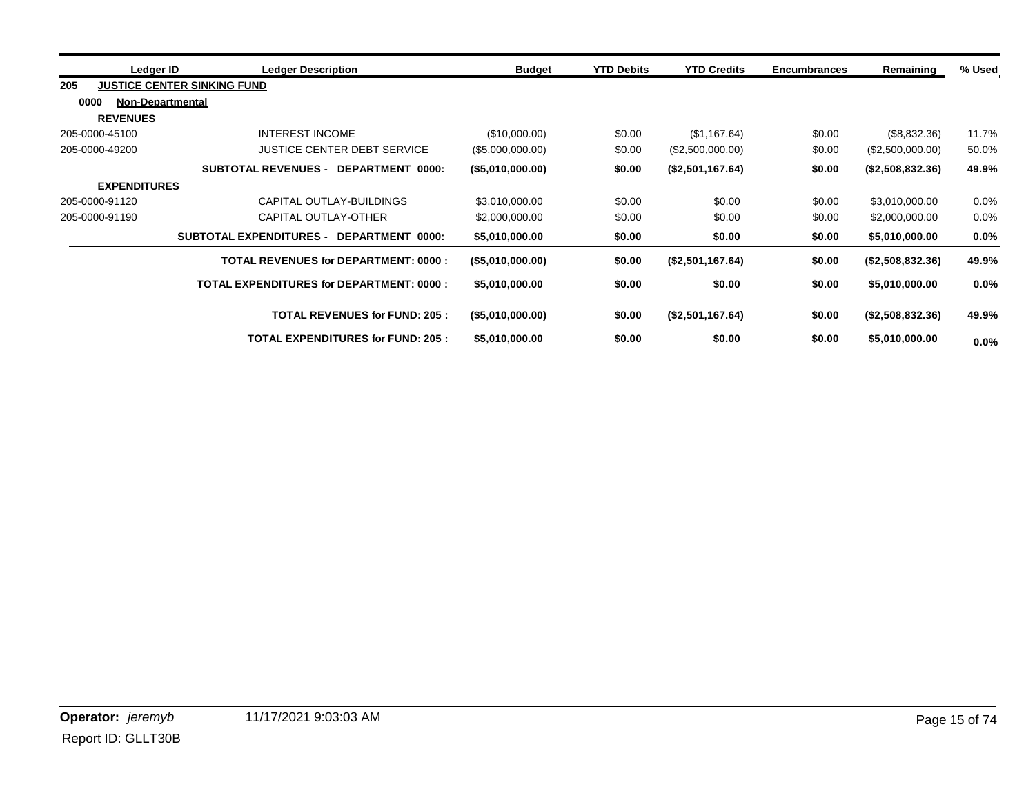| Ledger ID | Ledger Description | Budget | YTD Debits | YTD Credits | Encumbrances | Remaining | % Used |
|---|---|---|---|---|---|---|---|
| **205 JUSTICE CENTER SINKING FUND** | | | | | | | |
| **0000 Non-Departmental** | | | | | | | |
| **REVENUES** | | | | | | | |
| 205-0000-45100 | INTEREST INCOME | ($10,000.00) | $0.00 | ($1,167.64) | $0.00 | ($8,832.36) | 11.7% |
| 205-0000-49200 | JUSTICE CENTER DEBT SERVICE | ($5,000,000.00) | $0.00 | ($2,500,000.00) | $0.00 | ($2,500,000.00) | 50.0% |
| | **SUBTOTAL REVENUES - DEPARTMENT 0000:** | **($5,010,000.00)** | **$0.00** | **($2,501,167.64)** | **$0.00** | **($2,508,832.36)** | **49.9%** |
| **EXPENDITURES** | | | | | | | |
| 205-0000-91120 | CAPITAL OUTLAY-BUILDINGS | $3,010,000.00 | $0.00 | $0.00 | $0.00 | $3,010,000.00 | 0.0% |
| 205-0000-91190 | CAPITAL OUTLAY-OTHER | $2,000,000.00 | $0.00 | $0.00 | $0.00 | $2,000,000.00 | 0.0% |
| | **SUBTOTAL EXPENDITURES - DEPARTMENT 0000:** | **$5,010,000.00** | **$0.00** | **$0.00** | **$0.00** | **$5,010,000.00** | **0.0%** |
| | **TOTAL REVENUES for DEPARTMENT: 0000 :** | **($5,010,000.00)** | **$0.00** | **($2,501,167.64)** | **$0.00** | **($2,508,832.36)** | **49.9%** |
| | **TOTAL EXPENDITURES for DEPARTMENT: 0000 :** | **$5,010,000.00** | **$0.00** | **$0.00** | **$0.00** | **$5,010,000.00** | **0.0%** |
| | **TOTAL REVENUES for FUND: 205 :** | **($5,010,000.00)** | **$0.00** | **($2,501,167.64)** | **$0.00** | **($2,508,832.36)** | **49.9%** |
| | **TOTAL EXPENDITURES for FUND: 205 :** | **$5,010,000.00** | **$0.00** | **$0.00** | **$0.00** | **$5,010,000.00** | **0.0%** |

**Operator:** *jeremyb* 11/17/2021 9:03:03 AM

Report ID: GLLT30B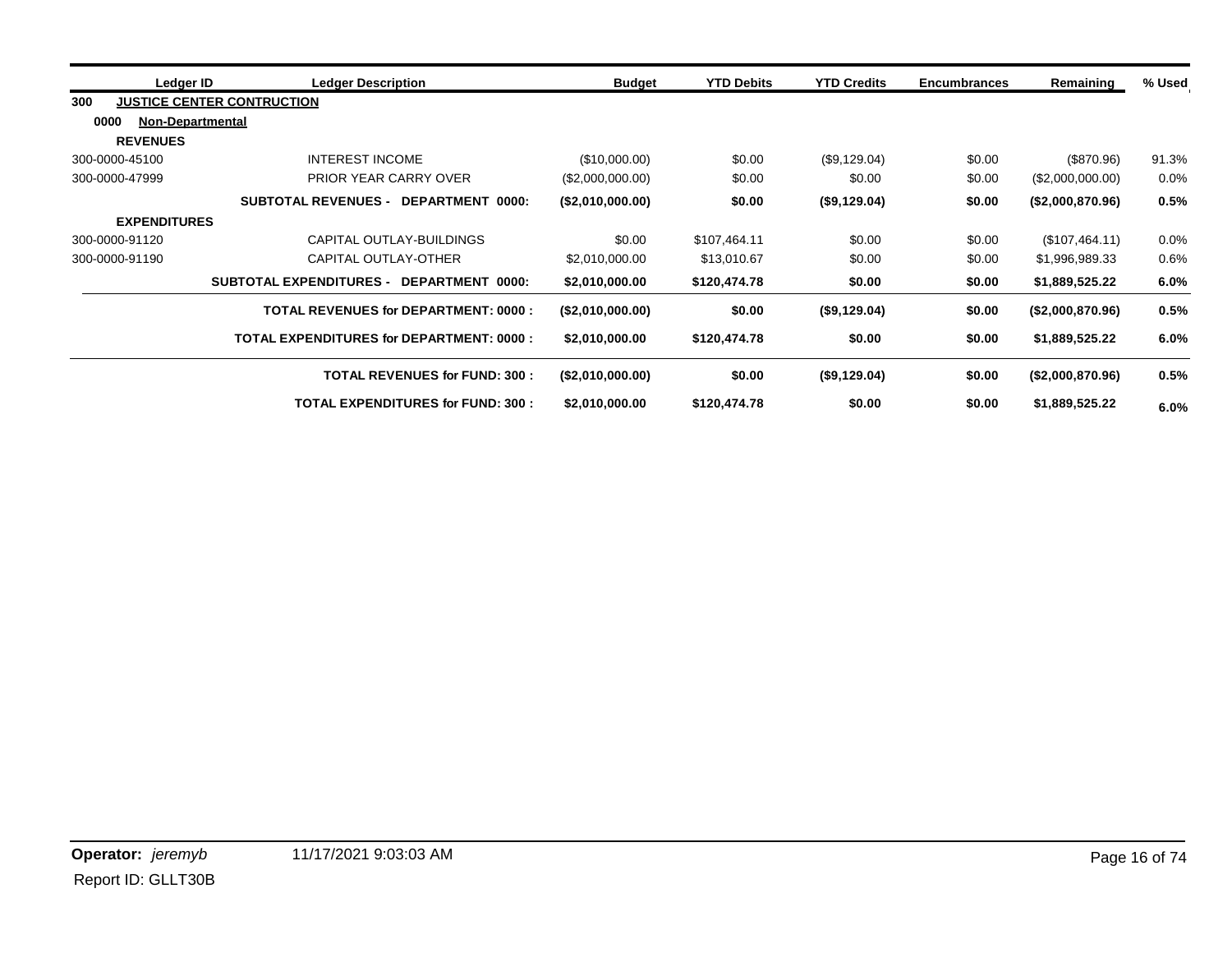| Ledger ID | Ledger Description | Budget | YTD Debits | YTD Credits | Encumbrances | Remaining | % Used |
|---|---|---|---|---|---|---|---|
| **300 JUSTICE CENTER CONTRUCTION** | | | | | | | |
| **0000 Non-Departmental** | | | | | | | |
| **REVENUES** | | | | | | | |
| 300-0000-45100 | INTEREST INCOME | ($10,000.00) | $0.00 | ($9,129.04) | $0.00 | ($870.96) | 91.3% |
| 300-0000-47999 | PRIOR YEAR CARRY OVER | ($2,000,000.00) | $0.00 | $0.00 | $0.00 | ($2,000,000.00) | 0.0% |
| | **SUBTOTAL REVENUES - DEPARTMENT 0000:** | **($2,010,000.00)** | **$0.00** | **($9,129.04)** | **$0.00** | **($2,000,870.96)** | **0.5%** |
| **EXPENDITURES** | | | | | | | |
| 300-0000-91120 | CAPITAL OUTLAY-BUILDINGS | $0.00 | $107,464.11 | $0.00 | $0.00 | ($107,464.11) | 0.0% |
| 300-0000-91190 | CAPITAL OUTLAY-OTHER | $2,010,000.00 | $13,010.67 | $0.00 | $0.00 | $1,996,989.33 | 0.6% |
| | **SUBTOTAL EXPENDITURES - DEPARTMENT 0000:** | **$2,010,000.00** | **$120,474.78** | **$0.00** | **$0.00** | **$1,889,525.22** | **6.0%** |
| | **TOTAL REVENUES for DEPARTMENT: 0000 :** | **($2,010,000.00)** | **$0.00** | **($9,129.04)** | **$0.00** | **($2,000,870.96)** | **0.5%** |
| | **TOTAL EXPENDITURES for DEPARTMENT: 0000 :** | **$2,010,000.00** | **$120,474.78** | **$0.00** | **$0.00** | **$1,889,525.22** | **6.0%** |
| | **TOTAL REVENUES for FUND: 300 :** | **($2,010,000.00)** | **$0.00** | **($9,129.04)** | **$0.00** | **($2,000,870.96)** | **0.5%** |
| | **TOTAL EXPENDITURES for FUND: 300 :** | **$2,010,000.00** | **$120,474.78** | **$0.00** | **$0.00** | **$1,889,525.22** | **6.0%** |

**Operator:** *jeremyb* 11/17/2021 9:03:03 AM

Report ID: GLLT30B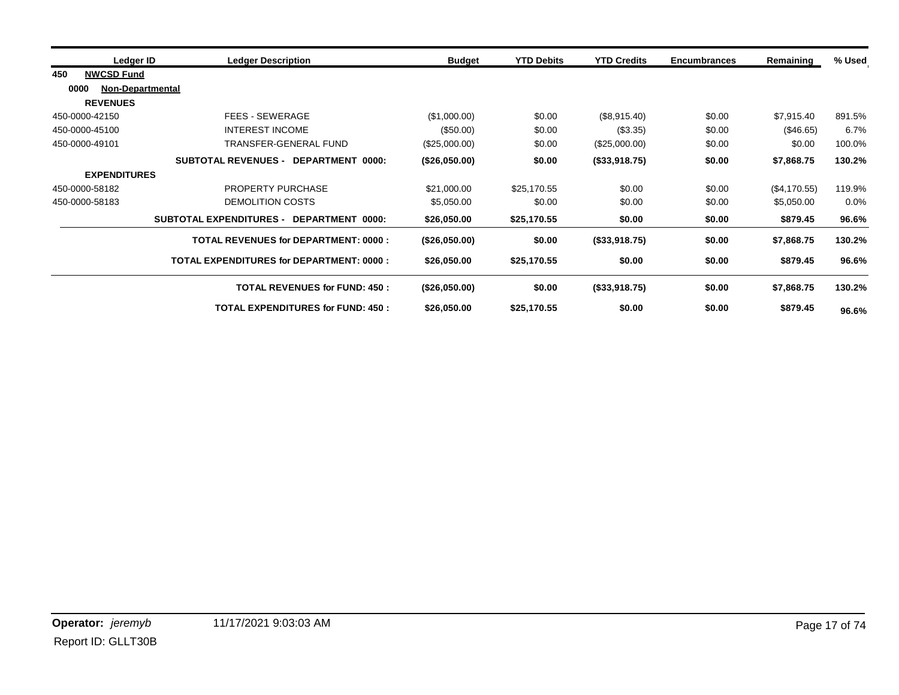| Ledger ID | Ledger Description | Budget | YTD Debits | YTD Credits | Encumbrances | Remaining | % Used |
|---|---|---|---|---|---|---|---|
| **450 NWCSD Fund** | | | | | | | |
| **0000 Non-Departmental** | | | | | | | |
| **REVENUES** | | | | | | | |
| 450-0000-42150 | FEES - SEWERAGE | ($1,000.00) | $0.00 | ($8,915.40) | $0.00 | $7,915.40 | 891.5% |
| 450-0000-45100 | INTEREST INCOME | ($50.00) | $0.00 | ($3.35) | $0.00 | ($46.65) | 6.7% |
| 450-0000-49101 | TRANSFER-GENERAL FUND | ($25,000.00) | $0.00 | ($25,000.00) | $0.00 | $0.00 | 100.0% |
| | **SUBTOTAL REVENUES - DEPARTMENT 0000:** | **($26,050.00)** | **$0.00** | **($33,918.75)** | **$0.00** | **$7,868.75** | **130.2%** |
| **EXPENDITURES** | | | | | | | |
| 450-0000-58182 | PROPERTY PURCHASE | $21,000.00 | $25,170.55 | $0.00 | $0.00 | ($4,170.55) | 119.9% |
| 450-0000-58183 | DEMOLITION COSTS | $5,050.00 | $0.00 | $0.00 | $0.00 | $5,050.00 | 0.0% |
| | **SUBTOTAL EXPENDITURES - DEPARTMENT 0000:** | **$26,050.00** | **$25,170.55** | **$0.00** | **$0.00** | **$879.45** | **96.6%** |
| | **TOTAL REVENUES for DEPARTMENT: 0000 :** | **($26,050.00)** | **$0.00** | **($33,918.75)** | **$0.00** | **$7,868.75** | **130.2%** |
| | **TOTAL EXPENDITURES for DEPARTMENT: 0000 :** | **$26,050.00** | **$25,170.55** | **$0.00** | **$0.00** | **$879.45** | **96.6%** |
| | **TOTAL REVENUES for FUND: 450 :** | **($26,050.00)** | **$0.00** | **($33,918.75)** | **$0.00** | **$7,868.75** | **130.2%** |
| | **TOTAL EXPENDITURES for FUND: 450 :** | **$26,050.00** | **$25,170.55** | **$0.00** | **$0.00** | **$879.45** | **96.6%** |

**Operator:** *jeremyb* 11/17/2021 9:03:03 AM

Report ID: GLLT30B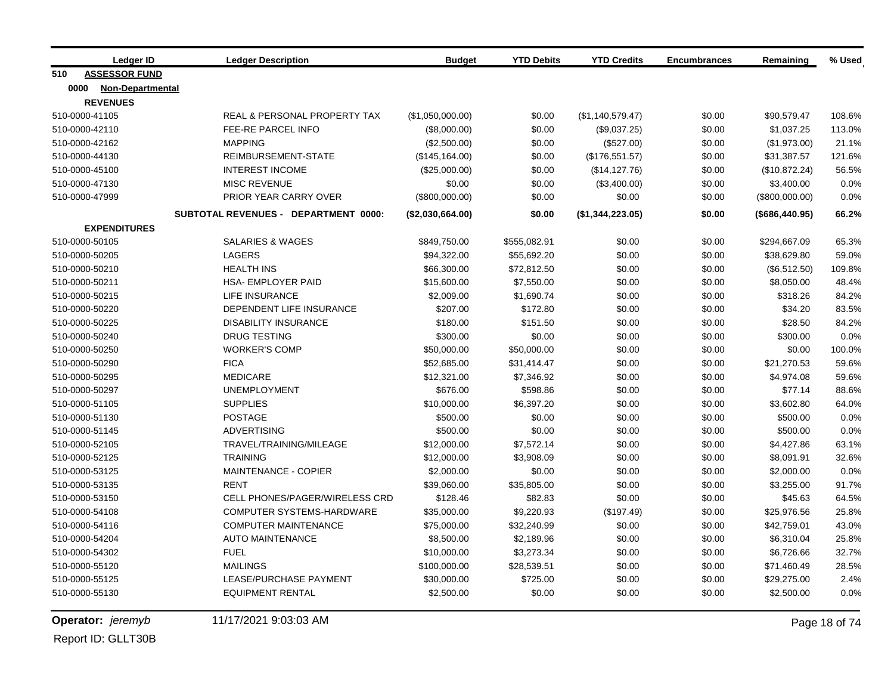| Ledger ID | Ledger Description | Budget | YTD Debits | YTD Credits | Encumbrances | Remaining | % Used |
|---|---|---|---|---|---|---|---|
| **510 ASSESSOR FUND** | | | | | | | |
| **0000 Non-Departmental** | | | | | | | |
| **REVENUES** | | | | | | | |
| 510-0000-41105 | REAL & PERSONAL PROPERTY TAX | ($1,050,000.00) | $0.00 | ($1,140,579.47) | $0.00 | $90,579.47 | 108.6% |
| 510-0000-42110 | FEE-RE PARCEL INFO | ($8,000.00) | $0.00 | ($9,037.25) | $0.00 | $1,037.25 | 113.0% |
| 510-0000-42162 | MAPPING | ($2,500.00) | $0.00 | ($527.00) | $0.00 | ($1,973.00) | 21.1% |
| 510-0000-44130 | REIMBURSEMENT-STATE | ($145,164.00) | $0.00 | ($176,551.57) | $0.00 | $31,387.57 | 121.6% |
| 510-0000-45100 | INTEREST INCOME | ($25,000.00) | $0.00 | ($14,127.76) | $0.00 | ($10,872.24) | 56.5% |
| 510-0000-47130 | MISC REVENUE | $0.00 | $0.00 | ($3,400.00) | $0.00 | $3,400.00 | 0.0% |
| 510-0000-47999 | PRIOR YEAR CARRY OVER | ($800,000.00) | $0.00 | $0.00 | $0.00 | ($800,000.00) | 0.0% |
| | **SUBTOTAL REVENUES - DEPARTMENT 0000:** | **($2,030,664.00)** | **$0.00** | **($1,344,223.05)** | **$0.00** | **($686,440.95)** | **66.2%** |
| **EXPENDITURES** | | | | | | | |
| 510-0000-50105 | SALARIES & WAGES | $849,750.00 | $555,082.91 | $0.00 | $0.00 | $294,667.09 | 65.3% |
| 510-0000-50205 | LAGERS | $94,322.00 | $55,692.20 | $0.00 | $0.00 | $38,629.80 | 59.0% |
| 510-0000-50210 | HEALTH INS | $66,300.00 | $72,812.50 | $0.00 | $0.00 | ($6,512.50) | 109.8% |
| 510-0000-50211 | HSA- EMPLOYER PAID | $15,600.00 | $7,550.00 | $0.00 | $0.00 | $8,050.00 | 48.4% |
| 510-0000-50215 | LIFE INSURANCE | $2,009.00 | $1,690.74 | $0.00 | $0.00 | $318.26 | 84.2% |
| 510-0000-50220 | DEPENDENT LIFE INSURANCE | $207.00 | $172.80 | $0.00 | $0.00 | $34.20 | 83.5% |
| 510-0000-50225 | DISABILITY INSURANCE | $180.00 | $151.50 | $0.00 | $0.00 | $28.50 | 84.2% |
| 510-0000-50240 | DRUG TESTING | $300.00 | $0.00 | $0.00 | $0.00 | $300.00 | 0.0% |
| 510-0000-50250 | WORKER'S COMP | $50,000.00 | $50,000.00 | $0.00 | $0.00 | $0.00 | 100.0% |
| 510-0000-50290 | FICA | $52,685.00 | $31,414.47 | $0.00 | $0.00 | $21,270.53 | 59.6% |
| 510-0000-50295 | MEDICARE | $12,321.00 | $7,346.92 | $0.00 | $0.00 | $4,974.08 | 59.6% |
| 510-0000-50297 | UNEMPLOYMENT | $676.00 | $598.86 | $0.00 | $0.00 | $77.14 | 88.6% |
| 510-0000-51105 | SUPPLIES | $10,000.00 | $6,397.20 | $0.00 | $0.00 | $3,602.80 | 64.0% |
| 510-0000-51130 | POSTAGE | $500.00 | $0.00 | $0.00 | $0.00 | $500.00 | 0.0% |
| 510-0000-51145 | ADVERTISING | $500.00 | $0.00 | $0.00 | $0.00 | $500.00 | 0.0% |
| 510-0000-52105 | TRAVEL/TRAINING/MILEAGE | $12,000.00 | $7,572.14 | $0.00 | $0.00 | $4,427.86 | 63.1% |
| 510-0000-52125 | TRAINING | $12,000.00 | $3,908.09 | $0.00 | $0.00 | $8,091.91 | 32.6% |
| 510-0000-53125 | MAINTENANCE - COPIER | $2,000.00 | $0.00 | $0.00 | $0.00 | $2,000.00 | 0.0% |
| 510-0000-53135 | RENT | $39,060.00 | $35,805.00 | $0.00 | $0.00 | $3,255.00 | 91.7% |
| 510-0000-53150 | CELL PHONES/PAGER/WIRELESS CRD | $128.46 | $82.83 | $0.00 | $0.00 | $45.63 | 64.5% |
| 510-0000-54108 | COMPUTER SYSTEMS-HARDWARE | $35,000.00 | $9,220.93 | ($197.49) | $0.00 | $25,976.56 | 25.8% |
| 510-0000-54116 | COMPUTER MAINTENANCE | $75,000.00 | $32,240.99 | $0.00 | $0.00 | $42,759.01 | 43.0% |
| 510-0000-54204 | AUTO MAINTENANCE | $8,500.00 | $2,189.96 | $0.00 | $0.00 | $6,310.04 | 25.8% |
| 510-0000-54302 | FUEL | $10,000.00 | $3,273.34 | $0.00 | $0.00 | $6,726.66 | 32.7% |
| 510-0000-55120 | MAILINGS | $100,000.00 | $28,539.51 | $0.00 | $0.00 | $71,460.49 | 28.5% |
| 510-0000-55125 | LEASE/PURCHASE PAYMENT | $30,000.00 | $725.00 | $0.00 | $0.00 | $29,275.00 | 2.4% |
| 510-0000-55130 | EQUIPMENT RENTAL | $2,500.00 | $0.00 | $0.00 | $0.00 | $2,500.00 | 0.0% |

**Operator:** *jeremyb* 11/17/2021 9:03:03 AM

Report ID: GLLT30B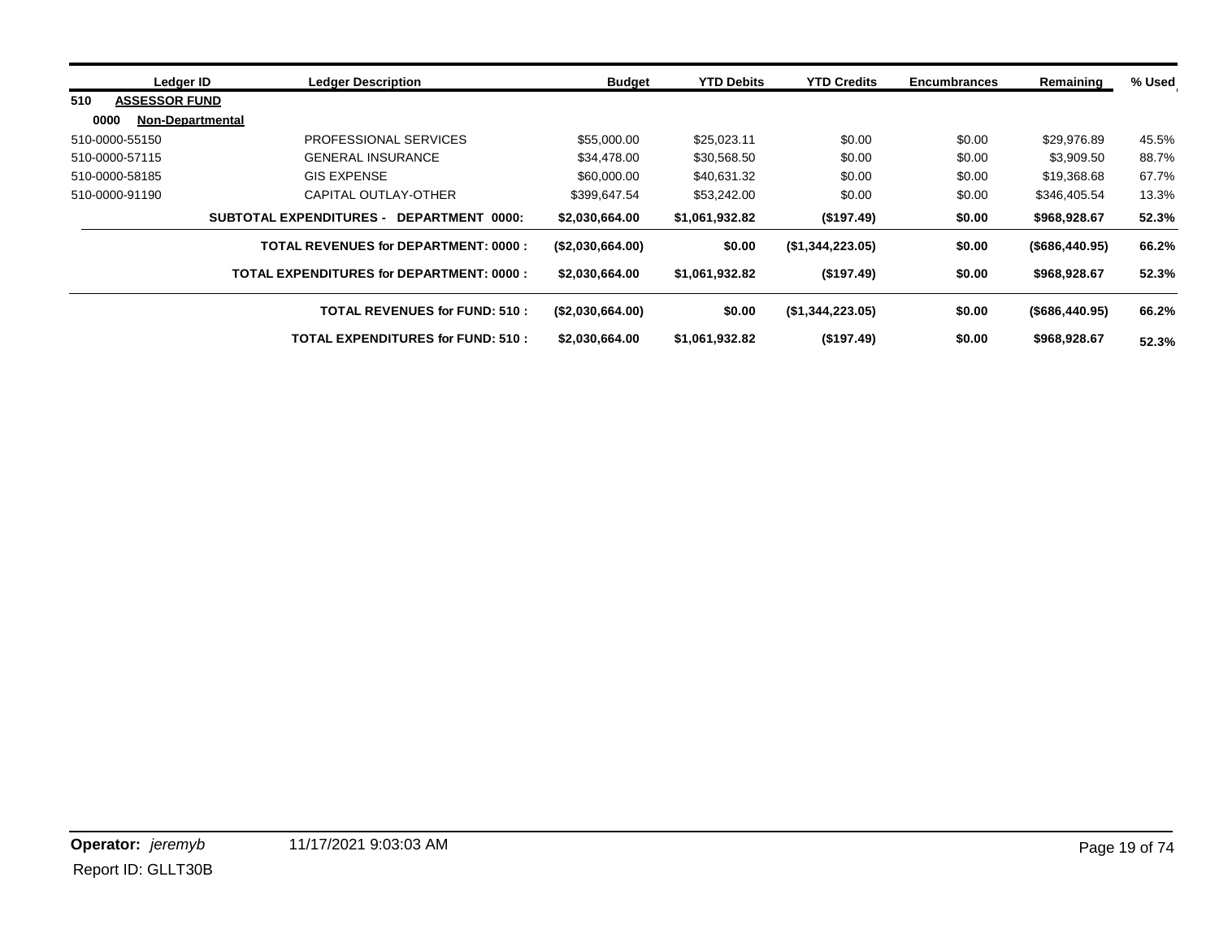| Ledger ID | Ledger Description | Budget | YTD Debits | YTD Credits | Encumbrances | Remaining | % Used |
|---|---|---|---|---|---|---|---|
| **510 ASSESSOR FUND** | | | | | | | |
| **0000 Non-Departmental** | | | | | | | |
| 510-0000-55150 | PROFESSIONAL SERVICES | $55,000.00 | $25,023.11 | $0.00 | $0.00 | $29,976.89 | 45.5% |
| 510-0000-57115 | GENERAL INSURANCE | $34,478.00 | $30,568.50 | $0.00 | $0.00 | $3,909.50 | 88.7% |
| 510-0000-58185 | GIS EXPENSE | $60,000.00 | $40,631.32 | $0.00 | $0.00 | $19,368.68 | 67.7% |
| 510-0000-91190 | CAPITAL OUTLAY-OTHER | $399,647.54 | $53,242.00 | $0.00 | $0.00 | $346,405.54 | 13.3% |
| | **SUBTOTAL EXPENDITURES - DEPARTMENT 0000:** | **$2,030,664.00** | **$1,061,932.82** | **($197.49)** | **$0.00** | **$968,928.67** | **52.3%** |
| | **TOTAL REVENUES for DEPARTMENT: 0000 :** | **($2,030,664.00)** | **$0.00** | **($1,344,223.05)** | **$0.00** | **($686,440.95)** | **66.2%** |
| | **TOTAL EXPENDITURES for DEPARTMENT: 0000 :** | **$2,030,664.00** | **$1,061,932.82** | **($197.49)** | **$0.00** | **$968,928.67** | **52.3%** |
| | **TOTAL REVENUES for FUND: 510 :** | **($2,030,664.00)** | **$0.00** | **($1,344,223.05)** | **$0.00** | **($686,440.95)** | **66.2%** |
| | **TOTAL EXPENDITURES for FUND: 510 :** | **$2,030,664.00** | **$1,061,932.82** | **($197.49)** | **$0.00** | **$968,928.67** | **52.3%** |

**Operator:** *jeremyb* 11/17/2021 9:03:03 AM

Report ID: GLLT30B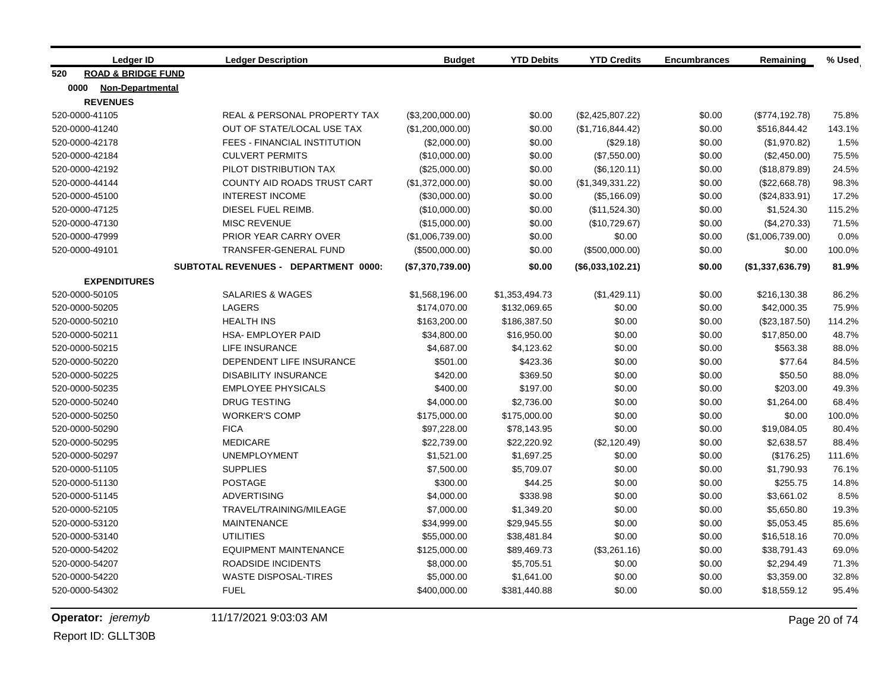| Ledger ID | Ledger Description | Budget | YTD Debits | YTD Credits | Encumbrances | Remaining | % Used |
|---|---|---|---|---|---|---|---|
| **520 ROAD & BRIDGE FUND** | | | | | | | |
| **0000 Non-Departmental** | | | | | | | |
| **REVENUES** | | | | | | | |
| 520-0000-41105 | REAL & PERSONAL PROPERTY TAX | ($3,200,000.00) | $0.00 | ($2,425,807.22) | $0.00 | ($774,192.78) | 75.8% |
| 520-0000-41240 | OUT OF STATE/LOCAL USE TAX | ($1,200,000.00) | $0.00 | ($1,716,844.42) | $0.00 | $516,844.42 | 143.1% |
| 520-0000-42178 | FEES - FINANCIAL INSTITUTION | ($2,000.00) | $0.00 | ($29.18) | $0.00 | ($1,970.82) | 1.5% |
| 520-0000-42184 | CULVERT PERMITS | ($10,000.00) | $0.00 | ($7,550.00) | $0.00 | ($2,450.00) | 75.5% |
| 520-0000-42192 | PILOT DISTRIBUTION TAX | ($25,000.00) | $0.00 | ($6,120.11) | $0.00 | ($18,879.89) | 24.5% |
| 520-0000-44144 | COUNTY AID ROADS TRUST CART | ($1,372,000.00) | $0.00 | ($1,349,331.22) | $0.00 | ($22,668.78) | 98.3% |
| 520-0000-45100 | INTEREST INCOME | ($30,000.00) | $0.00 | ($5,166.09) | $0.00 | ($24,833.91) | 17.2% |
| 520-0000-47125 | DIESEL FUEL REIMB. | ($10,000.00) | $0.00 | ($11,524.30) | $0.00 | $1,524.30 | 115.2% |
| 520-0000-47130 | MISC REVENUE | ($15,000.00) | $0.00 | ($10,729.67) | $0.00 | ($4,270.33) | 71.5% |
| 520-0000-47999 | PRIOR YEAR CARRY OVER | ($1,006,739.00) | $0.00 | $0.00 | $0.00 | ($1,006,739.00) | 0.0% |
| 520-0000-49101 | TRANSFER-GENERAL FUND | ($500,000.00) | $0.00 | ($500,000.00) | $0.00 | $0.00 | 100.0% |
| | **SUBTOTAL REVENUES - DEPARTMENT 0000:** | **($7,370,739.00)** | **$0.00** | **($6,033,102.21)** | **$0.00** | **($1,337,636.79)** | **81.9%** |
| **EXPENDITURES** | | | | | | | |
| 520-0000-50105 | SALARIES & WAGES | $1,568,196.00 | $1,353,494.73 | ($1,429.11) | $0.00 | $216,130.38 | 86.2% |
| 520-0000-50205 | LAGERS | $174,070.00 | $132,069.65 | $0.00 | $0.00 | $42,000.35 | 75.9% |
| 520-0000-50210 | HEALTH INS | $163,200.00 | $186,387.50 | $0.00 | $0.00 | ($23,187.50) | 114.2% |
| 520-0000-50211 | HSA- EMPLOYER PAID | $34,800.00 | $16,950.00 | $0.00 | $0.00 | $17,850.00 | 48.7% |
| 520-0000-50215 | LIFE INSURANCE | $4,687.00 | $4,123.62 | $0.00 | $0.00 | $563.38 | 88.0% |
| 520-0000-50220 | DEPENDENT LIFE INSURANCE | $501.00 | $423.36 | $0.00 | $0.00 | $77.64 | 84.5% |
| 520-0000-50225 | DISABILITY INSURANCE | $420.00 | $369.50 | $0.00 | $0.00 | $50.50 | 88.0% |
| 520-0000-50235 | EMPLOYEE PHYSICALS | $400.00 | $197.00 | $0.00 | $0.00 | $203.00 | 49.3% |
| 520-0000-50240 | DRUG TESTING | $4,000.00 | $2,736.00 | $0.00 | $0.00 | $1,264.00 | 68.4% |
| 520-0000-50250 | WORKER'S COMP | $175,000.00 | $175,000.00 | $0.00 | $0.00 | $0.00 | 100.0% |
| 520-0000-50290 | FICA | $97,228.00 | $78,143.95 | $0.00 | $0.00 | $19,084.05 | 80.4% |
| 520-0000-50295 | MEDICARE | $22,739.00 | $22,220.92 | ($2,120.49) | $0.00 | $2,638.57 | 88.4% |
| 520-0000-50297 | UNEMPLOYMENT | $1,521.00 | $1,697.25 | $0.00 | $0.00 | ($176.25) | 111.6% |
| 520-0000-51105 | SUPPLIES | $7,500.00 | $5,709.07 | $0.00 | $0.00 | $1,790.93 | 76.1% |
| 520-0000-51130 | POSTAGE | $300.00 | $44.25 | $0.00 | $0.00 | $255.75 | 14.8% |
| 520-0000-51145 | ADVERTISING | $4,000.00 | $338.98 | $0.00 | $0.00 | $3,661.02 | 8.5% |
| 520-0000-52105 | TRAVEL/TRAINING/MILEAGE | $7,000.00 | $1,349.20 | $0.00 | $0.00 | $5,650.80 | 19.3% |
| 520-0000-53120 | MAINTENANCE | $34,999.00 | $29,945.55 | $0.00 | $0.00 | $5,053.45 | 85.6% |
| 520-0000-53140 | UTILITIES | $55,000.00 | $38,481.84 | $0.00 | $0.00 | $16,518.16 | 70.0% |
| 520-0000-54202 | EQUIPMENT MAINTENANCE | $125,000.00 | $89,469.73 | ($3,261.16) | $0.00 | $38,791.43 | 69.0% |
| 520-0000-54207 | ROADSIDE INCIDENTS | $8,000.00 | $5,705.51 | $0.00 | $0.00 | $2,294.49 | 71.3% |
| 520-0000-54220 | WASTE DISPOSAL-TIRES | $5,000.00 | $1,641.00 | $0.00 | $0.00 | $3,359.00 | 32.8% |
| 520-0000-54302 | FUEL | $400,000.00 | $381,440.88 | $0.00 | $0.00 | $18,559.12 | 95.4% |

**Operator:** *jeremyb* 11/17/2021 9:03:03 AM

Report ID: GLLT30B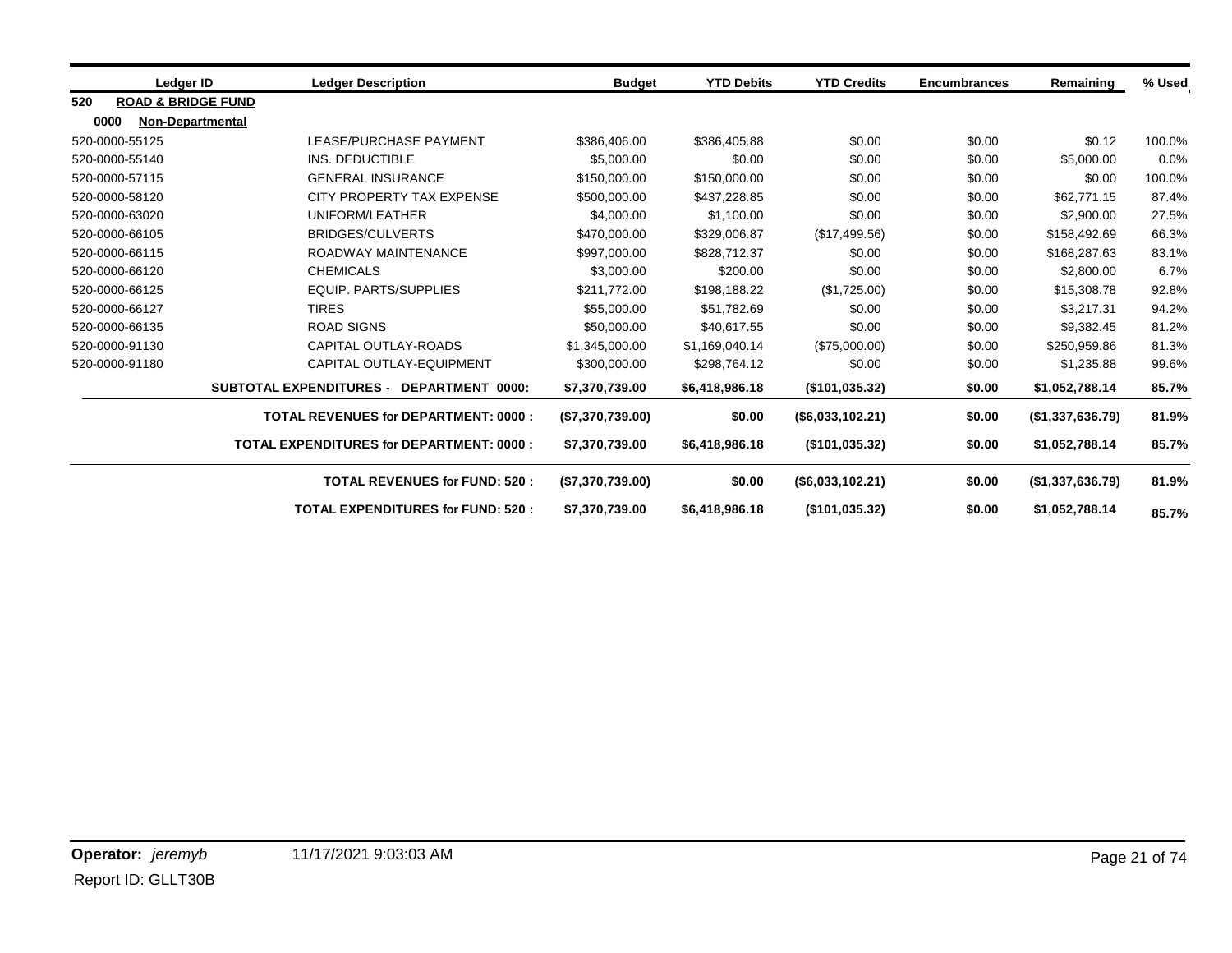| Ledger ID | Ledger Description | Budget | YTD Debits | YTD Credits | Encumbrances | Remaining | % Used |
|---|---|---|---|---|---|---|---|
| **520 ROAD & BRIDGE FUND** | | | | | | | |
| **0000 Non-Departmental** | | | | | | | |
| 520-0000-55125 | LEASE/PURCHASE PAYMENT | $386,406.00 | $386,405.88 | $0.00 | $0.00 | $0.12 | 100.0% |
| 520-0000-55140 | INS. DEDUCTIBLE | $5,000.00 | $0.00 | $0.00 | $0.00 | $5,000.00 | 0.0% |
| 520-0000-57115 | GENERAL INSURANCE | $150,000.00 | $150,000.00 | $0.00 | $0.00 | $0.00 | 100.0% |
| 520-0000-58120 | CITY PROPERTY TAX EXPENSE | $500,000.00 | $437,228.85 | $0.00 | $0.00 | $62,771.15 | 87.4% |
| 520-0000-63020 | UNIFORM/LEATHER | $4,000.00 | $1,100.00 | $0.00 | $0.00 | $2,900.00 | 27.5% |
| 520-0000-66105 | BRIDGES/CULVERTS | $470,000.00 | $329,006.87 | ($17,499.56) | $0.00 | $158,492.69 | 66.3% |
| 520-0000-66115 | ROADWAY MAINTENANCE | $997,000.00 | $828,712.37 | $0.00 | $0.00 | $168,287.63 | 83.1% |
| 520-0000-66120 | CHEMICALS | $3,000.00 | $200.00 | $0.00 | $0.00 | $2,800.00 | 6.7% |
| 520-0000-66125 | EQUIP. PARTS/SUPPLIES | $211,772.00 | $198,188.22 | ($1,725.00) | $0.00 | $15,308.78 | 92.8% |
| 520-0000-66127 | TIRES | $55,000.00 | $51,782.69 | $0.00 | $0.00 | $3,217.31 | 94.2% |
| 520-0000-66135 | ROAD SIGNS | $50,000.00 | $40,617.55 | $0.00 | $0.00 | $9,382.45 | 81.2% |
| 520-0000-91130 | CAPITAL OUTLAY-ROADS | $1,345,000.00 | $1,169,040.14 | ($75,000.00) | $0.00 | $250,959.86 | 81.3% |
| 520-0000-91180 | CAPITAL OUTLAY-EQUIPMENT | $300,000.00 | $298,764.12 | $0.00 | $0.00 | $1,235.88 | 99.6% |
| | **SUBTOTAL EXPENDITURES - DEPARTMENT 0000:** | **$7,370,739.00** | **$6,418,986.18** | **($101,035.32)** | **$0.00** | **$1,052,788.14** | **85.7%** |
| | **TOTAL REVENUES for DEPARTMENT: 0000 :** | **($7,370,739.00)** | **$0.00** | **($6,033,102.21)** | **$0.00** | **($1,337,636.79)** | **81.9%** |
| | **TOTAL EXPENDITURES for DEPARTMENT: 0000 :** | **$7,370,739.00** | **$6,418,986.18** | **($101,035.32)** | **$0.00** | **$1,052,788.14** | **85.7%** |
| | **TOTAL REVENUES for FUND: 520 :** | **($7,370,739.00)** | **$0.00** | **($6,033,102.21)** | **$0.00** | **($1,337,636.79)** | **81.9%** |
| | **TOTAL EXPENDITURES for FUND: 520 :** | **$7,370,739.00** | **$6,418,986.18** | **($101,035.32)** | **$0.00** | **$1,052,788.14** | **85.7%** |

**Operator:** *jeremyb* 11/17/2021 9:03:03 AM

Report ID: GLLT30B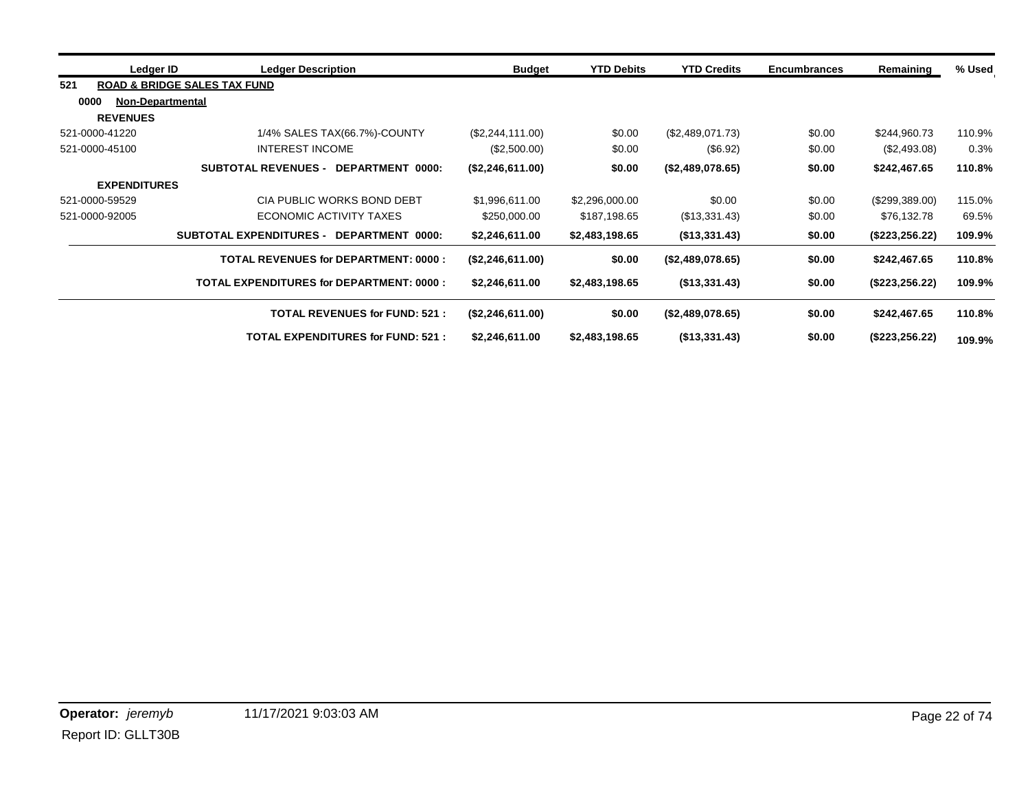| Ledger ID | Ledger Description | Budget | YTD Debits | YTD Credits | Encumbrances | Remaining | % Used |
|---|---|---|---|---|---|---|---|
| **521** | **ROAD & BRIDGE SALES TAX FUND** | | | | | | |
| **0000** | **Non-Departmental** | | | | | | |
| **REVENUES** | | | | | | | |
| 521-0000-41220 | 1/4% SALES TAX(66.7%)-COUNTY | ($2,244,111.00) | $0.00 | ($2,489,071.73) | $0.00 | $244,960.73 | 110.9% |
| 521-0000-45100 | INTEREST INCOME | ($2,500.00) | $0.00 | ($6.92) | $0.00 | ($2,493.08) | 0.3% |
| | **SUBTOTAL REVENUES - DEPARTMENT 0000:** | **($2,246,611.00)** | **$0.00** | **($2,489,078.65)** | **$0.00** | **$242,467.65** | **110.8%** |
| **EXPENDITURES** | | | | | | | |
| 521-0000-59529 | CIA PUBLIC WORKS BOND DEBT | $1,996,611.00 | $2,296,000.00 | $0.00 | $0.00 | ($299,389.00) | 115.0% |
| 521-0000-92005 | ECONOMIC ACTIVITY TAXES | $250,000.00 | $187,198.65 | ($13,331.43) | $0.00 | $76,132.78 | 69.5% |
| | **SUBTOTAL EXPENDITURES - DEPARTMENT 0000:** | **$2,246,611.00** | **$2,483,198.65** | **($13,331.43)** | **$0.00** | **($223,256.22)** | **109.9%** |
| | **TOTAL REVENUES for DEPARTMENT: 0000 :** | **($2,246,611.00)** | **$0.00** | **($2,489,078.65)** | **$0.00** | **$242,467.65** | **110.8%** |
| | **TOTAL EXPENDITURES for DEPARTMENT: 0000 :** | **$2,246,611.00** | **$2,483,198.65** | **($13,331.43)** | **$0.00** | **($223,256.22)** | **109.9%** |
| | **TOTAL REVENUES for FUND: 521 :** | **($2,246,611.00)** | **$0.00** | **($2,489,078.65)** | **$0.00** | **$242,467.65** | **110.8%** |
| | **TOTAL EXPENDITURES for FUND: 521 :** | **$2,246,611.00** | **$2,483,198.65** | **($13,331.43)** | **$0.00** | **($223,256.22)** | **109.9%** |

**Operator:** *jeremyb* 11/17/2021 9:03:03 AM

Report ID: GLLT30B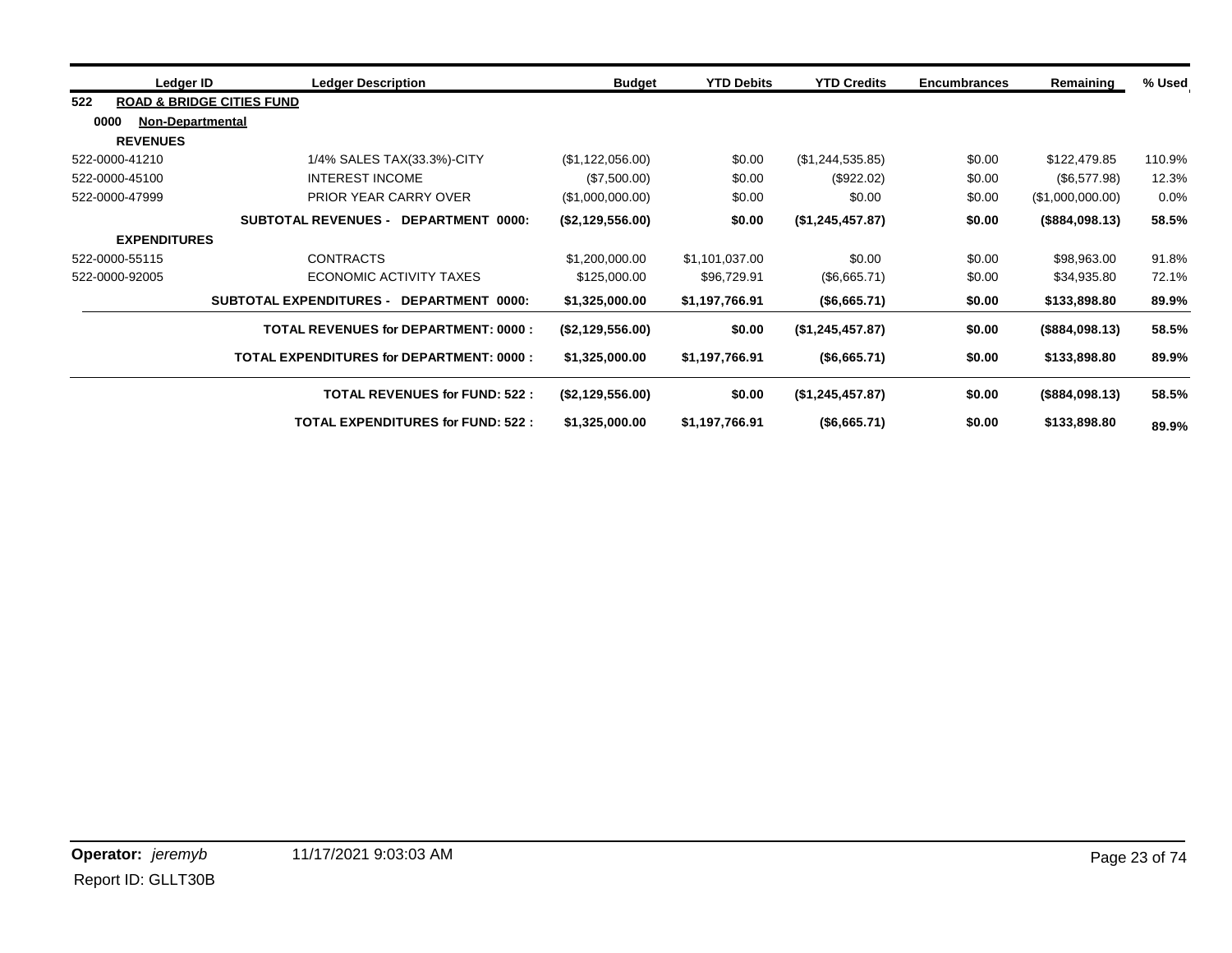| Ledger ID | Ledger Description | Budget | YTD Debits | YTD Credits | Encumbrances | Remaining | % Used |
|---|---|---|---|---|---|---|---|
| **522 ROAD & BRIDGE CITIES FUND** | | | | | | | |
| **0000 Non-Departmental** | | | | | | | |
| **REVENUES** | | | | | | | |
| 522-0000-41210 | 1/4% SALES TAX(33.3%)-CITY | ($1,122,056.00) | $0.00 | ($1,244,535.85) | $0.00 | $122,479.85 | 110.9% |
| 522-0000-45100 | INTEREST INCOME | ($7,500.00) | $0.00 | ($922.02) | $0.00 | ($6,577.98) | 12.3% |
| 522-0000-47999 | PRIOR YEAR CARRY OVER | ($1,000,000.00) | $0.00 | $0.00 | $0.00 | ($1,000,000.00) | 0.0% |
| | **SUBTOTAL REVENUES - DEPARTMENT 0000:** | **($2,129,556.00)** | **$0.00** | **($1,245,457.87)** | **$0.00** | **($884,098.13)** | **58.5%** |
| **EXPENDITURES** | | | | | | | |
| 522-0000-55115 | CONTRACTS | $1,200,000.00 | $1,101,037.00 | $0.00 | $0.00 | $98,963.00 | 91.8% |
| 522-0000-92005 | ECONOMIC ACTIVITY TAXES | $125,000.00 | $96,729.91 | ($6,665.71) | $0.00 | $34,935.80 | 72.1% |
| | **SUBTOTAL EXPENDITURES - DEPARTMENT 0000:** | **$1,325,000.00** | **$1,197,766.91** | **($6,665.71)** | **$0.00** | **$133,898.80** | **89.9%** |
| | **TOTAL REVENUES for DEPARTMENT: 0000 :** | **($2,129,556.00)** | **$0.00** | **($1,245,457.87)** | **$0.00** | **($884,098.13)** | **58.5%** |
| | **TOTAL EXPENDITURES for DEPARTMENT: 0000 :** | **$1,325,000.00** | **$1,197,766.91** | **($6,665.71)** | **$0.00** | **$133,898.80** | **89.9%** |
| | **TOTAL REVENUES for FUND: 522 :** | **($2,129,556.00)** | **$0.00** | **($1,245,457.87)** | **$0.00** | **($884,098.13)** | **58.5%** |
| | **TOTAL EXPENDITURES for FUND: 522 :** | **$1,325,000.00** | **$1,197,766.91** | **($6,665.71)** | **$0.00** | **$133,898.80** | **89.9%** |

**Operator:** *jeremyb* 11/17/2021 9:03:03 AM

Report ID: GLLT30B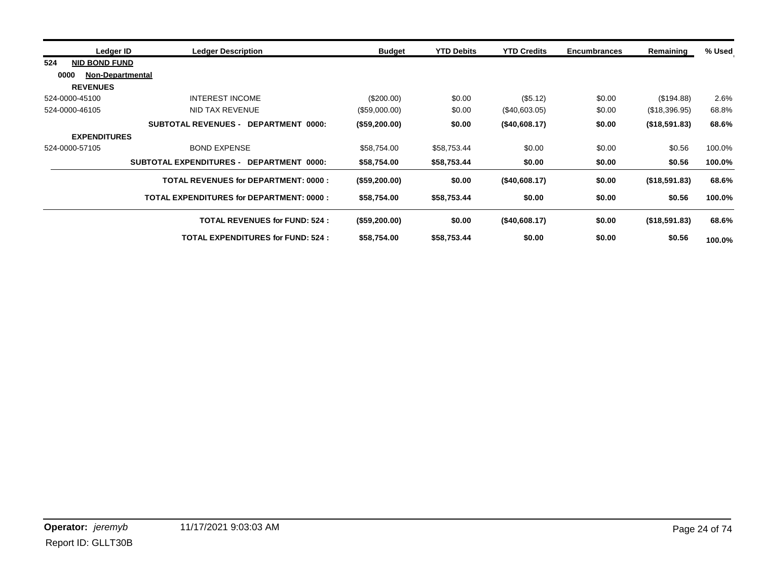| Ledger ID | Ledger Description | Budget | YTD Debits | YTD Credits | Encumbrances | Remaining | % Used |
|---|---|---|---|---|---|---|---|
| **524** | **NID BOND FUND** | | | | | | |
| **0000** | **Non-Departmental** | | | | | | |
| **REVENUES** | | | | | | | |
| 524-0000-45100 | INTEREST INCOME | ($200.00) | $0.00 | ($5.12) | $0.00 | ($194.88) | 2.6% |
| 524-0000-46105 | NID TAX REVENUE | ($59,000.00) | $0.00 | ($40,603.05) | $0.00 | ($18,396.95) | 68.8% |
| | **SUBTOTAL REVENUES - DEPARTMENT 0000:** | **($59,200.00)** | **$0.00** | **($40,608.17)** | **$0.00** | **($18,591.83)** | **68.6%** |
| **EXPENDITURES** | | | | | | | |
| 524-0000-57105 | BOND EXPENSE | $58,754.00 | $58,753.44 | $0.00 | $0.00 | $0.56 | 100.0% |
| | **SUBTOTAL EXPENDITURES - DEPARTMENT 0000:** | **$58,754.00** | **$58,753.44** | **$0.00** | **$0.00** | **$0.56** | **100.0%** |
| | **TOTAL REVENUES for DEPARTMENT: 0000 :** | **($59,200.00)** | **$0.00** | **($40,608.17)** | **$0.00** | **($18,591.83)** | **68.6%** |
| | **TOTAL EXPENDITURES for DEPARTMENT: 0000 :** | **$58,754.00** | **$58,753.44** | **$0.00** | **$0.00** | **$0.56** | **100.0%** |
| | **TOTAL REVENUES for FUND: 524 :** | **($59,200.00)** | **$0.00** | **($40,608.17)** | **$0.00** | **($18,591.83)** | **68.6%** |
| | **TOTAL EXPENDITURES for FUND: 524 :** | **$58,754.00** | **$58,753.44** | **$0.00** | **$0.00** | **$0.56** | **100.0%** |

**Operator:** *jeremyb* 11/17/2021 9:03:03 AM

Report ID: GLLT30B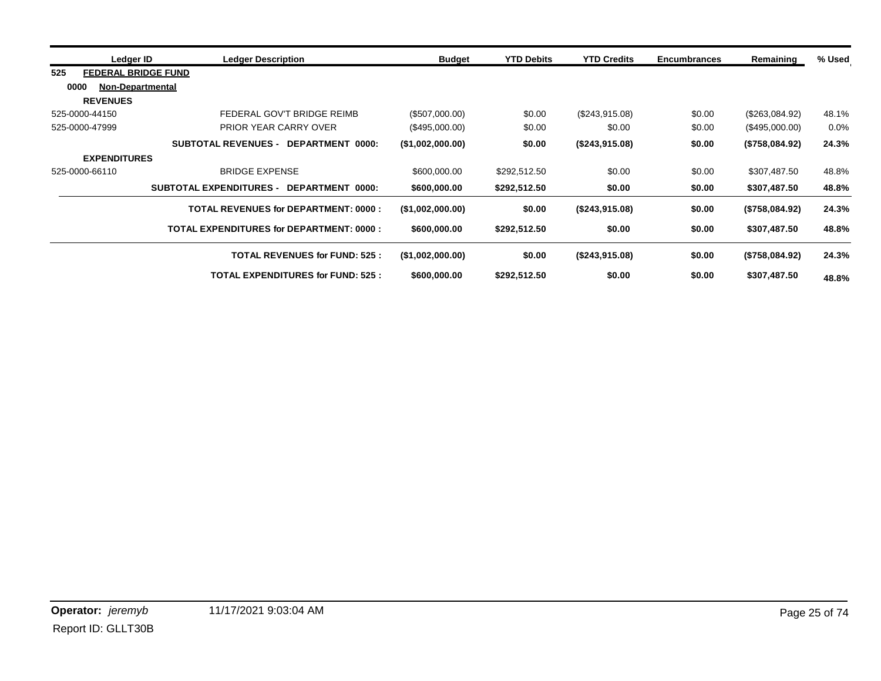| Ledger ID | Ledger Description | Budget | YTD Debits | YTD Credits | Encumbrances | Remaining | % Used |
|---|---|---|---|---|---|---|---|
| **525 FEDERAL BRIDGE FUND** | | | | | | | |
| **0000 Non-Departmental** | | | | | | | |
| **REVENUES** | | | | | | | |
| 525-0000-44150 | FEDERAL GOV'T BRIDGE REIMB | ($507,000.00) | $0.00 | ($243,915.08) | $0.00 | ($263,084.92) | 48.1% |
| 525-0000-47999 | PRIOR YEAR CARRY OVER | ($495,000.00) | $0.00 | $0.00 | $0.00 | ($495,000.00) | 0.0% |
| | **SUBTOTAL REVENUES - DEPARTMENT 0000:** | **($1,002,000.00)** | **$0.00** | **($243,915.08)** | **$0.00** | **($758,084.92)** | **24.3%** |
| **EXPENDITURES** | | | | | | | |
| 525-0000-66110 | BRIDGE EXPENSE | $600,000.00 | $292,512.50 | $0.00 | $0.00 | $307,487.50 | 48.8% |
| | **SUBTOTAL EXPENDITURES - DEPARTMENT 0000:** | **$600,000.00** | **$292,512.50** | **$0.00** | **$0.00** | **$307,487.50** | **48.8%** |
| | **TOTAL REVENUES for DEPARTMENT: 0000 :** | **($1,002,000.00)** | **$0.00** | **($243,915.08)** | **$0.00** | **($758,084.92)** | **24.3%** |
| | **TOTAL EXPENDITURES for DEPARTMENT: 0000 :** | **$600,000.00** | **$292,512.50** | **$0.00** | **$0.00** | **$307,487.50** | **48.8%** |
| | **TOTAL REVENUES for FUND: 525 :** | **($1,002,000.00)** | **$0.00** | **($243,915.08)** | **$0.00** | **($758,084.92)** | **24.3%** |
| | **TOTAL EXPENDITURES for FUND: 525 :** | **$600,000.00** | **$292,512.50** | **$0.00** | **$0.00** | **$307,487.50** | **48.8%** |

**Operator:** *jeremyb* 11/17/2021 9:03:04 AM

Report ID: GLLT30B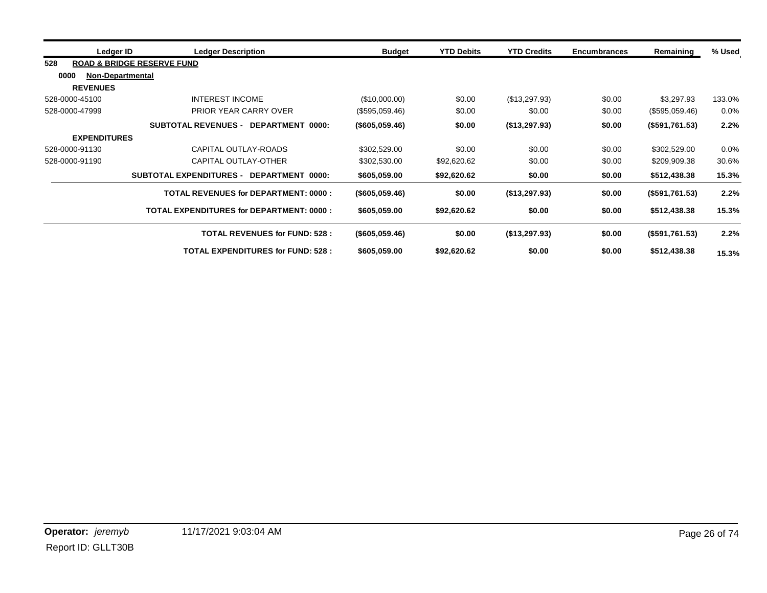| Ledger ID | Ledger Description | Budget | YTD Debits | YTD Credits | Encumbrances | Remaining | % Used |
|---|---|---|---|---|---|---|---|
| **528** | **ROAD & BRIDGE RESERVE FUND** | | | | | | |
| **0000** | **Non-Departmental** | | | | | | |
| **REVENUES** | | | | | | | |
| 528-0000-45100 | INTEREST INCOME | ($10,000.00) | $0.00 | ($13,297.93) | $0.00 | $3,297.93 | 133.0% |
| 528-0000-47999 | PRIOR YEAR CARRY OVER | ($595,059.46) | $0.00 | $0.00 | $0.00 | ($595,059.46) | 0.0% |
| | **SUBTOTAL REVENUES - DEPARTMENT 0000:** | **($605,059.46)** | **$0.00** | **($13,297.93)** | **$0.00** | **($591,761.53)** | **2.2%** |
| **EXPENDITURES** | | | | | | | |
| 528-0000-91130 | CAPITAL OUTLAY-ROADS | $302,529.00 | $0.00 | $0.00 | $0.00 | $302,529.00 | 0.0% |
| 528-0000-91190 | CAPITAL OUTLAY-OTHER | $302,530.00 | $92,620.62 | $0.00 | $0.00 | $209,909.38 | 30.6% |
| | **SUBTOTAL EXPENDITURES - DEPARTMENT 0000:** | **$605,059.00** | **$92,620.62** | **$0.00** | **$0.00** | **$512,438.38** | **15.3%** |
| | **TOTAL REVENUES for DEPARTMENT: 0000 :** | **($605,059.46)** | **$0.00** | **($13,297.93)** | **$0.00** | **($591,761.53)** | **2.2%** |
| | **TOTAL EXPENDITURES for DEPARTMENT: 0000 :** | **$605,059.00** | **$92,620.62** | **$0.00** | **$0.00** | **$512,438.38** | **15.3%** |
| | **TOTAL REVENUES for FUND: 528 :** | **($605,059.46)** | **$0.00** | **($13,297.93)** | **$0.00** | **($591,761.53)** | **2.2%** |
| | **TOTAL EXPENDITURES for FUND: 528 :** | **$605,059.00** | **$92,620.62** | **$0.00** | **$0.00** | **$512,438.38** | **15.3%** |

**Operator:** *jeremyb* 11/17/2021 9:03:04 AM

Report ID: GLLT30B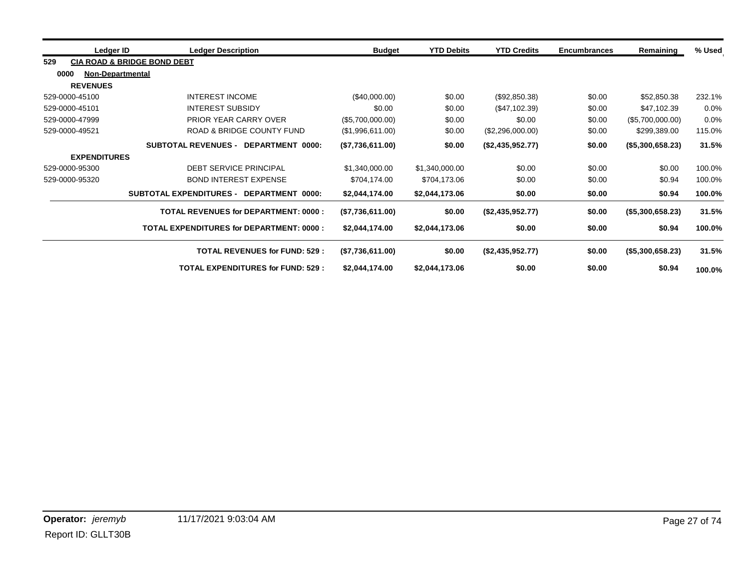| Ledger ID | Ledger Description | Budget | YTD Debits | YTD Credits | Encumbrances | Remaining | % Used |
|---|---|---|---|---|---|---|---|
| **529 CIA ROAD & BRIDGE BOND DEBT** | | | | | | | |
| **0000 Non-Departmental** | | | | | | | |
| **REVENUES** | | | | | | | |
| 529-0000-45100 | INTEREST INCOME | ($40,000.00) | $0.00 | ($92,850.38) | $0.00 | $52,850.38 | 232.1% |
| 529-0000-45101 | INTEREST SUBSIDY | $0.00 | $0.00 | ($47,102.39) | $0.00 | $47,102.39 | 0.0% |
| 529-0000-47999 | PRIOR YEAR CARRY OVER | ($5,700,000.00) | $0.00 | $0.00 | $0.00 | ($5,700,000.00) | 0.0% |
| 529-0000-49521 | ROAD & BRIDGE COUNTY FUND | ($1,996,611.00) | $0.00 | ($2,296,000.00) | $0.00 | $299,389.00 | 115.0% |
| | **SUBTOTAL REVENUES - DEPARTMENT 0000:** | **($7,736,611.00)** | **$0.00** | **($2,435,952.77)** | **$0.00** | **($5,300,658.23)** | **31.5%** |
| **EXPENDITURES** | | | | | | | |
| 529-0000-95300 | DEBT SERVICE PRINCIPAL | $1,340,000.00 | $1,340,000.00 | $0.00 | $0.00 | $0.00 | 100.0% |
| 529-0000-95320 | BOND INTEREST EXPENSE | $704,174.00 | $704,173.06 | $0.00 | $0.00 | $0.94 | 100.0% |
| | **SUBTOTAL EXPENDITURES - DEPARTMENT 0000:** | **$2,044,174.00** | **$2,044,173.06** | **$0.00** | **$0.00** | **$0.94** | **100.0%** |
| | **TOTAL REVENUES for DEPARTMENT: 0000 :** | **($7,736,611.00)** | **$0.00** | **($2,435,952.77)** | **$0.00** | **($5,300,658.23)** | **31.5%** |
| | **TOTAL EXPENDITURES for DEPARTMENT: 0000 :** | **$2,044,174.00** | **$2,044,173.06** | **$0.00** | **$0.00** | **$0.94** | **100.0%** |
| | **TOTAL REVENUES for FUND: 529 :** | **($7,736,611.00)** | **$0.00** | **($2,435,952.77)** | **$0.00** | **($5,300,658.23)** | **31.5%** |
| | **TOTAL EXPENDITURES for FUND: 529 :** | **$2,044,174.00** | **$2,044,173.06** | **$0.00** | **$0.00** | **$0.94** | **100.0%** |

**Operator:** *jeremyb* 11/17/2021 9:03:04 AM

Report ID: GLLT30B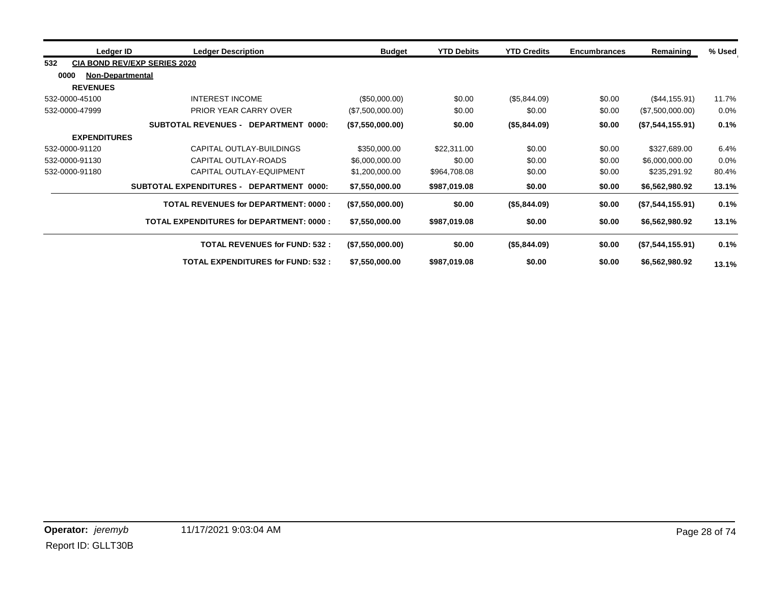| Ledger ID | Ledger Description | Budget | YTD Debits | YTD Credits | Encumbrances | Remaining | % Used |
|---|---|---|---|---|---|---|---|
| **532 CIA BOND REV/EXP SERIES 2020** | | | | | | | |
| **0000 Non-Departmental** | | | | | | | |
| **REVENUES** | | | | | | | |
| 532-0000-45100 | INTEREST INCOME | ($50,000.00) | $0.00 | ($5,844.09) | $0.00 | ($44,155.91) | 11.7% |
| 532-0000-47999 | PRIOR YEAR CARRY OVER | ($7,500,000.00) | $0.00 | $0.00 | $0.00 | ($7,500,000.00) | 0.0% |
| | **SUBTOTAL REVENUES - DEPARTMENT 0000:** | **($7,550,000.00)** | **$0.00** | **($5,844.09)** | **$0.00** | **($7,544,155.91)** | **0.1%** |
| **EXPENDITURES** | | | | | | | |
| 532-0000-91120 | CAPITAL OUTLAY-BUILDINGS | $350,000.00 | $22,311.00 | $0.00 | $0.00 | $327,689.00 | 6.4% |
| 532-0000-91130 | CAPITAL OUTLAY-ROADS | $6,000,000.00 | $0.00 | $0.00 | $0.00 | $6,000,000.00 | 0.0% |
| 532-0000-91180 | CAPITAL OUTLAY-EQUIPMENT | $1,200,000.00 | $964,708.08 | $0.00 | $0.00 | $235,291.92 | 80.4% |
| | **SUBTOTAL EXPENDITURES - DEPARTMENT 0000:** | **$7,550,000.00** | **$987,019.08** | **$0.00** | **$0.00** | **$6,562,980.92** | **13.1%** |
| | **TOTAL REVENUES for DEPARTMENT: 0000 :** | **($7,550,000.00)** | **$0.00** | **($5,844.09)** | **$0.00** | **($7,544,155.91)** | **0.1%** |
| | **TOTAL EXPENDITURES for DEPARTMENT: 0000 :** | **$7,550,000.00** | **$987,019.08** | **$0.00** | **$0.00** | **$6,562,980.92** | **13.1%** |
| | **TOTAL REVENUES for FUND: 532 :** | **($7,550,000.00)** | **$0.00** | **($5,844.09)** | **$0.00** | **($7,544,155.91)** | **0.1%** |
| | **TOTAL EXPENDITURES for FUND: 532 :** | **$7,550,000.00** | **$987,019.08** | **$0.00** | **$0.00** | **$6,562,980.92** | **13.1%** |

**Operator:** *jeremyb* 11/17/2021 9:03:04 AM

Report ID: GLLT30B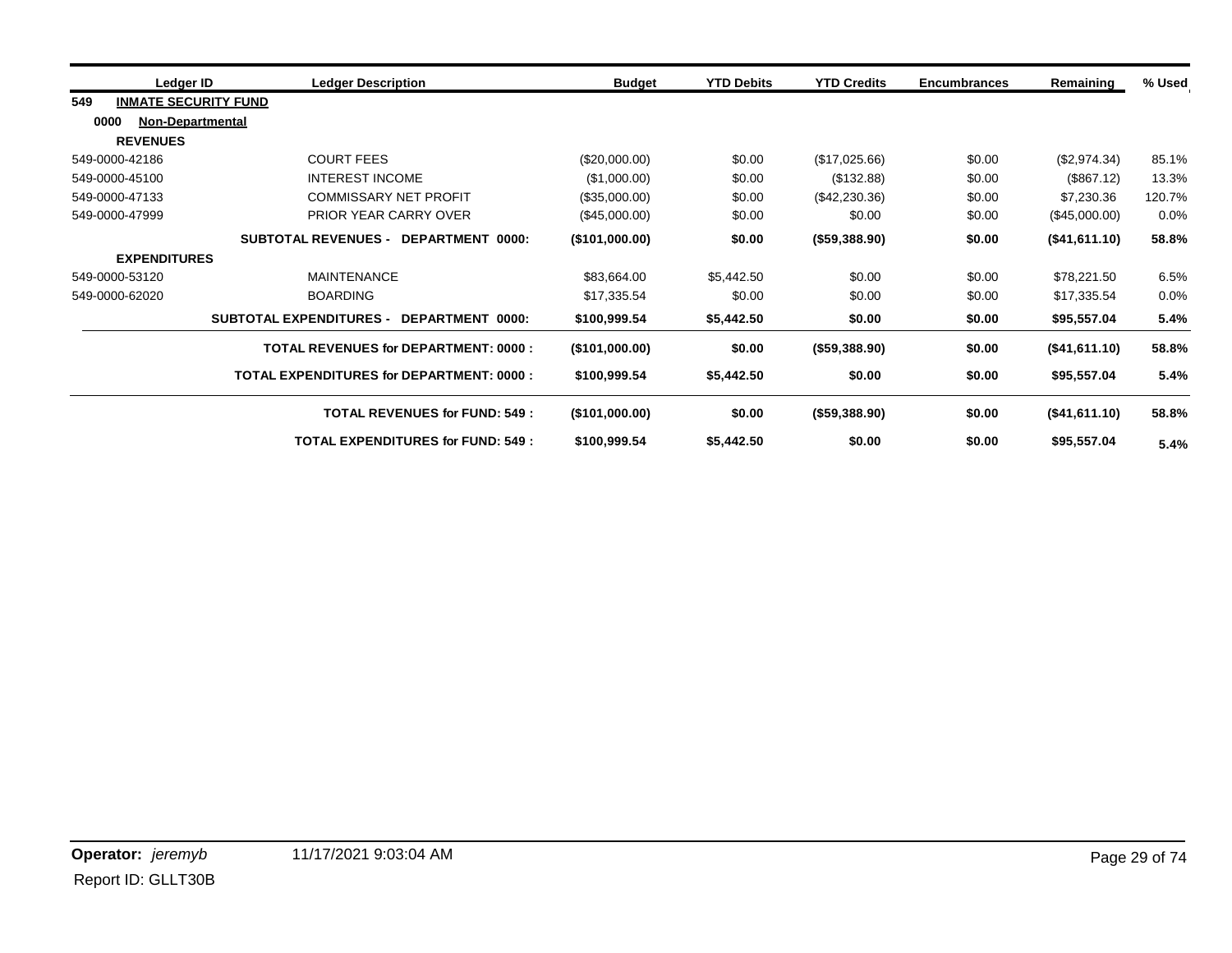| Ledger ID | Ledger Description | Budget | YTD Debits | YTD Credits | Encumbrances | Remaining | % Used |
|---|---|---|---|---|---|---|---|
| **549 INATE SECURITY FUND** | | | | | | | |
| **0000 Non-Departmental** | | | | | | | |
| **REVENUES** | | | | | | | |
| 549-0000-42186 | COURT FEES | ($20,000.00) | $0.00 | ($17,025.66) | $0.00 | ($2,974.34) | 85.1% |
| 549-0000-45100 | INTEREST INCOME | ($1,000.00) | $0.00 | ($132.88) | $0.00 | ($867.12) | 13.3% |
| 549-0000-47133 | COMMISSARY NET PROFIT | ($35,000.00) | $0.00 | ($42,230.36) | $0.00 | $7,230.36 | 120.7% |
| 549-0000-47999 | PRIOR YEAR CARRY OVER | ($45,000.00) | $0.00 | $0.00 | $0.00 | ($45,000.00) | 0.0% |
| | **SUBTOTAL REVENUES - DEPARTMENT 0000:** | **($101,000.00)** | **$0.00** | **($59,388.90)** | **$0.00** | **($41,611.10)** | **58.8%** |
| **EXPENDITURES** | | | | | | | |
| 549-0000-53120 | MAINTENANCE | $83,664.00 | $5,442.50 | $0.00 | $0.00 | $78,221.50 | 6.5% |
| 549-0000-62020 | BOARDING | $17,335.54 | $0.00 | $0.00 | $0.00 | $17,335.54 | 0.0% |
| | **SUBTOTAL EXPENDITURES - DEPARTMENT 0000:** | **$100,999.54** | **$5,442.50** | **$0.00** | **$0.00** | **$95,557.04** | **5.4%** |
| | **TOTAL REVENUES for DEPARTMENT: 0000 :** | **($101,000.00)** | **$0.00** | **($59,388.90)** | **$0.00** | **($41,611.10)** | **58.8%** |
| | **TOTAL EXPENDITURES for DEPARTMENT: 0000 :** | **$100,999.54** | **$5,442.50** | **$0.00** | **$0.00** | **$95,557.04** | **5.4%** |
| | **TOTAL REVENUES for FUND: 549 :** | **($101,000.00)** | **$0.00** | **($59,388.90)** | **$0.00** | **($41,611.10)** | **58.8%** |
| | **TOTAL EXPENDITURES for FUND: 549 :** | **$100,999.54** | **$5,442.50** | **$0.00** | **$0.00** | **$95,557.04** | **5.4%** |

**Operator:** *jeremyb* 11/17/2021 9:03:04 AM

Report ID: GLLT30B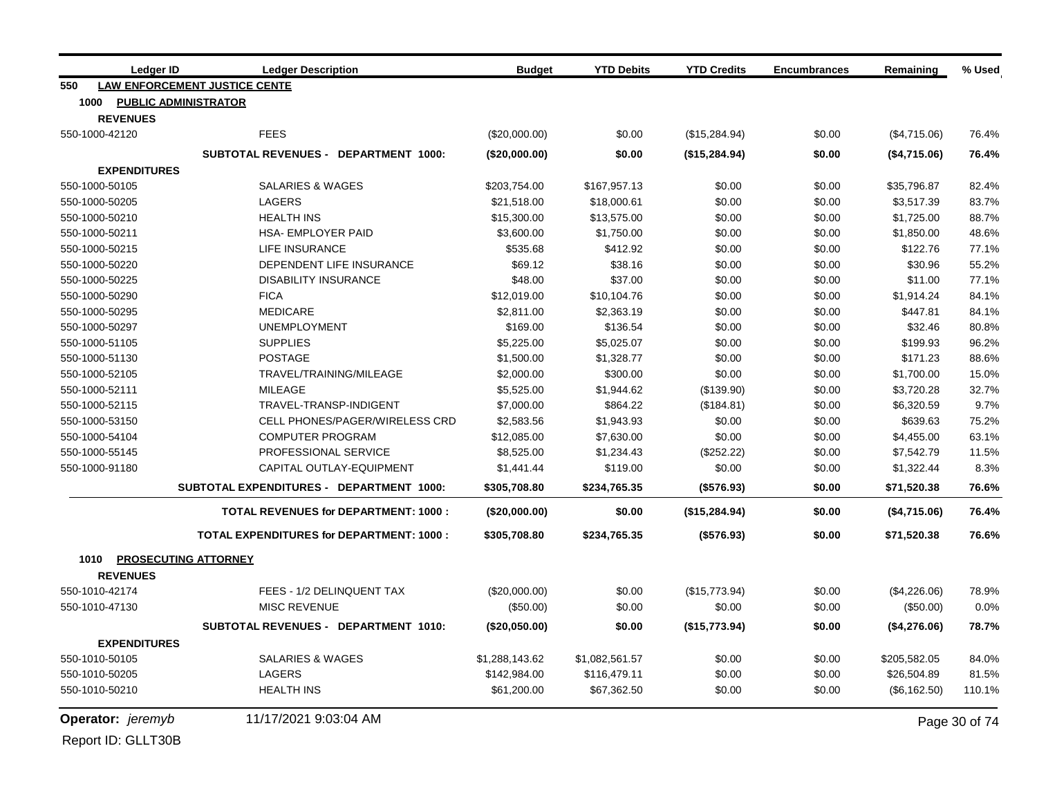| Ledger ID | Ledger Description | Budget | YTD Debits | YTD Credits | Encumbrances | Remaining | % Used |
|---|---|---|---|---|---|---|---|
| **550 LAW ENFORCEMENT JUSTICE CENTE** | | | | | | | |
| **1000 PUBLIC ADMINISTRATOR** | | | | | | | |
| **REVENUES** | | | | | | | |
| 550-1000-42120 | FEES | ($20,000.00) | $0.00 | ($15,284.94) | $0.00 | ($4,715.06) | 76.4% |
| | **SUBTOTAL REVENUES - DEPARTMENT 1000:** | **($20,000.00)** | **$0.00** | **($15,284.94)** | **$0.00** | **($4,715.06)** | **76.4%** |
| **EXPENDITURES** | | | | | | | |
| 550-1000-50105 | SALARIES & WAGES | $203,754.00 | $167,957.13 | $0.00 | $0.00 | $35,796.87 | 82.4% |
| 550-1000-50205 | LAGERS | $21,518.00 | $18,000.61 | $0.00 | $0.00 | $3,517.39 | 83.7% |
| 550-1000-50210 | HEALTH INS | $15,300.00 | $13,575.00 | $0.00 | $0.00 | $1,725.00 | 88.7% |
| 550-1000-50211 | HSA- EMPLOYER PAID | $3,600.00 | $1,750.00 | $0.00 | $0.00 | $1,850.00 | 48.6% |
| 550-1000-50215 | LIFE INSURANCE | $535.68 | $412.92 | $0.00 | $0.00 | $122.76 | 77.1% |
| 550-1000-50220 | DEPENDENT LIFE INSURANCE | $69.12 | $38.16 | $0.00 | $0.00 | $30.96 | 55.2% |
| 550-1000-50225 | DISABILITY INSURANCE | $48.00 | $37.00 | $0.00 | $0.00 | $11.00 | 77.1% |
| 550-1000-50290 | FICA | $12,019.00 | $10,104.76 | $0.00 | $0.00 | $1,914.24 | 84.1% |
| 550-1000-50295 | MEDICARE | $2,811.00 | $2,363.19 | $0.00 | $0.00 | $447.81 | 84.1% |
| 550-1000-50297 | UNEMPLOYMENT | $169.00 | $136.54 | $0.00 | $0.00 | $32.46 | 80.8% |
| 550-1000-51105 | SUPPLIES | $5,225.00 | $5,025.07 | $0.00 | $0.00 | $199.93 | 96.2% |
| 550-1000-51130 | POSTAGE | $1,500.00 | $1,328.77 | $0.00 | $0.00 | $171.23 | 88.6% |
| 550-1000-52105 | TRAVEL/TRAINING/MILEAGE | $2,000.00 | $300.00 | $0.00 | $0.00 | $1,700.00 | 15.0% |
| 550-1000-52111 | MILEAGE | $5,525.00 | $1,944.62 | ($139.90) | $0.00 | $3,720.28 | 32.7% |
| 550-1000-52115 | TRAVEL-TRANSP-INDIGENT | $7,000.00 | $864.22 | ($184.81) | $0.00 | $6,320.59 | 9.7% |
| 550-1000-53150 | CELL PHONES/PAGER/WIRELESS CRD | $2,583.56 | $1,943.93 | $0.00 | $0.00 | $639.63 | 75.2% |
| 550-1000-54104 | COMPUTER PROGRAM | $12,085.00 | $7,630.00 | $0.00 | $0.00 | $4,455.00 | 63.1% |
| 550-1000-55145 | PROFESSIONAL SERVICE | $8,525.00 | $1,234.43 | ($252.22) | $0.00 | $7,542.79 | 11.5% |
| 550-1000-91180 | CAPITAL OUTLAY-EQUIPMENT | $1,441.44 | $119.00 | $0.00 | $0.00 | $1,322.44 | 8.3% |
| | **SUBTOTAL EXPENDITURES - DEPARTMENT 1000:** | **$305,708.80** | **$234,765.35** | **($576.93)** | **$0.00** | **$71,520.38** | **76.6%** |
| | **TOTAL REVENUES for DEPARTMENT: 1000 :** | **($20,000.00)** | **$0.00** | **($15,284.94)** | **$0.00** | **($4,715.06)** | **76.4%** |
| | **TOTAL EXPENDITURES for DEPARTMENT: 1000 :** | **$305,708.80** | **$234,765.35** | **($576.93)** | **$0.00** | **$71,520.38** | **76.6%** |
| **1010 PROSECUTING ATTORNEY** | | | | | | | |
| **REVENUES** | | | | | | | |
| 550-1010-42174 | FEES - 1/2 DELINQUENT TAX | ($20,000.00) | $0.00 | ($15,773.94) | $0.00 | ($4,226.06) | 78.9% |
| 550-1010-47130 | MISC REVENUE | ($50.00) | $0.00 | $0.00 | $0.00 | ($50.00) | 0.0% |
| | **SUBTOTAL REVENUES - DEPARTMENT 1010:** | **($20,050.00)** | **$0.00** | **($15,773.94)** | **$0.00** | **($4,276.06)** | **78.7%** |
| **EXPENDITURES** | | | | | | | |
| 550-1010-50105 | SALARIES & WAGES | $1,288,143.62 | $1,082,561.57 | $0.00 | $0.00 | $205,582.05 | 84.0% |
| 550-1010-50205 | LAGERS | $142,984.00 | $116,479.11 | $0.00 | $0.00 | $26,504.89 | 81.5% |
| 550-1010-50210 | HEALTH INS | $61,200.00 | $67,362.50 | $0.00 | $0.00 | ($6,162.50) | 110.1% |

**Operator:** *jeremyb* 11/17/2021 9:03:04 AM

Report ID: GLLT30B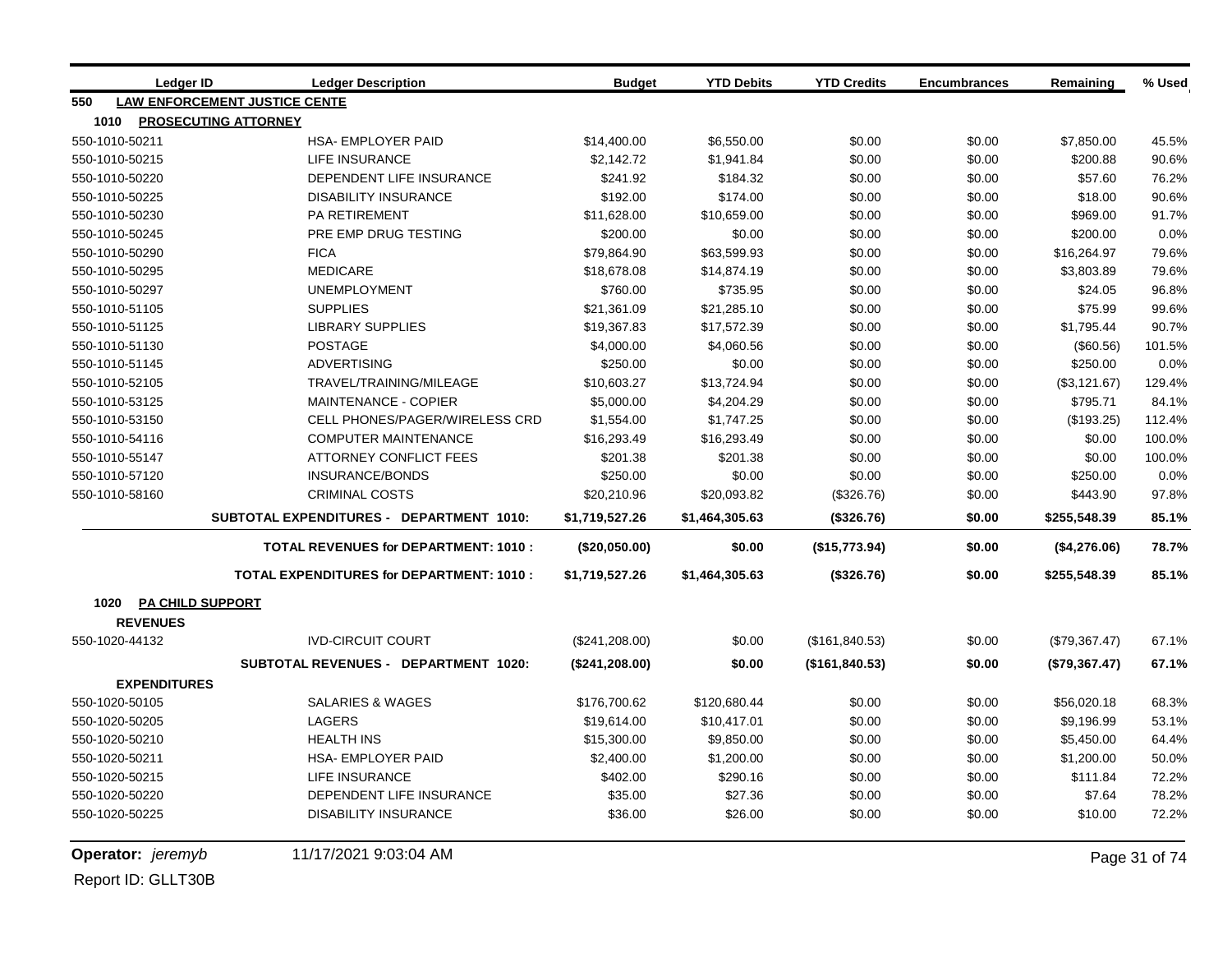| Ledger ID | Ledger Description | Budget | YTD Debits | YTD Credits | Encumbrances | Remaining | % Used |
|---|---|---|---|---|---|---|---|
| **550 LAW ENFORCEMENT JUSTICE CENTE** | | | | | | | |
| **1010 PROSECUTING ATTORNEY** | | | | | | | |
| 550-1010-50211 | HSA- EMPLOYER PAID | $14,400.00 | $6,550.00 | $0.00 | $0.00 | $7,850.00 | 45.5% |
| 550-1010-50215 | LIFE INSURANCE | $2,142.72 | $1,941.84 | $0.00 | $0.00 | $200.88 | 90.6% |
| 550-1010-50220 | DEPENDENT LIFE INSURANCE | $241.92 | $184.32 | $0.00 | $0.00 | $57.60 | 76.2% |
| 550-1010-50225 | DISABILITY INSURANCE | $192.00 | $174.00 | $0.00 | $0.00 | $18.00 | 90.6% |
| 550-1010-50230 | PA RETIREMENT | $11,628.00 | $10,659.00 | $0.00 | $0.00 | $969.00 | 91.7% |
| 550-1010-50245 | PRE EMP DRUG TESTING | $200.00 | $0.00 | $0.00 | $0.00 | $200.00 | 0.0% |
| 550-1010-50290 | FICA | $79,864.90 | $63,599.93 | $0.00 | $0.00 | $16,264.97 | 79.6% |
| 550-1010-50295 | MEDICARE | $18,678.08 | $14,874.19 | $0.00 | $0.00 | $3,803.89 | 79.6% |
| 550-1010-50297 | UNEMPLOYMENT | $760.00 | $735.95 | $0.00 | $0.00 | $24.05 | 96.8% |
| 550-1010-51105 | SUPPLIES | $21,361.09 | $21,285.10 | $0.00 | $0.00 | $75.99 | 99.6% |
| 550-1010-51125 | LIBRARY SUPPLIES | $19,367.83 | $17,572.39 | $0.00 | $0.00 | $1,795.44 | 90.7% |
| 550-1010-51130 | POSTAGE | $4,000.00 | $4,060.56 | $0.00 | $0.00 | ($60.56) | 101.5% |
| 550-1010-51145 | ADVERTISING | $250.00 | $0.00 | $0.00 | $0.00 | $250.00 | 0.0% |
| 550-1010-52105 | TRAVEL/TRAINING/MILEAGE | $10,603.27 | $13,724.94 | $0.00 | $0.00 | ($3,121.67) | 129.4% |
| 550-1010-53125 | MAINTENANCE - COPIER | $5,000.00 | $4,204.29 | $0.00 | $0.00 | $795.71 | 84.1% |
| 550-1010-53150 | CELL PHONES/PAGER/WIRELESS CRD | $1,554.00 | $1,747.25 | $0.00 | $0.00 | ($193.25) | 112.4% |
| 550-1010-54116 | COMPUTER MAINTENANCE | $16,293.49 | $16,293.49 | $0.00 | $0.00 | $0.00 | 100.0% |
| 550-1010-55147 | ATTORNEY CONFLICT FEES | $201.38 | $201.38 | $0.00 | $0.00 | $0.00 | 100.0% |
| 550-1010-57120 | INSURANCE/BONDS | $250.00 | $0.00 | $0.00 | $0.00 | $250.00 | 0.0% |
| 550-1010-58160 | CRIMINAL COSTS | $20,210.96 | $20,093.82 | ($326.76) | $0.00 | $443.90 | 97.8% |
| | **SUBTOTAL EXPENDITURES - DEPARTMENT 1010:** | **$1,719,527.26** | **$1,464,305.63** | **($326.76)** | **$0.00** | **$255,548.39** | **85.1%** |
| | **TOTAL REVENUES for DEPARTMENT: 1010 :** | **($20,050.00)** | **$0.00** | **($15,773.94)** | **$0.00** | **($4,276.06)** | **78.7%** |
| | **TOTAL EXPENDITURES for DEPARTMENT: 1010 :** | **$1,719,527.26** | **$1,464,305.63** | **($326.76)** | **$0.00** | **$255,548.39** | **85.1%** |
| **1020 PA CHILD SUPPORT** | | | | | | | |
| **REVENUES** | | | | | | | |
| 550-1020-44132 | IVD-CIRCUIT COURT | ($241,208.00) | $0.00 | ($161,840.53) | $0.00 | ($79,367.47) | 67.1% |
| | **SUBTOTAL REVENUES - DEPARTMENT 1020:** | **($241,208.00)** | **$0.00** | **($161,840.53)** | **$0.00** | **($79,367.47)** | **67.1%** |
| **EXPENDITURES** | | | | | | | |
| 550-1020-50105 | SALARIES & WAGES | $176,700.62 | $120,680.44 | $0.00 | $0.00 | $56,020.18 | 68.3% |
| 550-1020-50205 | LAGERS | $19,614.00 | $10,417.01 | $0.00 | $0.00 | $9,196.99 | 53.1% |
| 550-1020-50210 | HEALTH INS | $15,300.00 | $9,850.00 | $0.00 | $0.00 | $5,450.00 | 64.4% |
| 550-1020-50211 | HSA- EMPLOYER PAID | $2,400.00 | $1,200.00 | $0.00 | $0.00 | $1,200.00 | 50.0% |
| 550-1020-50215 | LIFE INSURANCE | $402.00 | $290.16 | $0.00 | $0.00 | $111.84 | 72.2% |
| 550-1020-50220 | DEPENDENT LIFE INSURANCE | $35.00 | $27.36 | $0.00 | $0.00 | $7.64 | 78.2% |
| 550-1020-50225 | DISABILITY INSURANCE | $36.00 | $26.00 | $0.00 | $0.00 | $10.00 | 72.2% |

**Operator:** *jeremyb* 11/17/2021 9:03:04 AM

Report ID: GLLT30B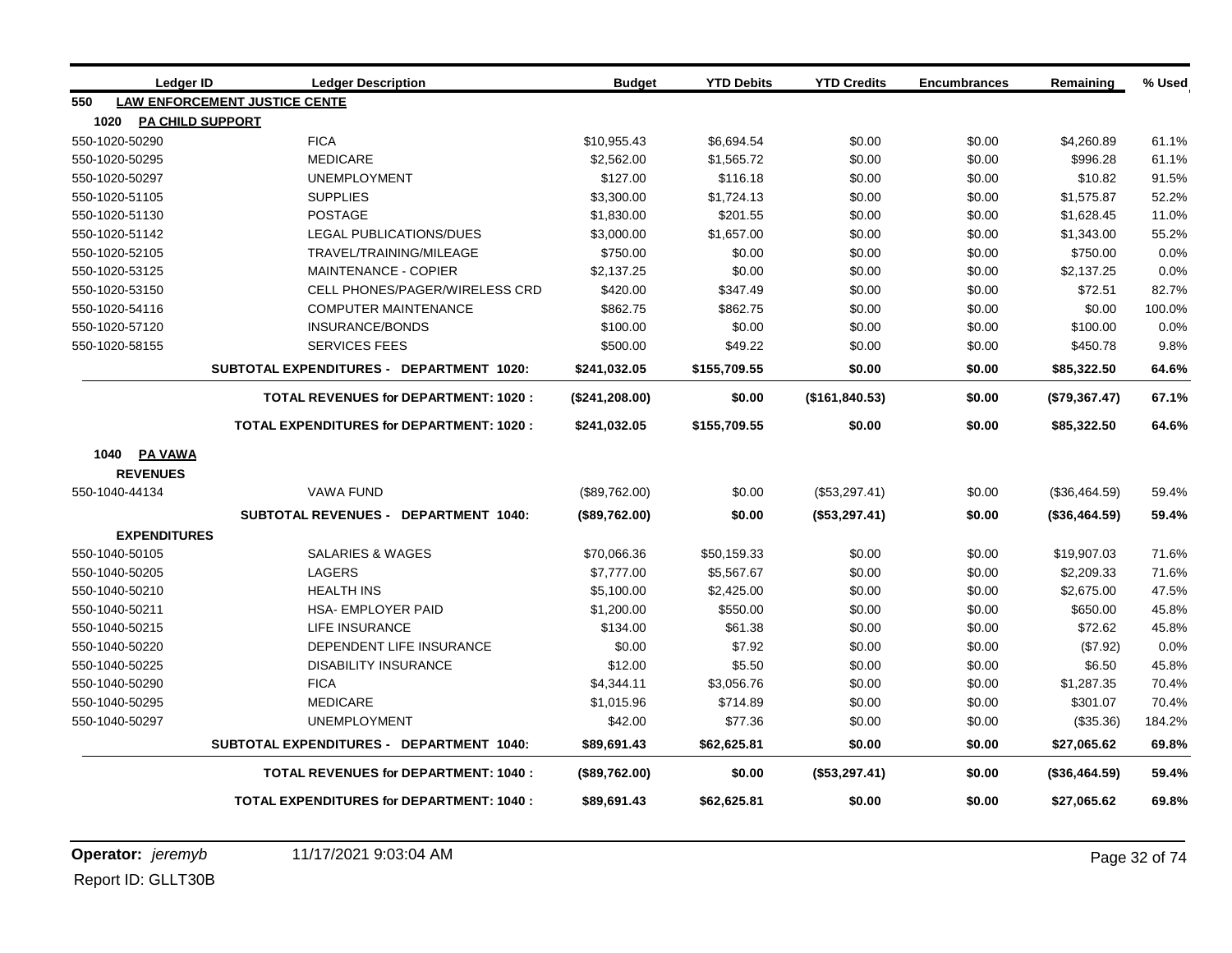| Ledger ID | Ledger Description | Budget | YTD Debits | YTD Credits | Encumbrances | Remaining | % Used |
|---|---|---|---|---|---|---|---|
| **550 LAW ENFORCEMENT JUSTICE CENTE** | | | | | | | |
| **1020 PA CHILD SUPPORT** | | | | | | | |
| 550-1020-50290 | FICA | $10,955.43 | $6,694.54 | $0.00 | $0.00 | $4,260.89 | 61.1% |
| 550-1020-50295 | MEDICARE | $2,562.00 | $1,565.72 | $0.00 | $0.00 | $996.28 | 61.1% |
| 550-1020-50297 | UNEMPLOYMENT | $127.00 | $116.18 | $0.00 | $0.00 | $10.82 | 91.5% |
| 550-1020-51105 | SUPPLIES | $3,300.00 | $1,724.13 | $0.00 | $0.00 | $1,575.87 | 52.2% |
| 550-1020-51130 | POSTAGE | $1,830.00 | $201.55 | $0.00 | $0.00 | $1,628.45 | 11.0% |
| 550-1020-51142 | LEGAL PUBLICATIONS/DUES | $3,000.00 | $1,657.00 | $0.00 | $0.00 | $1,343.00 | 55.2% |
| 550-1020-52105 | TRAVEL/TRAINING/MILEAGE | $750.00 | $0.00 | $0.00 | $0.00 | $750.00 | 0.0% |
| 550-1020-53125 | MAINTENANCE - COPIER | $2,137.25 | $0.00 | $0.00 | $0.00 | $2,137.25 | 0.0% |
| 550-1020-53150 | CELL PHONES/PAGER/WIRELESS CRD | $420.00 | $347.49 | $0.00 | $0.00 | $72.51 | 82.7% |
| 550-1020-54116 | COMPUTER MAINTENANCE | $862.75 | $862.75 | $0.00 | $0.00 | $0.00 | 100.0% |
| 550-1020-57120 | INSURANCE/BONDS | $100.00 | $0.00 | $0.00 | $0.00 | $100.00 | 0.0% |
| 550-1020-58155 | SERVICES FEES | $500.00 | $49.22 | $0.00 | $0.00 | $450.78 | 9.8% |
| | **SUBTOTAL EXPENDITURES - DEPARTMENT 1020:** | **$241,032.05** | **$155,709.55** | **$0.00** | **$0.00** | **$85,322.50** | **64.6%** |
| | **TOTAL REVENUES for DEPARTMENT: 1020 :** | **($241,208.00)** | **$0.00** | **($161,840.53)** | **$0.00** | **($79,367.47)** | **67.1%** |
| | **TOTAL EXPENDITURES for DEPARTMENT: 1020 :** | **$241,032.05** | **$155,709.55** | **$0.00** | **$0.00** | **$85,322.50** | **64.6%** |
| **1040 PA VAWA** | | | | | | | |
| **REVENUES** | | | | | | | |
| 550-1040-44134 | VAWA FUND | ($89,762.00) | $0.00 | ($53,297.41) | $0.00 | ($36,464.59) | 59.4% |
| | **SUBTOTAL REVENUES - DEPARTMENT 1040:** | **($89,762.00)** | **$0.00** | **($53,297.41)** | **$0.00** | **($36,464.59)** | **59.4%** |
| **EXPENDITURES** | | | | | | | |
| 550-1040-50105 | SALARIES & WAGES | $70,066.36 | $50,159.33 | $0.00 | $0.00 | $19,907.03 | 71.6% |
| 550-1040-50205 | LAGERS | $7,777.00 | $5,567.67 | $0.00 | $0.00 | $2,209.33 | 71.6% |
| 550-1040-50210 | HEALTH INS | $5,100.00 | $2,425.00 | $0.00 | $0.00 | $2,675.00 | 47.5% |
| 550-1040-50211 | HSA- EMPLOYER PAID | $1,200.00 | $550.00 | $0.00 | $0.00 | $650.00 | 45.8% |
| 550-1040-50215 | LIFE INSURANCE | $134.00 | $61.38 | $0.00 | $0.00 | $72.62 | 45.8% |
| 550-1040-50220 | DEPENDENT LIFE INSURANCE | $0.00 | $7.92 | $0.00 | $0.00 | ($7.92) | 0.0% |
| 550-1040-50225 | DISABILITY INSURANCE | $12.00 | $5.50 | $0.00 | $0.00 | $6.50 | 45.8% |
| 550-1040-50290 | FICA | $4,344.11 | $3,056.76 | $0.00 | $0.00 | $1,287.35 | 70.4% |
| 550-1040-50295 | MEDICARE | $1,015.96 | $714.89 | $0.00 | $0.00 | $301.07 | 70.4% |
| 550-1040-50297 | UNEMPLOYMENT | $42.00 | $77.36 | $0.00 | $0.00 | ($35.36) | 184.2% |
| | **SUBTOTAL EXPENDITURES - DEPARTMENT 1040:** | **$89,691.43** | **$62,625.81** | **$0.00** | **$0.00** | **$27,065.62** | **69.8%** |
| | **TOTAL REVENUES for DEPARTMENT: 1040 :** | **($89,762.00)** | **$0.00** | **($53,297.41)** | **$0.00** | **($36,464.59)** | **59.4%** |
| | **TOTAL EXPENDITURES for DEPARTMENT: 1040 :** | **$89,691.43** | **$62,625.81** | **$0.00** | **$0.00** | **$27,065.62** | **69.8%** |

**Operator:** *jeremyb* 11/17/2021 9:03:04 AM

Report ID: GLLT30B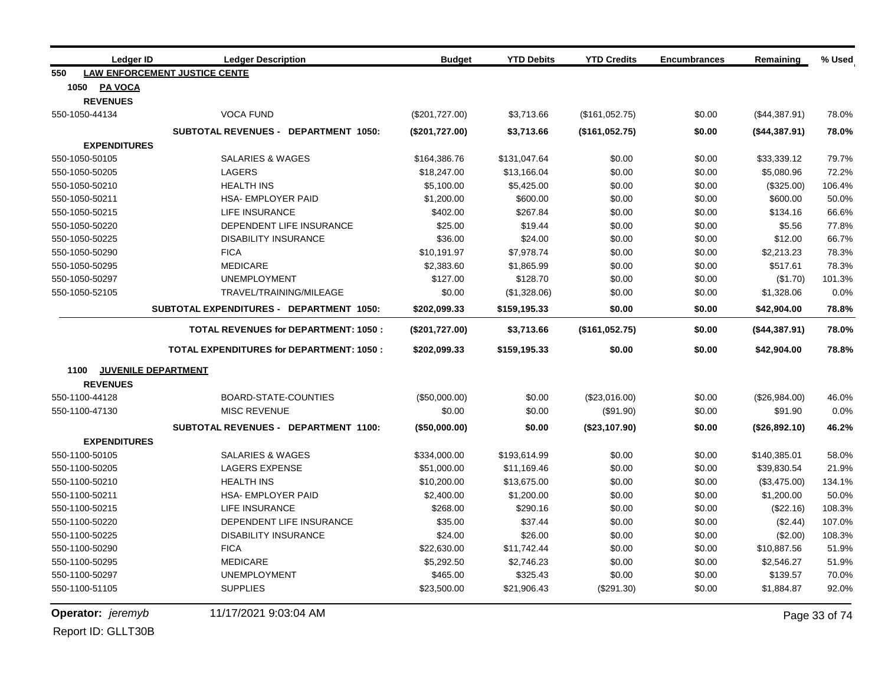| Ledger ID | Ledger Description | Budget | YTD Debits | YTD Credits | Encumbrances | Remaining | % Used |
|---|---|---|---|---|---|---|---|
| **550** | **LAW ENFORCEMENT JUSTICE CENTE** | | | | | | |
| **1050** | **PA VOCA** | | | | | | |
| **REVENUES** | | | | | | | |
| 550-1050-44134 | VOCA FUND | ($201,727.00) | $3,713.66 | ($161,052.75) | $0.00 | ($44,387.91) | 78.0% |
| | **SUBTOTAL REVENUES - DEPARTMENT 1050:** | **($201,727.00)** | **$3,713.66** | **($161,052.75)** | **$0.00** | **($44,387.91)** | **78.0%** |
| **EXPENDITURES** | | | | | | | |
| 550-1050-50105 | SALARIES & WAGES | $164,386.76 | $131,047.64 | $0.00 | $0.00 | $33,339.12 | 79.7% |
| 550-1050-50205 | LAGERS | $18,247.00 | $13,166.04 | $0.00 | $0.00 | $5,080.96 | 72.2% |
| 550-1050-50210 | HEALTH INS | $5,100.00 | $5,425.00 | $0.00 | $0.00 | ($325.00) | 106.4% |
| 550-1050-50211 | HSA- EMPLOYER PAID | $1,200.00 | $600.00 | $0.00 | $0.00 | $600.00 | 50.0% |
| 550-1050-50215 | LIFE INSURANCE | $402.00 | $267.84 | $0.00 | $0.00 | $134.16 | 66.6% |
| 550-1050-50220 | DEPENDENT LIFE INSURANCE | $25.00 | $19.44 | $0.00 | $0.00 | $5.56 | 77.8% |
| 550-1050-50225 | DISABILITY INSURANCE | $36.00 | $24.00 | $0.00 | $0.00 | $12.00 | 66.7% |
| 550-1050-50290 | FICA | $10,191.97 | $7,978.74 | $0.00 | $0.00 | $2,213.23 | 78.3% |
| 550-1050-50295 | MEDICARE | $2,383.60 | $1,865.99 | $0.00 | $0.00 | $517.61 | 78.3% |
| 550-1050-50297 | UNEMPLOYMENT | $127.00 | $128.70 | $0.00 | $0.00 | ($1.70) | 101.3% |
| 550-1050-52105 | TRAVEL/TRAINING/MILEAGE | $0.00 | ($1,328.06) | $0.00 | $0.00 | $1,328.06 | 0.0% |
| | **SUBTOTAL EXPENDITURES - DEPARTMENT 1050:** | **$202,099.33** | **$159,195.33** | **$0.00** | **$0.00** | **$42,904.00** | **78.8%** |
| | **TOTAL REVENUES for DEPARTMENT: 1050 :** | **($201,727.00)** | **$3,713.66** | **($161,052.75)** | **$0.00** | **($44,387.91)** | **78.0%** |
| | **TOTAL EXPENDITURES for DEPARTMENT: 1050 :** | **$202,099.33** | **$159,195.33** | **$0.00** | **$0.00** | **$42,904.00** | **78.8%** |
| **1100** | **JUVENILE DEPARTMENT** | | | | | | |
| **REVENUES** | | | | | | | |
| 550-1100-44128 | BOARD-STATE-COUNTIES | ($50,000.00) | $0.00 | ($23,016.00) | $0.00 | ($26,984.00) | 46.0% |
| 550-1100-47130 | MISC REVENUE | $0.00 | $0.00 | ($91.90) | $0.00 | $91.90 | 0.0% |
| | **SUBTOTAL REVENUES - DEPARTMENT 1100:** | **($50,000.00)** | **$0.00** | **($23,107.90)** | **$0.00** | **($26,892.10)** | **46.2%** |
| **EXPENDITURES** | | | | | | | |
| 550-1100-50105 | SALARIES & WAGES | $334,000.00 | $193,614.99 | $0.00 | $0.00 | $140,385.01 | 58.0% |
| 550-1100-50205 | LAGERS EXPENSE | $51,000.00 | $11,169.46 | $0.00 | $0.00 | $39,830.54 | 21.9% |
| 550-1100-50210 | HEALTH INS | $10,200.00 | $13,675.00 | $0.00 | $0.00 | ($3,475.00) | 134.1% |
| 550-1100-50211 | HSA- EMPLOYER PAID | $2,400.00 | $1,200.00 | $0.00 | $0.00 | $1,200.00 | 50.0% |
| 550-1100-50215 | LIFE INSURANCE | $268.00 | $290.16 | $0.00 | $0.00 | ($22.16) | 108.3% |
| 550-1100-50220 | DEPENDENT LIFE INSURANCE | $35.00 | $37.44 | $0.00 | $0.00 | ($2.44) | 107.0% |
| 550-1100-50225 | DISABILITY INSURANCE | $24.00 | $26.00 | $0.00 | $0.00 | ($2.00) | 108.3% |
| 550-1100-50290 | FICA | $22,630.00 | $11,742.44 | $0.00 | $0.00 | $10,887.56 | 51.9% |
| 550-1100-50295 | MEDICARE | $5,292.50 | $2,746.23 | $0.00 | $0.00 | $2,546.27 | 51.9% |
| 550-1100-50297 | UNEMPLOYMENT | $465.00 | $325.43 | $0.00 | $0.00 | $139.57 | 70.0% |
| 550-1100-51105 | SUPPLIES | $23,500.00 | $21,906.43 | ($291.30) | $0.00 | $1,884.87 | 92.0% |

Operator: *jeremyb* 11/17/2021 9:03:04 AM

Report ID: GLLT30B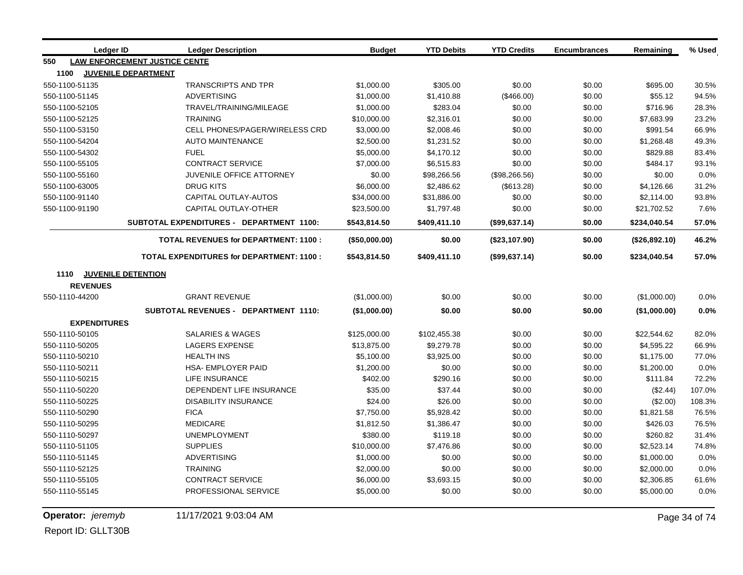| Ledger ID | Ledger Description | Budget | YTD Debits | YTD Credits | Encumbrances | Remaining | % Used |
|---|---|---|---|---|---|---|---|
| **550 LAW ENFORCEMENT JUSTICE CENTE** | | | | | | | |
| **1100 JUVENILE DEPARTMENT** | | | | | | | |
| 550-1100-51135 | TRANSCRIPTS AND TPR | $1,000.00 | $305.00 | $0.00 | $0.00 | $695.00 | 30.5% |
| 550-1100-51145 | ADVERTISING | $1,000.00 | $1,410.88 | ($466.00) | $0.00 | $55.12 | 94.5% |
| 550-1100-52105 | TRAVEL/TRAINING/MILEAGE | $1,000.00 | $283.04 | $0.00 | $0.00 | $716.96 | 28.3% |
| 550-1100-52125 | TRAINING | $10,000.00 | $2,316.01 | $0.00 | $0.00 | $7,683.99 | 23.2% |
| 550-1100-53150 | CELL PHONES/PAGER/WIRELESS CRD | $3,000.00 | $2,008.46 | $0.00 | $0.00 | $991.54 | 66.9% |
| 550-1100-54204 | AUTO MAINTENANCE | $2,500.00 | $1,231.52 | $0.00 | $0.00 | $1,268.48 | 49.3% |
| 550-1100-54302 | FUEL | $5,000.00 | $4,170.12 | $0.00 | $0.00 | $829.88 | 83.4% |
| 550-1100-55105 | CONTRACT SERVICE | $7,000.00 | $6,515.83 | $0.00 | $0.00 | $484.17 | 93.1% |
| 550-1100-55160 | JUVENILE OFFICE ATTORNEY | $0.00 | $98,266.56 | ($98,266.56) | $0.00 | $0.00 | 0.0% |
| 550-1100-63005 | DRUG KITS | $6,000.00 | $2,486.62 | ($613.28) | $0.00 | $4,126.66 | 31.2% |
| 550-1100-91140 | CAPITAL OUTLAY-AUTOS | $34,000.00 | $31,886.00 | $0.00 | $0.00 | $2,114.00 | 93.8% |
| 550-1100-91190 | CAPITAL OUTLAY-OTHER | $23,500.00 | $1,797.48 | $0.00 | $0.00 | $21,702.52 | 7.6% |
| | **SUBTOTAL EXPENDITURES - DEPARTMENT 1100:** | **$543,814.50** | **$409,411.10** | **($99,637.14)** | **$0.00** | **$234,040.54** | **57.0%** |
| | **TOTAL REVENUES for DEPARTMENT: 1100 :** | **($50,000.00)** | **$0.00** | **($23,107.90)** | **$0.00** | **($26,892.10)** | **46.2%** |
| | **TOTAL EXPENDITURES for DEPARTMENT: 1100 :** | **$543,814.50** | **$409,411.10** | **($99,637.14)** | **$0.00** | **$234,040.54** | **57.0%** |
| **1110 JUVENILE DETENTION** | | | | | | | |
| **REVENUES** | | | | | | | |
| 550-1110-44200 | GRANT REVENUE | ($1,000.00) | $0.00 | $0.00 | $0.00 | ($1,000.00) | 0.0% |
| | **SUBTOTAL REVENUES - DEPARTMENT 1110:** | **($1,000.00)** | **$0.00** | **$0.00** | **$0.00** | **($1,000.00)** | **0.0%** |
| **EXPENDITURES** | | | | | | | |
| 550-1110-50105 | SALARIES & WAGES | $125,000.00 | $102,455.38 | $0.00 | $0.00 | $22,544.62 | 82.0% |
| 550-1110-50205 | LAGERS EXPENSE | $13,875.00 | $9,279.78 | $0.00 | $0.00 | $4,595.22 | 66.9% |
| 550-1110-50210 | HEALTH INS | $5,100.00 | $3,925.00 | $0.00 | $0.00 | $1,175.00 | 77.0% |
| 550-1110-50211 | HSA- EMPLOYER PAID | $1,200.00 | $0.00 | $0.00 | $0.00 | $1,200.00 | 0.0% |
| 550-1110-50215 | LIFE INSURANCE | $402.00 | $290.16 | $0.00 | $0.00 | $111.84 | 72.2% |
| 550-1110-50220 | DEPENDENT LIFE INSURANCE | $35.00 | $37.44 | $0.00 | $0.00 | ($2.44) | 107.0% |
| 550-1110-50225 | DISABILITY INSURANCE | $24.00 | $26.00 | $0.00 | $0.00 | ($2.00) | 108.3% |
| 550-1110-50290 | FICA | $7,750.00 | $5,928.42 | $0.00 | $0.00 | $1,821.58 | 76.5% |
| 550-1110-50295 | MEDICARE | $1,812.50 | $1,386.47 | $0.00 | $0.00 | $426.03 | 76.5% |
| 550-1110-50297 | UNEMPLOYMENT | $380.00 | $119.18 | $0.00 | $0.00 | $260.82 | 31.4% |
| 550-1110-51105 | SUPPLIES | $10,000.00 | $7,476.86 | $0.00 | $0.00 | $2,523.14 | 74.8% |
| 550-1110-51145 | ADVERTISING | $1,000.00 | $0.00 | $0.00 | $0.00 | $1,000.00 | 0.0% |
| 550-1110-52125 | TRAINING | $2,000.00 | $0.00 | $0.00 | $0.00 | $2,000.00 | 0.0% |
| 550-1110-55105 | CONTRACT SERVICE | $6,000.00 | $3,693.15 | $0.00 | $0.00 | $2,306.85 | 61.6% |
| 550-1110-55145 | PROFESSIONAL SERVICE | $5,000.00 | $0.00 | $0.00 | $0.00 | $5,000.00 | 0.0% |

**Operator:** *jeremyb* 11/17/2021 9:03:04 AM

Report ID: GLLT30B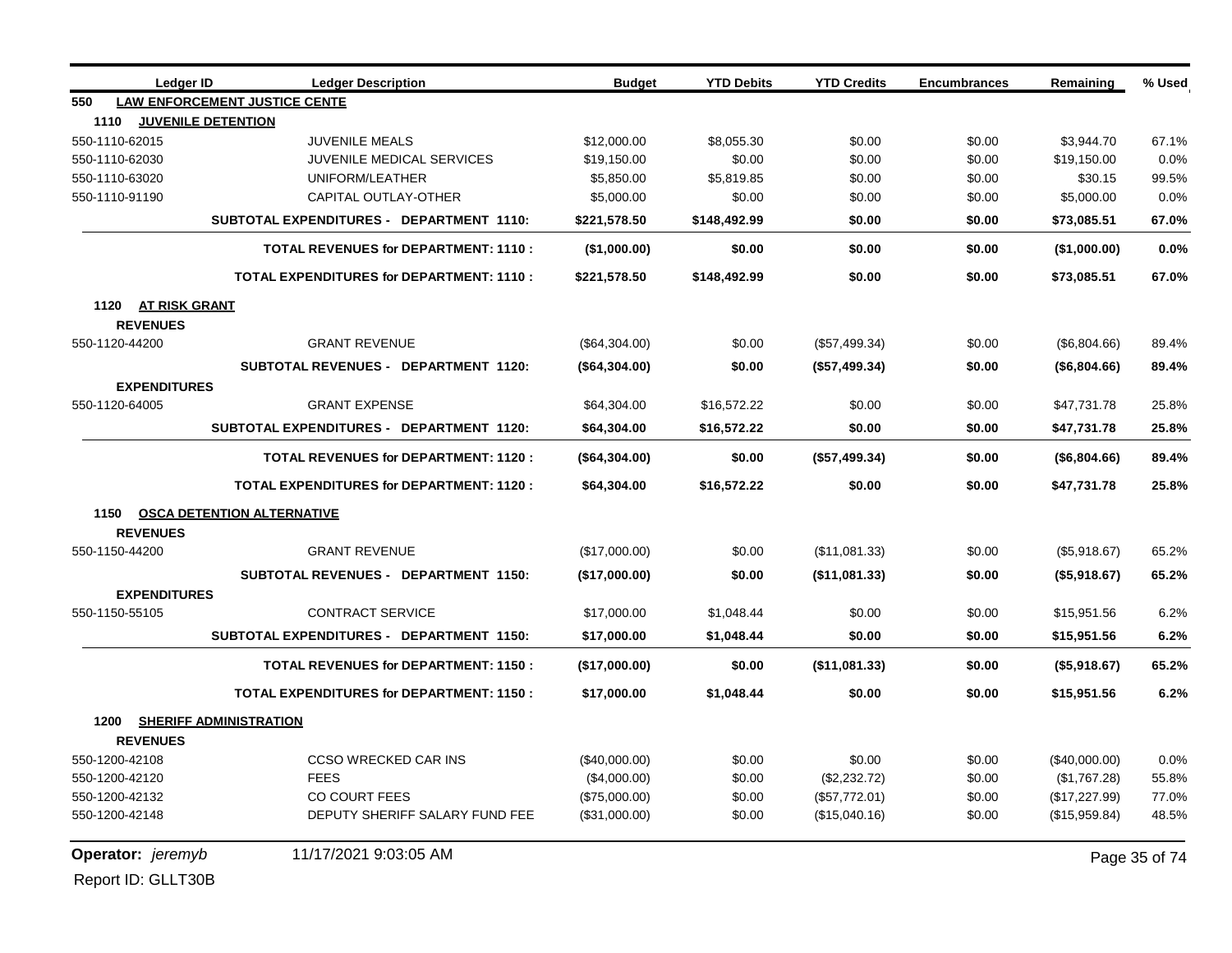| Ledger ID | Ledger Description | Budget | YTD Debits | YTD Credits | Encumbrances | Remaining | % Used |
|---|---|---|---|---|---|---|---|
| **550 LAW ENFORCEMENT JUSTICE CENTE** | | | | | | | |
| **1110 JUVENILE DETENTION** | | | | | | | |
| 550-1110-62015 | JUVENILE MEALS | $12,000.00 | $8,055.30 | $0.00 | $0.00 | $3,944.70 | 67.1% |
| 550-1110-62030 | JUVENILE MEDICAL SERVICES | $19,150.00 | $0.00 | $0.00 | $0.00 | $19,150.00 | 0.0% |
| 550-1110-63020 | UNIFORM/LEATHER | $5,850.00 | $5,819.85 | $0.00 | $0.00 | $30.15 | 99.5% |
| 550-1110-91190 | CAPITAL OUTLAY-OTHER | $5,000.00 | $0.00 | $0.00 | $0.00 | $5,000.00 | 0.0% |
| | **SUBTOTAL EXPENDITURES - DEPARTMENT 1110:** | **$221,578.50** | **$148,492.99** | **$0.00** | **$0.00** | **$73,085.51** | **67.0%** |
| | **TOTAL REVENUES for DEPARTMENT: 1110 :** | **($1,000.00)** | **$0.00** | **$0.00** | **$0.00** | **($1,000.00)** | **0.0%** |
| | **TOTAL EXPENDITURES for DEPARTMENT: 1110 :** | **$221,578.50** | **$148,492.99** | **$0.00** | **$0.00** | **$73,085.51** | **67.0%** |
| **1120 AT RISK GRANT** | | | | | | | |
| **REVENUES** | | | | | | | |
| 550-1120-44200 | GRANT REVENUE | ($64,304.00) | $0.00 | ($57,499.34) | $0.00 | ($6,804.66) | 89.4% |
| | **SUBTOTAL REVENUES - DEPARTMENT 1120:** | **($64,304.00)** | **$0.00** | **($57,499.34)** | **$0.00** | **($6,804.66)** | **89.4%** |
| **EXPENDITURES** | | | | | | | |
| 550-1120-64005 | GRANT EXPENSE | $64,304.00 | $16,572.22 | $0.00 | $0.00 | $47,731.78 | 25.8% |
| | **SUBTOTAL EXPENDITURES - DEPARTMENT 1120:** | **$64,304.00** | **$16,572.22** | **$0.00** | **$0.00** | **$47,731.78** | **25.8%** |
| | **TOTAL REVENUES for DEPARTMENT: 1120 :** | **($64,304.00)** | **$0.00** | **($57,499.34)** | **$0.00** | **($6,804.66)** | **89.4%** |
| | **TOTAL EXPENDITURES for DEPARTMENT: 1120 :** | **$64,304.00** | **$16,572.22** | **$0.00** | **$0.00** | **$47,731.78** | **25.8%** |
| **1150 OSCA DETENTION ALTERNATIVE** | | | | | | | |
| **REVENUES** | | | | | | | |
| 550-1150-44200 | GRANT REVENUE | ($17,000.00) | $0.00 | ($11,081.33) | $0.00 | ($5,918.67) | 65.2% |
| | **SUBTOTAL REVENUES - DEPARTMENT 1150:** | **($17,000.00)** | **$0.00** | **($11,081.33)** | **$0.00** | **($5,918.67)** | **65.2%** |
| **EXPENDITURES** | | | | | | | |
| 550-1150-55105 | CONTRACT SERVICE | $17,000.00 | $1,048.44 | $0.00 | $0.00 | $15,951.56 | 6.2% |
| | **SUBTOTAL EXPENDITURES - DEPARTMENT 1150:** | **$17,000.00** | **$1,048.44** | **$0.00** | **$0.00** | **$15,951.56** | **6.2%** |
| | **TOTAL REVENUES for DEPARTMENT: 1150 :** | **($17,000.00)** | **$0.00** | **($11,081.33)** | **$0.00** | **($5,918.67)** | **65.2%** |
| | **TOTAL EXPENDITURES for DEPARTMENT: 1150 :** | **$17,000.00** | **$1,048.44** | **$0.00** | **$0.00** | **$15,951.56** | **6.2%** |
| **1200 SHERIFF ADMINISTRATION** | | | | | | | |
| **REVENUES** | | | | | | | |
| 550-1200-42108 | CCSO WRECKED CAR INS | ($40,000.00) | $0.00 | $0.00 | $0.00 | ($40,000.00) | 0.0% |
| 550-1200-42120 | FEES | ($4,000.00) | $0.00 | ($2,232.72) | $0.00 | ($1,767.28) | 55.8% |
| 550-1200-42132 | CO COURT FEES | ($75,000.00) | $0.00 | ($57,772.01) | $0.00 | ($17,227.99) | 77.0% |
| 550-1200-42148 | DEPUTY SHERIFF SALARY FUND FEE | ($31,000.00) | $0.00 | ($15,040.16) | $0.00 | ($15,959.84) | 48.5% |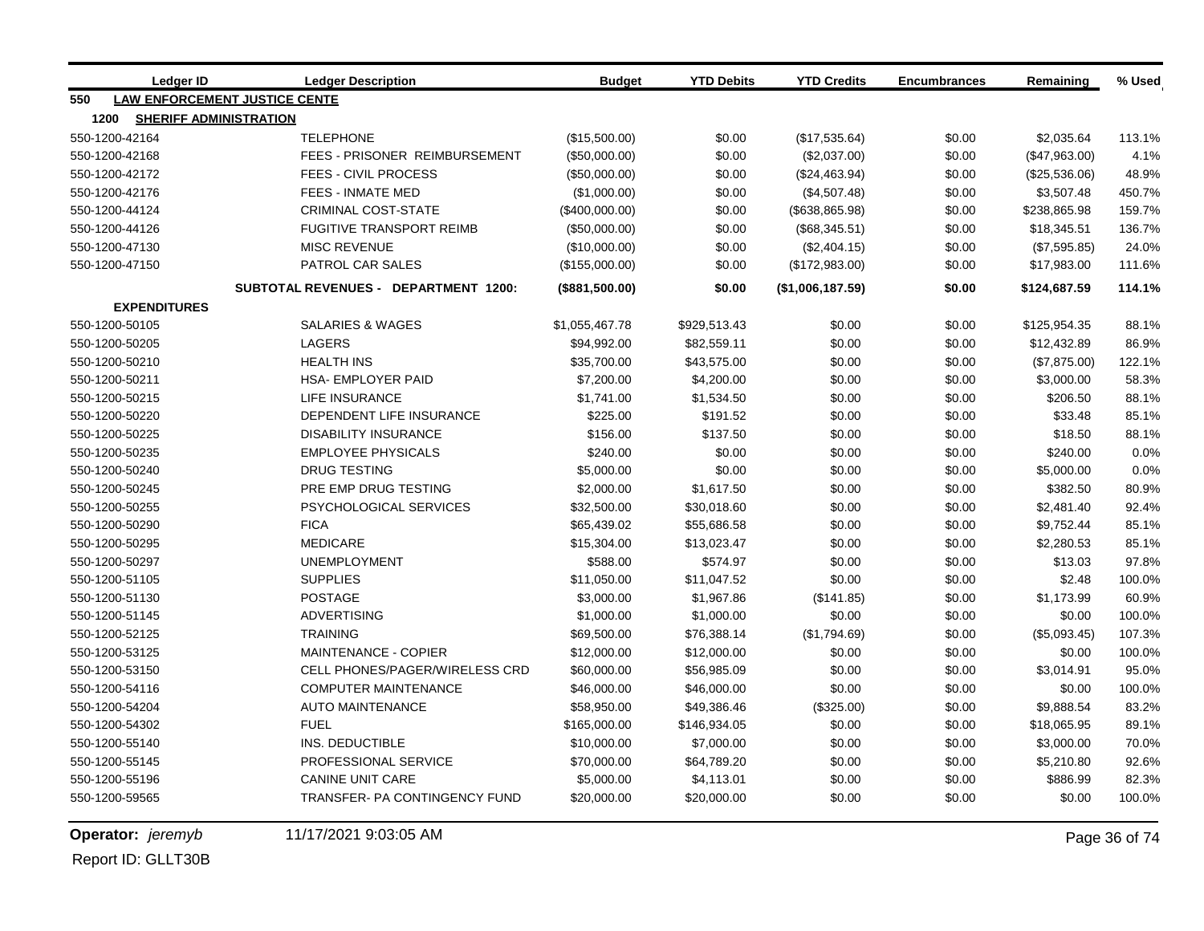| Ledger ID | Ledger Description | Budget | YTD Debits | YTD Credits | Encumbrances | Remaining | % Used |
|---|---|---|---|---|---|---|---|
| **550 LAW ENFORCEMENT JUSTICE CENTE** | | | | | | | |
| **1200 SHERIFF ADMINISTRATION** | | | | | | | |
| 550-1200-42164 | TELEPHONE | ($15,500.00) | $0.00 | ($17,535.64) | $0.00 | $2,035.64 | 113.1% |
| 550-1200-42168 | FEES - PRISONER REIMBURSEMENT | ($50,000.00) | $0.00 | ($2,037.00) | $0.00 | ($47,963.00) | 4.1% |
| 550-1200-42172 | FEES - CIVIL PROCESS | ($50,000.00) | $0.00 | ($24,463.94) | $0.00 | ($25,536.06) | 48.9% |
| 550-1200-42176 | FEES - INMATE MED | ($1,000.00) | $0.00 | ($4,507.48) | $0.00 | $3,507.48 | 450.7% |
| 550-1200-44124 | CRIMINAL COST-STATE | ($400,000.00) | $0.00 | ($638,865.98) | $0.00 | $238,865.98 | 159.7% |
| 550-1200-44126 | FUGITIVE TRANSPORT REIMB | ($50,000.00) | $0.00 | ($68,345.51) | $0.00 | $18,345.51 | 136.7% |
| 550-1200-47130 | MISC REVENUE | ($10,000.00) | $0.00 | ($2,404.15) | $0.00 | ($7,595.85) | 24.0% |
| 550-1200-47150 | PATROL CAR SALES | ($155,000.00) | $0.00 | ($172,983.00) | $0.00 | $17,983.00 | 111.6% |
| | **SUBTOTAL REVENUES - DEPARTMENT 1200:** | **($881,500.00)** | **$0.00** | **($1,006,187.59)** | **$0.00** | **$124,687.59** | **114.1%** |
| **EXPENDITURES** | | | | | | | |
| 550-1200-50105 | SALARIES & WAGES | $1,055,467.78 | $929,513.43 | $0.00 | $0.00 | $125,954.35 | 88.1% |
| 550-1200-50205 | LAGERS | $94,992.00 | $82,559.11 | $0.00 | $0.00 | $12,432.89 | 86.9% |
| 550-1200-50210 | HEALTH INS | $35,700.00 | $43,575.00 | $0.00 | $0.00 | ($7,875.00) | 122.1% |
| 550-1200-50211 | HSA- EMPLOYER PAID | $7,200.00 | $4,200.00 | $0.00 | $0.00 | $3,000.00 | 58.3% |
| 550-1200-50215 | LIFE INSURANCE | $1,741.00 | $1,534.50 | $0.00 | $0.00 | $206.50 | 88.1% |
| 550-1200-50220 | DEPENDENT LIFE INSURANCE | $225.00 | $191.52 | $0.00 | $0.00 | $33.48 | 85.1% |
| 550-1200-50225 | DISABILITY INSURANCE | $156.00 | $137.50 | $0.00 | $0.00 | $18.50 | 88.1% |
| 550-1200-50235 | EMPLOYEE PHYSICALS | $240.00 | $0.00 | $0.00 | $0.00 | $240.00 | 0.0% |
| 550-1200-50240 | DRUG TESTING | $5,000.00 | $0.00 | $0.00 | $0.00 | $5,000.00 | 0.0% |
| 550-1200-50245 | PRE EMP DRUG TESTING | $2,000.00 | $1,617.50 | $0.00 | $0.00 | $382.50 | 80.9% |
| 550-1200-50255 | PSYCHOLOGICAL SERVICES | $32,500.00 | $30,018.60 | $0.00 | $0.00 | $2,481.40 | 92.4% |
| 550-1200-50290 | FICA | $65,439.02 | $55,686.58 | $0.00 | $0.00 | $9,752.44 | 85.1% |
| 550-1200-50295 | MEDICARE | $15,304.00 | $13,023.47 | $0.00 | $0.00 | $2,280.53 | 85.1% |
| 550-1200-50297 | UNEMPLOYMENT | $588.00 | $574.97 | $0.00 | $0.00 | $13.03 | 97.8% |
| 550-1200-51105 | SUPPLIES | $11,050.00 | $11,047.52 | $0.00 | $0.00 | $2.48 | 100.0% |
| 550-1200-51130 | POSTAGE | $3,000.00 | $1,967.86 | ($141.85) | $0.00 | $1,173.99 | 60.9% |
| 550-1200-51145 | ADVERTISING | $1,000.00 | $1,000.00 | $0.00 | $0.00 | $0.00 | 100.0% |
| 550-1200-52125 | TRAINING | $69,500.00 | $76,388.14 | ($1,794.69) | $0.00 | ($5,093.45) | 107.3% |
| 550-1200-53125 | MAINTENANCE - COPIER | $12,000.00 | $12,000.00 | $0.00 | $0.00 | $0.00 | 100.0% |
| 550-1200-53150 | CELL PHONES/PAGER/WIRELESS CRD | $60,000.00 | $56,985.09 | $0.00 | $0.00 | $3,014.91 | 95.0% |
| 550-1200-54116 | COMPUTER MAINTENANCE | $46,000.00 | $46,000.00 | $0.00 | $0.00 | $0.00 | 100.0% |
| 550-1200-54204 | AUTO MAINTENANCE | $58,950.00 | $49,386.46 | ($325.00) | $0.00 | $9,888.54 | 83.2% |
| 550-1200-54302 | FUEL | $165,000.00 | $146,934.05 | $0.00 | $0.00 | $18,065.95 | 89.1% |
| 550-1200-55140 | INS. DEDUCTIBLE | $10,000.00 | $7,000.00 | $0.00 | $0.00 | $3,000.00 | 70.0% |
| 550-1200-55145 | PROFESSIONAL SERVICE | $70,000.00 | $64,789.20 | $0.00 | $0.00 | $5,210.80 | 92.6% |
| 550-1200-55196 | CANINE UNIT CARE | $5,000.00 | $4,113.01 | $0.00 | $0.00 | $886.99 | 82.3% |
| 550-1200-59565 | TRANSFER- PA CONTINGENCY FUND | $20,000.00 | $20,000.00 | $0.00 | $0.00 | $0.00 | 100.0% |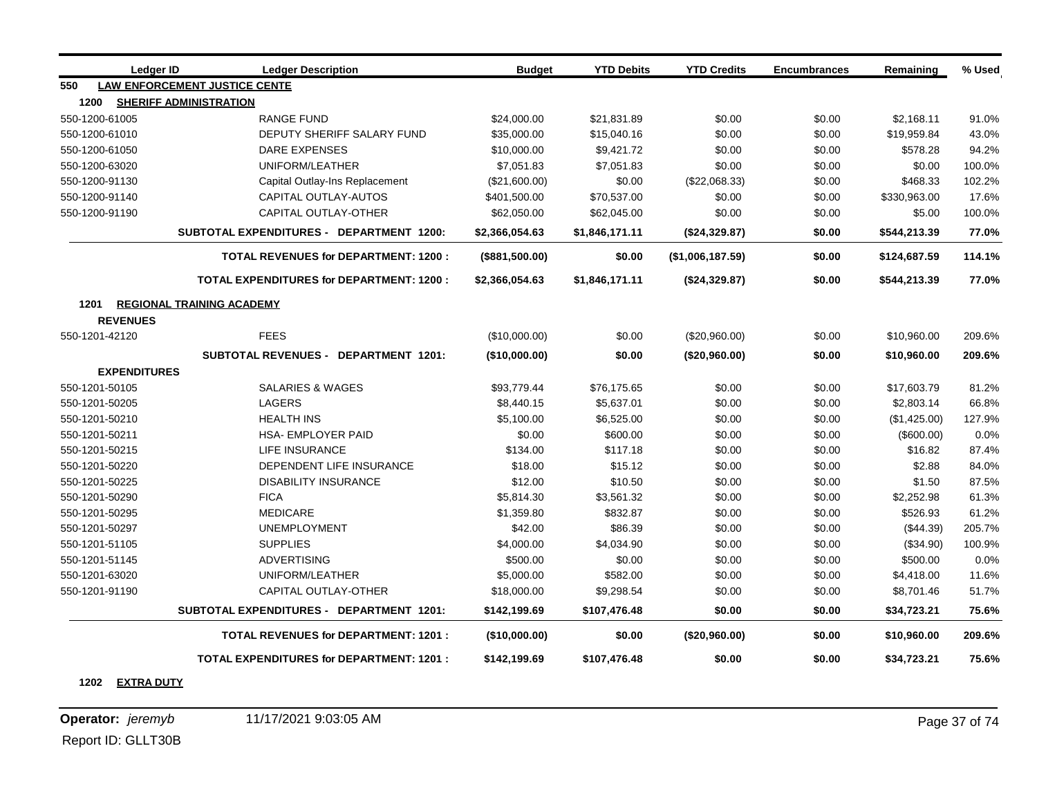| Ledger ID | Ledger Description | Budget | YTD Debits | YTD Credits | Encumbrances | Remaining | % Used |
|---|---|---|---|---|---|---|---|
| **550 LAW ENFORCEMENT JUSTICE CENTE** | | | | | | | |
| **1200 SHERIFF ADMINISTRATION** | | | | | | | |
| 550-1200-61005 | RANGE FUND | $24,000.00 | $21,831.89 | $0.00 | $0.00 | $2,168.11 | 91.0% |
| 550-1200-61010 | DEPUTY SHERIFF SALARY FUND | $35,000.00 | $15,040.16 | $0.00 | $0.00 | $19,959.84 | 43.0% |
| 550-1200-61050 | DARE EXPENSES | $10,000.00 | $9,421.72 | $0.00 | $0.00 | $578.28 | 94.2% |
| 550-1200-63020 | UNIFORM/LEATHER | $7,051.83 | $7,051.83 | $0.00 | $0.00 | $0.00 | 100.0% |
| 550-1200-91130 | Capital Outlay-Ins Replacement | ($21,600.00) | $0.00 | ($22,068.33) | $0.00 | $468.33 | 102.2% |
| 550-1200-91140 | CAPITAL OUTLAY-AUTOS | $401,500.00 | $70,537.00 | $0.00 | $0.00 | $330,963.00 | 17.6% |
| 550-1200-91190 | CAPITAL OUTLAY-OTHER | $62,050.00 | $62,045.00 | $0.00 | $0.00 | $5.00 | 100.0% |
| | **SUBTOTAL EXPENDITURES - DEPARTMENT 1200:** | **$2,366,054.63** | **$1,846,171.11** | **($24,329.87)** | **$0.00** | **$544,213.39** | **77.0%** |
| | **TOTAL REVENUES for DEPARTMENT: 1200 :** | **($881,500.00)** | **$0.00** | **($1,006,187.59)** | **$0.00** | **$124,687.59** | **114.1%** |
| | **TOTAL EXPENDITURES for DEPARTMENT: 1200 :** | **$2,366,054.63** | **$1,846,171.11** | **($24,329.87)** | **$0.00** | **$544,213.39** | **77.0%** |
| **1201 REGIONAL TRAINING ACADEMY** | | | | | | | |
| **REVENUES** | | | | | | | |
| 550-1201-42120 | FEES | ($10,000.00) | $0.00 | ($20,960.00) | $0.00 | $10,960.00 | 209.6% |
| | **SUBTOTAL REVENUES - DEPARTMENT 1201:** | **($10,000.00)** | **$0.00** | **($20,960.00)** | **$0.00** | **$10,960.00** | **209.6%** |
| **EXPENDITURES** | | | | | | | |
| 550-1201-50105 | SALARIES & WAGES | $93,779.44 | $76,175.65 | $0.00 | $0.00 | $17,603.79 | 81.2% |
| 550-1201-50205 | LAGERS | $8,440.15 | $5,637.01 | $0.00 | $0.00 | $2,803.14 | 66.8% |
| 550-1201-50210 | HEALTH INS | $5,100.00 | $6,525.00 | $0.00 | $0.00 | ($1,425.00) | 127.9% |
| 550-1201-50211 | HSA- EMPLOYER PAID | $0.00 | $600.00 | $0.00 | $0.00 | ($600.00) | 0.0% |
| 550-1201-50215 | LIFE INSURANCE | $134.00 | $117.18 | $0.00 | $0.00 | $16.82 | 87.4% |
| 550-1201-50220 | DEPENDENT LIFE INSURANCE | $18.00 | $15.12 | $0.00 | $0.00 | $2.88 | 84.0% |
| 550-1201-50225 | DISABILITY INSURANCE | $12.00 | $10.50 | $0.00 | $0.00 | $1.50 | 87.5% |
| 550-1201-50290 | FICA | $5,814.30 | $3,561.32 | $0.00 | $0.00 | $2,252.98 | 61.3% |
| 550-1201-50295 | MEDICARE | $1,359.80 | $832.87 | $0.00 | $0.00 | $526.93 | 61.2% |
| 550-1201-50297 | UNEMPLOYMENT | $42.00 | $86.39 | $0.00 | $0.00 | ($44.39) | 205.7% |
| 550-1201-51105 | SUPPLIES | $4,000.00 | $4,034.90 | $0.00 | $0.00 | ($34.90) | 100.9% |
| 550-1201-51145 | ADVERTISING | $500.00 | $0.00 | $0.00 | $0.00 | $500.00 | 0.0% |
| 550-1201-63020 | UNIFORM/LEATHER | $5,000.00 | $582.00 | $0.00 | $0.00 | $4,418.00 | 11.6% |
| 550-1201-91190 | CAPITAL OUTLAY-OTHER | $18,000.00 | $9,298.54 | $0.00 | $0.00 | $8,701.46 | 51.7% |
| | **SUBTOTAL EXPENDITURES - DEPARTMENT 1201:** | **$142,199.69** | **$107,476.48** | **$0.00** | **$0.00** | **$34,723.21** | **75.6%** |
| | **TOTAL REVENUES for DEPARTMENT: 1201 :** | **($10,000.00)** | **$0.00** | **($20,960.00)** | **$0.00** | **$10,960.00** | **209.6%** |
| | **TOTAL EXPENDITURES for DEPARTMENT: 1201 :** | **$142,199.69** | **$107,476.48** | **$0.00** | **$0.00** | **$34,723.21** | **75.6%** |
| **1202 EXTRA DUTY** | | | | | | | |

**Operator:** *jeremyb* 11/17/2021 9:03:05 AM

Report ID: GLLT30B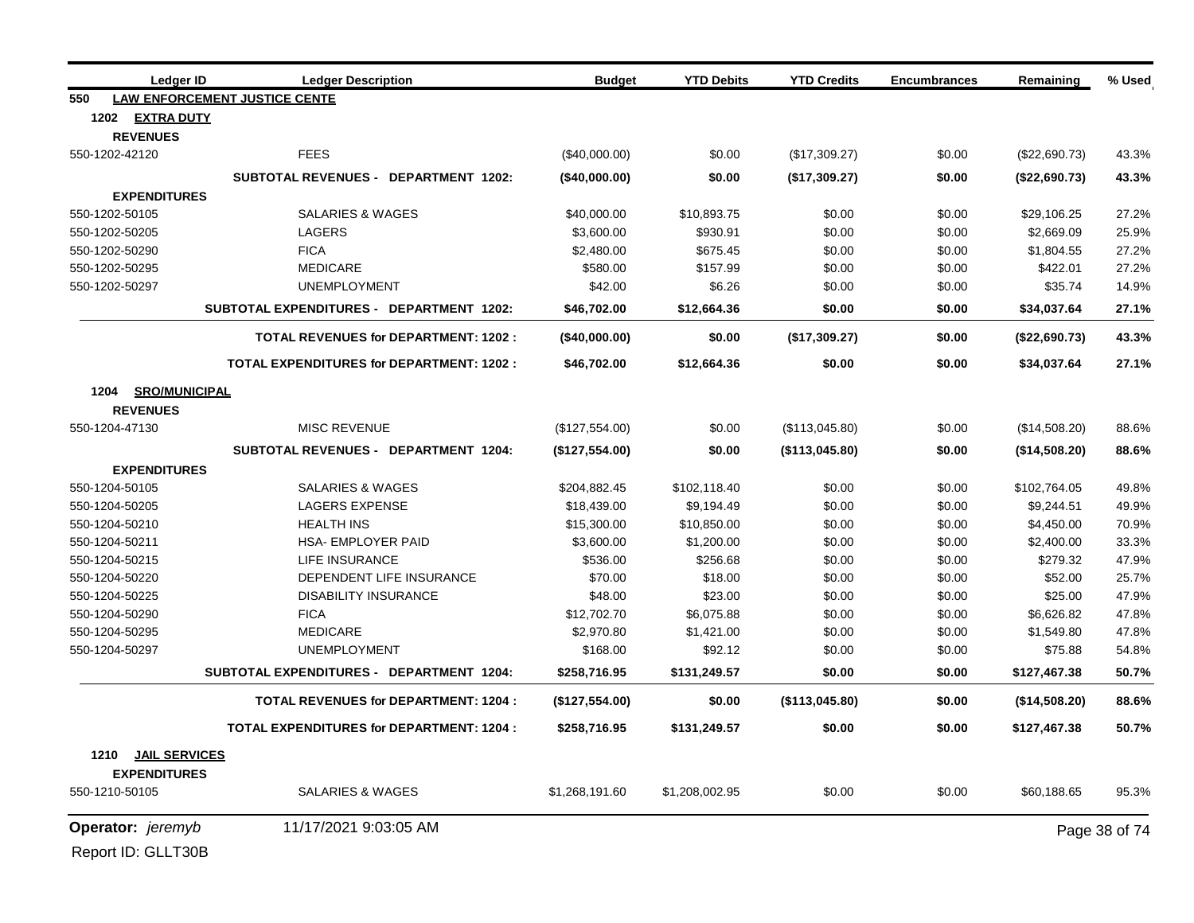| Ledger ID | Ledger Description | Budget | YTD Debits | YTD Credits | Encumbrances | Remaining | % Used |
|---|---|---|---|---|---|---|---|
| **550 LAW ENFORCEMENT JUSTICE CENTE** | | | | | | | |
| **1202 EXTRA DUTY** | | | | | | | |
| **REVENUES** | | | | | | | |
| 550-1202-42120 | FEES | ($40,000.00) | $0.00 | ($17,309.27) | $0.00 | ($22,690.73) | 43.3% |
| | **SUBTOTAL REVENUES - DEPARTMENT 1202:** | **($40,000.00)** | **$0.00** | **($17,309.27)** | **$0.00** | **($22,690.73)** | **43.3%** |
| **EXPENDITURES** | | | | | | | |
| 550-1202-50105 | SALARIES & WAGES | $40,000.00 | $10,893.75 | $0.00 | $0.00 | $29,106.25 | 27.2% |
| 550-1202-50205 | LAGERS | $3,600.00 | $930.91 | $0.00 | $0.00 | $2,669.09 | 25.9% |
| 550-1202-50290 | FICA | $2,480.00 | $675.45 | $0.00 | $0.00 | $1,804.55 | 27.2% |
| 550-1202-50295 | MEDICARE | $580.00 | $157.99 | $0.00 | $0.00 | $422.01 | 27.2% |
| 550-1202-50297 | UNEMPLOYMENT | $42.00 | $6.26 | $0.00 | $0.00 | $35.74 | 14.9% |
| | **SUBTOTAL EXPENDITURES - DEPARTMENT 1202:** | **$46,702.00** | **$12,664.36** | **$0.00** | **$0.00** | **$34,037.64** | **27.1%** |
| | **TOTAL REVENUES for DEPARTMENT: 1202 :** | **($40,000.00)** | **$0.00** | **($17,309.27)** | **$0.00** | **($22,690.73)** | **43.3%** |
| | **TOTAL EXPENDITURES for DEPARTMENT: 1202 :** | **$46,702.00** | **$12,664.36** | **$0.00** | **$0.00** | **$34,037.64** | **27.1%** |
| **1204 SRO/MUNICIPAL** | | | | | | | |
| **REVENUES** | | | | | | | |
| 550-1204-47130 | MISC REVENUE | ($127,554.00) | $0.00 | ($113,045.80) | $0.00 | ($14,508.20) | 88.6% |
| | **SUBTOTAL REVENUES - DEPARTMENT 1204:** | **($127,554.00)** | **$0.00** | **($113,045.80)** | **$0.00** | **($14,508.20)** | **88.6%** |
| **EXPENDITURES** | | | | | | | |
| 550-1204-50105 | SALARIES & WAGES | $204,882.45 | $102,118.40 | $0.00 | $0.00 | $102,764.05 | 49.8% |
| 550-1204-50205 | LAGERS EXPENSE | $18,439.00 | $9,194.49 | $0.00 | $0.00 | $9,244.51 | 49.9% |
| 550-1204-50210 | HEALTH INS | $15,300.00 | $10,850.00 | $0.00 | $0.00 | $4,450.00 | 70.9% |
| 550-1204-50211 | HSA- EMPLOYER PAID | $3,600.00 | $1,200.00 | $0.00 | $0.00 | $2,400.00 | 33.3% |
| 550-1204-50215 | LIFE INSURANCE | $536.00 | $256.68 | $0.00 | $0.00 | $279.32 | 47.9% |
| 550-1204-50220 | DEPENDENT LIFE INSURANCE | $70.00 | $18.00 | $0.00 | $0.00 | $52.00 | 25.7% |
| 550-1204-50225 | DISABILITY INSURANCE | $48.00 | $23.00 | $0.00 | $0.00 | $25.00 | 47.9% |
| 550-1204-50290 | FICA | $12,702.70 | $6,075.88 | $0.00 | $0.00 | $6,626.82 | 47.8% |
| 550-1204-50295 | MEDICARE | $2,970.80 | $1,421.00 | $0.00 | $0.00 | $1,549.80 | 47.8% |
| 550-1204-50297 | UNEMPLOYMENT | $168.00 | $92.12 | $0.00 | $0.00 | $75.88 | 54.8% |
| | **SUBTOTAL EXPENDITURES - DEPARTMENT 1204:** | **$258,716.95** | **$131,249.57** | **$0.00** | **$0.00** | **$127,467.38** | **50.7%** |
| | **TOTAL REVENUES for DEPARTMENT: 1204 :** | **($127,554.00)** | **$0.00** | **($113,045.80)** | **$0.00** | **($14,508.20)** | **88.6%** |
| | **TOTAL EXPENDITURES for DEPARTMENT: 1204 :** | **$258,716.95** | **$131,249.57** | **$0.00** | **$0.00** | **$127,467.38** | **50.7%** |
| **1210 JAIL SERVICES** | | | | | | | |
| **EXPENDITURES** | | | | | | | |
| 550-1210-50105 | SALARIES & WAGES | $1,268,191.60 | $1,208,002.95 | $0.00 | $0.00 | $60,188.65 | 95.3% |

Operator: *jeremyb* 11/17/2021 9:03:05 AM

Report ID: GLLT30B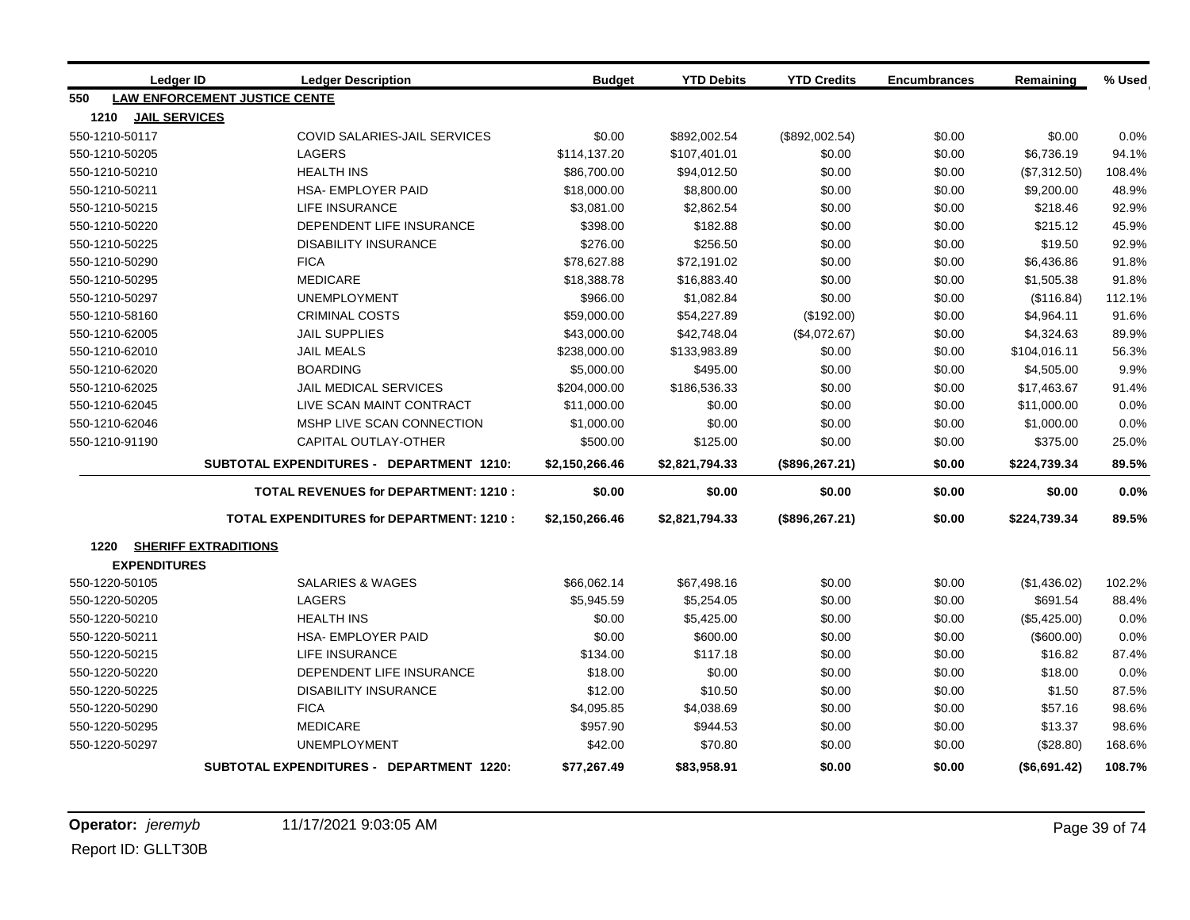| Ledger ID | Ledger Description | Budget | YTD Debits | YTD Credits | Encumbrances | Remaining | % Used |
|---|---|---|---|---|---|---|---|
| **550 LAW ENFORCEMENT JUSTICE CENTE** | | | | | | | |
| **1210 JAIL SERVICES** | | | | | | | |
| 550-1210-50117 | COVID SALARIES-JAIL SERVICES | $0.00 | $892,002.54 | ($892,002.54) | $0.00 | $0.00 | 0.0% |
| 550-1210-50205 | LAGERS | $114,137.20 | $107,401.01 | $0.00 | $0.00 | $6,736.19 | 94.1% |
| 550-1210-50210 | HEALTH INS | $86,700.00 | $94,012.50 | $0.00 | $0.00 | ($7,312.50) | 108.4% |
| 550-1210-50211 | HSA- EMPLOYER PAID | $18,000.00 | $8,800.00 | $0.00 | $0.00 | $9,200.00 | 48.9% |
| 550-1210-50215 | LIFE INSURANCE | $3,081.00 | $2,862.54 | $0.00 | $0.00 | $218.46 | 92.9% |
| 550-1210-50220 | DEPENDENT LIFE INSURANCE | $398.00 | $182.88 | $0.00 | $0.00 | $215.12 | 45.9% |
| 550-1210-50225 | DISABILITY INSURANCE | $276.00 | $256.50 | $0.00 | $0.00 | $19.50 | 92.9% |
| 550-1210-50290 | FICA | $78,627.88 | $72,191.02 | $0.00 | $0.00 | $6,436.86 | 91.8% |
| 550-1210-50295 | MEDICARE | $18,388.78 | $16,883.40 | $0.00 | $0.00 | $1,505.38 | 91.8% |
| 550-1210-50297 | UNEMPLOYMENT | $966.00 | $1,082.84 | $0.00 | $0.00 | ($116.84) | 112.1% |
| 550-1210-58160 | CRIMINAL COSTS | $59,000.00 | $54,227.89 | ($192.00) | $0.00 | $4,964.11 | 91.6% |
| 550-1210-62005 | JAIL SUPPLIES | $43,000.00 | $42,748.04 | ($4,072.67) | $0.00 | $4,324.63 | 89.9% |
| 550-1210-62010 | JAIL MEALS | $238,000.00 | $133,983.89 | $0.00 | $0.00 | $104,016.11 | 56.3% |
| 550-1210-62020 | BOARDING | $5,000.00 | $495.00 | $0.00 | $0.00 | $4,505.00 | 9.9% |
| 550-1210-62025 | JAIL MEDICAL SERVICES | $204,000.00 | $186,536.33 | $0.00 | $0.00 | $17,463.67 | 91.4% |
| 550-1210-62045 | LIVE SCAN MAINT CONTRACT | $11,000.00 | $0.00 | $0.00 | $0.00 | $11,000.00 | 0.0% |
| 550-1210-62046 | MSHP LIVE SCAN CONNECTION | $1,000.00 | $0.00 | $0.00 | $0.00 | $1,000.00 | 0.0% |
| 550-1210-91190 | CAPITAL OUTLAY-OTHER | $500.00 | $125.00 | $0.00 | $0.00 | $375.00 | 25.0% |
| | **SUBTOTAL EXPENDITURES - DEPARTMENT 1210:** | **$2,150,266.46** | **$2,821,794.33** | **($896,267.21)** | **$0.00** | **$224,739.34** | **89.5%** |
| | **TOTAL REVENUES for DEPARTMENT: 1210 :** | **$0.00** | **$0.00** | **$0.00** | **$0.00** | **$0.00** | **0.0%** |
| | **TOTAL EXPENDITURES for DEPARTMENT: 1210 :** | **$2,150,266.46** | **$2,821,794.33** | **($896,267.21)** | **$0.00** | **$224,739.34** | **89.5%** |
| **1220 SHERIFF EXTRADITIONS** | | | | | | | |
| **EXPENDITURES** | | | | | | | |
| 550-1220-50105 | SALARIES & WAGES | $66,062.14 | $67,498.16 | $0.00 | $0.00 | ($1,436.02) | 102.2% |
| 550-1220-50205 | LAGERS | $5,945.59 | $5,254.05 | $0.00 | $0.00 | $691.54 | 88.4% |
| 550-1220-50210 | HEALTH INS | $0.00 | $5,425.00 | $0.00 | $0.00 | ($5,425.00) | 0.0% |
| 550-1220-50211 | HSA- EMPLOYER PAID | $0.00 | $600.00 | $0.00 | $0.00 | ($600.00) | 0.0% |
| 550-1220-50215 | LIFE INSURANCE | $134.00 | $117.18 | $0.00 | $0.00 | $16.82 | 87.4% |
| 550-1220-50220 | DEPENDENT LIFE INSURANCE | $18.00 | $0.00 | $0.00 | $0.00 | $18.00 | 0.0% |
| 550-1220-50225 | DISABILITY INSURANCE | $12.00 | $10.50 | $0.00 | $0.00 | $1.50 | 87.5% |
| 550-1220-50290 | FICA | $4,095.85 | $4,038.69 | $0.00 | $0.00 | $57.16 | 98.6% |
| 550-1220-50295 | MEDICARE | $957.90 | $944.53 | $0.00 | $0.00 | $13.37 | 98.6% |
| 550-1220-50297 | UNEMPLOYMENT | $42.00 | $70.80 | $0.00 | $0.00 | ($28.80) | 168.6% |
| | **SUBTOTAL EXPENDITURES - DEPARTMENT 1220:** | **$77,267.49** | **$83,958.91** | **$0.00** | **$0.00** | **($6,691.42)** | **108.7%** |

**Operator:** *jeremyb* 11/17/2021 9:03:05 AM

Report ID: GLLT30B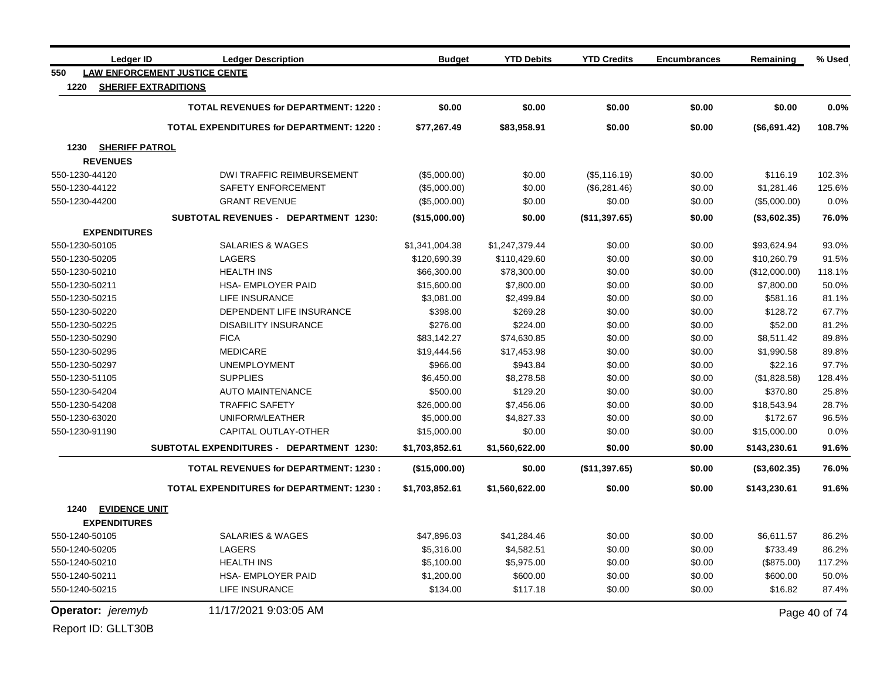| Ledger ID | Ledger Description | Budget | YTD Debits | YTD Credits | Encumbrances | Remaining | % Used |
|---|---|---|---|---|---|---|---|
| **550 LAW ENFORCEMENT JUSTICE CENTE** | | | | | | | |
| **1220 SHERIFF EXTRADITIONS** | | | | | | | |
| | **TOTAL REVENUES for DEPARTMENT: 1220 :** | **$0.00** | **$0.00** | **$0.00** | **$0.00** | **$0.00** | **0.0%** |
| | **TOTAL EXPENDITURES for DEPARTMENT: 1220 :** | **$77,267.49** | **$83,958.91** | **$0.00** | **$0.00** | **($6,691.42)** | **108.7%** |
| **1230 SHERIFF PATROL** | | | | | | | |
| **REVENUES** | | | | | | | |
| 550-1230-44120 | DWI TRAFFIC REIMBURSEMENT | ($5,000.00) | $0.00 | ($5,116.19) | $0.00 | $116.19 | 102.3% |
| 550-1230-44122 | SAFETY ENFORCEMENT | ($5,000.00) | $0.00 | ($6,281.46) | $0.00 | $1,281.46 | 125.6% |
| 550-1230-44200 | GRANT REVENUE | ($5,000.00) | $0.00 | $0.00 | $0.00 | ($5,000.00) | 0.0% |
| | **SUBTOTAL REVENUES - DEPARTMENT 1230:** | **($15,000.00)** | **$0.00** | **($11,397.65)** | **$0.00** | **($3,602.35)** | **76.0%** |
| **EXPENDITURES** | | | | | | | |
| 550-1230-50105 | SALARIES & WAGES | $1,341,004.38 | $1,247,379.44 | $0.00 | $0.00 | $93,624.94 | 93.0% |
| 550-1230-50205 | LAGERS | $120,690.39 | $110,429.60 | $0.00 | $0.00 | $10,260.79 | 91.5% |
| 550-1230-50210 | HEALTH INS | $66,300.00 | $78,300.00 | $0.00 | $0.00 | ($12,000.00) | 118.1% |
| 550-1230-50211 | HSA- EMPLOYER PAID | $15,600.00 | $7,800.00 | $0.00 | $0.00 | $7,800.00 | 50.0% |
| 550-1230-50215 | LIFE INSURANCE | $3,081.00 | $2,499.84 | $0.00 | $0.00 | $581.16 | 81.1% |
| 550-1230-50220 | DEPENDENT LIFE INSURANCE | $398.00 | $269.28 | $0.00 | $0.00 | $128.72 | 67.7% |
| 550-1230-50225 | DISABILITY INSURANCE | $276.00 | $224.00 | $0.00 | $0.00 | $52.00 | 81.2% |
| 550-1230-50290 | FICA | $83,142.27 | $74,630.85 | $0.00 | $0.00 | $8,511.42 | 89.8% |
| 550-1230-50295 | MEDICARE | $19,444.56 | $17,453.98 | $0.00 | $0.00 | $1,990.58 | 89.8% |
| 550-1230-50297 | UNEMPLOYMENT | $966.00 | $943.84 | $0.00 | $0.00 | $22.16 | 97.7% |
| 550-1230-51105 | SUPPLIES | $6,450.00 | $8,278.58 | $0.00 | $0.00 | ($1,828.58) | 128.4% |
| 550-1230-54204 | AUTO MAINTENANCE | $500.00 | $129.20 | $0.00 | $0.00 | $370.80 | 25.8% |
| 550-1230-54208 | TRAFFIC SAFETY | $26,000.00 | $7,456.06 | $0.00 | $0.00 | $18,543.94 | 28.7% |
| 550-1230-63020 | UNIFORM/LEATHER | $5,000.00 | $4,827.33 | $0.00 | $0.00 | $172.67 | 96.5% |
| 550-1230-91190 | CAPITAL OUTLAY-OTHER | $15,000.00 | $0.00 | $0.00 | $0.00 | $15,000.00 | 0.0% |
| | **SUBTOTAL EXPENDITURES - DEPARTMENT 1230:** | **$1,703,852.61** | **$1,560,622.00** | **$0.00** | **$0.00** | **$143,230.61** | **91.6%** |
| | **TOTAL REVENUES for DEPARTMENT: 1230 :** | **($15,000.00)** | **$0.00** | **($11,397.65)** | **$0.00** | **($3,602.35)** | **76.0%** |
| | **TOTAL EXPENDITURES for DEPARTMENT: 1230 :** | **$1,703,852.61** | **$1,560,622.00** | **$0.00** | **$0.00** | **$143,230.61** | **91.6%** |
| **1240 EVIDENCE UNIT** | | | | | | | |
| **EXPENDITURES** | | | | | | | |
| 550-1240-50105 | SALARIES & WAGES | $47,896.03 | $41,284.46 | $0.00 | $0.00 | $6,611.57 | 86.2% |
| 550-1240-50205 | LAGERS | $5,316.00 | $4,582.51 | $0.00 | $0.00 | $733.49 | 86.2% |
| 550-1240-50210 | HEALTH INS | $5,100.00 | $5,975.00 | $0.00 | $0.00 | ($875.00) | 117.2% |
| 550-1240-50211 | HSA- EMPLOYER PAID | $1,200.00 | $600.00 | $0.00 | $0.00 | $600.00 | 50.0% |
| 550-1240-50215 | LIFE INSURANCE | $134.00 | $117.18 | $0.00 | $0.00 | $16.82 | 87.4% |

Operator: *jeremyb* 11/17/2021 9:03:05 AM

Report ID: GLLT30B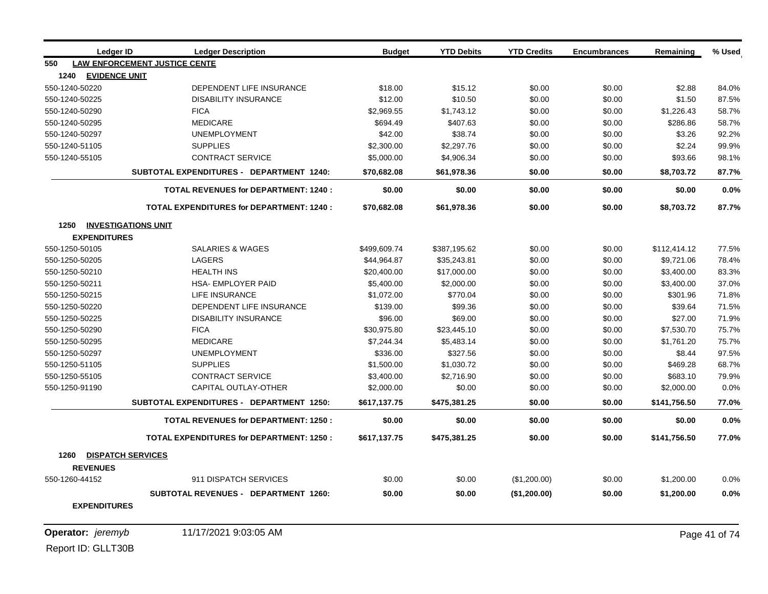| Ledger ID | Ledger Description | Budget | YTD Debits | YTD Credits | Encumbrances | Remaining | % Used |
|---|---|---|---|---|---|---|---|
| **550 LAW ENFORCEMENT JUSTICE CENTE** | | | | | | | |
| **1240 EVIDENCE UNIT** | | | | | | | |
| 550-1240-50220 | DEPENDENT LIFE INSURANCE | $18.00 | $15.12 | $0.00 | $0.00 | $2.88 | 84.0% |
| 550-1240-50225 | DISABILITY INSURANCE | $12.00 | $10.50 | $0.00 | $0.00 | $1.50 | 87.5% |
| 550-1240-50290 | FICA | $2,969.55 | $1,743.12 | $0.00 | $0.00 | $1,226.43 | 58.7% |
| 550-1240-50295 | MEDICARE | $694.49 | $407.63 | $0.00 | $0.00 | $286.86 | 58.7% |
| 550-1240-50297 | UNEMPLOYMENT | $42.00 | $38.74 | $0.00 | $0.00 | $3.26 | 92.2% |
| 550-1240-51105 | SUPPLIES | $2,300.00 | $2,297.76 | $0.00 | $0.00 | $2.24 | 99.9% |
| 550-1240-55105 | CONTRACT SERVICE | $5,000.00 | $4,906.34 | $0.00 | $0.00 | $93.66 | 98.1% |
| | **SUBTOTAL EXPENDITURES - DEPARTMENT 1240:** | **$70,682.08** | **$61,978.36** | **$0.00** | **$0.00** | **$8,703.72** | **87.7%** |
| | **TOTAL REVENUES for DEPARTMENT: 1240 :** | **$0.00** | **$0.00** | **$0.00** | **$0.00** | **$0.00** | **0.0%** |
| | **TOTAL EXPENDITURES for DEPARTMENT: 1240 :** | **$70,682.08** | **$61,978.36** | **$0.00** | **$0.00** | **$8,703.72** | **87.7%** |
| **1250 INVESTIGATIONS UNIT** | | | | | | | |
| **EXPENDITURES** | | | | | | | |
| 550-1250-50105 | SALARIES & WAGES | $499,609.74 | $387,195.62 | $0.00 | $0.00 | $112,414.12 | 77.5% |
| 550-1250-50205 | LAGERS | $44,964.87 | $35,243.81 | $0.00 | $0.00 | $9,721.06 | 78.4% |
| 550-1250-50210 | HEALTH INS | $20,400.00 | $17,000.00 | $0.00 | $0.00 | $3,400.00 | 83.3% |
| 550-1250-50211 | HSA- EMPLOYER PAID | $5,400.00 | $2,000.00 | $0.00 | $0.00 | $3,400.00 | 37.0% |
| 550-1250-50215 | LIFE INSURANCE | $1,072.00 | $770.04 | $0.00 | $0.00 | $301.96 | 71.8% |
| 550-1250-50220 | DEPENDENT LIFE INSURANCE | $139.00 | $99.36 | $0.00 | $0.00 | $39.64 | 71.5% |
| 550-1250-50225 | DISABILITY INSURANCE | $96.00 | $69.00 | $0.00 | $0.00 | $27.00 | 71.9% |
| 550-1250-50290 | FICA | $30,975.80 | $23,445.10 | $0.00 | $0.00 | $7,530.70 | 75.7% |
| 550-1250-50295 | MEDICARE | $7,244.34 | $5,483.14 | $0.00 | $0.00 | $1,761.20 | 75.7% |
| 550-1250-50297 | UNEMPLOYMENT | $336.00 | $327.56 | $0.00 | $0.00 | $8.44 | 97.5% |
| 550-1250-51105 | SUPPLIES | $1,500.00 | $1,030.72 | $0.00 | $0.00 | $469.28 | 68.7% |
| 550-1250-55105 | CONTRACT SERVICE | $3,400.00 | $2,716.90 | $0.00 | $0.00 | $683.10 | 79.9% |
| 550-1250-91190 | CAPITAL OUTLAY-OTHER | $2,000.00 | $0.00 | $0.00 | $0.00 | $2,000.00 | 0.0% |
| | **SUBTOTAL EXPENDITURES - DEPARTMENT 1250:** | **$617,137.75** | **$475,381.25** | **$0.00** | **$0.00** | **$141,756.50** | **77.0%** |
| | **TOTAL REVENUES for DEPARTMENT: 1250 :** | **$0.00** | **$0.00** | **$0.00** | **$0.00** | **$0.00** | **0.0%** |
| | **TOTAL EXPENDITURES for DEPARTMENT: 1250 :** | **$617,137.75** | **$475,381.25** | **$0.00** | **$0.00** | **$141,756.50** | **77.0%** |
| **1260 DISPATCH SERVICES** | | | | | | | |
| **REVENUES** | | | | | | | |
| 550-1260-44152 | 911 DISPATCH SERVICES | $0.00 | $0.00 | ($1,200.00) | $0.00 | $1,200.00 | 0.0% |
| | **SUBTOTAL REVENUES - DEPARTMENT 1260:** | **$0.00** | **$0.00** | **($1,200.00)** | **$0.00** | **$1,200.00** | **0.0%** |
| **EXPENDITURES** | | | | | | | |

**Operator:** *jeremyb* 11/17/2021 9:03:05 AM

Report ID: GLLT30B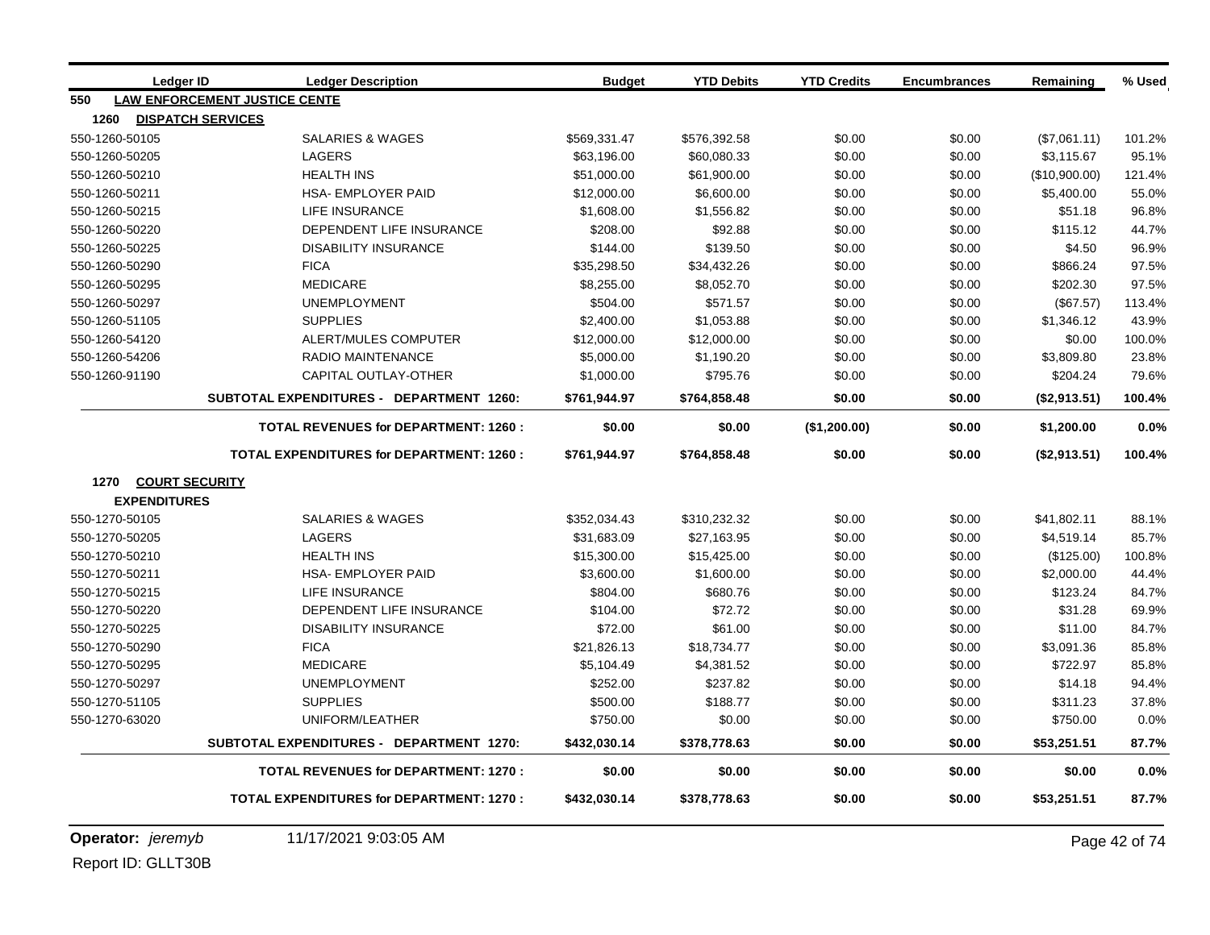| Ledger ID | Ledger Description | Budget | YTD Debits | YTD Credits | Encumbrances | Remaining | % Used |
|---|---|---|---|---|---|---|---|
| **550 LAW ENFORCEMENT JUSTICE CENTE** | | | | | | | |
| **1260 DISPATCH SERVICES** | | | | | | | |
| 550-1260-50105 | SALARIES & WAGES | $569,331.47 | $576,392.58 | $0.00 | $0.00 | ($7,061.11) | 101.2% |
| 550-1260-50205 | LAGERS | $63,196.00 | $60,080.33 | $0.00 | $0.00 | $3,115.67 | 95.1% |
| 550-1260-50210 | HEALTH INS | $51,000.00 | $61,900.00 | $0.00 | $0.00 | ($10,900.00) | 121.4% |
| 550-1260-50211 | HSA- EMPLOYER PAID | $12,000.00 | $6,600.00 | $0.00 | $0.00 | $5,400.00 | 55.0% |
| 550-1260-50215 | LIFE INSURANCE | $1,608.00 | $1,556.82 | $0.00 | $0.00 | $51.18 | 96.8% |
| 550-1260-50220 | DEPENDENT LIFE INSURANCE | $208.00 | $92.88 | $0.00 | $0.00 | $115.12 | 44.7% |
| 550-1260-50225 | DISABILITY INSURANCE | $144.00 | $139.50 | $0.00 | $0.00 | $4.50 | 96.9% |
| 550-1260-50290 | FICA | $35,298.50 | $34,432.26 | $0.00 | $0.00 | $866.24 | 97.5% |
| 550-1260-50295 | MEDICARE | $8,255.00 | $8,052.70 | $0.00 | $0.00 | $202.30 | 97.5% |
| 550-1260-50297 | UNEMPLOYMENT | $504.00 | $571.57 | $0.00 | $0.00 | ($67.57) | 113.4% |
| 550-1260-51105 | SUPPLIES | $2,400.00 | $1,053.88 | $0.00 | $0.00 | $1,346.12 | 43.9% |
| 550-1260-54120 | ALERT/MULES COMPUTER | $12,000.00 | $12,000.00 | $0.00 | $0.00 | $0.00 | 100.0% |
| 550-1260-54206 | RADIO MAINTENANCE | $5,000.00 | $1,190.20 | $0.00 | $0.00 | $3,809.80 | 23.8% |
| 550-1260-91190 | CAPITAL OUTLAY-OTHER | $1,000.00 | $795.76 | $0.00 | $0.00 | $204.24 | 79.6% |
| | **SUBTOTAL EXPENDITURES - DEPARTMENT 1260:** | **$761,944.97** | **$764,858.48** | **$0.00** | **$0.00** | **($2,913.51)** | **100.4%** |
| | **TOTAL REVENUES for DEPARTMENT: 1260 :** | **$0.00** | **$0.00** | **($1,200.00)** | **$0.00** | **$1,200.00** | **0.0%** |
| | **TOTAL EXPENDITURES for DEPARTMENT: 1260 :** | **$761,944.97** | **$764,858.48** | **$0.00** | **$0.00** | **($2,913.51)** | **100.4%** |
| **1270 COURT SECURITY** | | | | | | | |
| **EXPENDITURES** | | | | | | | |
| 550-1270-50105 | SALARIES & WAGES | $352,034.43 | $310,232.32 | $0.00 | $0.00 | $41,802.11 | 88.1% |
| 550-1270-50205 | LAGERS | $31,683.09 | $27,163.95 | $0.00 | $0.00 | $4,519.14 | 85.7% |
| 550-1270-50210 | HEALTH INS | $15,300.00 | $15,425.00 | $0.00 | $0.00 | ($125.00) | 100.8% |
| 550-1270-50211 | HSA- EMPLOYER PAID | $3,600.00 | $1,600.00 | $0.00 | $0.00 | $2,000.00 | 44.4% |
| 550-1270-50215 | LIFE INSURANCE | $804.00 | $680.76 | $0.00 | $0.00 | $123.24 | 84.7% |
| 550-1270-50220 | DEPENDENT LIFE INSURANCE | $104.00 | $72.72 | $0.00 | $0.00 | $31.28 | 69.9% |
| 550-1270-50225 | DISABILITY INSURANCE | $72.00 | $61.00 | $0.00 | $0.00 | $11.00 | 84.7% |
| 550-1270-50290 | FICA | $21,826.13 | $18,734.77 | $0.00 | $0.00 | $3,091.36 | 85.8% |
| 550-1270-50295 | MEDICARE | $5,104.49 | $4,381.52 | $0.00 | $0.00 | $722.97 | 85.8% |
| 550-1270-50297 | UNEMPLOYMENT | $252.00 | $237.82 | $0.00 | $0.00 | $14.18 | 94.4% |
| 550-1270-51105 | SUPPLIES | $500.00 | $188.77 | $0.00 | $0.00 | $311.23 | 37.8% |
| 550-1270-63020 | UNIFORM/LEATHER | $750.00 | $0.00 | $0.00 | $0.00 | $750.00 | 0.0% |
| | **SUBTOTAL EXPENDITURES - DEPARTMENT 1270:** | **$432,030.14** | **$378,778.63** | **$0.00** | **$0.00** | **$53,251.51** | **87.7%** |
| | **TOTAL REVENUES for DEPARTMENT: 1270 :** | **$0.00** | **$0.00** | **$0.00** | **$0.00** | **$0.00** | **0.0%** |
| | **TOTAL EXPENDITURES for DEPARTMENT: 1270 :** | **$432,030.14** | **$378,778.63** | **$0.00** | **$0.00** | **$53,251.51** | **87.7%** |

**Operator:** *jeremyb* 11/17/2021 9:03:05 AM

Report ID: GLLT30B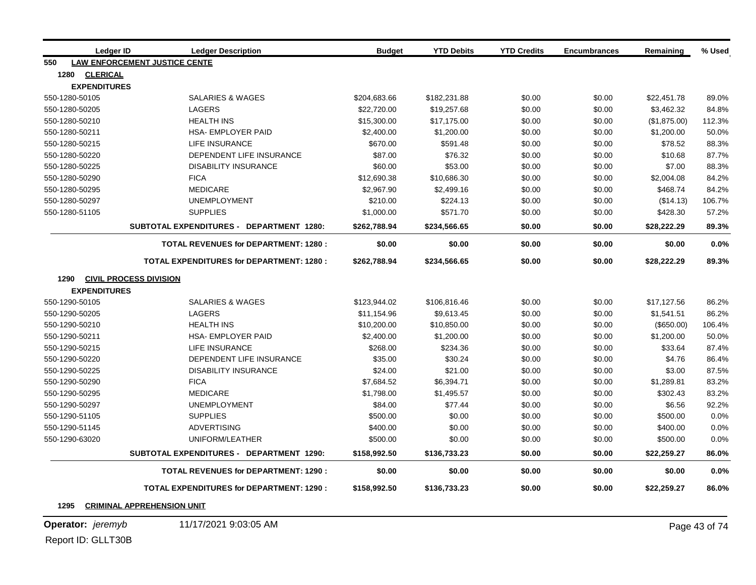| Ledger ID | Ledger Description | Budget | YTD Debits | YTD Credits | Encumbrances | Remaining | % Used |
|---|---|---|---|---|---|---|---|
| **550 LAW ENFORCEMENT JUSTICE CENTE** | | | | | | | |
| **1280 CLERICAL** | | | | | | | |
| **EXPENDITURES** | | | | | | | |
| 550-1280-50105 | SALARIES & WAGES | $204,683.66 | $182,231.88 | $0.00 | $0.00 | $22,451.78 | 89.0% |
| 550-1280-50205 | LAGERS | $22,720.00 | $19,257.68 | $0.00 | $0.00 | $3,462.32 | 84.8% |
| 550-1280-50210 | HEALTH INS | $15,300.00 | $17,175.00 | $0.00 | $0.00 | ($1,875.00) | 112.3% |
| 550-1280-50211 | HSA- EMPLOYER PAID | $2,400.00 | $1,200.00 | $0.00 | $0.00 | $1,200.00 | 50.0% |
| 550-1280-50215 | LIFE INSURANCE | $670.00 | $591.48 | $0.00 | $0.00 | $78.52 | 88.3% |
| 550-1280-50220 | DEPENDENT LIFE INSURANCE | $87.00 | $76.32 | $0.00 | $0.00 | $10.68 | 87.7% |
| 550-1280-50225 | DISABILITY INSURANCE | $60.00 | $53.00 | $0.00 | $0.00 | $7.00 | 88.3% |
| 550-1280-50290 | FICA | $12,690.38 | $10,686.30 | $0.00 | $0.00 | $2,004.08 | 84.2% |
| 550-1280-50295 | MEDICARE | $2,967.90 | $2,499.16 | $0.00 | $0.00 | $468.74 | 84.2% |
| 550-1280-50297 | UNEMPLOYMENT | $210.00 | $224.13 | $0.00 | $0.00 | ($14.13) | 106.7% |
| 550-1280-51105 | SUPPLIES | $1,000.00 | $571.70 | $0.00 | $0.00 | $428.30 | 57.2% |
| | **SUBTOTAL EXPENDITURES - DEPARTMENT 1280:** | **$262,788.94** | **$234,566.65** | **$0.00** | **$0.00** | **$28,222.29** | **89.3%** |
| | **TOTAL REVENUES for DEPARTMENT: 1280 :** | **$0.00** | **$0.00** | **$0.00** | **$0.00** | **$0.00** | **0.0%** |
| | **TOTAL EXPENDITURES for DEPARTMENT: 1280 :** | **$262,788.94** | **$234,566.65** | **$0.00** | **$0.00** | **$28,222.29** | **89.3%** |
| **1290 CIVIL PROCESS DIVISION** | | | | | | | |
| **EXPENDITURES** | | | | | | | |
| 550-1290-50105 | SALARIES & WAGES | $123,944.02 | $106,816.46 | $0.00 | $0.00 | $17,127.56 | 86.2% |
| 550-1290-50205 | LAGERS | $11,154.96 | $9,613.45 | $0.00 | $0.00 | $1,541.51 | 86.2% |
| 550-1290-50210 | HEALTH INS | $10,200.00 | $10,850.00 | $0.00 | $0.00 | ($650.00) | 106.4% |
| 550-1290-50211 | HSA- EMPLOYER PAID | $2,400.00 | $1,200.00 | $0.00 | $0.00 | $1,200.00 | 50.0% |
| 550-1290-50215 | LIFE INSURANCE | $268.00 | $234.36 | $0.00 | $0.00 | $33.64 | 87.4% |
| 550-1290-50220 | DEPENDENT LIFE INSURANCE | $35.00 | $30.24 | $0.00 | $0.00 | $4.76 | 86.4% |
| 550-1290-50225 | DISABILITY INSURANCE | $24.00 | $21.00 | $0.00 | $0.00 | $3.00 | 87.5% |
| 550-1290-50290 | FICA | $7,684.52 | $6,394.71 | $0.00 | $0.00 | $1,289.81 | 83.2% |
| 550-1290-50295 | MEDICARE | $1,798.00 | $1,495.57 | $0.00 | $0.00 | $302.43 | 83.2% |
| 550-1290-50297 | UNEMPLOYMENT | $84.00 | $77.44 | $0.00 | $0.00 | $6.56 | 92.2% |
| 550-1290-51105 | SUPPLIES | $500.00 | $0.00 | $0.00 | $0.00 | $500.00 | 0.0% |
| 550-1290-51145 | ADVERTISING | $400.00 | $0.00 | $0.00 | $0.00 | $400.00 | 0.0% |
| 550-1290-63020 | UNIFORM/LEATHER | $500.00 | $0.00 | $0.00 | $0.00 | $500.00 | 0.0% |
| | **SUBTOTAL EXPENDITURES - DEPARTMENT 1290:** | **$158,992.50** | **$136,733.23** | **$0.00** | **$0.00** | **$22,259.27** | **86.0%** |
| | **TOTAL REVENUES for DEPARTMENT: 1290 :** | **$0.00** | **$0.00** | **$0.00** | **$0.00** | **$0.00** | **0.0%** |
| | **TOTAL EXPENDITURES for DEPARTMENT: 1290 :** | **$158,992.50** | **$136,733.23** | **$0.00** | **$0.00** | **$22,259.27** | **86.0%** |
| **1295 CRIMINAL APPREHENSION UNIT** | | | | | | | |

**Operator:** *jeremyb* 11/17/2021 9:03:05 AM

Report ID: GLLT30B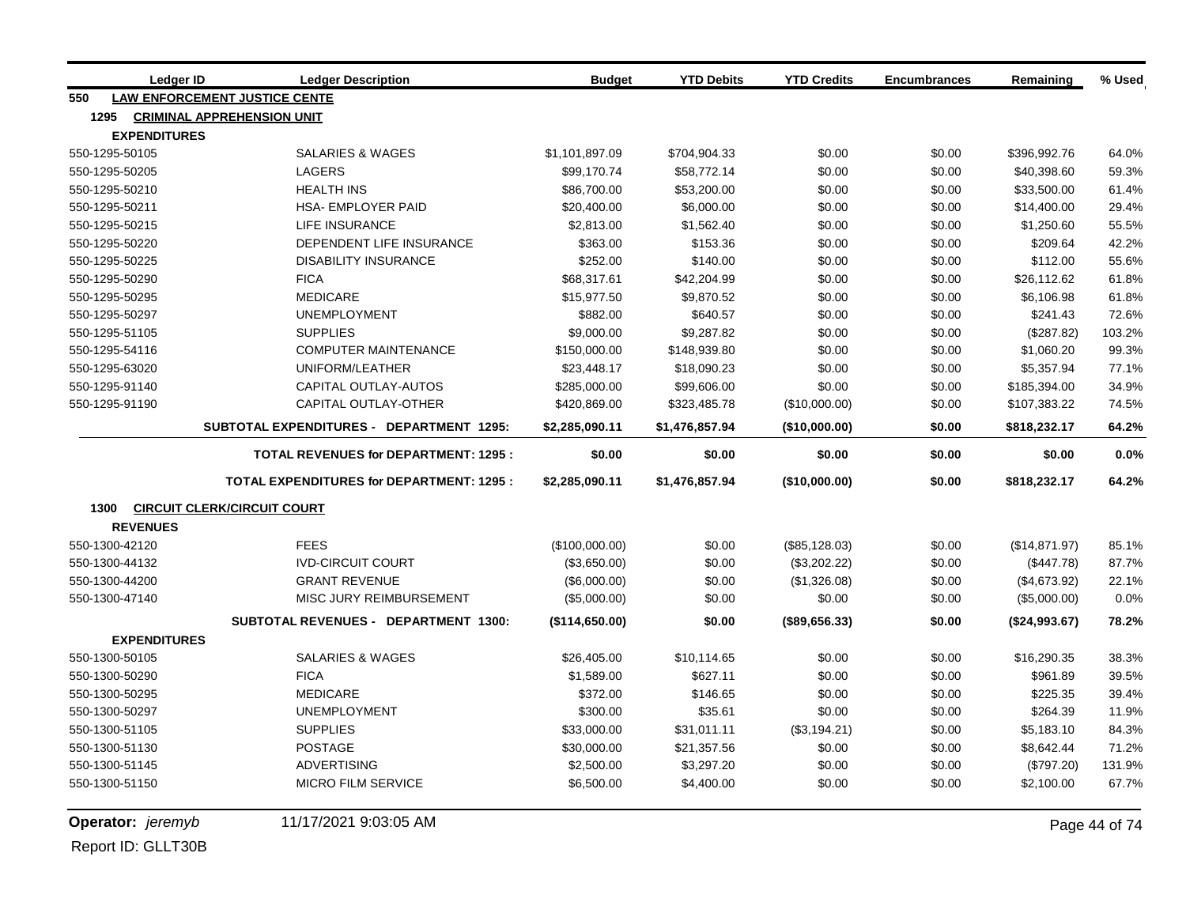| Ledger ID | Ledger Description | Budget | YTD Debits | YTD Credits | Encumbrances | Remaining | % Used |
|---|---|---|---|---|---|---|---|
| **550 LAW ENFORCEMENT JUSTICE CENTE** | | | | | | | |
| **1295 CRIMINAL APPREHENSION UNIT** | | | | | | | |
| **EXPENDITURES** | | | | | | | |
| 550-1295-50105 | SALARIES & WAGES | $1,101,897.09 | $704,904.33 | $0.00 | $0.00 | $396,992.76 | 64.0% |
| 550-1295-50205 | LAGERS | $99,170.74 | $58,772.14 | $0.00 | $0.00 | $40,398.60 | 59.3% |
| 550-1295-50210 | HEALTH INS | $86,700.00 | $53,200.00 | $0.00 | $0.00 | $33,500.00 | 61.4% |
| 550-1295-50211 | HSA- EMPLOYER PAID | $20,400.00 | $6,000.00 | $0.00 | $0.00 | $14,400.00 | 29.4% |
| 550-1295-50215 | LIFE INSURANCE | $2,813.00 | $1,562.40 | $0.00 | $0.00 | $1,250.60 | 55.5% |
| 550-1295-50220 | DEPENDENT LIFE INSURANCE | $363.00 | $153.36 | $0.00 | $0.00 | $209.64 | 42.2% |
| 550-1295-50225 | DISABILITY INSURANCE | $252.00 | $140.00 | $0.00 | $0.00 | $112.00 | 55.6% |
| 550-1295-50290 | FICA | $68,317.61 | $42,204.99 | $0.00 | $0.00 | $26,112.62 | 61.8% |
| 550-1295-50295 | MEDICARE | $15,977.50 | $9,870.52 | $0.00 | $0.00 | $6,106.98 | 61.8% |
| 550-1295-50297 | UNEMPLOYMENT | $882.00 | $640.57 | $0.00 | $0.00 | $241.43 | 72.6% |
| 550-1295-51105 | SUPPLIES | $9,000.00 | $9,287.82 | $0.00 | $0.00 | ($287.82) | 103.2% |
| 550-1295-54116 | COMPUTER MAINTENANCE | $150,000.00 | $148,939.80 | $0.00 | $0.00 | $1,060.20 | 99.3% |
| 550-1295-63020 | UNIFORM/LEATHER | $23,448.17 | $18,090.23 | $0.00 | $0.00 | $5,357.94 | 77.1% |
| 550-1295-91140 | CAPITAL OUTLAY-AUTOS | $285,000.00 | $99,606.00 | $0.00 | $0.00 | $185,394.00 | 34.9% |
| 550-1295-91190 | CAPITAL OUTLAY-OTHER | $420,869.00 | $323,485.78 | ($10,000.00) | $0.00 | $107,383.22 | 74.5% |
| | **SUBTOTAL EXPENDITURES - DEPARTMENT 1295:** | **$2,285,090.11** | **$1,476,857.94** | **($10,000.00)** | **$0.00** | **$818,232.17** | **64.2%** |
| | **TOTAL REVENUES for DEPARTMENT: 1295 :** | **$0.00** | **$0.00** | **$0.00** | **$0.00** | **$0.00** | **0.0%** |
| | **TOTAL EXPENDITURES for DEPARTMENT: 1295 :** | **$2,285,090.11** | **$1,476,857.94** | **($10,000.00)** | **$0.00** | **$818,232.17** | **64.2%** |
| **1300 CIRCUIT CLERK/CIRCUIT COURT** | | | | | | | |
| **REVENUES** | | | | | | | |
| 550-1300-42120 | FEES | ($100,000.00) | $0.00 | ($85,128.03) | $0.00 | ($14,871.97) | 85.1% |
| 550-1300-44132 | IVD-CIRCUIT COURT | ($3,650.00) | $0.00 | ($3,202.22) | $0.00 | ($447.78) | 87.7% |
| 550-1300-44200 | GRANT REVENUE | ($6,000.00) | $0.00 | ($1,326.08) | $0.00 | ($4,673.92) | 22.1% |
| 550-1300-47140 | MISC JURY REIMBURSEMENT | ($5,000.00) | $0.00 | $0.00 | $0.00 | ($5,000.00) | 0.0% |
| | **SUBTOTAL REVENUES - DEPARTMENT 1300:** | **($114,650.00)** | **$0.00** | **($89,656.33)** | **$0.00** | **($24,993.67)** | **78.2%** |
| **EXPENDITURES** | | | | | | | |
| 550-1300-50105 | SALARIES & WAGES | $26,405.00 | $10,114.65 | $0.00 | $0.00 | $16,290.35 | 38.3% |
| 550-1300-50290 | FICA | $1,589.00 | $627.11 | $0.00 | $0.00 | $961.89 | 39.5% |
| 550-1300-50295 | MEDICARE | $372.00 | $146.65 | $0.00 | $0.00 | $225.35 | 39.4% |
| 550-1300-50297 | UNEMPLOYMENT | $300.00 | $35.61 | $0.00 | $0.00 | $264.39 | 11.9% |
| 550-1300-51105 | SUPPLIES | $33,000.00 | $31,011.11 | ($3,194.21) | $0.00 | $5,183.10 | 84.3% |
| 550-1300-51130 | POSTAGE | $30,000.00 | $21,357.56 | $0.00 | $0.00 | $8,642.44 | 71.2% |
| 550-1300-51145 | ADVERTISING | $2,500.00 | $3,297.20 | $0.00 | $0.00 | ($797.20) | 131.9% |
| 550-1300-51150 | MICRO FILM SERVICE | $6,500.00 | $4,400.00 | $0.00 | $0.00 | $2,100.00 | 67.7% |

Operator: *jeremyb* 11/17/2021 9:03:05 AM

Report ID: GLLT30B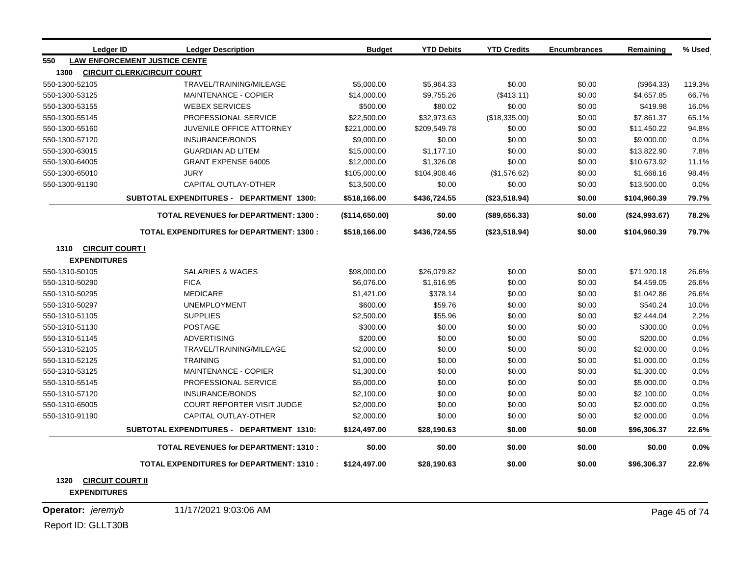| Ledger ID | Ledger Description | Budget | YTD Debits | YTD Credits | Encumbrances | Remaining | % Used |
|---|---|---|---|---|---|---|---|
| **550 LAW ENFORCEMENT JUSTICE CENTE** | | | | | | | |
| **1300 CIRCUIT CLERK/CIRCUIT COURT** | | | | | | | |
| 550-1300-52105 | TRAVEL/TRAINING/MILEAGE | $5,000.00 | $5,964.33 | $0.00 | $0.00 | ($964.33) | 119.3% |
| 550-1300-53125 | MAINTENANCE - COPIER | $14,000.00 | $9,755.26 | ($413.11) | $0.00 | $4,657.85 | 66.7% |
| 550-1300-53155 | WEBEX SERVICES | $500.00 | $80.02 | $0.00 | $0.00 | $419.98 | 16.0% |
| 550-1300-55145 | PROFESSIONAL SERVICE | $22,500.00 | $32,973.63 | ($18,335.00) | $0.00 | $7,861.37 | 65.1% |
| 550-1300-55160 | JUVENILE OFFICE ATTORNEY | $221,000.00 | $209,549.78 | $0.00 | $0.00 | $11,450.22 | 94.8% |
| 550-1300-57120 | INSURANCE/BONDS | $9,000.00 | $0.00 | $0.00 | $0.00 | $9,000.00 | 0.0% |
| 550-1300-63015 | GUARDIAN AD LITEM | $15,000.00 | $1,177.10 | $0.00 | $0.00 | $13,822.90 | 7.8% |
| 550-1300-64005 | GRANT EXPENSE 64005 | $12,000.00 | $1,326.08 | $0.00 | $0.00 | $10,673.92 | 11.1% |
| 550-1300-65010 | JURY | $105,000.00 | $104,908.46 | ($1,576.62) | $0.00 | $1,668.16 | 98.4% |
| 550-1300-91190 | CAPITAL OUTLAY-OTHER | $13,500.00 | $0.00 | $0.00 | $0.00 | $13,500.00 | 0.0% |
| | **SUBTOTAL EXPENDITURES - DEPARTMENT 1300:** | **$518,166.00** | **$436,724.55** | **($23,518.94)** | **$0.00** | **$104,960.39** | **79.7%** |
| | **TOTAL REVENUES for DEPARTMENT: 1300 :** | **($114,650.00)** | **$0.00** | **($89,656.33)** | **$0.00** | **($24,993.67)** | **78.2%** |
| | **TOTAL EXPENDITURES for DEPARTMENT: 1300 :** | **$518,166.00** | **$436,724.55** | **($23,518.94)** | **$0.00** | **$104,960.39** | **79.7%** |
| **1310 CIRCUIT COURT I** | | | | | | | |
| **EXPENDITURES** | | | | | | | |
| 550-1310-50105 | SALARIES & WAGES | $98,000.00 | $26,079.82 | $0.00 | $0.00 | $71,920.18 | 26.6% |
| 550-1310-50290 | FICA | $6,076.00 | $1,616.95 | $0.00 | $0.00 | $4,459.05 | 26.6% |
| 550-1310-50295 | MEDICARE | $1,421.00 | $378.14 | $0.00 | $0.00 | $1,042.86 | 26.6% |
| 550-1310-50297 | UNEMPLOYMENT | $600.00 | $59.76 | $0.00 | $0.00 | $540.24 | 10.0% |
| 550-1310-51105 | SUPPLIES | $2,500.00 | $55.96 | $0.00 | $0.00 | $2,444.04 | 2.2% |
| 550-1310-51130 | POSTAGE | $300.00 | $0.00 | $0.00 | $0.00 | $300.00 | 0.0% |
| 550-1310-51145 | ADVERTISING | $200.00 | $0.00 | $0.00 | $0.00 | $200.00 | 0.0% |
| 550-1310-52105 | TRAVEL/TRAINING/MILEAGE | $2,000.00 | $0.00 | $0.00 | $0.00 | $2,000.00 | 0.0% |
| 550-1310-52125 | TRAINING | $1,000.00 | $0.00 | $0.00 | $0.00 | $1,000.00 | 0.0% |
| 550-1310-53125 | MAINTENANCE - COPIER | $1,300.00 | $0.00 | $0.00 | $0.00 | $1,300.00 | 0.0% |
| 550-1310-55145 | PROFESSIONAL SERVICE | $5,000.00 | $0.00 | $0.00 | $0.00 | $5,000.00 | 0.0% |
| 550-1310-57120 | INSURANCE/BONDS | $2,100.00 | $0.00 | $0.00 | $0.00 | $2,100.00 | 0.0% |
| 550-1310-65005 | COURT REPORTER VISIT JUDGE | $2,000.00 | $0.00 | $0.00 | $0.00 | $2,000.00 | 0.0% |
| 550-1310-91190 | CAPITAL OUTLAY-OTHER | $2,000.00 | $0.00 | $0.00 | $0.00 | $2,000.00 | 0.0% |
| | **SUBTOTAL EXPENDITURES - DEPARTMENT 1310:** | **$124,497.00** | **$28,190.63** | **$0.00** | **$0.00** | **$96,306.37** | **22.6%** |
| | **TOTAL REVENUES for DEPARTMENT: 1310 :** | **$0.00** | **$0.00** | **$0.00** | **$0.00** | **$0.00** | **0.0%** |
| | **TOTAL EXPENDITURES for DEPARTMENT: 1310 :** | **$124,497.00** | **$28,190.63** | **$0.00** | **$0.00** | **$96,306.37** | **22.6%** |
| **1320 CIRCUIT COURT II** | | | | | | | |
| **EXPENDITURES** | | | | | | | |

**Operator:** *jeremyb* 11/17/2021 9:03:06 AM

Report ID: GLLT30B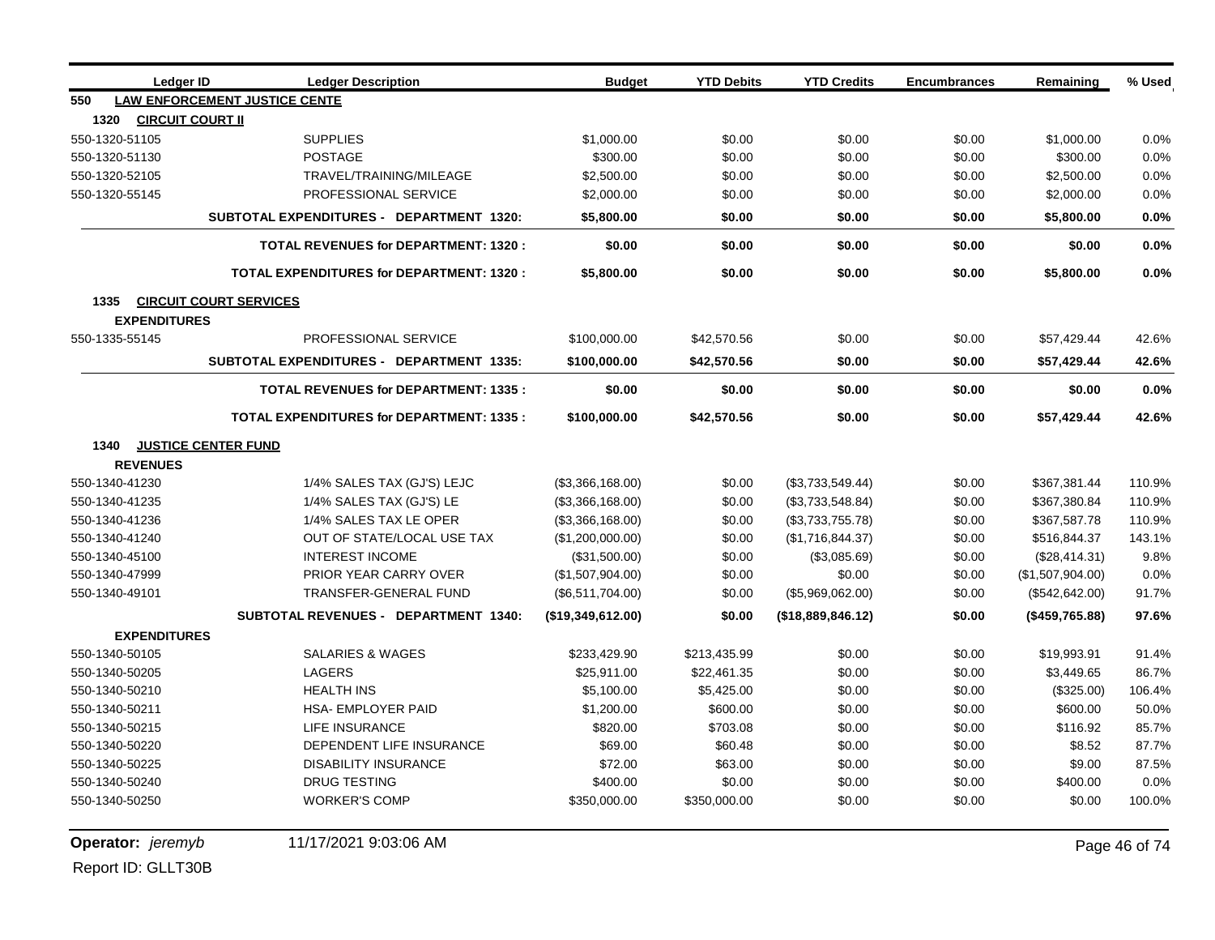| Ledger ID | Ledger Description | Budget | YTD Debits | YTD Credits | Encumbrances | Remaining | % Used |
|---|---|---|---|---|---|---|---|
| **550 LAW ENFORCEMENT JUSTICE CENTE** | | | | | | | |
| **1320 CIRCUIT COURT II** | | | | | | | |
| 550-1320-51105 | SUPPLIES | $1,000.00 | $0.00 | $0.00 | $0.00 | $1,000.00 | 0.0% |
| 550-1320-51130 | POSTAGE | $300.00 | $0.00 | $0.00 | $0.00 | $300.00 | 0.0% |
| 550-1320-52105 | TRAVEL/TRAINING/MILEAGE | $2,500.00 | $0.00 | $0.00 | $0.00 | $2,500.00 | 0.0% |
| 550-1320-55145 | PROFESSIONAL SERVICE | $2,000.00 | $0.00 | $0.00 | $0.00 | $2,000.00 | 0.0% |
| | **SUBTOTAL EXPENDITURES - DEPARTMENT 1320:** | **$5,800.00** | **$0.00** | **$0.00** | **$0.00** | **$5,800.00** | **0.0%** |
| | **TOTAL REVENUES for DEPARTMENT: 1320 :** | **$0.00** | **$0.00** | **$0.00** | **$0.00** | **$0.00** | **0.0%** |
| | **TOTAL EXPENDITURES for DEPARTMENT: 1320 :** | **$5,800.00** | **$0.00** | **$0.00** | **$0.00** | **$5,800.00** | **0.0%** |
| **1335 CIRCUIT COURT SERVICES** | | | | | | | |
| **EXPENDITURES** | | | | | | | |
| 550-1335-55145 | PROFESSIONAL SERVICE | $100,000.00 | $42,570.56 | $0.00 | $0.00 | $57,429.44 | 42.6% |
| | **SUBTOTAL EXPENDITURES - DEPARTMENT 1335:** | **$100,000.00** | **$42,570.56** | **$0.00** | **$0.00** | **$57,429.44** | **42.6%** |
| | **TOTAL REVENUES for DEPARTMENT: 1335 :** | **$0.00** | **$0.00** | **$0.00** | **$0.00** | **$0.00** | **0.0%** |
| | **TOTAL EXPENDITURES for DEPARTMENT: 1335 :** | **$100,000.00** | **$42,570.56** | **$0.00** | **$0.00** | **$57,429.44** | **42.6%** |
| **1340 JUSTICE CENTER FUND** | | | | | | | |
| **REVENUES** | | | | | | | |
| 550-1340-41230 | 1/4% SALES TAX (GJ'S) LEJC | ($3,366,168.00) | $0.00 | ($3,733,549.44) | $0.00 | $367,381.44 | 110.9% |
| 550-1340-41235 | 1/4% SALES TAX (GJ'S) LE | ($3,366,168.00) | $0.00 | ($3,733,548.84) | $0.00 | $367,380.84 | 110.9% |
| 550-1340-41236 | 1/4% SALES TAX LE OPER | ($3,366,168.00) | $0.00 | ($3,733,755.78) | $0.00 | $367,587.78 | 110.9% |
| 550-1340-41240 | OUT OF STATE/LOCAL USE TAX | ($1,200,000.00) | $0.00 | ($1,716,844.37) | $0.00 | $516,844.37 | 143.1% |
| 550-1340-45100 | INTEREST INCOME | ($31,500.00) | $0.00 | ($3,085.69) | $0.00 | ($28,414.31) | 9.8% |
| 550-1340-47999 | PRIOR YEAR CARRY OVER | ($1,507,904.00) | $0.00 | $0.00 | $0.00 | ($1,507,904.00) | 0.0% |
| 550-1340-49101 | TRANSFER-GENERAL FUND | ($6,511,704.00) | $0.00 | ($5,969,062.00) | $0.00 | ($542,642.00) | 91.7% |
| | **SUBTOTAL REVENUES - DEPARTMENT 1340:** | **($19,349,612.00)** | **$0.00** | **($18,889,846.12)** | **$0.00** | **($459,765.88)** | **97.6%** |
| **EXPENDITURES** | | | | | | | |
| 550-1340-50105 | SALARIES & WAGES | $233,429.90 | $213,435.99 | $0.00 | $0.00 | $19,993.91 | 91.4% |
| 550-1340-50205 | LAGERS | $25,911.00 | $22,461.35 | $0.00 | $0.00 | $3,449.65 | 86.7% |
| 550-1340-50210 | HEALTH INS | $5,100.00 | $5,425.00 | $0.00 | $0.00 | ($325.00) | 106.4% |
| 550-1340-50211 | HSA- EMPLOYER PAID | $1,200.00 | $600.00 | $0.00 | $0.00 | $600.00 | 50.0% |
| 550-1340-50215 | LIFE INSURANCE | $820.00 | $703.08 | $0.00 | $0.00 | $116.92 | 85.7% |
| 550-1340-50220 | DEPENDENT LIFE INSURANCE | $69.00 | $60.48 | $0.00 | $0.00 | $8.52 | 87.7% |
| 550-1340-50225 | DISABILITY INSURANCE | $72.00 | $63.00 | $0.00 | $0.00 | $9.00 | 87.5% |
| 550-1340-50240 | DRUG TESTING | $400.00 | $0.00 | $0.00 | $0.00 | $400.00 | 0.0% |
| 550-1340-50250 | WORKER'S COMP | $350,000.00 | $350,000.00 | $0.00 | $0.00 | $0.00 | 100.0% |

**Operator:** *jeremyb* 11/17/2021 9:03:06 AM

Report ID: GLLT30B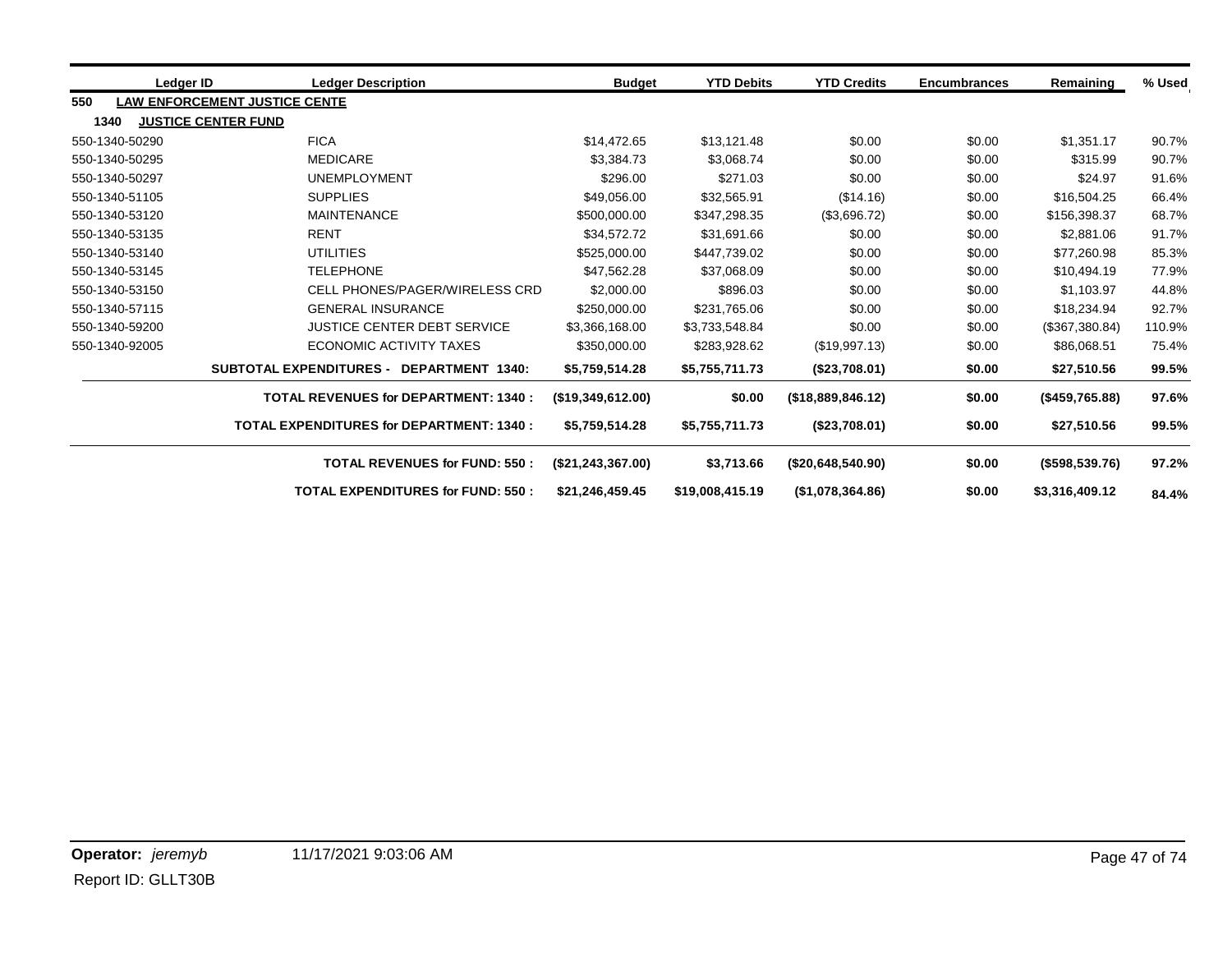| Ledger ID | Ledger Description | Budget | YTD Debits | YTD Credits | Encumbrances | Remaining | % Used |
|---|---|---|---|---|---|---|---|
| **550 LAW ENFORCEMENT JUSTICE CENTE** | | | | | | | |
| **1340 JUSTICE CENTER FUND** | | | | | | | |
| 550-1340-50290 | FICA | $14,472.65 | $13,121.48 | $0.00 | $0.00 | $1,351.17 | 90.7% |
| 550-1340-50295 | MEDICARE | $3,384.73 | $3,068.74 | $0.00 | $0.00 | $315.99 | 90.7% |
| 550-1340-50297 | UNEMPLOYMENT | $296.00 | $271.03 | $0.00 | $0.00 | $24.97 | 91.6% |
| 550-1340-51105 | SUPPLIES | $49,056.00 | $32,565.91 | ($14.16) | $0.00 | $16,504.25 | 66.4% |
| 550-1340-53120 | MAINTENANCE | $500,000.00 | $347,298.35 | ($3,696.72) | $0.00 | $156,398.37 | 68.7% |
| 550-1340-53135 | RENT | $34,572.72 | $31,691.66 | $0.00 | $0.00 | $2,881.06 | 91.7% |
| 550-1340-53140 | UTILITIES | $525,000.00 | $447,739.02 | $0.00 | $0.00 | $77,260.98 | 85.3% |
| 550-1340-53145 | TELEPHONE | $47,562.28 | $37,068.09 | $0.00 | $0.00 | $10,494.19 | 77.9% |
| 550-1340-53150 | CELL PHONES/PAGER/WIRELESS CRD | $2,000.00 | $896.03 | $0.00 | $0.00 | $1,103.97 | 44.8% |
| 550-1340-57115 | GENERAL INSURANCE | $250,000.00 | $231,765.06 | $0.00 | $0.00 | $18,234.94 | 92.7% |
| 550-1340-59200 | JUSTICE CENTER DEBT SERVICE | $3,366,168.00 | $3,733,548.84 | $0.00 | $0.00 | ($367,380.84) | 110.9% |
| 550-1340-92005 | ECONOMIC ACTIVITY TAXES | $350,000.00 | $283,928.62 | ($19,997.13) | $0.00 | $86,068.51 | 75.4% |
| | **SUBTOTAL EXPENDITURES - DEPARTMENT 1340:** | **$5,759,514.28** | **$5,755,711.73** | **($23,708.01)** | **$0.00** | **$27,510.56** | **99.5%** |
| | **TOTAL REVENUES for DEPARTMENT: 1340 :** | **($19,349,612.00)** | **$0.00** | **($18,889,846.12)** | **$0.00** | **($459,765.88)** | **97.6%** |
| | **TOTAL EXPENDITURES for DEPARTMENT: 1340 :** | **$5,759,514.28** | **$5,755,711.73** | **($23,708.01)** | **$0.00** | **$27,510.56** | **99.5%** |
| | **TOTAL REVENUES for FUND: 550 :** | **($21,243,367.00)** | **$3,713.66** | **($20,648,540.90)** | **$0.00** | **($598,539.76)** | **97.2%** |
| | **TOTAL EXPENDITURES for FUND: 550 :** | **$21,246,459.45** | **$19,008,415.19** | **($1,078,364.86)** | **$0.00** | **$3,316,409.12** | **84.4%** |

**Operator:** *jeremyb* 11/17/2021 9:03:06 AM

Report ID: GLLT30B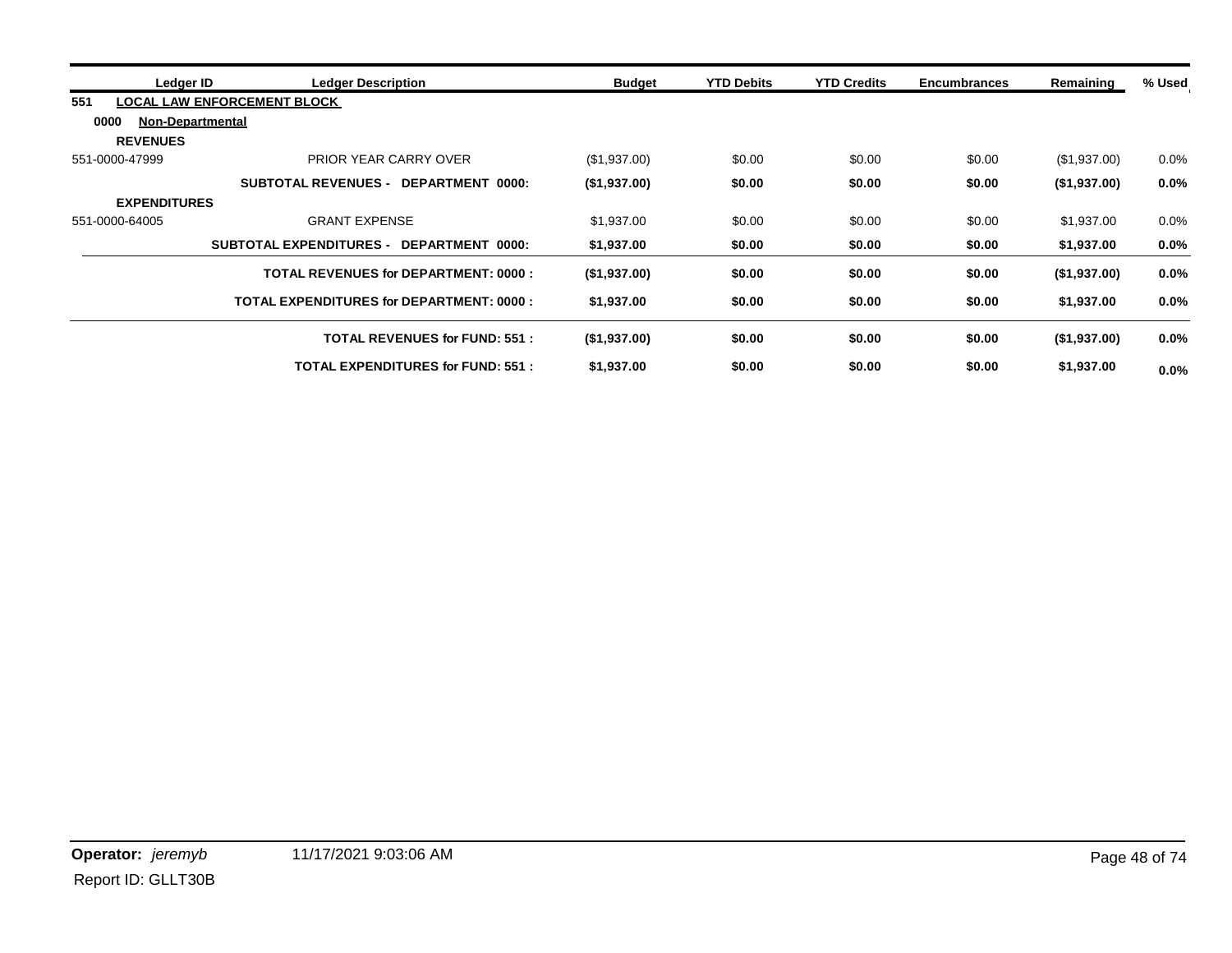| Ledger ID | Ledger Description | Budget | YTD Debits | YTD Credits | Encumbrances | Remaining | % Used |
|---|---|---|---|---|---|---|---|
| **551 LOCAL LAW ENFORCEMENT BLOCK** | | | | | | | |
| **0000 Non-Departmental** | | | | | | | |
| **REVENUES** | | | | | | | |
| 551-0000-47999 | PRIOR YEAR CARRY OVER | ($1,937.00) | $0.00 | $0.00 | $0.00 | ($1,937.00) | 0.0% |
| | **SUBTOTAL REVENUES - DEPARTMENT 0000:** | **($1,937.00)** | **$0.00** | **$0.00** | **$0.00** | **($1,937.00)** | **0.0%** |
| **EXPENDITURES** | | | | | | | |
| 551-0000-64005 | GRANT EXPENSE | $1,937.00 | $0.00 | $0.00 | $0.00 | $1,937.00 | 0.0% |
| | **SUBTOTAL EXPENDITURES - DEPARTMENT 0000:** | **$1,937.00** | **$0.00** | **$0.00** | **$0.00** | **$1,937.00** | **0.0%** |
| | **TOTAL REVENUES for DEPARTMENT: 0000 :** | **($1,937.00)** | **$0.00** | **$0.00** | **$0.00** | **($1,937.00)** | **0.0%** |
| | **TOTAL EXPENDITURES for DEPARTMENT: 0000 :** | **$1,937.00** | **$0.00** | **$0.00** | **$0.00** | **$1,937.00** | **0.0%** |
| | **TOTAL REVENUES for FUND: 551 :** | **($1,937.00)** | **$0.00** | **$0.00** | **$0.00** | **($1,937.00)** | **0.0%** |
| | **TOTAL EXPENDITURES for FUND: 551 :** | **$1,937.00** | **$0.00** | **$0.00** | **$0.00** | **$1,937.00** | **0.0%** |

**Operator:** *jeremyb* 11/17/2021 9:03:06 AM

Report ID: GLLT30B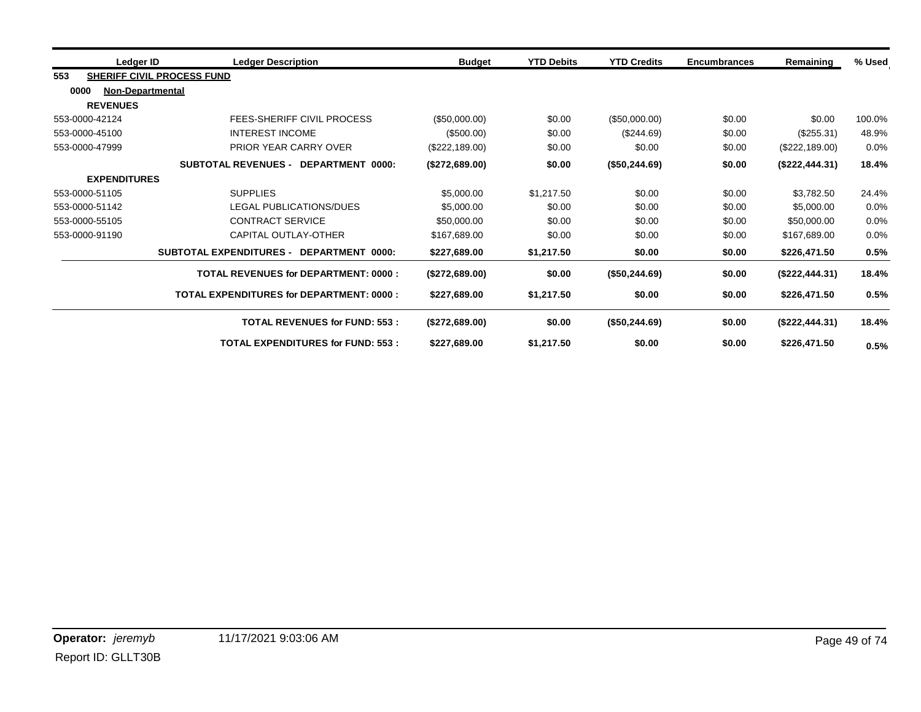| Ledger ID | Ledger Description | Budget | YTD Debits | YTD Credits | Encumbrances | Remaining | % Used |
|---|---|---|---|---|---|---|---|
| **553 SHERIFF CIVIL PROCESS FUND** | | | | | | | |
| **0000 Non-Departmental** | | | | | | | |
| **REVENUES** | | | | | | | |
| 553-0000-42124 | FEES-SHERIFF CIVIL PROCESS | ($50,000.00) | $0.00 | ($50,000.00) | $0.00 | $0.00 | 100.0% |
| 553-0000-45100 | INTEREST INCOME | ($500.00) | $0.00 | ($244.69) | $0.00 | ($255.31) | 48.9% |
| 553-0000-47999 | PRIOR YEAR CARRY OVER | ($222,189.00) | $0.00 | $0.00 | $0.00 | ($222,189.00) | 0.0% |
| | **SUBTOTAL REVENUES - DEPARTMENT 0000:** | **($272,689.00)** | **$0.00** | **($50,244.69)** | **$0.00** | **($222,444.31)** | **18.4%** |
| **EXPENDITURES** | | | | | | | |
| 553-0000-51105 | SUPPLIES | $5,000.00 | $1,217.50 | $0.00 | $0.00 | $3,782.50 | 24.4% |
| 553-0000-51142 | LEGAL PUBLICATIONS/DUES | $5,000.00 | $0.00 | $0.00 | $0.00 | $5,000.00 | 0.0% |
| 553-0000-55105 | CONTRACT SERVICE | $50,000.00 | $0.00 | $0.00 | $0.00 | $50,000.00 | 0.0% |
| 553-0000-91190 | CAPITAL OUTLAY-OTHER | $167,689.00 | $0.00 | $0.00 | $0.00 | $167,689.00 | 0.0% |
| | **SUBTOTAL EXPENDITURES - DEPARTMENT 0000:** | **$227,689.00** | **$1,217.50** | **$0.00** | **$0.00** | **$226,471.50** | **0.5%** |
| | **TOTAL REVENUES for DEPARTMENT: 0000 :** | **($272,689.00)** | **$0.00** | **($50,244.69)** | **$0.00** | **($222,444.31)** | **18.4%** |
| | **TOTAL EXPENDITURES for DEPARTMENT: 0000 :** | **$227,689.00** | **$1,217.50** | **$0.00** | **$0.00** | **$226,471.50** | **0.5%** |
| | **TOTAL REVENUES for FUND: 553 :** | **($272,689.00)** | **$0.00** | **($50,244.69)** | **$0.00** | **($222,444.31)** | **18.4%** |
| | **TOTAL EXPENDITURES for FUND: 553 :** | **$227,689.00** | **$1,217.50** | **$0.00** | **$0.00** | **$226,471.50** | **0.5%** |

**Operator:** *jeremyb* 11/17/2021 9:03:06 AM

Report ID: GLLT30B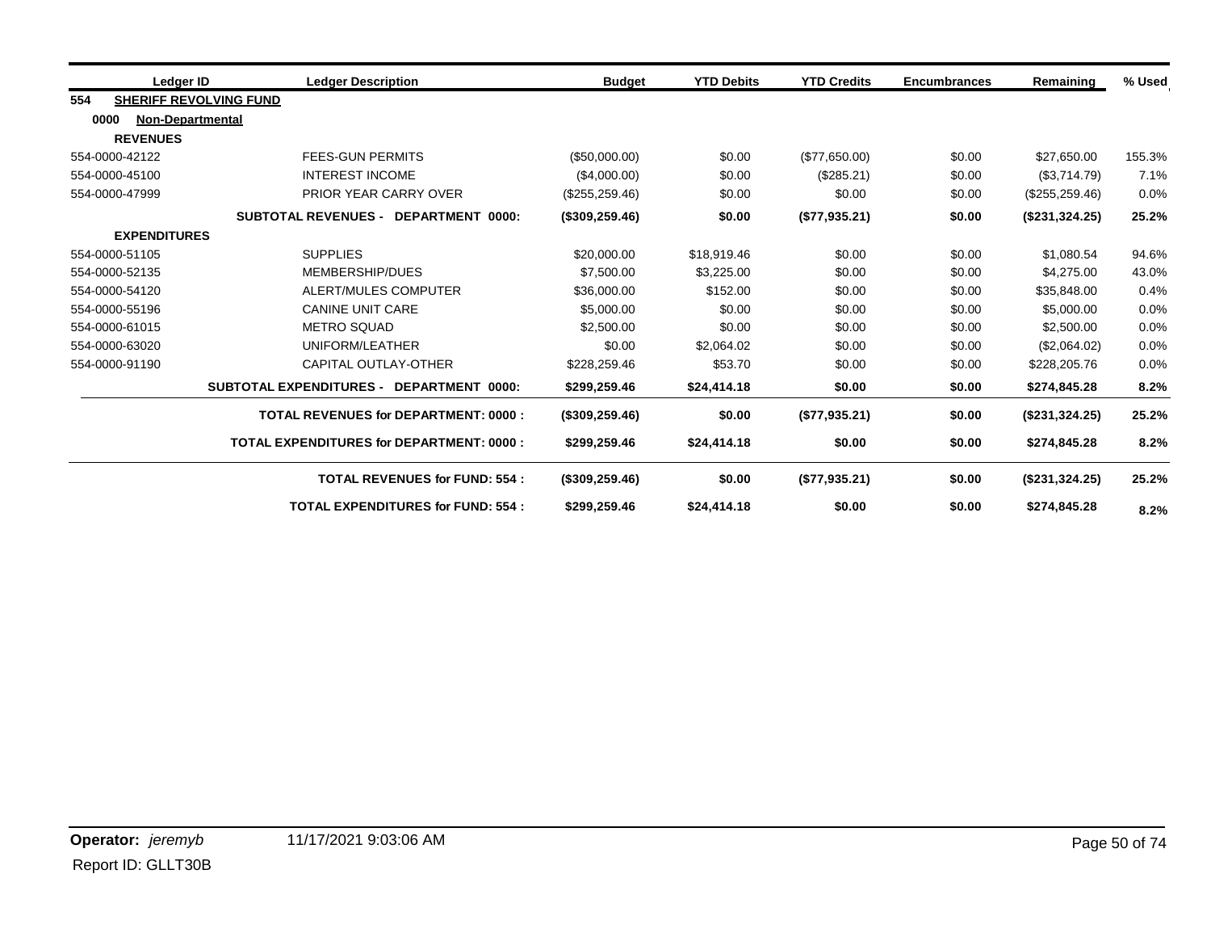| Ledger ID | Ledger Description | Budget | YTD Debits | YTD Credits | Encumbrances | Remaining | % Used |
|---|---|---|---|---|---|---|---|
| **554 SHERIFF REVOLVING FUND** | | | | | | | |
| **0000 Non-Departmental** | | | | | | | |
| **REVENUES** | | | | | | | |
| 554-0000-42122 | FEES-GUN PERMITS | ($50,000.00) | $0.00 | ($77,650.00) | $0.00 | $27,650.00 | 155.3% |
| 554-0000-45100 | INTEREST INCOME | ($4,000.00) | $0.00 | ($285.21) | $0.00 | ($3,714.79) | 7.1% |
| 554-0000-47999 | PRIOR YEAR CARRY OVER | ($255,259.46) | $0.00 | $0.00 | $0.00 | ($255,259.46) | 0.0% |
| | **SUBTOTAL REVENUES - DEPARTMENT 0000:** | **($309,259.46)** | **$0.00** | **($77,935.21)** | **$0.00** | **($231,324.25)** | **25.2%** |
| **EXPENDITURES** | | | | | | | |
| 554-0000-51105 | SUPPLIES | $20,000.00 | $18,919.46 | $0.00 | $0.00 | $1,080.54 | 94.6% |
| 554-0000-52135 | MEMBERSHIP/DUES | $7,500.00 | $3,225.00 | $0.00 | $0.00 | $4,275.00 | 43.0% |
| 554-0000-54120 | ALERT/MULES COMPUTER | $36,000.00 | $152.00 | $0.00 | $0.00 | $35,848.00 | 0.4% |
| 554-0000-55196 | CANINE UNIT CARE | $5,000.00 | $0.00 | $0.00 | $0.00 | $5,000.00 | 0.0% |
| 554-0000-61015 | METRO SQUAD | $2,500.00 | $0.00 | $0.00 | $0.00 | $2,500.00 | 0.0% |
| 554-0000-63020 | UNIFORM/LEATHER | $0.00 | $2,064.02 | $0.00 | $0.00 | ($2,064.02) | 0.0% |
| 554-0000-91190 | CAPITAL OUTLAY-OTHER | $228,259.46 | $53.70 | $0.00 | $0.00 | $228,205.76 | 0.0% |
| | **SUBTOTAL EXPENDITURES - DEPARTMENT 0000:** | **$299,259.46** | **$24,414.18** | **$0.00** | **$0.00** | **$274,845.28** | **8.2%** |
| | **TOTAL REVENUES for DEPARTMENT: 0000 :** | **($309,259.46)** | **$0.00** | **($77,935.21)** | **$0.00** | **($231,324.25)** | **25.2%** |
| | **TOTAL EXPENDITURES for DEPARTMENT: 0000 :** | **$299,259.46** | **$24,414.18** | **$0.00** | **$0.00** | **$274,845.28** | **8.2%** |
| | **TOTAL REVENUES for FUND: 554 :** | **($309,259.46)** | **$0.00** | **($77,935.21)** | **$0.00** | **($231,324.25)** | **25.2%** |
| | **TOTAL EXPENDITURES for FUND: 554 :** | **$299,259.46** | **$24,414.18** | **$0.00** | **$0.00** | **$274,845.28** | **8.2%** |

**Operator:** *jeremyb* 11/17/2021 9:03:06 AM

Report ID: GLLT30B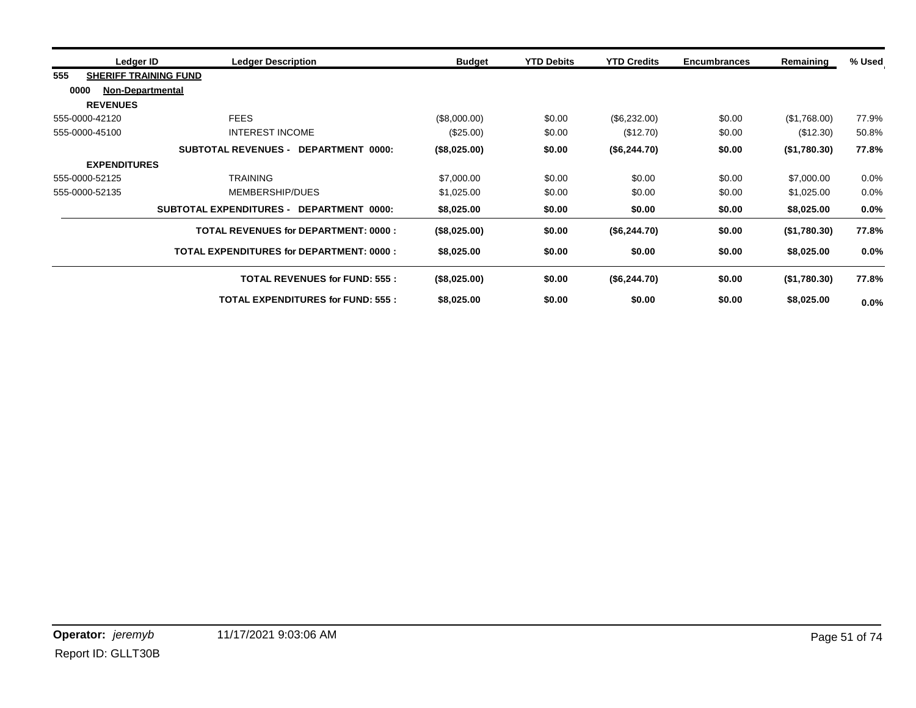| Ledger ID | Ledger Description | Budget | YTD Debits | YTD Credits | Encumbrances | Remaining | % Used |
|---|---|---|---|---|---|---|---|
| **555 SHERIFF TRAINING FUND** | | | | | | | |
| **0000 Non-Departmental** | | | | | | | |
| **REVENUES** | | | | | | | |
| 555-0000-42120 | FEES | ($8,000.00) | $0.00 | ($6,232.00) | $0.00 | ($1,768.00) | 77.9% |
| 555-0000-45100 | INTEREST INCOME | ($25.00) | $0.00 | ($12.70) | $0.00 | ($12.30) | 50.8% |
| | **SUBTOTAL REVENUES - DEPARTMENT 0000:** | **($8,025.00)** | **$0.00** | **($6,244.70)** | **$0.00** | **($1,780.30)** | **77.8%** |
| **EXPENDITURES** | | | | | | | |
| 555-0000-52125 | TRAINING | $7,000.00 | $0.00 | $0.00 | $0.00 | $7,000.00 | 0.0% |
| 555-0000-52135 | MEMBERSHIP/DUES | $1,025.00 | $0.00 | $0.00 | $0.00 | $1,025.00 | 0.0% |
| | **SUBTOTAL EXPENDITURES - DEPARTMENT 0000:** | **$8,025.00** | **$0.00** | **$0.00** | **$0.00** | **$8,025.00** | **0.0%** |
| | **TOTAL REVENUES for DEPARTMENT: 0000 :** | **($8,025.00)** | **$0.00** | **($6,244.70)** | **$0.00** | **($1,780.30)** | **77.8%** |
| | **TOTAL EXPENDITURES for DEPARTMENT: 0000 :** | **$8,025.00** | **$0.00** | **$0.00** | **$0.00** | **$8,025.00** | **0.0%** |
| | **TOTAL REVENUES for FUND: 555 :** | **($8,025.00)** | **$0.00** | **($6,244.70)** | **$0.00** | **($1,780.30)** | **77.8%** |
| | **TOTAL EXPENDITURES for FUND: 555 :** | **$8,025.00** | **$0.00** | **$0.00** | **$0.00** | **$8,025.00** | **0.0%** |

**Operator:** *jeremyb* 11/17/2021 9:03:06 AM

Report ID: GLLT30B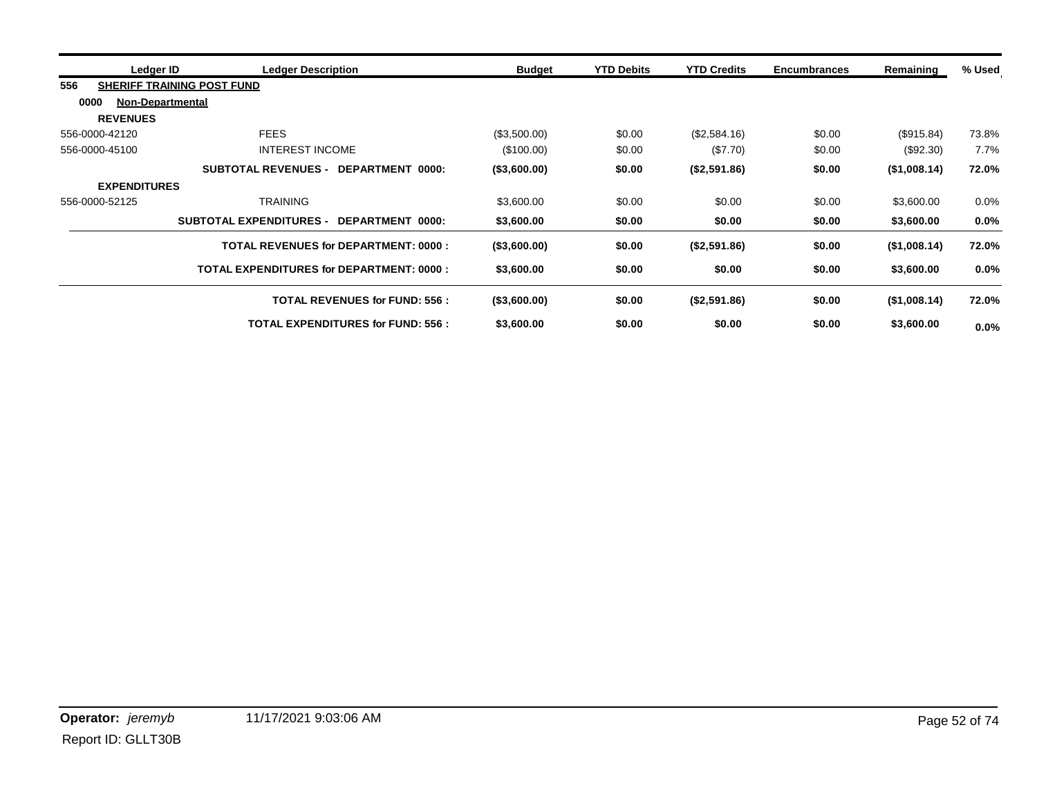| Ledger ID | Ledger Description | Budget | YTD Debits | YTD Credits | Encumbrances | Remaining | % Used |
|---|---|---|---|---|---|---|---|
| **556** | **SHERIFF TRAINING POST FUND** | | | | | | |
| **0000** | **Non-Departmental** | | | | | | |
| **REVENUES** | | | | | | | |
| 556-0000-42120 | FEES | ($3,500.00) | $0.00 | ($2,584.16) | $0.00 | ($915.84) | 73.8% |
| 556-0000-45100 | INTEREST INCOME | ($100.00) | $0.00 | ($7.70) | $0.00 | ($92.30) | 7.7% |
| | **SUBTOTAL REVENUES - DEPARTMENT 0000:** | **($3,600.00)** | **$0.00** | **($2,591.86)** | **$0.00** | **($1,008.14)** | **72.0%** |
| **EXPENDITURES** | | | | | | | |
| 556-0000-52125 | TRAINING | $3,600.00 | $0.00 | $0.00 | $0.00 | $3,600.00 | 0.0% |
| | **SUBTOTAL EXPENDITURES - DEPARTMENT 0000:** | **$3,600.00** | **$0.00** | **$0.00** | **$0.00** | **$3,600.00** | **0.0%** |
| | **TOTAL REVENUES for DEPARTMENT: 0000 :** | **($3,600.00)** | **$0.00** | **($2,591.86)** | **$0.00** | **($1,008.14)** | **72.0%** |
| | **TOTAL EXPENDITURES for DEPARTMENT: 0000 :** | **$3,600.00** | **$0.00** | **$0.00** | **$0.00** | **$3,600.00** | **0.0%** |
| | **TOTAL REVENUES for FUND: 556 :** | **($3,600.00)** | **$0.00** | **($2,591.86)** | **$0.00** | **($1,008.14)** | **72.0%** |
| | **TOTAL EXPENDITURES for FUND: 556 :** | **$3,600.00** | **$0.00** | **$0.00** | **$0.00** | **$3,600.00** | **0.0%** |

**Operator:** *jeremyb* 11/17/2021 9:03:06 AM

Report ID: GLLT30B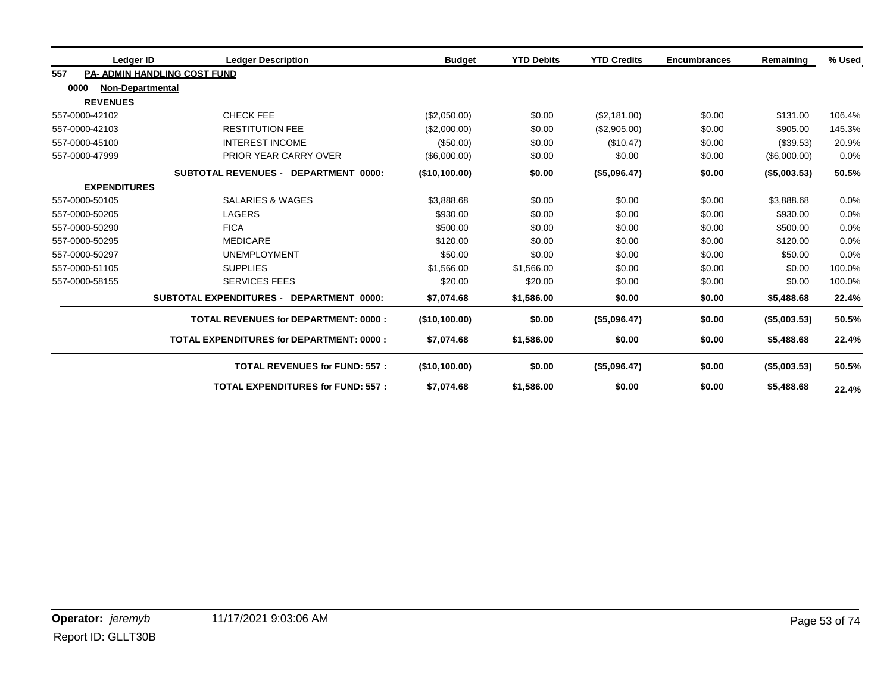| Ledger ID | Ledger Description | Budget | YTD Debits | YTD Credits | Encumbrances | Remaining | % Used |
|---|---|---|---|---|---|---|---|
| **557 PA- ADMIN HANDLING COST FUND** | | | | | | | |
| **0000 Non-Departmental** | | | | | | | |
| **REVENUES** | | | | | | | |
| 557-0000-42102 | CHECK FEE | ($2,050.00) | $0.00 | ($2,181.00) | $0.00 | $131.00 | 106.4% |
| 557-0000-42103 | RESTITUTION FEE | ($2,000.00) | $0.00 | ($2,905.00) | $0.00 | $905.00 | 145.3% |
| 557-0000-45100 | INTEREST INCOME | ($50.00) | $0.00 | ($10.47) | $0.00 | ($39.53) | 20.9% |
| 557-0000-47999 | PRIOR YEAR CARRY OVER | ($6,000.00) | $0.00 | $0.00 | $0.00 | ($6,000.00) | 0.0% |
| | **SUBTOTAL REVENUES - DEPARTMENT 0000:** | **($10,100.00)** | **$0.00** | **($5,096.47)** | **$0.00** | **($5,003.53)** | **50.5%** |
| **EXPENDITURES** | | | | | | | |
| 557-0000-50105 | SALARIES & WAGES | $3,888.68 | $0.00 | $0.00 | $0.00 | $3,888.68 | 0.0% |
| 557-0000-50205 | LAGERS | $930.00 | $0.00 | $0.00 | $0.00 | $930.00 | 0.0% |
| 557-0000-50290 | FICA | $500.00 | $0.00 | $0.00 | $0.00 | $500.00 | 0.0% |
| 557-0000-50295 | MEDICARE | $120.00 | $0.00 | $0.00 | $0.00 | $120.00 | 0.0% |
| 557-0000-50297 | UNEMPLOYMENT | $50.00 | $0.00 | $0.00 | $0.00 | $50.00 | 0.0% |
| 557-0000-51105 | SUPPLIES | $1,566.00 | $1,566.00 | $0.00 | $0.00 | $0.00 | 100.0% |
| 557-0000-58155 | SERVICES FEES | $20.00 | $20.00 | $0.00 | $0.00 | $0.00 | 100.0% |
| | **SUBTOTAL EXPENDITURES - DEPARTMENT 0000:** | **$7,074.68** | **$1,586.00** | **$0.00** | **$0.00** | **$5,488.68** | **22.4%** |
| | **TOTAL REVENUES for DEPARTMENT: 0000 :** | **($10,100.00)** | **$0.00** | **($5,096.47)** | **$0.00** | **($5,003.53)** | **50.5%** |
| | **TOTAL EXPENDITURES for DEPARTMENT: 0000 :** | **$7,074.68** | **$1,586.00** | **$0.00** | **$0.00** | **$5,488.68** | **22.4%** |
| | **TOTAL REVENUES for FUND: 557 :** | **($10,100.00)** | **$0.00** | **($5,096.47)** | **$0.00** | **($5,003.53)** | **50.5%** |
| | **TOTAL EXPENDITURES for FUND: 557 :** | **$7,074.68** | **$1,586.00** | **$0.00** | **$0.00** | **$5,488.68** | **22.4%** |

**Operator:** *jeremyb* 11/17/2021 9:03:06 AM

Report ID: GLLT30B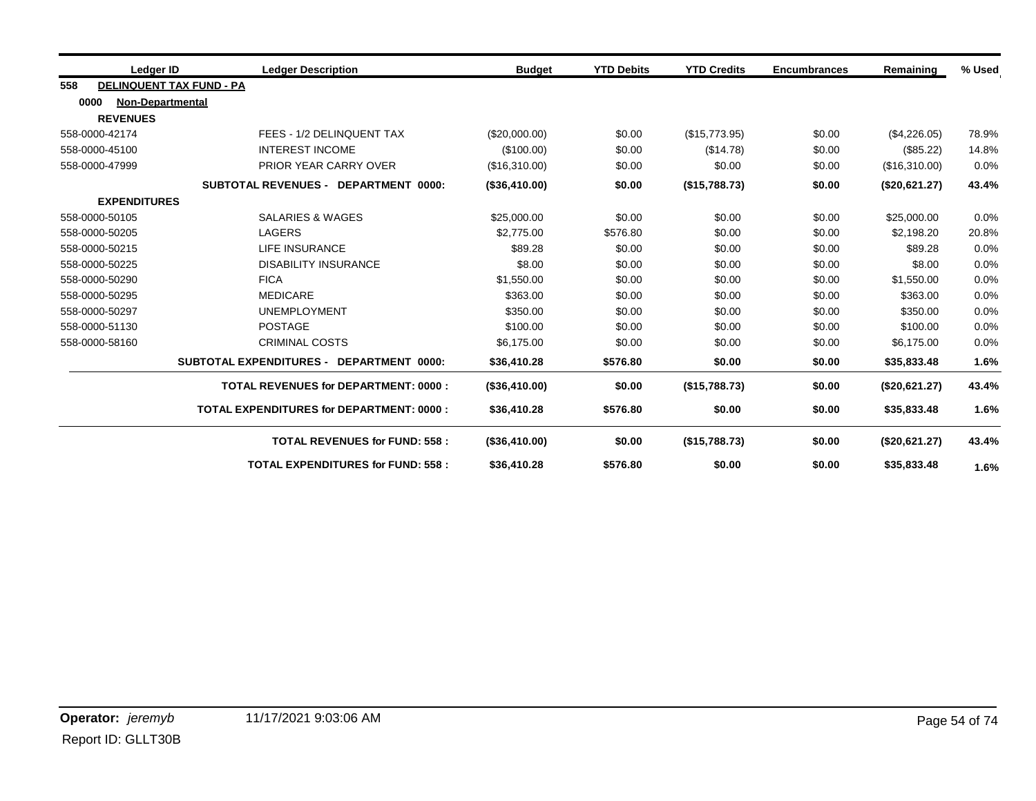| Ledger ID | Ledger Description | Budget | YTD Debits | YTD Credits | Encumbrances | Remaining | % Used |
|---|---|---|---|---|---|---|---|
| **558 DELINQUENT TAX FUND - PA** | | | | | | | |
| **0000 Non-Departmental** | | | | | | | |
| **REVENUES** | | | | | | | |
| 558-0000-42174 | FEES - 1/2 DELINQUENT TAX | ($20,000.00) | $0.00 | ($15,773.95) | $0.00 | ($4,226.05) | 78.9% |
| 558-0000-45100 | INTEREST INCOME | ($100.00) | $0.00 | ($14.78) | $0.00 | ($85.22) | 14.8% |
| 558-0000-47999 | PRIOR YEAR CARRY OVER | ($16,310.00) | $0.00 | $0.00 | $0.00 | ($16,310.00) | 0.0% |
| | **SUBTOTAL REVENUES - DEPARTMENT 0000:** | **($36,410.00)** | **$0.00** | **($15,788.73)** | **$0.00** | **($20,621.27)** | **43.4%** |
| **EXPENDITURES** | | | | | | | |
| 558-0000-50105 | SALARIES & WAGES | $25,000.00 | $0.00 | $0.00 | $0.00 | $25,000.00 | 0.0% |
| 558-0000-50205 | LAGERS | $2,775.00 | $576.80 | $0.00 | $0.00 | $2,198.20 | 20.8% |
| 558-0000-50215 | LIFE INSURANCE | $89.28 | $0.00 | $0.00 | $0.00 | $89.28 | 0.0% |
| 558-0000-50225 | DISABILITY INSURANCE | $8.00 | $0.00 | $0.00 | $0.00 | $8.00 | 0.0% |
| 558-0000-50290 | FICA | $1,550.00 | $0.00 | $0.00 | $0.00 | $1,550.00 | 0.0% |
| 558-0000-50295 | MEDICARE | $363.00 | $0.00 | $0.00 | $0.00 | $363.00 | 0.0% |
| 558-0000-50297 | UNEMPLOYMENT | $350.00 | $0.00 | $0.00 | $0.00 | $350.00 | 0.0% |
| 558-0000-51130 | POSTAGE | $100.00 | $0.00 | $0.00 | $0.00 | $100.00 | 0.0% |
| 558-0000-58160 | CRIMINAL COSTS | $6,175.00 | $0.00 | $0.00 | $0.00 | $6,175.00 | 0.0% |
| | **SUBTOTAL EXPENDITURES - DEPARTMENT 0000:** | **$36,410.28** | **$576.80** | **$0.00** | **$0.00** | **$35,833.48** | **1.6%** |
| | **TOTAL REVENUES for DEPARTMENT: 0000 :** | **($36,410.00)** | **$0.00** | **($15,788.73)** | **$0.00** | **($20,621.27)** | **43.4%** |
| | **TOTAL EXPENDITURES for DEPARTMENT: 0000 :** | **$36,410.28** | **$576.80** | **$0.00** | **$0.00** | **$35,833.48** | **1.6%** |
| | **TOTAL REVENUES for FUND: 558 :** | **($36,410.00)** | **$0.00** | **($15,788.73)** | **$0.00** | **($20,621.27)** | **43.4%** |
| | **TOTAL EXPENDITURES for FUND: 558 :** | **$36,410.28** | **$576.80** | **$0.00** | **$0.00** | **$35,833.48** | **1.6%** |

**Operator:** *jeremyb* 11/17/2021 9:03:06 AM

Report ID: GLLT30B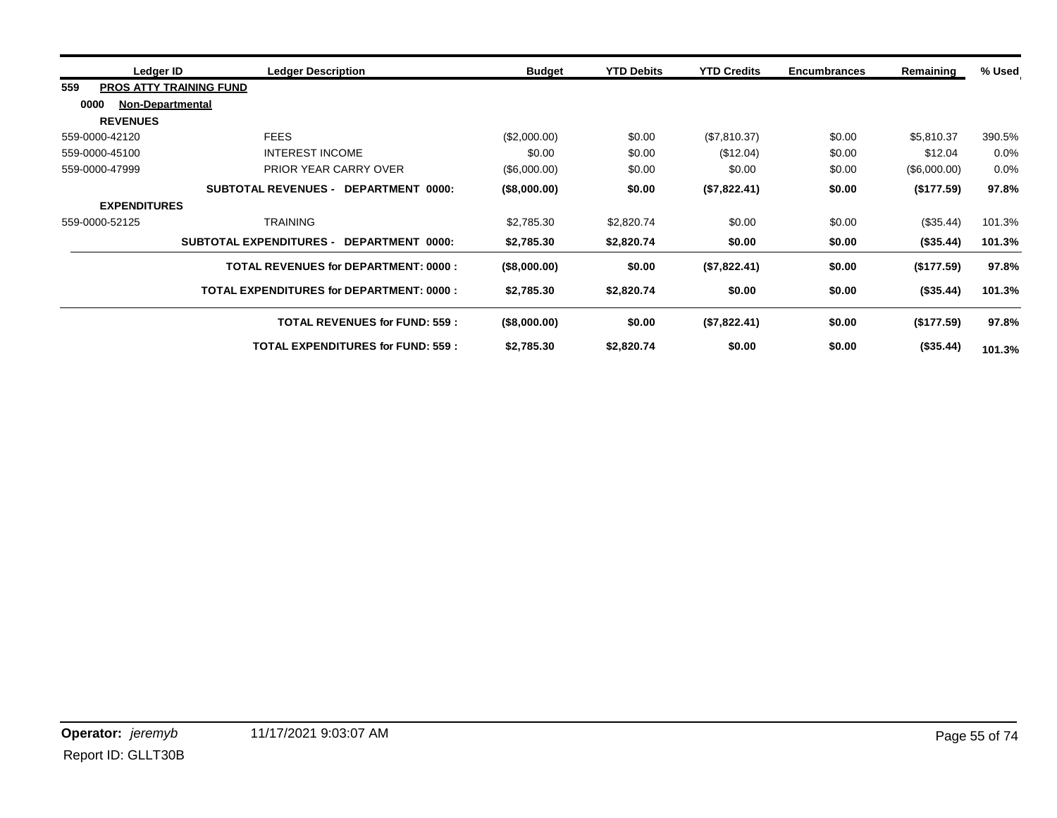| Ledger ID | Ledger Description | Budget | YTD Debits | YTD Credits | Encumbrances | Remaining | % Used |
|---|---|---|---|---|---|---|---|
| **559 PROS ATTY TRAINING FUND** | | | | | | | |
| **0000 Non-Departmental** | | | | | | | |
| **REVENUES** | | | | | | | |
| 559-0000-42120 | FEES | ($2,000.00) | $0.00 | ($7,810.37) | $0.00 | $5,810.37 | 390.5% |
| 559-0000-45100 | INTEREST INCOME | $0.00 | $0.00 | ($12.04) | $0.00 | $12.04 | 0.0% |
| 559-0000-47999 | PRIOR YEAR CARRY OVER | ($6,000.00) | $0.00 | $0.00 | $0.00 | ($6,000.00) | 0.0% |
| | **SUBTOTAL REVENUES - DEPARTMENT 0000:** | **($8,000.00)** | **$0.00** | **($7,822.41)** | **$0.00** | **($177.59)** | **97.8%** |
| **EXPENDITURES** | | | | | | | |
| 559-0000-52125 | TRAINING | $2,785.30 | $2,820.74 | $0.00 | $0.00 | ($35.44) | 101.3% |
| | **SUBTOTAL EXPENDITURES - DEPARTMENT 0000:** | **$2,785.30** | **$2,820.74** | **$0.00** | **$0.00** | **($35.44)** | **101.3%** |
| | **TOTAL REVENUES for DEPARTMENT: 0000 :** | **($8,000.00)** | **$0.00** | **($7,822.41)** | **$0.00** | **($177.59)** | **97.8%** |
| | **TOTAL EXPENDITURES for DEPARTMENT: 0000 :** | **$2,785.30** | **$2,820.74** | **$0.00** | **$0.00** | **($35.44)** | **101.3%** |
| | **TOTAL REVENUES for FUND: 559 :** | **($8,000.00)** | **$0.00** | **($7,822.41)** | **$0.00** | **($177.59)** | **97.8%** |
| | **TOTAL EXPENDITURES for FUND: 559 :** | **$2,785.30** | **$2,820.74** | **$0.00** | **$0.00** | **($35.44)** | **101.3%** |

**Operator:** *jeremyb* 11/17/2021 9:03:07 AM

Report ID: GLLT30B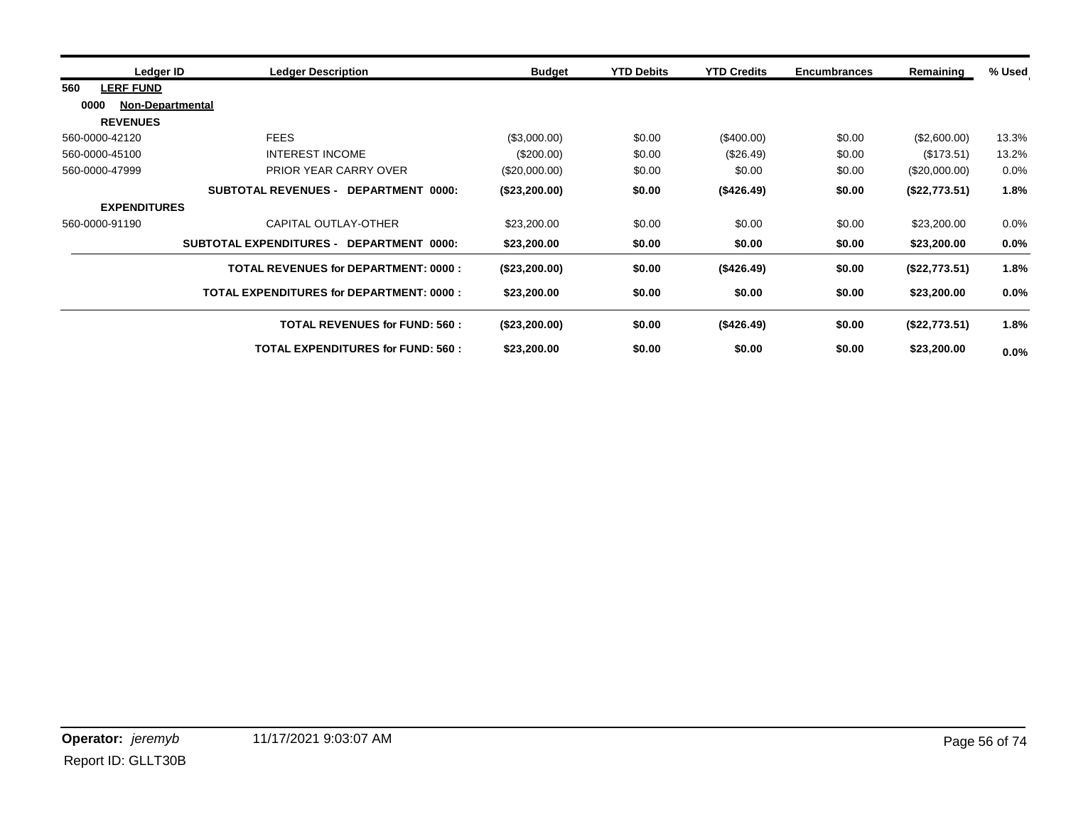| Ledger ID | Ledger Description | Budget | YTD Debits | YTD Credits | Encumbrances | Remaining | % Used |
|---|---|---|---|---|---|---|---|
| **560 LERF FUND** | | | | | | | |
| **0000 Non-Departmental** | | | | | | | |
| **REVENUES** | | | | | | | |
| 560-0000-42120 | FEES | ($3,000.00) | $0.00 | ($400.00) | $0.00 | ($2,600.00) | 13.3% |
| 560-0000-45100 | INTEREST INCOME | ($200.00) | $0.00 | ($26.49) | $0.00 | ($173.51) | 13.2% |
| 560-0000-47999 | PRIOR YEAR CARRY OVER | ($20,000.00) | $0.00 | $0.00 | $0.00 | ($20,000.00) | 0.0% |
| | **SUBTOTAL REVENUES - DEPARTMENT 0000:** | **($23,200.00)** | **$0.00** | **($426.49)** | **$0.00** | **($22,773.51)** | **1.8%** |
| **EXPENDITURES** | | | | | | | |
| 560-0000-91190 | CAPITAL OUTLAY-OTHER | $23,200.00 | $0.00 | $0.00 | $0.00 | $23,200.00 | 0.0% |
| | **SUBTOTAL EXPENDITURES - DEPARTMENT 0000:** | **$23,200.00** | **$0.00** | **$0.00** | **$0.00** | **$23,200.00** | **0.0%** |
| | **TOTAL REVENUES for DEPARTMENT: 0000 :** | **($23,200.00)** | **$0.00** | **($426.49)** | **$0.00** | **($22,773.51)** | **1.8%** |
| | **TOTAL EXPENDITURES for DEPARTMENT: 0000 :** | **$23,200.00** | **$0.00** | **$0.00** | **$0.00** | **$23,200.00** | **0.0%** |
| | **TOTAL REVENUES for FUND: 560 :** | **($23,200.00)** | **$0.00** | **($426.49)** | **$0.00** | **($22,773.51)** | **1.8%** |
| | **TOTAL EXPENDITURES for FUND: 560 :** | **$23,200.00** | **$0.00** | **$0.00** | **$0.00** | **$23,200.00** | **0.0%** |

**Operator:** *jeremyb* 11/17/2021 9:03:07 AM

Report ID: GLLT30B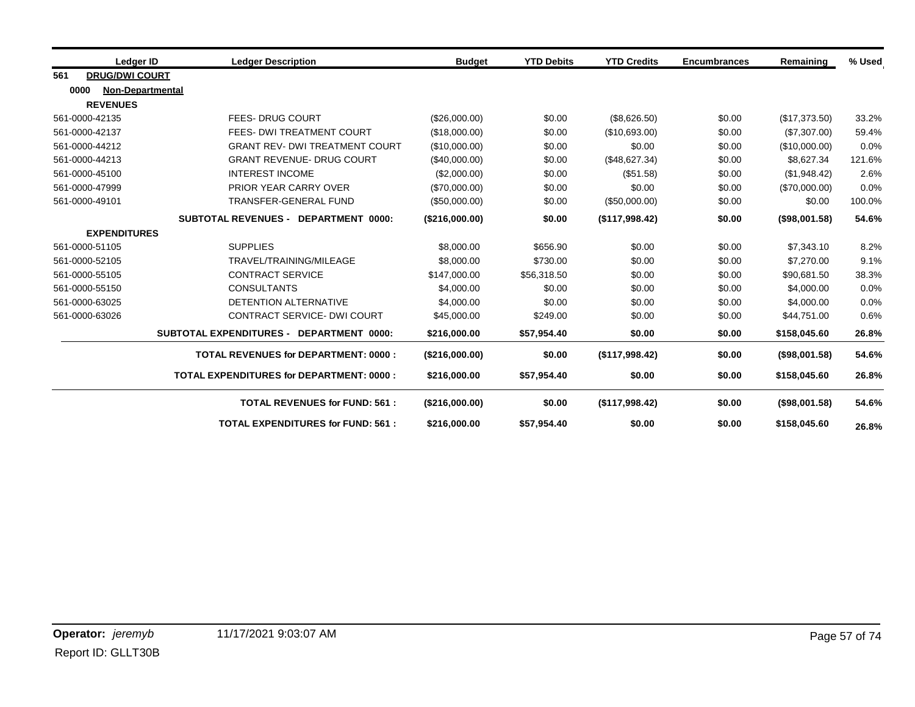| Ledger ID | Ledger Description | Budget | YTD Debits | YTD Credits | Encumbrances | Remaining | % Used |
|---|---|---|---|---|---|---|---|
| **561 DRUG/DWI COURT** | | | | | | | |
| **0000 Non-Departmental** | | | | | | | |
| **REVENUES** | | | | | | | |
| 561-0000-42135 | FEES- DRUG COURT | ($26,000.00) | $0.00 | ($8,626.50) | $0.00 | ($17,373.50) | 33.2% |
| 561-0000-42137 | FEES- DWI TREATMENT COURT | ($18,000.00) | $0.00 | ($10,693.00) | $0.00 | ($7,307.00) | 59.4% |
| 561-0000-44212 | GRANT REV- DWI TREATMENT COURT | ($10,000.00) | $0.00 | $0.00 | $0.00 | ($10,000.00) | 0.0% |
| 561-0000-44213 | GRANT REVENUE- DRUG COURT | ($40,000.00) | $0.00 | ($48,627.34) | $0.00 | $8,627.34 | 121.6% |
| 561-0000-45100 | INTEREST INCOME | ($2,000.00) | $0.00 | ($51.58) | $0.00 | ($1,948.42) | 2.6% |
| 561-0000-47999 | PRIOR YEAR CARRY OVER | ($70,000.00) | $0.00 | $0.00 | $0.00 | ($70,000.00) | 0.0% |
| 561-0000-49101 | TRANSFER-GENERAL FUND | ($50,000.00) | $0.00 | ($50,000.00) | $0.00 | $0.00 | 100.0% |
| | **SUBTOTAL REVENUES - DEPARTMENT 0000:** | **($216,000.00)** | **$0.00** | **($117,998.42)** | **$0.00** | **($98,001.58)** | **54.6%** |
| **EXPENDITURES** | | | | | | | |
| 561-0000-51105 | SUPPLIES | $8,000.00 | $656.90 | $0.00 | $0.00 | $7,343.10 | 8.2% |
| 561-0000-52105 | TRAVEL/TRAINING/MILEAGE | $8,000.00 | $730.00 | $0.00 | $0.00 | $7,270.00 | 9.1% |
| 561-0000-55105 | CONTRACT SERVICE | $147,000.00 | $56,318.50 | $0.00 | $0.00 | $90,681.50 | 38.3% |
| 561-0000-55150 | CONSULTANTS | $4,000.00 | $0.00 | $0.00 | $0.00 | $4,000.00 | 0.0% |
| 561-0000-63025 | DETENTION ALTERNATIVE | $4,000.00 | $0.00 | $0.00 | $0.00 | $4,000.00 | 0.0% |
| 561-0000-63026 | CONTRACT SERVICE- DWI COURT | $45,000.00 | $249.00 | $0.00 | $0.00 | $44,751.00 | 0.6% |
| | **SUBTOTAL EXPENDITURES - DEPARTMENT 0000:** | **$216,000.00** | **$57,954.40** | **$0.00** | **$0.00** | **$158,045.60** | **26.8%** |
| | **TOTAL REVENUES for DEPARTMENT: 0000 :** | **($216,000.00)** | **$0.00** | **($117,998.42)** | **$0.00** | **($98,001.58)** | **54.6%** |
| | **TOTAL EXPENDITURES for DEPARTMENT: 0000 :** | **$216,000.00** | **$57,954.40** | **$0.00** | **$0.00** | **$158,045.60** | **26.8%** |
| | **TOTAL REVENUES for FUND: 561 :** | **($216,000.00)** | **$0.00** | **($117,998.42)** | **$0.00** | **($98,001.58)** | **54.6%** |
| | **TOTAL EXPENDITURES for FUND: 561 :** | **$216,000.00** | **$57,954.40** | **$0.00** | **$0.00** | **$158,045.60** | **26.8%** |

**Operator:** *jeremyb* 11/17/2021 9:03:07 AM

Report ID: GLLT30B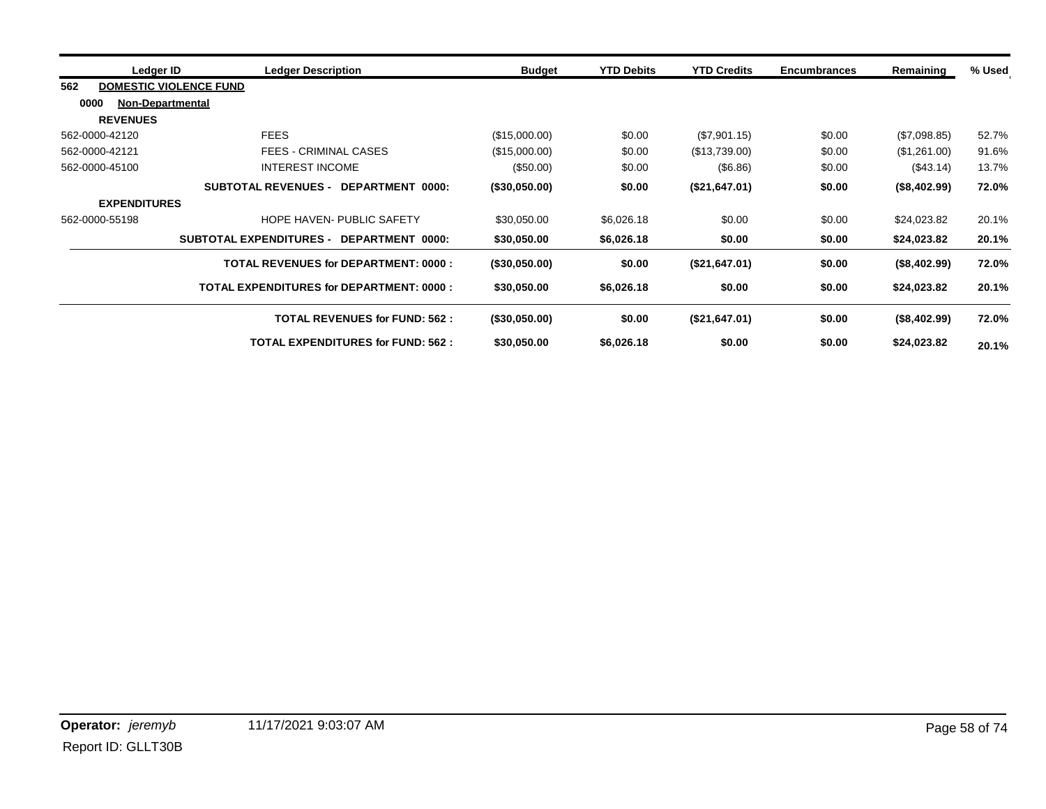| Ledger ID | Ledger Description | Budget | YTD Debits | YTD Credits | Encumbrances | Remaining | % Used |
|---|---|---|---|---|---|---|---|
| **562 DOMESTIC VIOLENCE FUND** | | | | | | | |
| **0000 Non-Departmental** | | | | | | | |
| **REVENUES** | | | | | | | |
| 562-0000-42120 | FEES | ($15,000.00) | $0.00 | ($7,901.15) | $0.00 | ($7,098.85) | 52.7% |
| 562-0000-42121 | FEES - CRIMINAL CASES | ($15,000.00) | $0.00 | ($13,739.00) | $0.00 | ($1,261.00) | 91.6% |
| 562-0000-45100 | INTEREST INCOME | ($50.00) | $0.00 | ($6.86) | $0.00 | ($43.14) | 13.7% |
| | **SUBTOTAL REVENUES - DEPARTMENT 0000:** | **($30,050.00)** | **$0.00** | **($21,647.01)** | **$0.00** | **($8,402.99)** | **72.0%** |
| **EXPENDITURES** | | | | | | | |
| 562-0000-55198 | HOPE HAVEN- PUBLIC SAFETY | $30,050.00 | $6,026.18 | $0.00 | $0.00 | $24,023.82 | 20.1% |
| | **SUBTOTAL EXPENDITURES - DEPARTMENT 0000:** | **$30,050.00** | **$6,026.18** | **$0.00** | **$0.00** | **$24,023.82** | **20.1%** |
| | **TOTAL REVENUES for DEPARTMENT: 0000 :** | **($30,050.00)** | **$0.00** | **($21,647.01)** | **$0.00** | **($8,402.99)** | **72.0%** |
| | **TOTAL EXPENDITURES for DEPARTMENT: 0000 :** | **$30,050.00** | **$6,026.18** | **$0.00** | **$0.00** | **$24,023.82** | **20.1%** |
| | **TOTAL REVENUES for FUND: 562 :** | **($30,050.00)** | **$0.00** | **($21,647.01)** | **$0.00** | **($8,402.99)** | **72.0%** |
| | **TOTAL EXPENDITURES for FUND: 562 :** | **$30,050.00** | **$6,026.18** | **$0.00** | **$0.00** | **$24,023.82** | **20.1%** |

**Operator:** *jeremyb* 11/17/2021 9:03:07 AM

Report ID: GLLT30B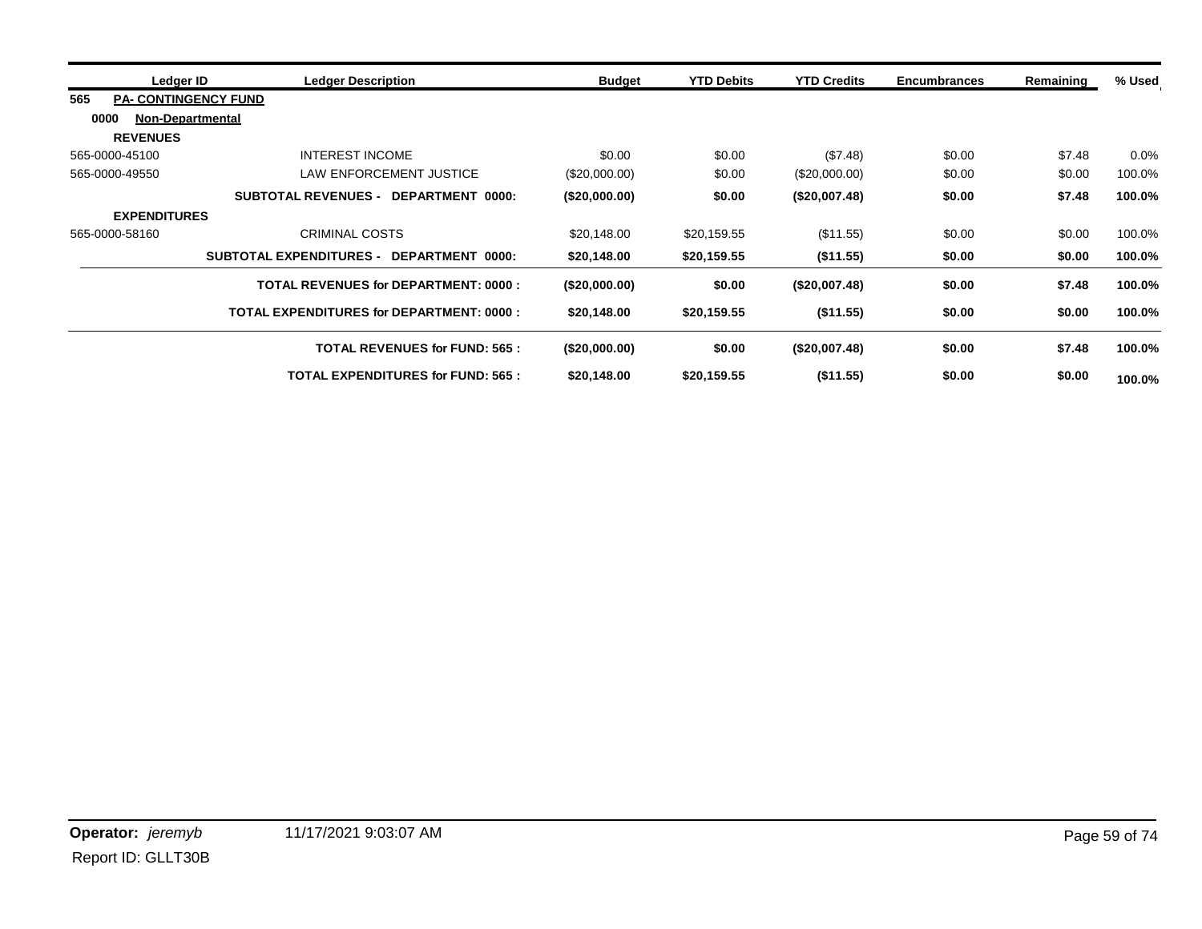| Ledger ID | Ledger Description | Budget | YTD Debits | YTD Credits | Encumbrances | Remaining | % Used |
|---|---|---|---|---|---|---|---|
| **565 PA- CONTINGENCY FUND** | | | | | | | |
| **0000 Non-Departmental** | | | | | | | |
| **REVENUES** | | | | | | | |
| 565-0000-45100 | INTEREST INCOME | $0.00 | $0.00 | ($7.48) | $0.00 | $7.48 | 0.0% |
| 565-0000-49550 | LAW ENFORCEMENT JUSTICE | ($20,000.00) | $0.00 | ($20,000.00) | $0.00 | $0.00 | 100.0% |
| | **SUBTOTAL REVENUES - DEPARTMENT 0000:** | **($20,000.00)** | **$0.00** | **($20,007.48)** | **$0.00** | **$7.48** | **100.0%** |
| **EXPENDITURES** | | | | | | | |
| 565-0000-58160 | CRIMINAL COSTS | $20,148.00 | $20,159.55 | ($11.55) | $0.00 | $0.00 | 100.0% |
| | **SUBTOTAL EXPENDITURES - DEPARTMENT 0000:** | **$20,148.00** | **$20,159.55** | **($11.55)** | **$0.00** | **$0.00** | **100.0%** |
| | **TOTAL REVENUES for DEPARTMENT: 0000 :** | **($20,000.00)** | **$0.00** | **($20,007.48)** | **$0.00** | **$7.48** | **100.0%** |
| | **TOTAL EXPENDITURES for DEPARTMENT: 0000 :** | **$20,148.00** | **$20,159.55** | **($11.55)** | **$0.00** | **$0.00** | **100.0%** |
| | **TOTAL REVENUES for FUND: 565 :** | **($20,000.00)** | **$0.00** | **($20,007.48)** | **$0.00** | **$7.48** | **100.0%** |
| | **TOTAL EXPENDITURES for FUND: 565 :** | **$20,148.00** | **$20,159.55** | **($11.55)** | **$0.00** | **$0.00** | **100.0%** |

**Operator:** *jeremyb* 11/17/2021 9:03:07 AM

Report ID: GLLT30B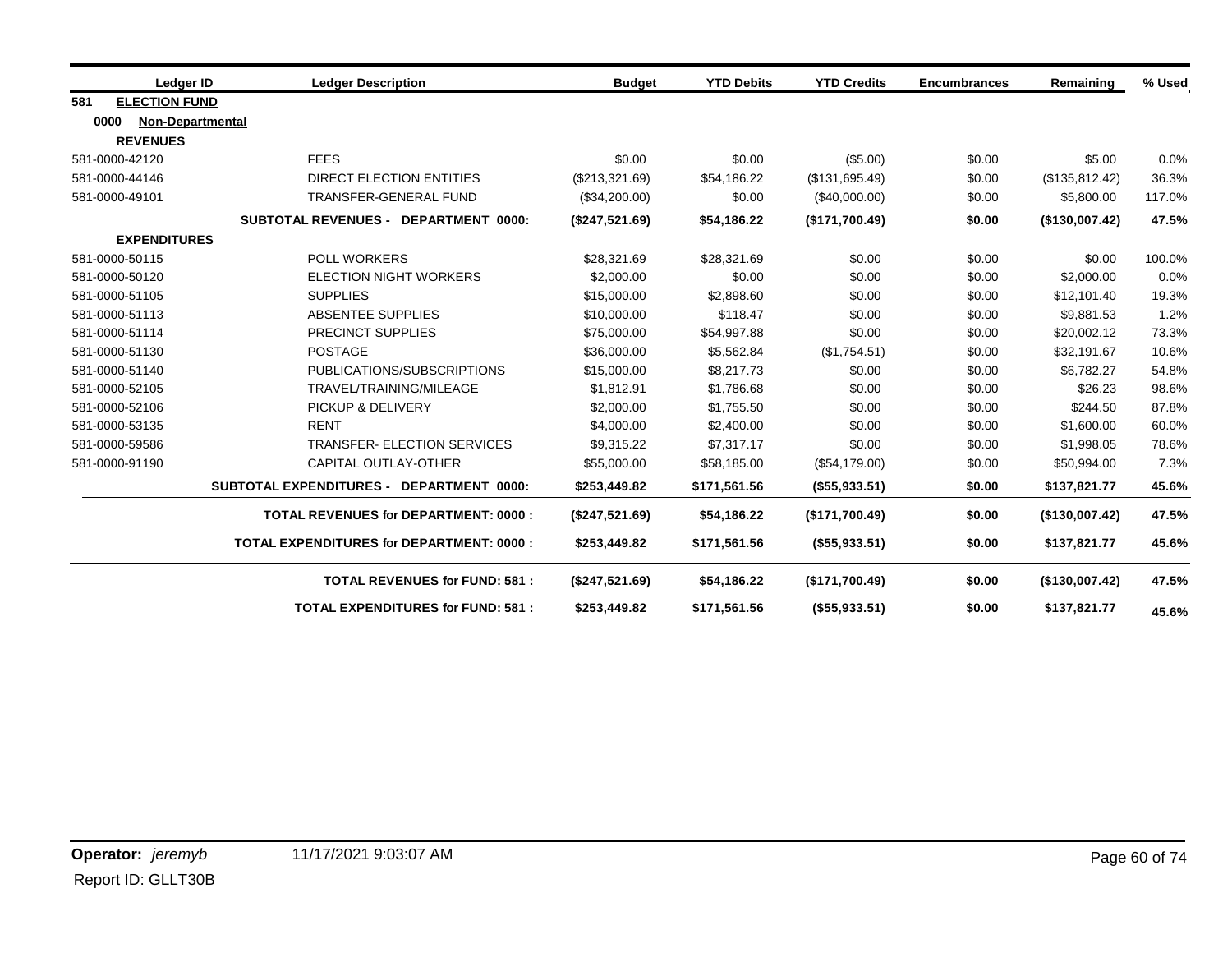| Ledger ID | Ledger Description | Budget | YTD Debits | YTD Credits | Encumbrances | Remaining | % Used |
|---|---|---|---|---|---|---|---|
| **581 ELECTION FUND** | | | | | | | |
| **0000 Non-Departmental** | | | | | | | |
| **REVENUES** | | | | | | | |
| 581-0000-42120 | FEES | $0.00 | $0.00 | ($5.00) | $0.00 | $5.00 | 0.0% |
| 581-0000-44146 | DIRECT ELECTION ENTITIES | ($213,321.69) | $54,186.22 | ($131,695.49) | $0.00 | ($135,812.42) | 36.3% |
| 581-0000-49101 | TRANSFER-GENERAL FUND | ($34,200.00) | $0.00 | ($40,000.00) | $0.00 | $5,800.00 | 117.0% |
| | **SUBTOTAL REVENUES - DEPARTMENT 0000:** | **($247,521.69)** | **$54,186.22** | **($171,700.49)** | **$0.00** | **($130,007.42)** | **47.5%** |
| **EXPENDITURES** | | | | | | | |
| 581-0000-50115 | POLL WORKERS | $28,321.69 | $28,321.69 | $0.00 | $0.00 | $0.00 | 100.0% |
| 581-0000-50120 | ELECTION NIGHT WORKERS | $2,000.00 | $0.00 | $0.00 | $0.00 | $2,000.00 | 0.0% |
| 581-0000-51105 | SUPPLIES | $15,000.00 | $2,898.60 | $0.00 | $0.00 | $12,101.40 | 19.3% |
| 581-0000-51113 | ABSENTEE SUPPLIES | $10,000.00 | $118.47 | $0.00 | $0.00 | $9,881.53 | 1.2% |
| 581-0000-51114 | PRECINCT SUPPLIES | $75,000.00 | $54,997.88 | $0.00 | $0.00 | $20,002.12 | 73.3% |
| 581-0000-51130 | POSTAGE | $36,000.00 | $5,562.84 | ($1,754.51) | $0.00 | $32,191.67 | 10.6% |
| 581-0000-51140 | PUBLICATIONS/SUBSCRIPTIONS | $15,000.00 | $8,217.73 | $0.00 | $0.00 | $6,782.27 | 54.8% |
| 581-0000-52105 | TRAVEL/TRAINING/MILEAGE | $1,812.91 | $1,786.68 | $0.00 | $0.00 | $26.23 | 98.6% |
| 581-0000-52106 | PICKUP & DELIVERY | $2,000.00 | $1,755.50 | $0.00 | $0.00 | $244.50 | 87.8% |
| 581-0000-53135 | RENT | $4,000.00 | $2,400.00 | $0.00 | $0.00 | $1,600.00 | 60.0% |
| 581-0000-59586 | TRANSFER- ELECTION SERVICES | $9,315.22 | $7,317.17 | $0.00 | $0.00 | $1,998.05 | 78.6% |
| 581-0000-91190 | CAPITAL OUTLAY-OTHER | $55,000.00 | $58,185.00 | ($54,179.00) | $0.00 | $50,994.00 | 7.3% |
| | **SUBTOTAL EXPENDITURES - DEPARTMENT 0000:** | **$253,449.82** | **$171,561.56** | **($55,933.51)** | **$0.00** | **$137,821.77** | **45.6%** |
| | **TOTAL REVENUES for DEPARTMENT: 0000 :** | **($247,521.69)** | **$54,186.22** | **($171,700.49)** | **$0.00** | **($130,007.42)** | **47.5%** |
| | **TOTAL EXPENDITURES for DEPARTMENT: 0000 :** | **$253,449.82** | **$171,561.56** | **($55,933.51)** | **$0.00** | **$137,821.77** | **45.6%** |
| | **TOTAL REVENUES for FUND: 581 :** | **($247,521.69)** | **$54,186.22** | **($171,700.49)** | **$0.00** | **($130,007.42)** | **47.5%** |
| | **TOTAL EXPENDITURES for FUND: 581 :** | **$253,449.82** | **$171,561.56** | **($55,933.51)** | **$0.00** | **$137,821.77** | **45.6%** |

**Operator:** *jeremyb* 11/17/2021 9:03:07 AM

Report ID: GLLT30B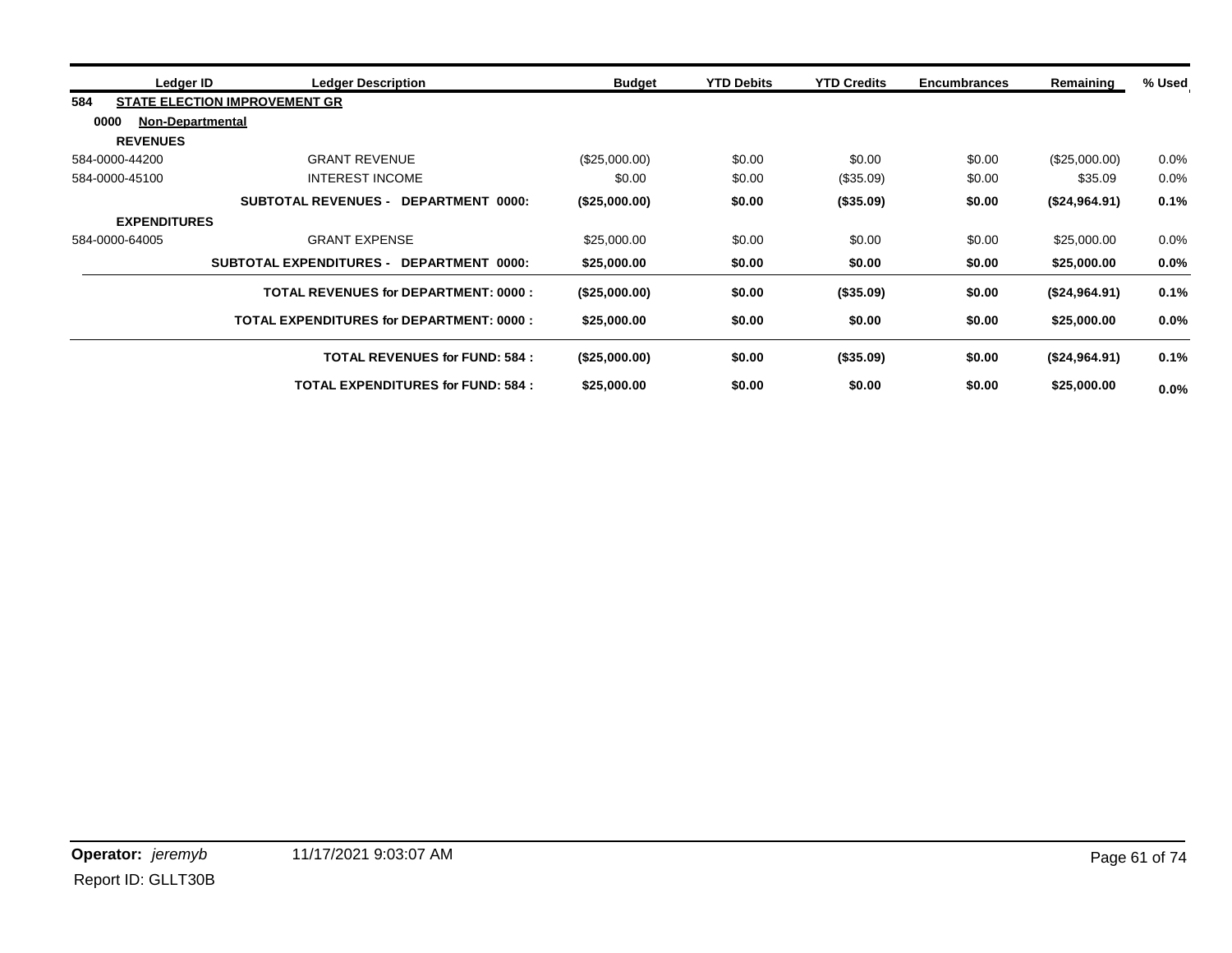| Ledger ID | Ledger Description | Budget | YTD Debits | YTD Credits | Encumbrances | Remaining | % Used |
|---|---|---|---|---|---|---|---|
| **584** | **STATE ELECTION IMPROVEMENT GR** | | | | | | |
| **0000** | **Non-Departmental** | | | | | | |
| **REVENUES** | | | | | | | |
| 584-0000-44200 | GRANT REVENUE | ($25,000.00) | $0.00 | $0.00 | $0.00 | ($25,000.00) | 0.0% |
| 584-0000-45100 | INTEREST INCOME | $0.00 | $0.00 | ($35.09) | $0.00 | $35.09 | 0.0% |
| | **SUBTOTAL REVENUES - DEPARTMENT 0000:** | **($25,000.00)** | **$0.00** | **($35.09)** | **$0.00** | **($24,964.91)** | **0.1%** |
| **EXPENDITURES** | | | | | | | |
| 584-0000-64005 | GRANT EXPENSE | $25,000.00 | $0.00 | $0.00 | $0.00 | $25,000.00 | 0.0% |
| | **SUBTOTAL EXPENDITURES - DEPARTMENT 0000:** | **$25,000.00** | **$0.00** | **$0.00** | **$0.00** | **$25,000.00** | **0.0%** |
| | **TOTAL REVENUES for DEPARTMENT: 0000 :** | **($25,000.00)** | **$0.00** | **($35.09)** | **$0.00** | **($24,964.91)** | **0.1%** |
| | **TOTAL EXPENDITURES for DEPARTMENT: 0000 :** | **$25,000.00** | **$0.00** | **$0.00** | **$0.00** | **$25,000.00** | **0.0%** |
| | **TOTAL REVENUES for FUND: 584 :** | **($25,000.00)** | **$0.00** | **($35.09)** | **$0.00** | **($24,964.91)** | **0.1%** |
| | **TOTAL EXPENDITURES for FUND: 584 :** | **$25,000.00** | **$0.00** | **$0.00** | **$0.00** | **$25,000.00** | **0.0%** |

**Operator:** *jeremyb* 11/17/2021 9:03:07 AM

Report ID: GLLT30B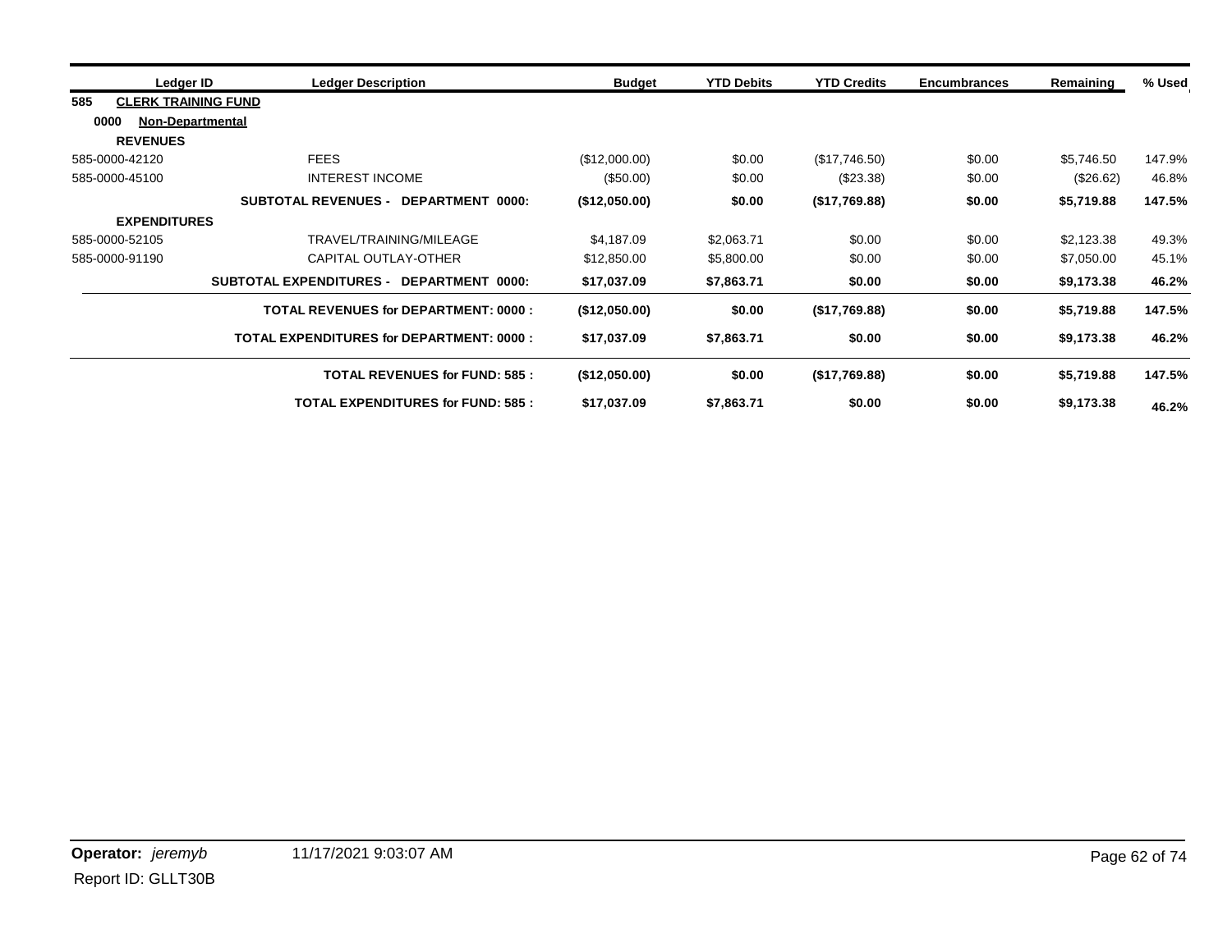| Ledger ID | Ledger Description | Budget | YTD Debits | YTD Credits | Encumbrances | Remaining | % Used |
|---|---|---|---|---|---|---|---|
| **585 CLERK TRAINING FUND** | | | | | | | |
| **0000 Non-Departmental** | | | | | | | |
| **REVENUES** | | | | | | | |
| 585-0000-42120 | FEES | ($12,000.00) | $0.00 | ($17,746.50) | $0.00 | $5,746.50 | 147.9% |
| 585-0000-45100 | INTEREST INCOME | ($50.00) | $0.00 | ($23.38) | $0.00 | ($26.62) | 46.8% |
| | **SUBTOTAL REVENUES - DEPARTMENT 0000:** | **($12,050.00)** | **$0.00** | **($17,769.88)** | **$0.00** | **$5,719.88** | **147.5%** |
| **EXPENDITURES** | | | | | | | |
| 585-0000-52105 | TRAVEL/TRAINING/MILEAGE | $4,187.09 | $2,063.71 | $0.00 | $0.00 | $2,123.38 | 49.3% |
| 585-0000-91190 | CAPITAL OUTLAY-OTHER | $12,850.00 | $5,800.00 | $0.00 | $0.00 | $7,050.00 | 45.1% |
| | **SUBTOTAL EXPENDITURES - DEPARTMENT 0000:** | **$17,037.09** | **$7,863.71** | **$0.00** | **$0.00** | **$9,173.38** | **46.2%** |
| | **TOTAL REVENUES for DEPARTMENT: 0000 :** | **($12,050.00)** | **$0.00** | **($17,769.88)** | **$0.00** | **$5,719.88** | **147.5%** |
| | **TOTAL EXPENDITURES for DEPARTMENT: 0000 :** | **$17,037.09** | **$7,863.71** | **$0.00** | **$0.00** | **$9,173.38** | **46.2%** |
| | **TOTAL REVENUES for FUND: 585 :** | **($12,050.00)** | **$0.00** | **($17,769.88)** | **$0.00** | **$5,719.88** | **147.5%** |
| | **TOTAL EXPENDITURES for FUND: 585 :** | **$17,037.09** | **$7,863.71** | **$0.00** | **$0.00** | **$9,173.38** | **46.2%** |

**Operator:** *jeremyb* 11/17/2021 9:03:07 AM

Report ID: GLLT30B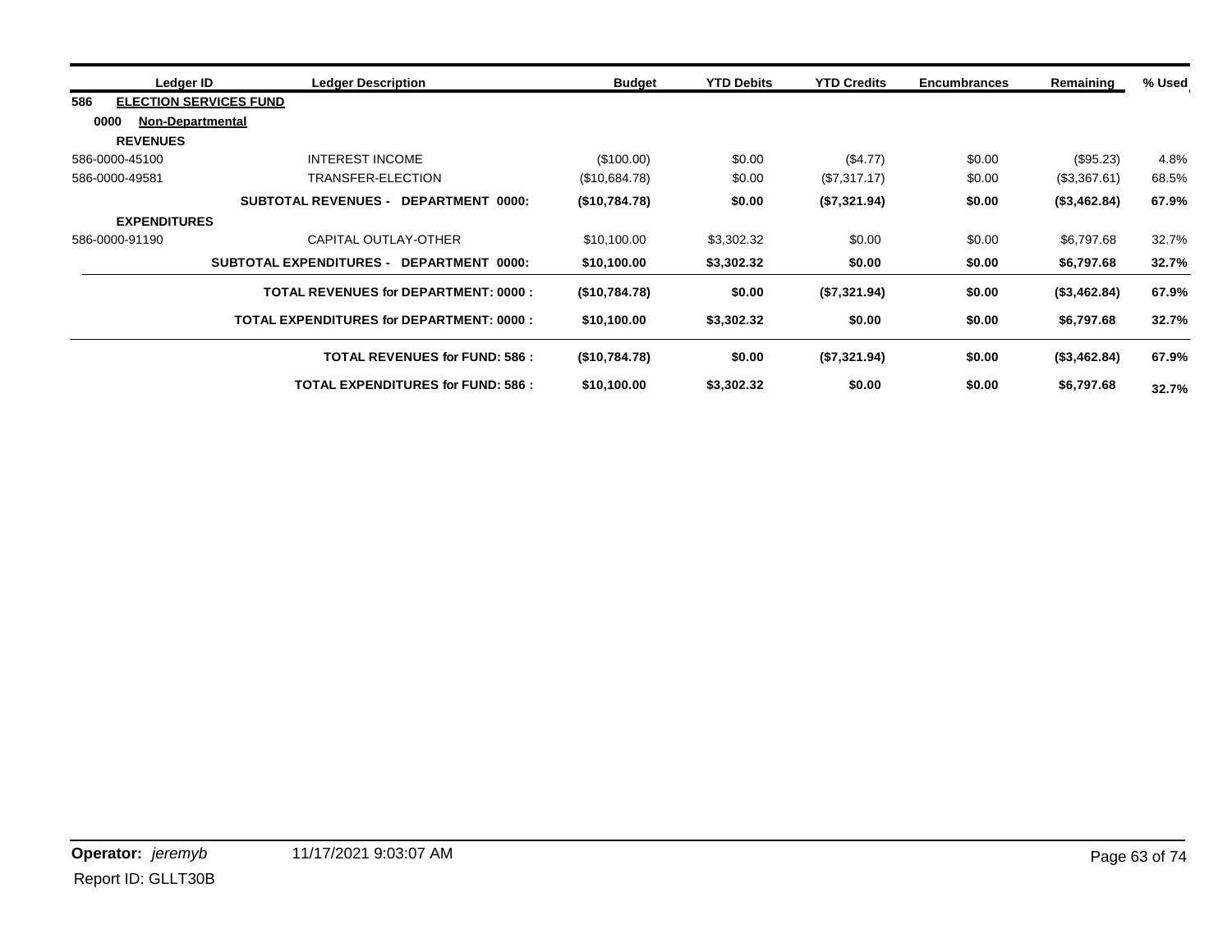| Ledger ID | Ledger Description | Budget | YTD Debits | YTD Credits | Encumbrances | Remaining | % Used |
|---|---|---|---|---|---|---|---|
| **586** | **ELECTION SERVICES FUND** | | | | | | |
| **0000** | **Non-Departmental** | | | | | | |
| **REVENUES** | | | | | | | |
| 586-0000-45100 | INTEREST INCOME | ($100.00) | $0.00 | ($4.77) | $0.00 | ($95.23) | 4.8% |
| 586-0000-49581 | TRANSFER-ELECTION | ($10,684.78) | $0.00 | ($7,317.17) | $0.00 | ($3,367.61) | 68.5% |
| | **SUBTOTAL REVENUES - DEPARTMENT 0000:** | **($10,784.78)** | **$0.00** | **($7,321.94)** | **$0.00** | **($3,462.84)** | **67.9%** |
| **EXPENDITURES** | | | | | | | |
| 586-0000-91190 | CAPITAL OUTLAY-OTHER | $10,100.00 | $3,302.32 | $0.00 | $0.00 | $6,797.68 | 32.7% |
| | **SUBTOTAL EXPENDITURES - DEPARTMENT 0000:** | **$10,100.00** | **$3,302.32** | **$0.00** | **$0.00** | **$6,797.68** | **32.7%** |
| | **TOTAL REVENUES for DEPARTMENT: 0000 :** | **($10,784.78)** | **$0.00** | **($7,321.94)** | **$0.00** | **($3,462.84)** | **67.9%** |
| | **TOTAL EXPENDITURES for DEPARTMENT: 0000 :** | **$10,100.00** | **$3,302.32** | **$0.00** | **$0.00** | **$6,797.68** | **32.7%** |
| | **TOTAL REVENUES for FUND: 586 :** | **($10,784.78)** | **$0.00** | **($7,321.94)** | **$0.00** | **($3,462.84)** | **67.9%** |
| | **TOTAL EXPENDITURES for FUND: 586 :** | **$10,100.00** | **$3,302.32** | **$0.00** | **$0.00** | **$6,797.68** | **32.7%** |

**Operator:** *jeremyb* 11/17/2021 9:03:07 AM

Report ID: GLLT30B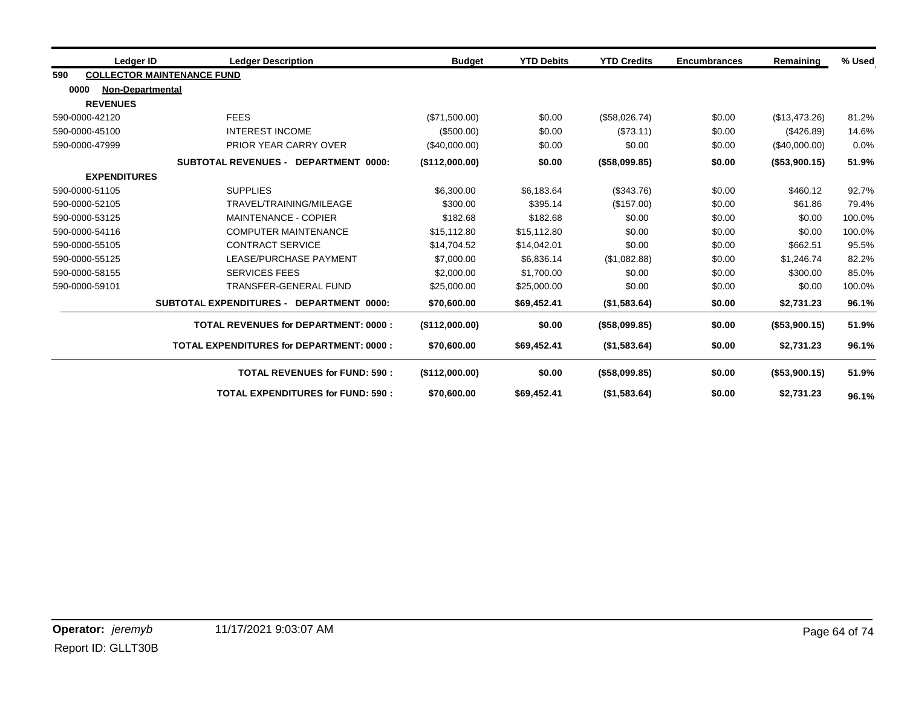| Ledger ID | Ledger Description | Budget | YTD Debits | YTD Credits | Encumbrances | Remaining | % Used |
|---|---|---|---|---|---|---|---|
| **590 COLLECTOR MAINTENANCE FUND** | | | | | | | |
| **0000 Non-Departmental** | | | | | | | |
| **REVENUES** | | | | | | | |
| 590-0000-42120 | FEES | ($71,500.00) | $0.00 | ($58,026.74) | $0.00 | ($13,473.26) | 81.2% |
| 590-0000-45100 | INTEREST INCOME | ($500.00) | $0.00 | ($73.11) | $0.00 | ($426.89) | 14.6% |
| 590-0000-47999 | PRIOR YEAR CARRY OVER | ($40,000.00) | $0.00 | $0.00 | $0.00 | ($40,000.00) | 0.0% |
| | **SUBTOTAL REVENUES - DEPARTMENT 0000:** | **($112,000.00)** | **$0.00** | **($58,099.85)** | **$0.00** | **($53,900.15)** | **51.9%** |
| **EXPENDITURES** | | | | | | | |
| 590-0000-51105 | SUPPLIES | $6,300.00 | $6,183.64 | ($343.76) | $0.00 | $460.12 | 92.7% |
| 590-0000-52105 | TRAVEL/TRAINING/MILEAGE | $300.00 | $395.14 | ($157.00) | $0.00 | $61.86 | 79.4% |
| 590-0000-53125 | MAINTENANCE - COPIER | $182.68 | $182.68 | $0.00 | $0.00 | $0.00 | 100.0% |
| 590-0000-54116 | COMPUTER MAINTENANCE | $15,112.80 | $15,112.80 | $0.00 | $0.00 | $0.00 | 100.0% |
| 590-0000-55105 | CONTRACT SERVICE | $14,704.52 | $14,042.01 | $0.00 | $0.00 | $662.51 | 95.5% |
| 590-0000-55125 | LEASE/PURCHASE PAYMENT | $7,000.00 | $6,836.14 | ($1,082.88) | $0.00 | $1,246.74 | 82.2% |
| 590-0000-58155 | SERVICES FEES | $2,000.00 | $1,700.00 | $0.00 | $0.00 | $300.00 | 85.0% |
| 590-0000-59101 | TRANSFER-GENERAL FUND | $25,000.00 | $25,000.00 | $0.00 | $0.00 | $0.00 | 100.0% |
| | **SUBTOTAL EXPENDITURES - DEPARTMENT 0000:** | **$70,600.00** | **$69,452.41** | **($1,583.64)** | **$0.00** | **$2,731.23** | **96.1%** |
| | **TOTAL REVENUES for DEPARTMENT: 0000 :** | **($112,000.00)** | **$0.00** | **($58,099.85)** | **$0.00** | **($53,900.15)** | **51.9%** |
| | **TOTAL EXPENDITURES for DEPARTMENT: 0000 :** | **$70,600.00** | **$69,452.41** | **($1,583.64)** | **$0.00** | **$2,731.23** | **96.1%** |
| | **TOTAL REVENUES for FUND: 590 :** | **($112,000.00)** | **$0.00** | **($58,099.85)** | **$0.00** | **($53,900.15)** | **51.9%** |
| | **TOTAL EXPENDITURES for FUND: 590 :** | **$70,600.00** | **$69,452.41** | **($1,583.64)** | **$0.00** | **$2,731.23** | **96.1%** |

**Operator:** *jeremyb* 11/17/2021 9:03:07 AM

Report ID: GLLT30B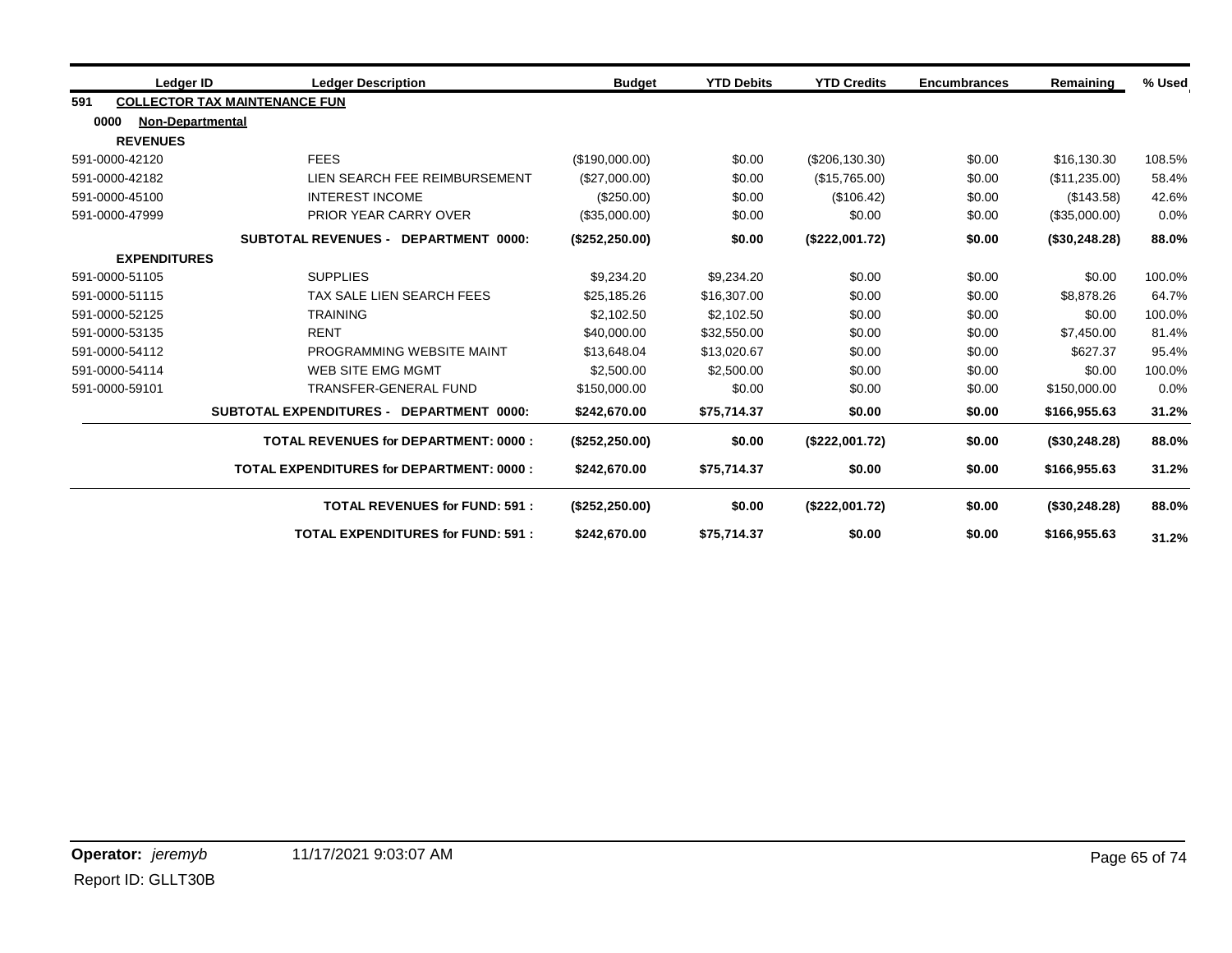| Ledger ID | Ledger Description | Budget | YTD Debits | YTD Credits | Encumbrances | Remaining | % Used |
|---|---|---|---|---|---|---|---|
| **591** | **COLLECTOR TAX MAINTENANCE FUN** | | | | | | |
| **0000** | **Non-Departmental** | | | | | | |
| **REVENUES** | | | | | | | |
| 591-0000-42120 | FEES | ($190,000.00) | $0.00 | ($206,130.30) | $0.00 | $16,130.30 | 108.5% |
| 591-0000-42182 | LIEN SEARCH FEE REIMBURSEMENT | ($27,000.00) | $0.00 | ($15,765.00) | $0.00 | ($11,235.00) | 58.4% |
| 591-0000-45100 | INTEREST INCOME | ($250.00) | $0.00 | ($106.42) | $0.00 | ($143.58) | 42.6% |
| 591-0000-47999 | PRIOR YEAR CARRY OVER | ($35,000.00) | $0.00 | $0.00 | $0.00 | ($35,000.00) | 0.0% |
| | **SUBTOTAL REVENUES - DEPARTMENT 0000:** | **($252,250.00)** | **$0.00** | **($222,001.72)** | **$0.00** | **($30,248.28)** | **88.0%** |
| **EXPENDITURES** | | | | | | | |
| 591-0000-51105 | SUPPLIES | $9,234.20 | $9,234.20 | $0.00 | $0.00 | $0.00 | 100.0% |
| 591-0000-51115 | TAX SALE LIEN SEARCH FEES | $25,185.26 | $16,307.00 | $0.00 | $0.00 | $8,878.26 | 64.7% |
| 591-0000-52125 | TRAINING | $2,102.50 | $2,102.50 | $0.00 | $0.00 | $0.00 | 100.0% |
| 591-0000-53135 | RENT | $40,000.00 | $32,550.00 | $0.00 | $0.00 | $7,450.00 | 81.4% |
| 591-0000-54112 | PROGRAMMING WEBSITE MAINT | $13,648.04 | $13,020.67 | $0.00 | $0.00 | $627.37 | 95.4% |
| 591-0000-54114 | WEB SITE EMG MGMT | $2,500.00 | $2,500.00 | $0.00 | $0.00 | $0.00 | 100.0% |
| 591-0000-59101 | TRANSFER-GENERAL FUND | $150,000.00 | $0.00 | $0.00 | $0.00 | $150,000.00 | 0.0% |
| | **SUBTOTAL EXPENDITURES - DEPARTMENT 0000:** | **$242,670.00** | **$75,714.37** | **$0.00** | **$0.00** | **$166,955.63** | **31.2%** |
| | **TOTAL REVENUES for DEPARTMENT: 0000 :** | **($252,250.00)** | **$0.00** | **($222,001.72)** | **$0.00** | **($30,248.28)** | **88.0%** |
| | **TOTAL EXPENDITURES for DEPARTMENT: 0000 :** | **$242,670.00** | **$75,714.37** | **$0.00** | **$0.00** | **$166,955.63** | **31.2%** |
| | **TOTAL REVENUES for FUND: 591 :** | **($252,250.00)** | **$0.00** | **($222,001.72)** | **$0.00** | **($30,248.28)** | **88.0%** |
| | **TOTAL EXPENDITURES for FUND: 591 :** | **$242,670.00** | **$75,714.37** | **$0.00** | **$0.00** | **$166,955.63** | **31.2%** |

**Operator:** *jeremyb* 11/17/2021 9:03:07 AM

Report ID: GLLT30B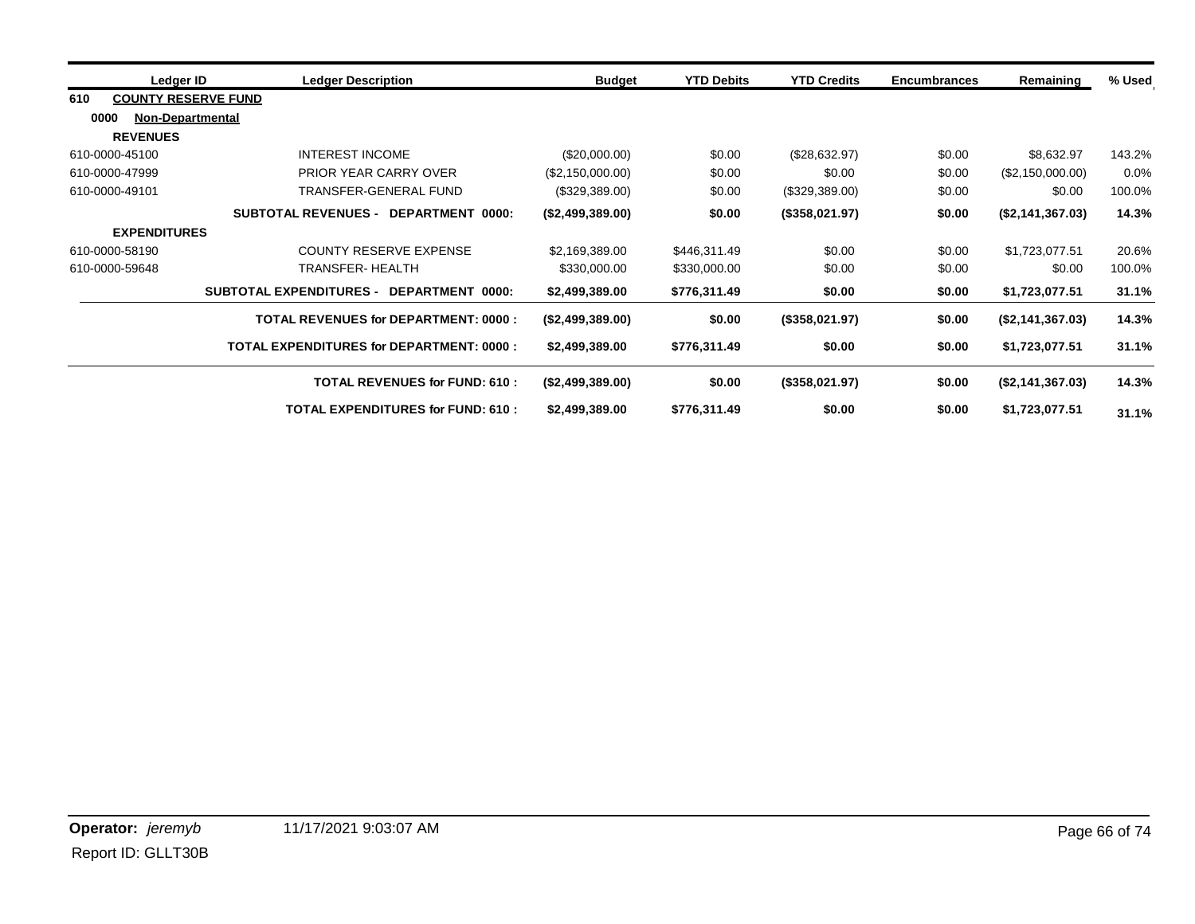| Ledger ID | Ledger Description | Budget | YTD Debits | YTD Credits | Encumbrances | Remaining | % Used |
|---|---|---|---|---|---|---|---|
| **610 COUNTY RESERVE FUND** | | | | | | | |
| **0000 Non-Departmental** | | | | | | | |
| **REVENUES** | | | | | | | |
| 610-0000-45100 | INTEREST INCOME | ($20,000.00) | $0.00 | ($28,632.97) | $0.00 | $8,632.97 | 143.2% |
| 610-0000-47999 | PRIOR YEAR CARRY OVER | ($2,150,000.00) | $0.00 | $0.00 | $0.00 | ($2,150,000.00) | 0.0% |
| 610-0000-49101 | TRANSFER-GENERAL FUND | ($329,389.00) | $0.00 | ($329,389.00) | $0.00 | $0.00 | 100.0% |
| | **SUBTOTAL REVENUES - DEPARTMENT 0000:** | **($2,499,389.00)** | **$0.00** | **($358,021.97)** | **$0.00** | **($2,141,367.03)** | **14.3%** |
| **EXPENDITURES** | | | | | | | |
| 610-0000-58190 | COUNTY RESERVE EXPENSE | $2,169,389.00 | $446,311.49 | $0.00 | $0.00 | $1,723,077.51 | 20.6% |
| 610-0000-59648 | TRANSFER- HEALTH | $330,000.00 | $330,000.00 | $0.00 | $0.00 | $0.00 | 100.0% |
| | **SUBTOTAL EXPENDITURES - DEPARTMENT 0000:** | **$2,499,389.00** | **$776,311.49** | **$0.00** | **$0.00** | **$1,723,077.51** | **31.1%** |
| | **TOTAL REVENUES for DEPARTMENT: 0000 :** | **($2,499,389.00)** | **$0.00** | **($358,021.97)** | **$0.00** | **($2,141,367.03)** | **14.3%** |
| | **TOTAL EXPENDITURES for DEPARTMENT: 0000 :** | **$2,499,389.00** | **$776,311.49** | **$0.00** | **$0.00** | **$1,723,077.51** | **31.1%** |
| | **TOTAL REVENUES for FUND: 610 :** | **($2,499,389.00)** | **$0.00** | **($358,021.97)** | **$0.00** | **($2,141,367.03)** | **14.3%** |
| | **TOTAL EXPENDITURES for FUND: 610 :** | **$2,499,389.00** | **$776,311.49** | **$0.00** | **$0.00** | **$1,723,077.51** | **31.1%** |

**Operator:** *jeremyb* 11/17/2021 9:03:07 AM

Report ID: GLLT30B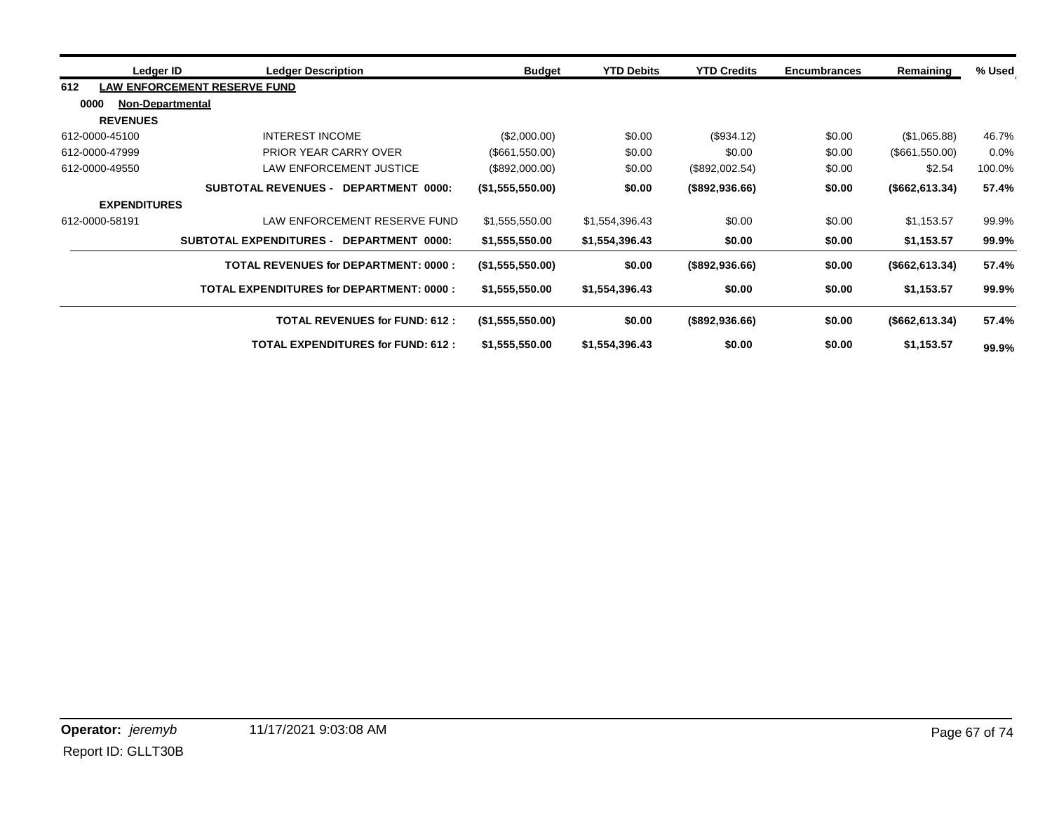| Ledger ID | Ledger Description | Budget | YTD Debits | YTD Credits | Encumbrances | Remaining | % Used |
|---|---|---|---|---|---|---|---|
| **612** | **LAW ENFORCEMENT RESERVE FUND** | | | | | | |
| **0000** | **Non-Departmental** | | | | | | |
| **REVENUES** | | | | | | | |
| 612-0000-45100 | INTEREST INCOME | ($2,000.00) | $0.00 | ($934.12) | $0.00 | ($1,065.88) | 46.7% |
| 612-0000-47999 | PRIOR YEAR CARRY OVER | ($661,550.00) | $0.00 | $0.00 | $0.00 | ($661,550.00) | 0.0% |
| 612-0000-49550 | LAW ENFORCEMENT JUSTICE | ($892,000.00) | $0.00 | ($892,002.54) | $0.00 | $2.54 | 100.0% |
| | **SUBTOTAL REVENUES - DEPARTMENT 0000:** | **($1,555,550.00)** | **$0.00** | **($892,936.66)** | **$0.00** | **($662,613.34)** | **57.4%** |
| **EXPENDITURES** | | | | | | | |
| 612-0000-58191 | LAW ENFORCEMENT RESERVE FUND | $1,555,550.00 | $1,554,396.43 | $0.00 | $0.00 | $1,153.57 | 99.9% |
| | **SUBTOTAL EXPENDITURES - DEPARTMENT 0000:** | **$1,555,550.00** | **$1,554,396.43** | **$0.00** | **$0.00** | **$1,153.57** | **99.9%** |
| | **TOTAL REVENUES for DEPARTMENT: 0000 :** | **($1,555,550.00)** | **$0.00** | **($892,936.66)** | **$0.00** | **($662,613.34)** | **57.4%** |
| | **TOTAL EXPENDITURES for DEPARTMENT: 0000 :** | **$1,555,550.00** | **$1,554,396.43** | **$0.00** | **$0.00** | **$1,153.57** | **99.9%** |
| | **TOTAL REVENUES for FUND: 612 :** | **($1,555,550.00)** | **$0.00** | **($892,936.66)** | **$0.00** | **($662,613.34)** | **57.4%** |
| | **TOTAL EXPENDITURES for FUND: 612 :** | **$1,555,550.00** | **$1,554,396.43** | **$0.00** | **$0.00** | **$1,153.57** | **99.9%** |

**Operator:** *jeremyb* 11/17/2021 9:03:08 AM

Report ID: GLLT30B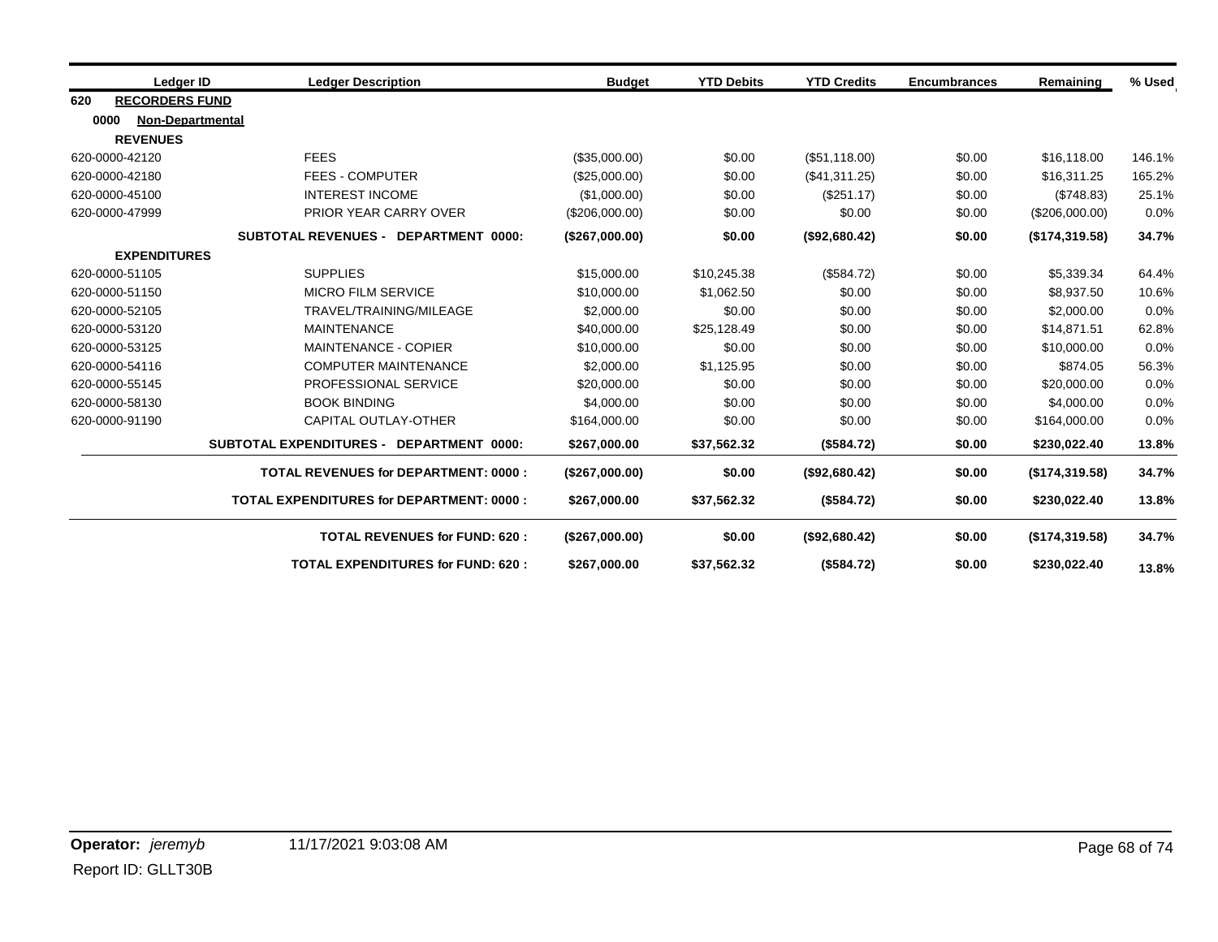| Ledger ID | Ledger Description | Budget | YTD Debits | YTD Credits | Encumbrances | Remaining | % Used |
|---|---|---|---|---|---|---|---|
| 620 **RECORDERS FUND** | | | | | | | |
| 0000 **Non-Departmental** | | | | | | | |
| **REVENUES** | | | | | | | |
| 620-0000-42120 | FEES | ($35,000.00) | $0.00 | ($51,118.00) | $0.00 | $16,118.00 | 146.1% |
| 620-0000-42180 | FEES - COMPUTER | ($25,000.00) | $0.00 | ($41,311.25) | $0.00 | $16,311.25 | 165.2% |
| 620-0000-45100 | INTEREST INCOME | ($1,000.00) | $0.00 | ($251.17) | $0.00 | ($748.83) | 25.1% |
| 620-0000-47999 | PRIOR YEAR CARRY OVER | ($206,000.00) | $0.00 | $0.00 | $0.00 | ($206,000.00) | 0.0% |
| | **SUBTOTAL REVENUES - DEPARTMENT 0000:** | **($267,000.00)** | **$0.00** | **($92,680.42)** | **$0.00** | **($174,319.58)** | **34.7%** |
| **EXPENDITURES** | | | | | | | |
| 620-0000-51105 | SUPPLIES | $15,000.00 | $10,245.38 | ($584.72) | $0.00 | $5,339.34 | 64.4% |
| 620-0000-51150 | MICRO FILM SERVICE | $10,000.00 | $1,062.50 | $0.00 | $0.00 | $8,937.50 | 10.6% |
| 620-0000-52105 | TRAVEL/TRAINING/MILEAGE | $2,000.00 | $0.00 | $0.00 | $0.00 | $2,000.00 | 0.0% |
| 620-0000-53120 | MAINTENANCE | $40,000.00 | $25,128.49 | $0.00 | $0.00 | $14,871.51 | 62.8% |
| 620-0000-53125 | MAINTENANCE - COPIER | $10,000.00 | $0.00 | $0.00 | $0.00 | $10,000.00 | 0.0% |
| 620-0000-54116 | COMPUTER MAINTENANCE | $2,000.00 | $1,125.95 | $0.00 | $0.00 | $874.05 | 56.3% |
| 620-0000-55145 | PROFESSIONAL SERVICE | $20,000.00 | $0.00 | $0.00 | $0.00 | $20,000.00 | 0.0% |
| 620-0000-58130 | BOOK BINDING | $4,000.00 | $0.00 | $0.00 | $0.00 | $4,000.00 | 0.0% |
| 620-0000-91190 | CAPITAL OUTLAY-OTHER | $164,000.00 | $0.00 | $0.00 | $0.00 | $164,000.00 | 0.0% |
| | **SUBTOTAL EXPENDITURES - DEPARTMENT 0000:** | **$267,000.00** | **$37,562.32** | **($584.72)** | **$0.00** | **$230,022.40** | **13.8%** |
| | **TOTAL REVENUES for DEPARTMENT: 0000 :** | **($267,000.00)** | **$0.00** | **($92,680.42)** | **$0.00** | **($174,319.58)** | **34.7%** |
| | **TOTAL EXPENDITURES for DEPARTMENT: 0000 :** | **$267,000.00** | **$37,562.32** | **($584.72)** | **$0.00** | **$230,022.40** | **13.8%** |
| | **TOTAL REVENUES for FUND: 620 :** | **($267,000.00)** | **$0.00** | **($92,680.42)** | **$0.00** | **($174,319.58)** | **34.7%** |
| | **TOTAL EXPENDITURES for FUND: 620 :** | **$267,000.00** | **$37,562.32** | **($584.72)** | **$0.00** | **$230,022.40** | **13.8%** |

**Operator:** *jeremyb* 11/17/2021 9:03:08 AM

Report ID: GLLT30B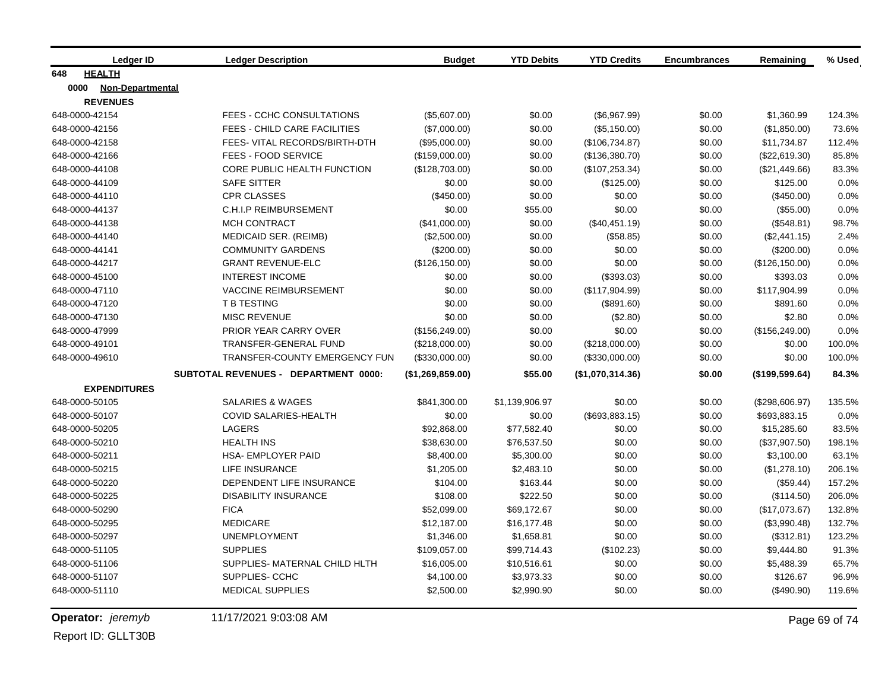| Ledger ID | Ledger Description | Budget | YTD Debits | YTD Credits | Encumbrances | Remaining | % Used |
|---|---|---|---|---|---|---|---|
| **648 HEALTH** | | | | | | | |
| **0000 Non-Departmental** | | | | | | | |
| **REVENUES** | | | | | | | |
| 648-0000-42154 | FEES - CCHC CONSULTATIONS | ($5,607.00) | $0.00 | ($6,967.99) | $0.00 | $1,360.99 | 124.3% |
| 648-0000-42156 | FEES - CHILD CARE FACILITIES | ($7,000.00) | $0.00 | ($5,150.00) | $0.00 | ($1,850.00) | 73.6% |
| 648-0000-42158 | FEES- VITAL RECORDS/BIRTH-DTH | ($95,000.00) | $0.00 | ($106,734.87) | $0.00 | $11,734.87 | 112.4% |
| 648-0000-42166 | FEES - FOOD SERVICE | ($159,000.00) | $0.00 | ($136,380.70) | $0.00 | ($22,619.30) | 85.8% |
| 648-0000-44108 | CORE PUBLIC HEALTH FUNCTION | ($128,703.00) | $0.00 | ($107,253.34) | $0.00 | ($21,449.66) | 83.3% |
| 648-0000-44109 | SAFE SITTER | $0.00 | $0.00 | ($125.00) | $0.00 | $125.00 | 0.0% |
| 648-0000-44110 | CPR CLASSES | ($450.00) | $0.00 | $0.00 | $0.00 | ($450.00) | 0.0% |
| 648-0000-44137 | C.H.I.P REIMBURSEMENT | $0.00 | $55.00 | $0.00 | $0.00 | ($55.00) | 0.0% |
| 648-0000-44138 | MCH CONTRACT | ($41,000.00) | $0.00 | ($40,451.19) | $0.00 | ($548.81) | 98.7% |
| 648-0000-44140 | MEDICAID SER. (REIMB) | ($2,500.00) | $0.00 | ($58.85) | $0.00 | ($2,441.15) | 2.4% |
| 648-0000-44141 | COMMUNITY GARDENS | ($200.00) | $0.00 | $0.00 | $0.00 | ($200.00) | 0.0% |
| 648-0000-44217 | GRANT REVENUE-ELC | ($126,150.00) | $0.00 | $0.00 | $0.00 | ($126,150.00) | 0.0% |
| 648-0000-45100 | INTEREST INCOME | $0.00 | $0.00 | ($393.03) | $0.00 | $393.03 | 0.0% |
| 648-0000-47110 | VACCINE REIMBURSEMENT | $0.00 | $0.00 | ($117,904.99) | $0.00 | $117,904.99 | 0.0% |
| 648-0000-47120 | T B TESTING | $0.00 | $0.00 | ($891.60) | $0.00 | $891.60 | 0.0% |
| 648-0000-47130 | MISC REVENUE | $0.00 | $0.00 | ($2.80) | $0.00 | $2.80 | 0.0% |
| 648-0000-47999 | PRIOR YEAR CARRY OVER | ($156,249.00) | $0.00 | $0.00 | $0.00 | ($156,249.00) | 0.0% |
| 648-0000-49101 | TRANSFER-GENERAL FUND | ($218,000.00) | $0.00 | ($218,000.00) | $0.00 | $0.00 | 100.0% |
| 648-0000-49610 | TRANSFER-COUNTY EMERGENCY FUN | ($330,000.00) | $0.00 | ($330,000.00) | $0.00 | $0.00 | 100.0% |
| | **SUBTOTAL REVENUES - DEPARTMENT 0000:** | **($1,269,859.00)** | **$55.00** | **($1,070,314.36)** | **$0.00** | **($199,599.64)** | **84.3%** |
| **EXPENDITURES** | | | | | | | |
| 648-0000-50105 | SALARIES & WAGES | $841,300.00 | $1,139,906.97 | $0.00 | $0.00 | ($298,606.97) | 135.5% |
| 648-0000-50107 | COVID SALARIES-HEALTH | $0.00 | $0.00 | ($693,883.15) | $0.00 | $693,883.15 | 0.0% |
| 648-0000-50205 | LAGERS | $92,868.00 | $77,582.40 | $0.00 | $0.00 | $15,285.60 | 83.5% |
| 648-0000-50210 | HEALTH INS | $38,630.00 | $76,537.50 | $0.00 | $0.00 | ($37,907.50) | 198.1% |
| 648-0000-50211 | HSA- EMPLOYER PAID | $8,400.00 | $5,300.00 | $0.00 | $0.00 | $3,100.00 | 63.1% |
| 648-0000-50215 | LIFE INSURANCE | $1,205.00 | $2,483.10 | $0.00 | $0.00 | ($1,278.10) | 206.1% |
| 648-0000-50220 | DEPENDENT LIFE INSURANCE | $104.00 | $163.44 | $0.00 | $0.00 | ($59.44) | 157.2% |
| 648-0000-50225 | DISABILITY INSURANCE | $108.00 | $222.50 | $0.00 | $0.00 | ($114.50) | 206.0% |
| 648-0000-50290 | FICA | $52,099.00 | $69,172.67 | $0.00 | $0.00 | ($17,073.67) | 132.8% |
| 648-0000-50295 | MEDICARE | $12,187.00 | $16,177.48 | $0.00 | $0.00 | ($3,990.48) | 132.7% |
| 648-0000-50297 | UNEMPLOYMENT | $1,346.00 | $1,658.81 | $0.00 | $0.00 | ($312.81) | 123.2% |
| 648-0000-51105 | SUPPLIES | $109,057.00 | $99,714.43 | ($102.23) | $0.00 | $9,444.80 | 91.3% |
| 648-0000-51106 | SUPPLIES- MATERNAL CHILD HLTH | $16,005.00 | $10,516.61 | $0.00 | $0.00 | $5,488.39 | 65.7% |
| 648-0000-51107 | SUPPLIES- CCHC | $4,100.00 | $3,973.33 | $0.00 | $0.00 | $126.67 | 96.9% |
| 648-0000-51110 | MEDICAL SUPPLIES | $2,500.00 | $2,990.90 | $0.00 | $0.00 | ($490.90) | 119.6% |

**Operator:** *jeremyb* 11/17/2021 9:03:08 AM

Report ID: GLLT30B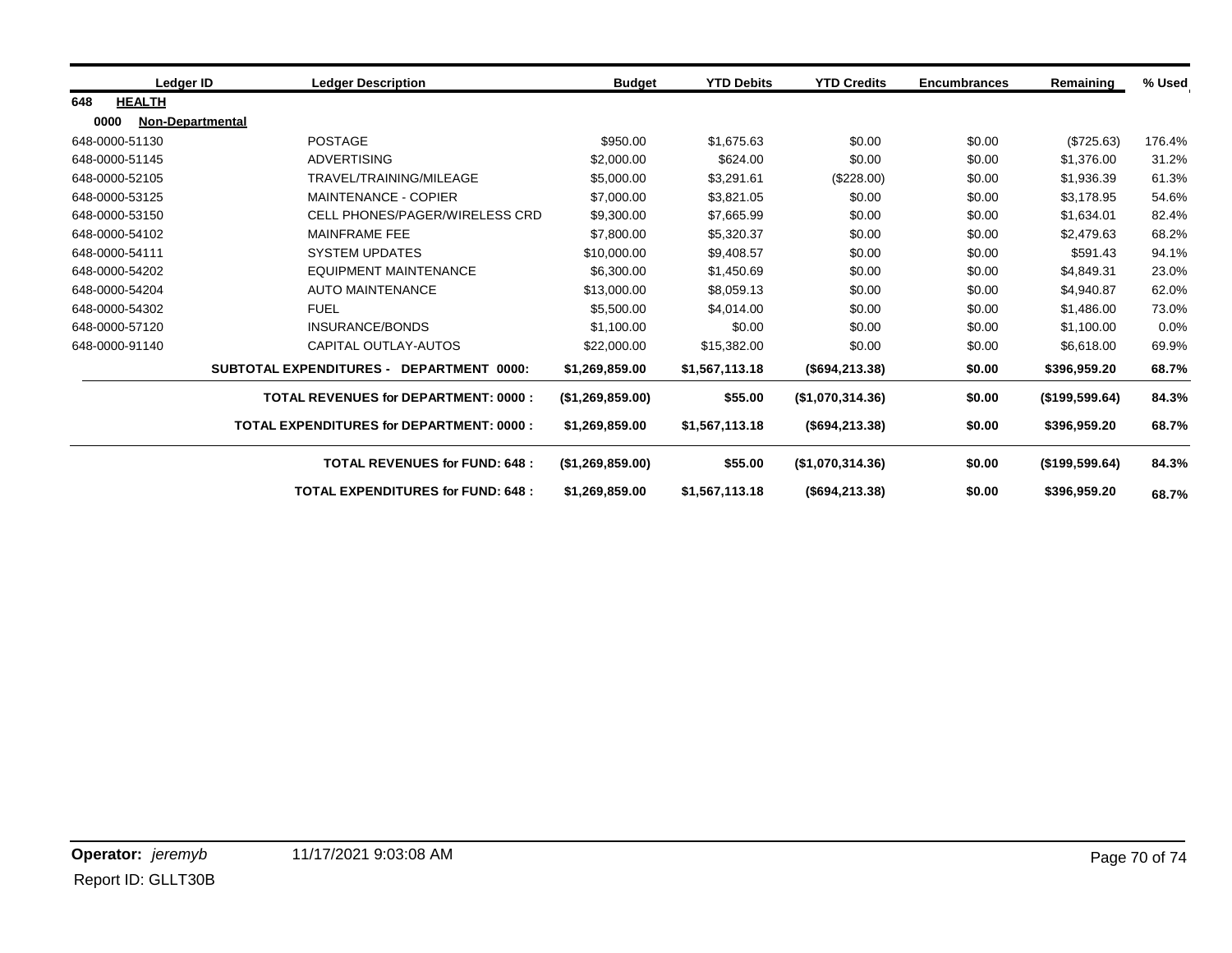| Ledger ID | Ledger Description | Budget | YTD Debits | YTD Credits | Encumbrances | Remaining | % Used |
|---|---|---|---|---|---|---|---|
| **648 HEALTH** | | | | | | | |
| **0000 Non-Departmental** | | | | | | | |
| 648-0000-51130 | POSTAGE | $950.00 | $1,675.63 | $0.00 | $0.00 | ($725.63) | 176.4% |
| 648-0000-51145 | ADVERTISING | $2,000.00 | $624.00 | $0.00 | $0.00 | $1,376.00 | 31.2% |
| 648-0000-52105 | TRAVEL/TRAINING/MILEAGE | $5,000.00 | $3,291.61 | ($228.00) | $0.00 | $1,936.39 | 61.3% |
| 648-0000-53125 | MAINTENANCE - COPIER | $7,000.00 | $3,821.05 | $0.00 | $0.00 | $3,178.95 | 54.6% |
| 648-0000-53150 | CELL PHONES/PAGER/WIRELESS CRD | $9,300.00 | $7,665.99 | $0.00 | $0.00 | $1,634.01 | 82.4% |
| 648-0000-54102 | MAINFRAME FEE | $7,800.00 | $5,320.37 | $0.00 | $0.00 | $2,479.63 | 68.2% |
| 648-0000-54111 | SYSTEM UPDATES | $10,000.00 | $9,408.57 | $0.00 | $0.00 | $591.43 | 94.1% |
| 648-0000-54202 | EQUIPMENT MAINTENANCE | $6,300.00 | $1,450.69 | $0.00 | $0.00 | $4,849.31 | 23.0% |
| 648-0000-54204 | AUTO MAINTENANCE | $13,000.00 | $8,059.13 | $0.00 | $0.00 | $4,940.87 | 62.0% |
| 648-0000-54302 | FUEL | $5,500.00 | $4,014.00 | $0.00 | $0.00 | $1,486.00 | 73.0% |
| 648-0000-57120 | INSURANCE/BONDS | $1,100.00 | $0.00 | $0.00 | $0.00 | $1,100.00 | 0.0% |
| 648-0000-91140 | CAPITAL OUTLAY-AUTOS | $22,000.00 | $15,382.00 | $0.00 | $0.00 | $6,618.00 | 69.9% |
| | **SUBTOTAL EXPENDITURES - DEPARTMENT 0000:** | **$1,269,859.00** | **$1,567,113.18** | **($694,213.38)** | **$0.00** | **$396,959.20** | **68.7%** |
| | **TOTAL REVENUES for DEPARTMENT: 0000 :** | **($1,269,859.00)** | **$55.00** | **($1,070,314.36)** | **$0.00** | **($199,599.64)** | **84.3%** |
| | **TOTAL EXPENDITURES for DEPARTMENT: 0000 :** | **$1,269,859.00** | **$1,567,113.18** | **($694,213.38)** | **$0.00** | **$396,959.20** | **68.7%** |
| | **TOTAL REVENUES for FUND: 648 :** | **($1,269,859.00)** | **$55.00** | **($1,070,314.36)** | **$0.00** | **($199,599.64)** | **84.3%** |
| | **TOTAL EXPENDITURES for FUND: 648 :** | **$1,269,859.00** | **$1,567,113.18** | **($694,213.38)** | **$0.00** | **$396,959.20** | **68.7%** |

**Operator:** *jeremyb* 11/17/2021 9:03:08 AM

Report ID: GLLT30B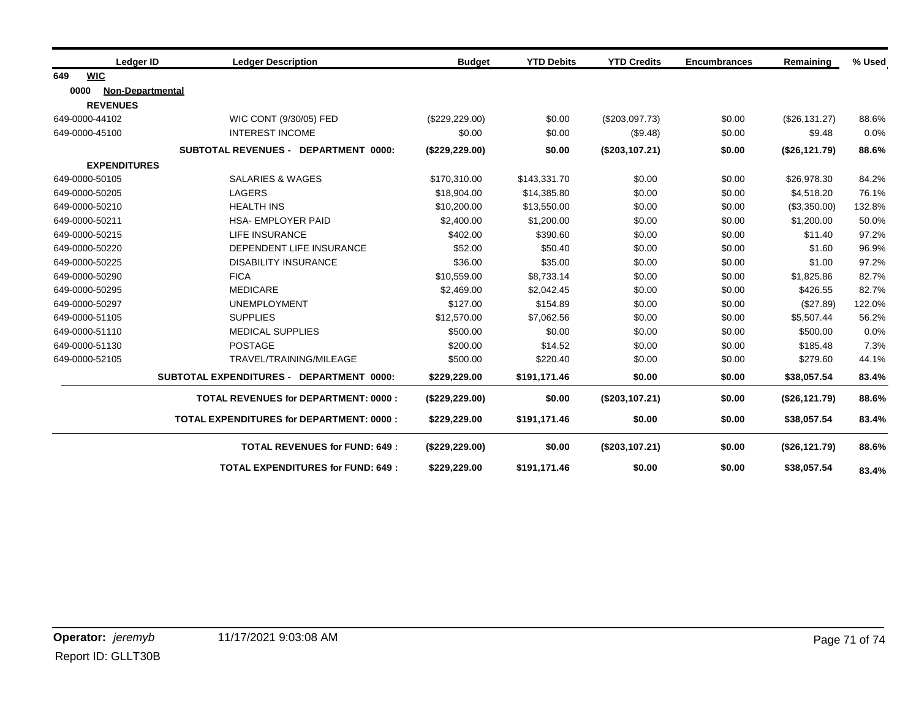| Ledger ID | Ledger Description | Budget | YTD Debits | YTD Credits | Encumbrances | Remaining | % Used |
|---|---|---|---|---|---|---|---|
| **649 WIC** | | | | | | | |
| **0000 Non-Departmental** | | | | | | | |
| **REVENUES** | | | | | | | |
| 649-0000-44102 | WIC CONT (9/30/05) FED | ($229,229.00) | $0.00 | ($203,097.73) | $0.00 | ($26,131.27) | 88.6% |
| 649-0000-45100 | INTEREST INCOME | $0.00 | $0.00 | ($9.48) | $0.00 | $9.48 | 0.0% |
| | **SUBTOTAL REVENUES - DEPARTMENT 0000:** | **($229,229.00)** | **$0.00** | **($203,107.21)** | **$0.00** | **($26,121.79)** | **88.6%** |
| **EXPENDITURES** | | | | | | | |
| 649-0000-50105 | SALARIES & WAGES | $170,310.00 | $143,331.70 | $0.00 | $0.00 | $26,978.30 | 84.2% |
| 649-0000-50205 | LAGERS | $18,904.00 | $14,385.80 | $0.00 | $0.00 | $4,518.20 | 76.1% |
| 649-0000-50210 | HEALTH INS | $10,200.00 | $13,550.00 | $0.00 | $0.00 | ($3,350.00) | 132.8% |
| 649-0000-50211 | HSA- EMPLOYER PAID | $2,400.00 | $1,200.00 | $0.00 | $0.00 | $1,200.00 | 50.0% |
| 649-0000-50215 | LIFE INSURANCE | $402.00 | $390.60 | $0.00 | $0.00 | $11.40 | 97.2% |
| 649-0000-50220 | DEPENDENT LIFE INSURANCE | $52.00 | $50.40 | $0.00 | $0.00 | $1.60 | 96.9% |
| 649-0000-50225 | DISABILITY INSURANCE | $36.00 | $35.00 | $0.00 | $0.00 | $1.00 | 97.2% |
| 649-0000-50290 | FICA | $10,559.00 | $8,733.14 | $0.00 | $0.00 | $1,825.86 | 82.7% |
| 649-0000-50295 | MEDICARE | $2,469.00 | $2,042.45 | $0.00 | $0.00 | $426.55 | 82.7% |
| 649-0000-50297 | UNEMPLOYMENT | $127.00 | $154.89 | $0.00 | $0.00 | ($27.89) | 122.0% |
| 649-0000-51105 | SUPPLIES | $12,570.00 | $7,062.56 | $0.00 | $0.00 | $5,507.44 | 56.2% |
| 649-0000-51110 | MEDICAL SUPPLIES | $500.00 | $0.00 | $0.00 | $0.00 | $500.00 | 0.0% |
| 649-0000-51130 | POSTAGE | $200.00 | $14.52 | $0.00 | $0.00 | $185.48 | 7.3% |
| 649-0000-52105 | TRAVEL/TRAINING/MILEAGE | $500.00 | $220.40 | $0.00 | $0.00 | $279.60 | 44.1% |
| | **SUBTOTAL EXPENDITURES - DEPARTMENT 0000:** | **$229,229.00** | **$191,171.46** | **$0.00** | **$0.00** | **$38,057.54** | **83.4%** |
| | **TOTAL REVENUES for DEPARTMENT: 0000 :** | **($229,229.00)** | **$0.00** | **($203,107.21)** | **$0.00** | **($26,121.79)** | **88.6%** |
| | **TOTAL EXPENDITURES for DEPARTMENT: 0000 :** | **$229,229.00** | **$191,171.46** | **$0.00** | **$0.00** | **$38,057.54** | **83.4%** |
| | **TOTAL REVENUES for FUND: 649 :** | **($229,229.00)** | **$0.00** | **($203,107.21)** | **$0.00** | **($26,121.79)** | **88.6%** |
| | **TOTAL EXPENDITURES for FUND: 649 :** | **$229,229.00** | **$191,171.46** | **$0.00** | **$0.00** | **$38,057.54** | **83.4%** |

**Operator:** *jeremyb* 11/17/2021 9:03:08 AM

Report ID: GLLT30B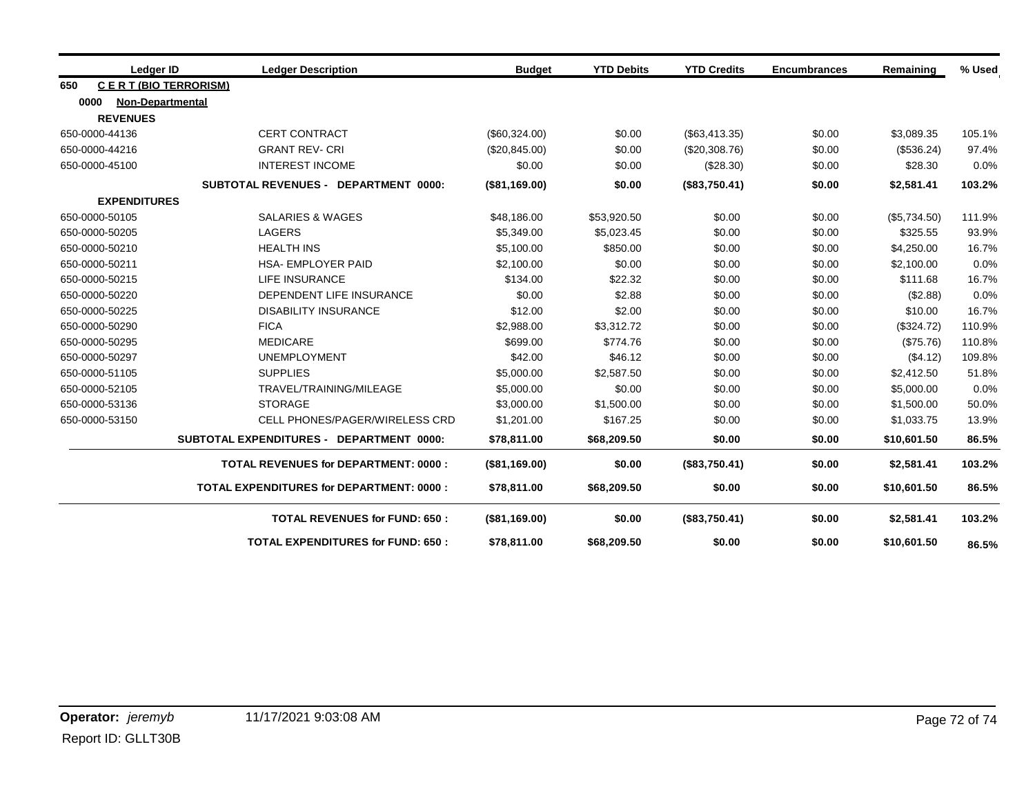| Ledger ID | Ledger Description | Budget | YTD Debits | YTD Credits | Encumbrances | Remaining | % Used |
|---|---|---|---|---|---|---|---|
| **650 C E R T (BIO TERRORISM)** | | | | | | | |
| **0000 Non-Departmental** | | | | | | | |
| **REVENUES** | | | | | | | |
| 650-0000-44136 | CERT CONTRACT | ($60,324.00) | $0.00 | ($63,413.35) | $0.00 | $3,089.35 | 105.1% |
| 650-0000-44216 | GRANT REV- CRI | ($20,845.00) | $0.00 | ($20,308.76) | $0.00 | ($536.24) | 97.4% |
| 650-0000-45100 | INTEREST INCOME | $0.00 | $0.00 | ($28.30) | $0.00 | $28.30 | 0.0% |
| | **SUBTOTAL REVENUES - DEPARTMENT 0000:** | **($81,169.00)** | **$0.00** | **($83,750.41)** | **$0.00** | **$2,581.41** | **103.2%** |
| **EXPENDITURES** | | | | | | | |
| 650-0000-50105 | SALARIES & WAGES | $48,186.00 | $53,920.50 | $0.00 | $0.00 | ($5,734.50) | 111.9% |
| 650-0000-50205 | LAGERS | $5,349.00 | $5,023.45 | $0.00 | $0.00 | $325.55 | 93.9% |
| 650-0000-50210 | HEALTH INS | $5,100.00 | $850.00 | $0.00 | $0.00 | $4,250.00 | 16.7% |
| 650-0000-50211 | HSA- EMPLOYER PAID | $2,100.00 | $0.00 | $0.00 | $0.00 | $2,100.00 | 0.0% |
| 650-0000-50215 | LIFE INSURANCE | $134.00 | $22.32 | $0.00 | $0.00 | $111.68 | 16.7% |
| 650-0000-50220 | DEPENDENT LIFE INSURANCE | $0.00 | $2.88 | $0.00 | $0.00 | ($2.88) | 0.0% |
| 650-0000-50225 | DISABILITY INSURANCE | $12.00 | $2.00 | $0.00 | $0.00 | $10.00 | 16.7% |
| 650-0000-50290 | FICA | $2,988.00 | $3,312.72 | $0.00 | $0.00 | ($324.72) | 110.9% |
| 650-0000-50295 | MEDICARE | $699.00 | $774.76 | $0.00 | $0.00 | ($75.76) | 110.8% |
| 650-0000-50297 | UNEMPLOYMENT | $42.00 | $46.12 | $0.00 | $0.00 | ($4.12) | 109.8% |
| 650-0000-51105 | SUPPLIES | $5,000.00 | $2,587.50 | $0.00 | $0.00 | $2,412.50 | 51.8% |
| 650-0000-52105 | TRAVEL/TRAINING/MILEAGE | $5,000.00 | $0.00 | $0.00 | $0.00 | $5,000.00 | 0.0% |
| 650-0000-53136 | STORAGE | $3,000.00 | $1,500.00 | $0.00 | $0.00 | $1,500.00 | 50.0% |
| 650-0000-53150 | CELL PHONES/PAGER/WIRELESS CRD | $1,201.00 | $167.25 | $0.00 | $0.00 | $1,033.75 | 13.9% |
| | **SUBTOTAL EXPENDITURES - DEPARTMENT 0000:** | **$78,811.00** | **$68,209.50** | **$0.00** | **$0.00** | **$10,601.50** | **86.5%** |
| | **TOTAL REVENUES for DEPARTMENT: 0000 :** | **($81,169.00)** | **$0.00** | **($83,750.41)** | **$0.00** | **$2,581.41** | **103.2%** |
| | **TOTAL EXPENDITURES for DEPARTMENT: 0000 :** | **$78,811.00** | **$68,209.50** | **$0.00** | **$0.00** | **$10,601.50** | **86.5%** |
| | **TOTAL REVENUES for FUND: 650 :** | **($81,169.00)** | **$0.00** | **($83,750.41)** | **$0.00** | **$2,581.41** | **103.2%** |
| | **TOTAL EXPENDITURES for FUND: 650 :** | **$78,811.00** | **$68,209.50** | **$0.00** | **$0.00** | **$10,601.50** | **86.5%** |

**Operator:** *jeremyb* 11/17/2021 9:03:08 AM

Report ID: GLLT30B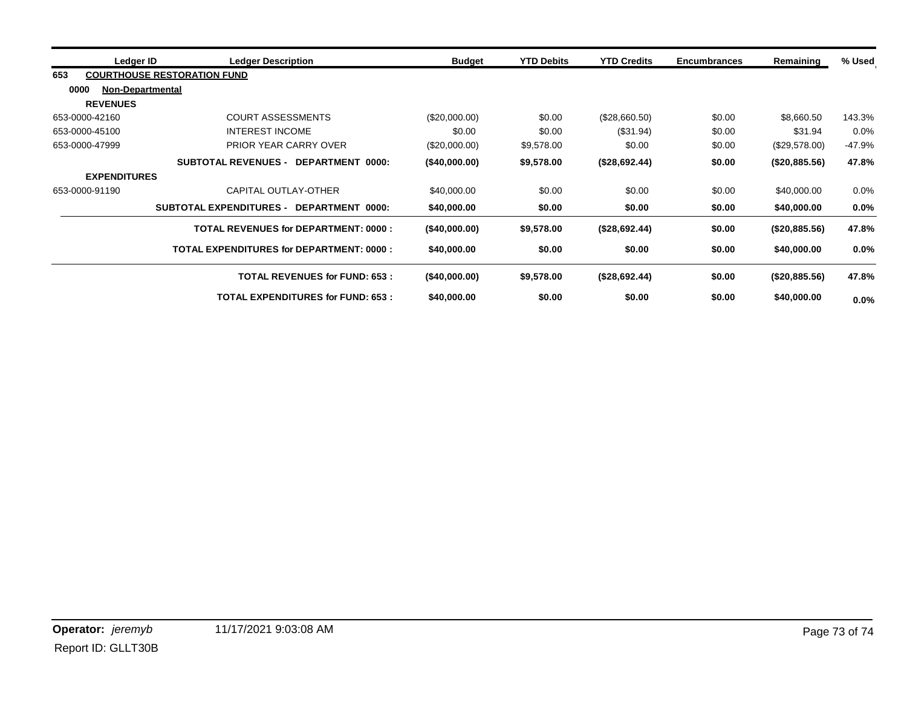| Ledger ID | Ledger Description | Budget | YTD Debits | YTD Credits | Encumbrances | Remaining | % Used |
|---|---|---|---|---|---|---|---|
| **653** | **COURTHOUSE RESTORATION FUND** | | | | | | |
| **0000** | **Non-Departmental** | | | | | | |
| **REVENUES** | | | | | | | |
| 653-0000-42160 | COURT ASSESSMENTS | ($20,000.00) | $0.00 | ($28,660.50) | $0.00 | $8,660.50 | 143.3% |
| 653-0000-45100 | INTEREST INCOME | $0.00 | $0.00 | ($31.94) | $0.00 | $31.94 | 0.0% |
| 653-0000-47999 | PRIOR YEAR CARRY OVER | ($20,000.00) | $9,578.00 | $0.00 | $0.00 | ($29,578.00) | -47.9% |
| | **SUBTOTAL REVENUES - DEPARTMENT 0000:** | **($40,000.00)** | **$9,578.00** | **($28,692.44)** | **$0.00** | **($20,885.56)** | **47.8%** |
| **EXPENDITURES** | | | | | | | |
| 653-0000-91190 | CAPITAL OUTLAY-OTHER | $40,000.00 | $0.00 | $0.00 | $0.00 | $40,000.00 | 0.0% |
| | **SUBTOTAL EXPENDITURES - DEPARTMENT 0000:** | **$40,000.00** | **$0.00** | **$0.00** | **$0.00** | **$40,000.00** | **0.0%** |
| | **TOTAL REVENUES for DEPARTMENT: 0000 :** | **($40,000.00)** | **$9,578.00** | **($28,692.44)** | **$0.00** | **($20,885.56)** | **47.8%** |
| | **TOTAL EXPENDITURES for DEPARTMENT: 0000 :** | **$40,000.00** | **$0.00** | **$0.00** | **$0.00** | **$40,000.00** | **0.0%** |
| | **TOTAL REVENUES for FUND: 653 :** | **($40,000.00)** | **$9,578.00** | **($28,692.44)** | **$0.00** | **($20,885.56)** | **47.8%** |
| | **TOTAL EXPENDITURES for FUND: 653 :** | **$40,000.00** | **$0.00** | **$0.00** | **$0.00** | **$40,000.00** | **0.0%** |

**Operator:** *jeremyb* 11/17/2021 9:03:08 AM

Report ID: GLLT30B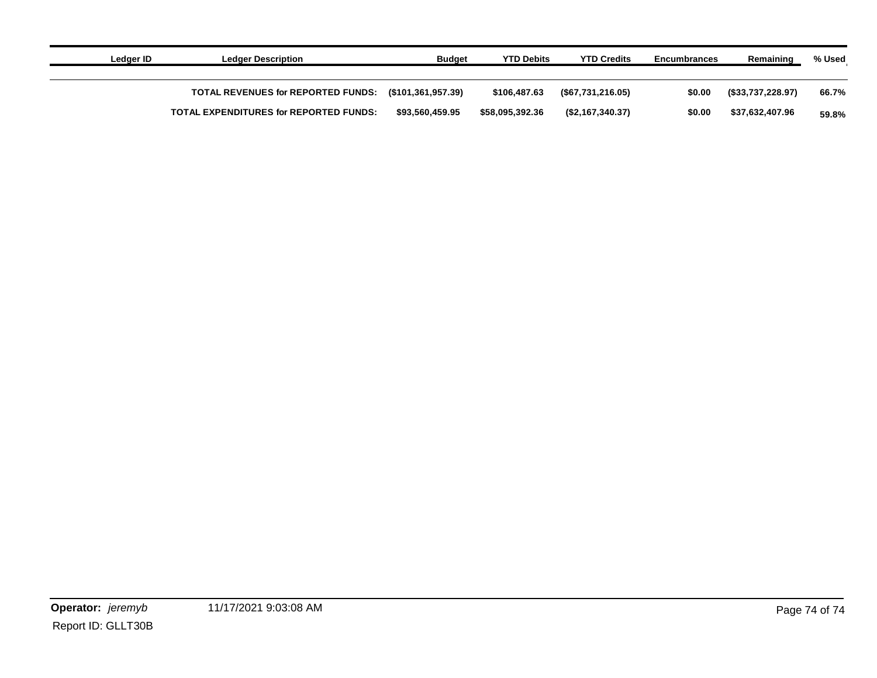| Ledger ID | Ledger Description | Budget | YTD Debits | YTD Credits | Encumbrances | Remaining | % Used |
|---|---|---|---|---|---|---|---|
| | TOTAL REVENUES for REPORTED FUNDS: | ($101,361,957.39) | $106,487.63 | ($67,731,216.05) | $0.00 | ($33,737,228.97) | 66.7% |
| | TOTAL EXPENDITURES for REPORTED FUNDS: | $93,560,459.95 | $58,095,392.36 | ($2,167,340.37) | $0.00 | $37,632,407.96 | 59.8% |

**Operator:** *jeremyb* 11/17/2021 9:03:08 AM

Report ID: GLLT30B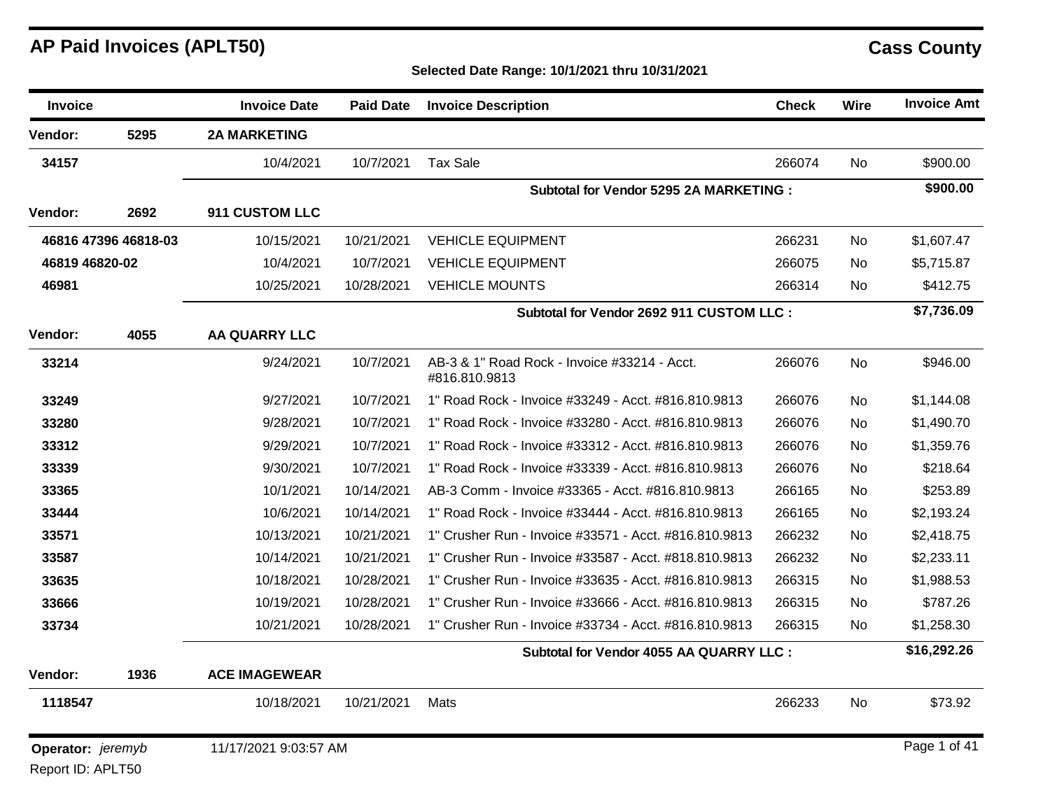# AP Paid Invoices (APLT50)

**Cass County**

**Selected Date Range: 10/1/2021 thru 10/31/2021**

| Invoice | | Invoice Date | Paid Date | Invoice Description | Check | Wire | Invoice Amt |
|---|---|---|---|---|---|---|---|
| **Vendor:** | **5295** | **2A MARKETING** | | | | | |
| **34157** | | 10/4/2021 | 10/7/2021 | Tax Sale | 266074 | No | $900.00 |
| | | | | **Subtotal for Vendor 5295 2A MARKETING :** | | | **$900.00** |
| **Vendor:** | **2692** | **911 CUSTOM LLC** | | | | | |
| **46816 47396 46818-03** | | 10/15/2021 | 10/21/2021 | VEHICLE EQUIPMENT | 266231 | No | $1,607.47 |
| **46819 46820-02** | | 10/4/2021 | 10/7/2021 | VEHICLE EQUIPMENT | 266075 | No | $5,715.87 |
| **46981** | | 10/25/2021 | 10/28/2021 | VEHICLE MOUNTS | 266314 | No | $412.75 |
| | | | | **Subtotal for Vendor 2692 911 CUSTOM LLC :** | | | **$7,736.09** |
| **Vendor:** | **4055** | **AA QUARRY LLC** | | | | | |
| **33214** | | 9/24/2021 | 10/7/2021 | AB-3 & 1" Road Rock - Invoice #33214 - Acct. #816.810.9813 | 266076 | No | $946.00 |
| **33249** | | 9/27/2021 | 10/7/2021 | 1" Road Rock - Invoice #33249 - Acct. #816.810.9813 | 266076 | No | $1,144.08 |
| **33280** | | 9/28/2021 | 10/7/2021 | 1" Road Rock - Invoice #33280 - Acct. #816.810.9813 | 266076 | No | $1,490.70 |
| **33312** | | 9/29/2021 | 10/7/2021 | 1" Road Rock - Invoice #33312 - Acct. #816.810.9813 | 266076 | No | $1,359.76 |
| **33339** | | 9/30/2021 | 10/7/2021 | 1" Road Rock - Invoice #33339 - Acct. #816.810.9813 | 266076 | No | $218.64 |
| **33365** | | 10/1/2021 | 10/14/2021 | AB-3 Comm - Invoice #33365 - Acct. #816.810.9813 | 266165 | No | $253.89 |
| **33444** | | 10/6/2021 | 10/14/2021 | 1" Road Rock - Invoice #33444 - Acct. #816.810.9813 | 266165 | No | $2,193.24 |
| **33571** | | 10/13/2021 | 10/21/2021 | 1" Crusher Run - Invoice #33571 - Acct. #816.810.9813 | 266232 | No | $2,418.75 |
| **33587** | | 10/14/2021 | 10/21/2021 | 1" Crusher Run - Invoice #33587 - Acct. #818.810.9813 | 266232 | No | $2,233.11 |
| **33635** | | 10/18/2021 | 10/28/2021 | 1" Crusher Run - Invoice #33635 - Acct. #816.810.9813 | 266315 | No | $1,988.53 |
| **33666** | | 10/19/2021 | 10/28/2021 | 1" Crusher Run - Invoice #33666 - Acct. #816.810.9813 | 266315 | No | $787.26 |
| **33734** | | 10/21/2021 | 10/28/2021 | 1" Crusher Run - Invoice #33734 - Acct. #816.810.9813 | 266315 | No | $1,258.30 |
| | | | | **Subtotal for Vendor 4055 AA QUARRY LLC :** | | | **$16,292.26** |
| **Vendor:** | **1936** | **ACE IMAGEWEAR** | | | | | |
| **1118547** | | 10/18/2021 | 10/21/2021 | Mats | 266233 | No | $73.92 |

**Operator:** *jeremyb* 11/17/2021 9:03:57 AM

Report ID: APLT50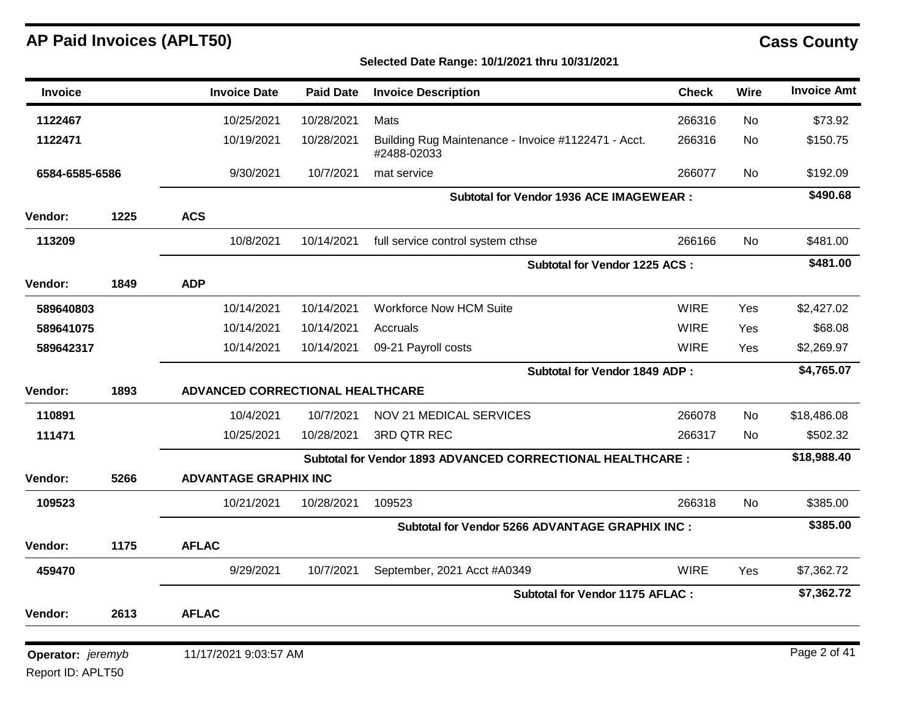# AP Paid Invoices (APLT50)

**Cass County**

**Selected Date Range: 10/1/2021 thru 10/31/2021**

| Invoice | | Invoice Date | Paid Date | Invoice Description | Check | Wire | Invoice Amt |
|---|---|---|---|---|---|---|---|
| **1122467** | | 10/25/2021 | 10/28/2021 | Mats | 266316 | No | $73.92 |
| **1122471** | | 10/19/2021 | 10/28/2021 | Building Rug Maintenance - Invoice #1122471 - Acct. #2488-02033 | 266316 | No | $150.75 |
| **6584-6585-6586** | | 9/30/2021 | 10/7/2021 | mat service | 266077 | No | $192.09 |
| | | | | **Subtotal for Vendor 1936 ACE IMAGEWEAR :** | | | **$490.68** |
| **Vendor:** | **1225** | **ACS** | | | | | |
| **113209** | | 10/8/2021 | 10/14/2021 | full service control system cthse | 266166 | No | $481.00 |
| | | | | **Subtotal for Vendor 1225 ACS :** | | | **$481.00** |
| **Vendor:** | **1849** | **ADP** | | | | | |
| **589640803** | | 10/14/2021 | 10/14/2021 | Workforce Now HCM Suite | WIRE | Yes | $2,427.02 |
| **589641075** | | 10/14/2021 | 10/14/2021 | Accruals | WIRE | Yes | $68.08 |
| **589642317** | | 10/14/2021 | 10/14/2021 | 09-21 Payroll costs | WIRE | Yes | $2,269.97 |
| | | | | **Subtotal for Vendor 1849 ADP :** | | | **$4,765.07** |
| **Vendor:** | **1893** | **ADVANCED CORRECTIONAL HEALTHCARE** | | | | | |
| **110891** | | 10/4/2021 | 10/7/2021 | NOV 21 MEDICAL SERVICES | 266078 | No | $18,486.08 |
| **111471** | | 10/25/2021 | 10/28/2021 | 3RD QTR REC | 266317 | No | $502.32 |
| | | | | **Subtotal for Vendor 1893 ADVANCED CORRECTIONAL HEALTHCARE :** | | | **$18,988.40** |
| **Vendor:** | **5266** | **ADVANTAGE GRAPHIX INC** | | | | | |
| **109523** | | 10/21/2021 | 10/28/2021 | 109523 | 266318 | No | $385.00 |
| | | | | **Subtotal for Vendor 5266 ADVANTAGE GRAPHIX INC :** | | | **$385.00** |
| **Vendor:** | **1175** | **AFLAC** | | | | | |
| **459470** | | 9/29/2021 | 10/7/2021 | September, 2021 Acct #A0349 | WIRE | Yes | $7,362.72 |
| | | | | **Subtotal for Vendor 1175 AFLAC :** | | | **$7,362.72** |
| **Vendor:** | **2613** | **AFLAC** | | | | | |

**Operator:** *jeremyb* 11/17/2021 9:03:57 AM

Report ID: APLT50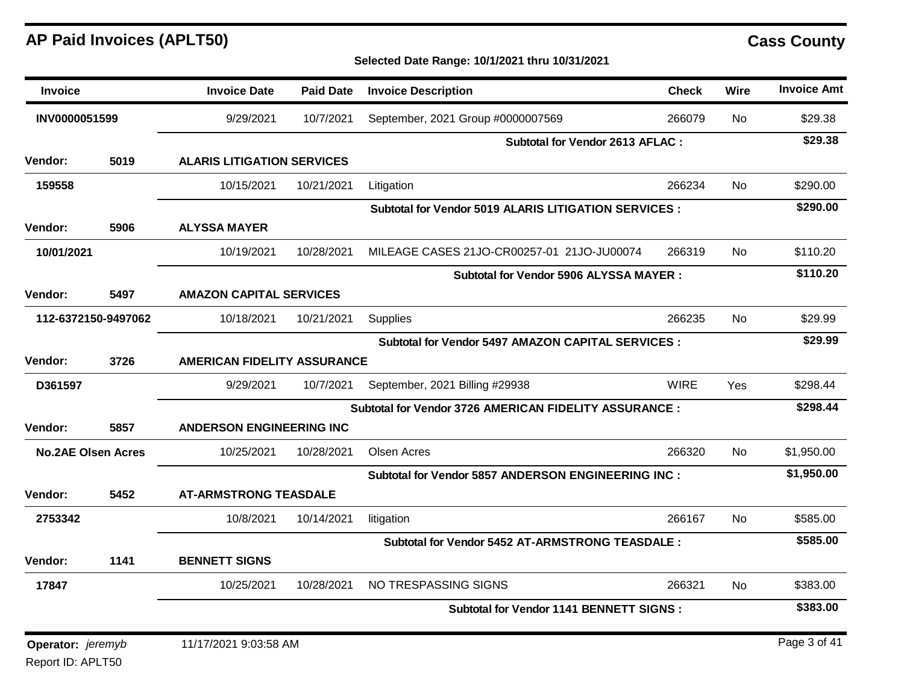# AP Paid Invoices (APLT50)

**Cass County**

**Selected Date Range: 10/1/2021 thru 10/31/2021**

| Invoice | | Invoice Date | Paid Date | Invoice Description | Check | Wire | Invoice Amt |
|---|---|---|---|---|---|---|---|
| **INV0000051599** | | 9/29/2021 | 10/7/2021 | September, 2021 Group #0000007569 | 266079 | No | $29.38 |
| | | | | **Subtotal for Vendor 2613 AFLAC :** | | | **$29.38** |
| **Vendor:** | **5019** | **ALARIS LITIGATION SERVICES** | | | | | |
| **159558** | | 10/15/2021 | 10/21/2021 | Litigation | 266234 | No | $290.00 |
| | | | | **Subtotal for Vendor 5019 ALARIS LITIGATION SERVICES :** | | | **$290.00** |
| **Vendor:** | **5906** | **ALYSSA MAYER** | | | | | |
| **10/01/2021** | | 10/19/2021 | 10/28/2021 | MILEAGE CASES 21JO-CR00257-01 21JO-JU00074 | 266319 | No | $110.20 |
| | | | | **Subtotal for Vendor 5906 ALYSSA MAYER :** | | | **$110.20** |
| **Vendor:** | **5497** | **AMAZON CAPITAL SERVICES** | | | | | |
| **112-6372150-9497062** | | 10/18/2021 | 10/21/2021 | Supplies | 266235 | No | $29.99 |
| | | | | **Subtotal for Vendor 5497 AMAZON CAPITAL SERVICES :** | | | **$29.99** |
| **Vendor:** | **3726** | **AMERICAN FIDELITY ASSURANCE** | | | | | |
| **D361597** | | 9/29/2021 | 10/7/2021 | September, 2021 Billing #29938 | WIRE | Yes | $298.44 |
| | | | | **Subtotal for Vendor 3726 AMERICAN FIDELITY ASSURANCE :** | | | **$298.44** |
| **Vendor:** | **5857** | **ANDERSON ENGINEERING INC** | | | | | |
| **No.2AE Olsen Acres** | | 10/25/2021 | 10/28/2021 | Olsen Acres | 266320 | No | $1,950.00 |
| | | | | **Subtotal for Vendor 5857 ANDERSON ENGINEERING INC :** | | | **$1,950.00** |
| **Vendor:** | **5452** | **AT-ARMSTRONG TEASDALE** | | | | | |
| **2753342** | | 10/8/2021 | 10/14/2021 | litigation | 266167 | No | $585.00 |
| | | | | **Subtotal for Vendor 5452 AT-ARMSTRONG TEASDALE :** | | | **$585.00** |
| **Vendor:** | **1141** | **BENNETT SIGNS** | | | | | |
| **17847** | | 10/25/2021 | 10/28/2021 | NO TRESPASSING SIGNS | 266321 | No | $383.00 |
| | | | | **Subtotal for Vendor 1141 BENNETT SIGNS :** | | | **$383.00** |

**Operator:** *jeremyb* 11/17/2021 9:03:58 AM

Report ID: APLT50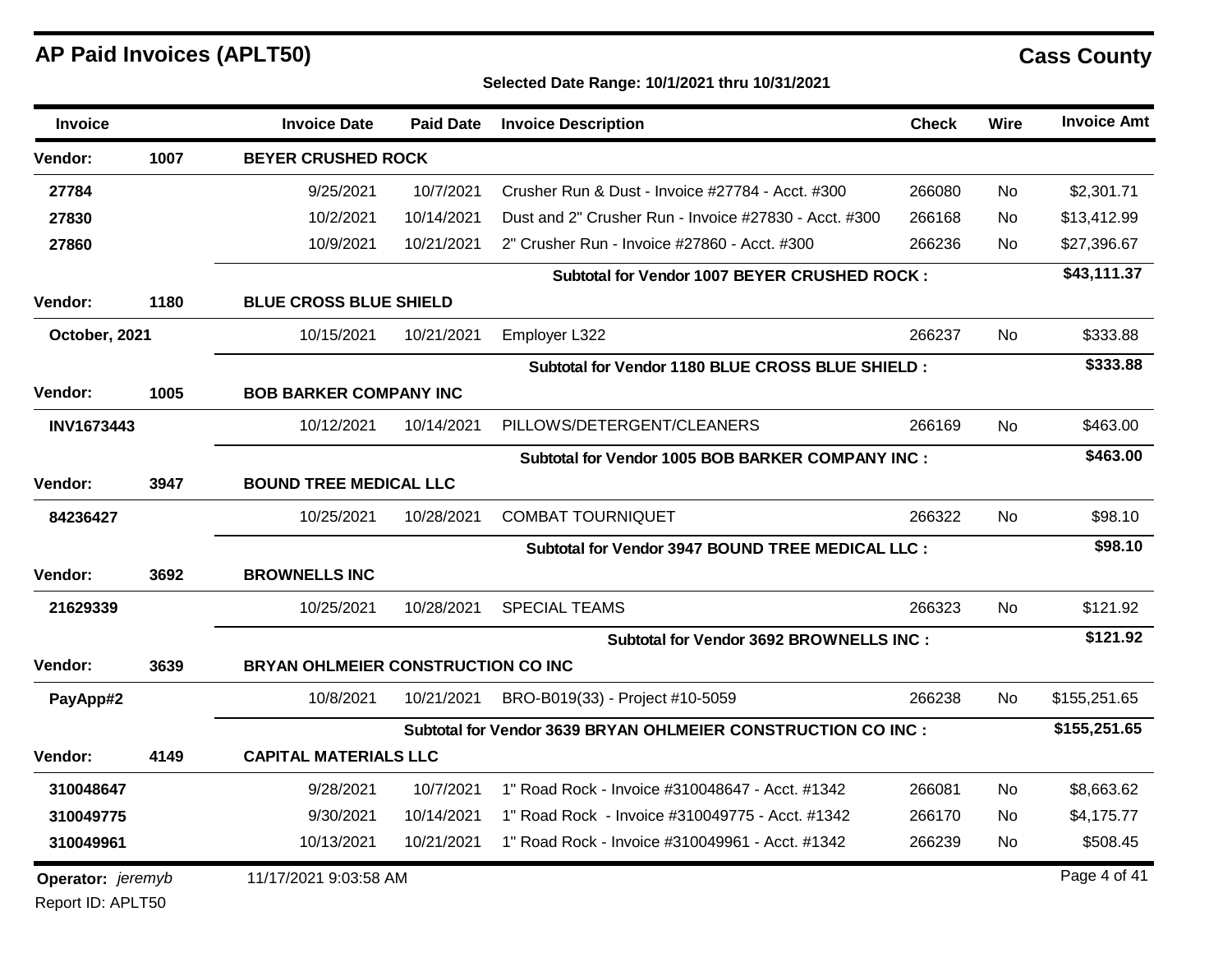# AP Paid Invoices (APLT50)

## Cass County

**Selected Date Range: 10/1/2021 thru 10/31/2021**

| Invoice | | Invoice Date | Paid Date | Invoice Description | Check | Wire | Invoice Amt |
|---|---|---|---|---|---|---|---|
| **Vendor:** | **1007** | **BEYER CRUSHED ROCK** | | | | | |
| **27784** | | 9/25/2021 | 10/7/2021 | Crusher Run & Dust - Invoice #27784 - Acct. #300 | 266080 | No | $2,301.71 |
| **27830** | | 10/2/2021 | 10/14/2021 | Dust and 2" Crusher Run - Invoice #27830 - Acct. #300 | 266168 | No | $13,412.99 |
| **27860** | | 10/9/2021 | 10/21/2021 | 2" Crusher Run - Invoice #27860 - Acct. #300 | 266236 | No | $27,396.67 |
| | | | | **Subtotal for Vendor 1007 BEYER CRUSHED ROCK :** | | | **$43,111.37** |
| **Vendor:** | **1180** | **BLUE CROSS BLUE SHIELD** | | | | | |
| **October, 2021** | | 10/15/2021 | 10/21/2021 | Employer L322 | 266237 | No | $333.88 |
| | | | | **Subtotal for Vendor 1180 BLUE CROSS BLUE SHIELD :** | | | **$333.88** |
| **Vendor:** | **1005** | **BOB BARKER COMPANY INC** | | | | | |
| **INV1673443** | | 10/12/2021 | 10/14/2021 | PILLOWS/DETERGENT/CLEANERS | 266169 | No | $463.00 |
| | | | | **Subtotal for Vendor 1005 BOB BARKER COMPANY INC :** | | | **$463.00** |
| **Vendor:** | **3947** | **BOUND TREE MEDICAL LLC** | | | | | |
| **84236427** | | 10/25/2021 | 10/28/2021 | COMBAT TOURNIQUET | 266322 | No | $98.10 |
| | | | | **Subtotal for Vendor 3947 BOUND TREE MEDICAL LLC :** | | | **$98.10** |
| **Vendor:** | **3692** | **BROWNELLS INC** | | | | | |
| **21629339** | | 10/25/2021 | 10/28/2021 | SPECIAL TEAMS | 266323 | No | $121.92 |
| | | | | **Subtotal for Vendor 3692 BROWNELLS INC :** | | | **$121.92** |
| **Vendor:** | **3639** | **BRYAN OHLMEIER CONSTRUCTION CO INC** | | | | | |
| **PayApp#2** | | 10/8/2021 | 10/21/2021 | BRO-B019(33) - Project #10-5059 | 266238 | No | $155,251.65 |
| | | | | **Subtotal for Vendor 3639 BRYAN OHLMEIER CONSTRUCTION CO INC :** | | | **$155,251.65** |
| **Vendor:** | **4149** | **CAPITAL MATERIALS LLC** | | | | | |
| **310048647** | | 9/28/2021 | 10/7/2021 | 1" Road Rock - Invoice #310048647 - Acct. #1342 | 266081 | No | $8,663.62 |
| **310049775** | | 9/30/2021 | 10/14/2021 | 1" Road Rock - Invoice #310049775 - Acct. #1342 | 266170 | No | $4,175.77 |
| **310049961** | | 10/13/2021 | 10/21/2021 | 1" Road Rock - Invoice #310049961 - Acct. #1342 | 266239 | No | $508.45 |

**Operator:** *jeremyb* 11/17/2021 9:03:58 AM

Report ID: APLT50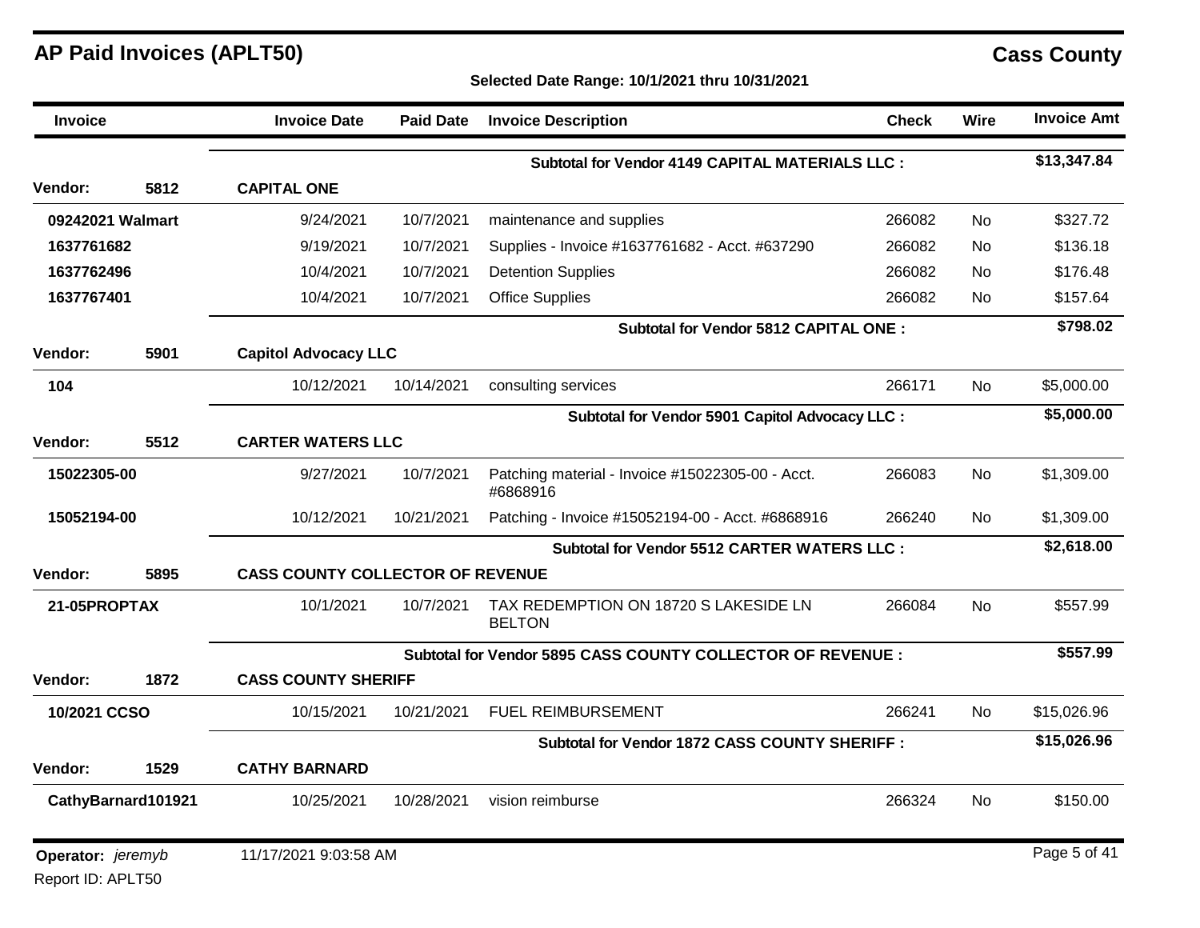# AP Paid Invoices (APLT50)

**Cass County**

**Selected Date Range: 10/1/2021 thru 10/31/2021**

| Invoice | | Invoice Date | Paid Date | Invoice Description | Check | Wire | Invoice Amt |
|---|---|---|---|---|---|---|---|
| | | | | **Subtotal for Vendor 4149 CAPITAL MATERIALS LLC :** | | | **$13,347.84** |
| **Vendor:** | **5812** | **CAPITAL ONE** | | | | | |
| **09242021 Walmart** | | 9/24/2021 | 10/7/2021 | maintenance and supplies | 266082 | No | $327.72 |
| **1637761682** | | 9/19/2021 | 10/7/2021 | Supplies - Invoice #1637761682 - Acct. #637290 | 266082 | No | $136.18 |
| **1637762496** | | 10/4/2021 | 10/7/2021 | Detention Supplies | 266082 | No | $176.48 |
| **1637767401** | | 10/4/2021 | 10/7/2021 | Office Supplies | 266082 | No | $157.64 |
| | | | | **Subtotal for Vendor 5812 CAPITAL ONE :** | | | **$798.02** |
| **Vendor:** | **5901** | **Capitol Advocacy LLC** | | | | | |
| **104** | | 10/12/2021 | 10/14/2021 | consulting services | 266171 | No | $5,000.00 |
| | | | | **Subtotal for Vendor 5901 Capitol Advocacy LLC :** | | | **$5,000.00** |
| **Vendor:** | **5512** | **CARTER WATERS LLC** | | | | | |
| **15022305-00** | | 9/27/2021 | 10/7/2021 | Patching material - Invoice #15022305-00 - Acct. #6868916 | 266083 | No | $1,309.00 |
| **15052194-00** | | 10/12/2021 | 10/21/2021 | Patching - Invoice #15052194-00 - Acct. #6868916 | 266240 | No | $1,309.00 |
| | | | | **Subtotal for Vendor 5512 CARTER WATERS LLC :** | | | **$2,618.00** |
| **Vendor:** | **5895** | **CASS COUNTY COLLECTOR OF REVENUE** | | | | | |
| **21-05PROPTAX** | | 10/1/2021 | 10/7/2021 | TAX REDEMPTION ON 18720 S LAKESIDE LN BELTON | 266084 | No | $557.99 |
| | | | | **Subtotal for Vendor 5895 CASS COUNTY COLLECTOR OF REVENUE :** | | | **$557.99** |
| **Vendor:** | **1872** | **CASS COUNTY SHERIFF** | | | | | |
| **10/2021 CCSO** | | 10/15/2021 | 10/21/2021 | FUEL REIMBURSEMENT | 266241 | No | $15,026.96 |
| | | | | **Subtotal for Vendor 1872 CASS COUNTY SHERIFF :** | | | **$15,026.96** |
| **Vendor:** | **1529** | **CATHY BARNARD** | | | | | |
| **CathyBarnard101921** | | 10/25/2021 | 10/28/2021 | vision reimburse | 266324 | No | $150.00 |

**Operator:** *jeremyb* 11/17/2021 9:03:58 AM

Report ID: APLT50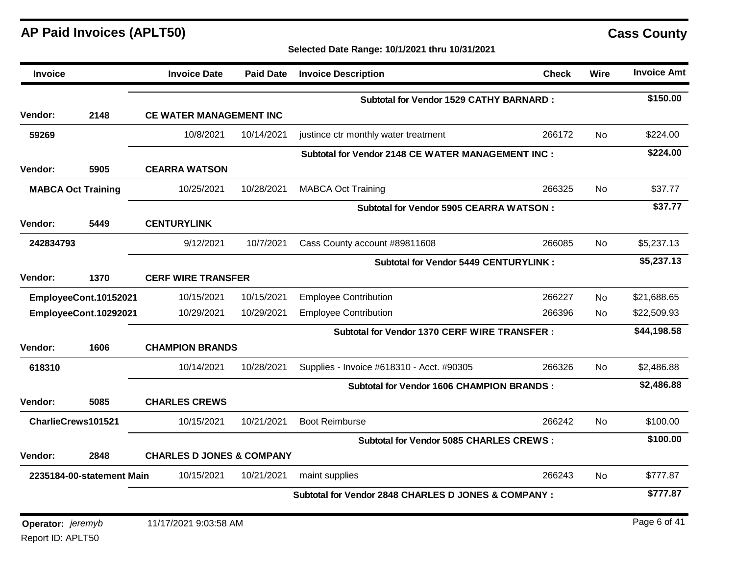# AP Paid Invoices (APLT50)

**Cass County**

**Selected Date Range: 10/1/2021 thru 10/31/2021**

| Invoice | Invoice Date | Paid Date | Invoice Description | Check | Wire | Invoice Amt |
|---|---|---|---|---|---|---|
| | | | **Subtotal for Vendor 1529 CATHY BARNARD :** | | | **$150.00** |
| **Vendor: 2148** | **CE WATER MANAGEMENT INC** | | | | | |
| 59269 | 10/8/2021 | 10/14/2021 | justince ctr monthly water treatment | 266172 | No | $224.00 |
| | | | **Subtotal for Vendor 2148 CE WATER MANAGEMENT INC :** | | | **$224.00** |
| **Vendor: 5905** | **CEARRA WATSON** | | | | | |
| MABCA Oct Training | 10/25/2021 | 10/28/2021 | MABCA Oct Training | 266325 | No | $37.77 |
| | | | **Subtotal for Vendor 5905 CEARRA WATSON :** | | | **$37.77** |
| **Vendor: 5449** | **CENTURYLINK** | | | | | |
| 242834793 | 9/12/2021 | 10/7/2021 | Cass County account #89811608 | 266085 | No | $5,237.13 |
| | | | **Subtotal for Vendor 5449 CENTURYLINK :** | | | **$5,237.13** |
| **Vendor: 1370** | **CERF WIRE TRANSFER** | | | | | |
| EmployeeCont.10152021 | 10/15/2021 | 10/15/2021 | Employee Contribution | 266227 | No | $21,688.65 |
| EmployeeCont.10292021 | 10/29/2021 | 10/29/2021 | Employee Contribution | 266396 | No | $22,509.93 |
| | | | **Subtotal for Vendor 1370 CERF WIRE TRANSFER :** | | | **$44,198.58** |
| **Vendor: 1606** | **CHAMPION BRANDS** | | | | | |
| 618310 | 10/14/2021 | 10/28/2021 | Supplies - Invoice #618310 - Acct. #90305 | 266326 | No | $2,486.88 |
| | | | **Subtotal for Vendor 1606 CHAMPION BRANDS :** | | | **$2,486.88** |
| **Vendor: 5085** | **CHARLES CREWS** | | | | | |
| CharlieCrews101521 | 10/15/2021 | 10/21/2021 | Boot Reimburse | 266242 | No | $100.00 |
| | | | **Subtotal for Vendor 5085 CHARLES CREWS :** | | | **$100.00** |
| **Vendor: 2848** | **CHARLES D JONES & COMPANY** | | | | | |
| 2235184-00-statement Main | 10/15/2021 | 10/21/2021 | maint supplies | 266243 | No | $777.87 |
| | | | **Subtotal for Vendor 2848 CHARLES D JONES & COMPANY :** | | | **$777.87** |

**Operator:** *jeremyb* 11/17/2021 9:03:58 AM

Report ID: APLT50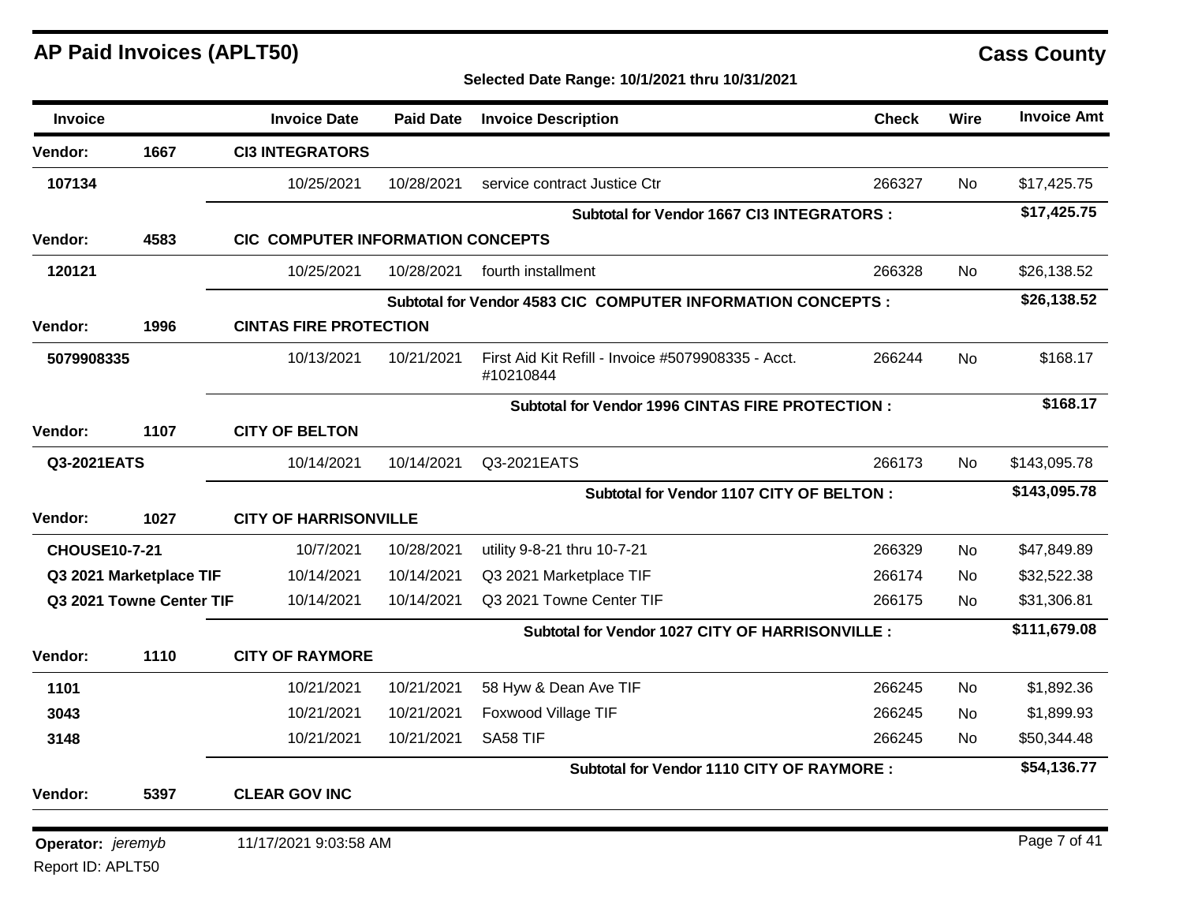# AP Paid Invoices (APLT50)

**Cass County**

**Selected Date Range: 10/1/2021 thru 10/31/2021**

| Invoice | | Invoice Date | Paid Date | Invoice Description | Check | Wire | Invoice Amt |
|---|---|---|---|---|---|---|---|
| **Vendor:** | **1667** | **CI3 INTEGRATORS** | | | | | |
| **107134** | | 10/25/2021 | 10/28/2021 | service contract Justice Ctr | 266327 | No | $17,425.75 |
| | | | | **Subtotal for Vendor 1667 CI3 INTEGRATORS :** | | | **$17,425.75** |
| **Vendor:** | **4583** | **CIC COMPUTER INFORMATION CONCEPTS** | | | | | |
| **120121** | | 10/25/2021 | 10/28/2021 | fourth installment | 266328 | No | $26,138.52 |
| | | | | **Subtotal for Vendor 4583 CIC COMPUTER INFORMATION CONCEPTS :** | | | **$26,138.52** |
| **Vendor:** | **1996** | **CINTAS FIRE PROTECTION** | | | | | |
| **5079908335** | | 10/13/2021 | 10/21/2021 | First Aid Kit Refill - Invoice #5079908335 - Acct. #10210844 | 266244 | No | $168.17 |
| | | | | **Subtotal for Vendor 1996 CINTAS FIRE PROTECTION :** | | | **$168.17** |
| **Vendor:** | **1107** | **CITY OF BELTON** | | | | | |
| **Q3-2021EATS** | | 10/14/2021 | 10/14/2021 | Q3-2021EATS | 266173 | No | $143,095.78 |
| | | | | **Subtotal for Vendor 1107 CITY OF BELTON :** | | | **$143,095.78** |
| **Vendor:** | **1027** | **CITY OF HARRISONVILLE** | | | | | |
| **CHOUSE10-7-21** | | 10/7/2021 | 10/28/2021 | utility 9-8-21 thru 10-7-21 | 266329 | No | $47,849.89 |
| **Q3 2021 Marketplace TIF** | | 10/14/2021 | 10/14/2021 | Q3 2021 Marketplace TIF | 266174 | No | $32,522.38 |
| **Q3 2021 Towne Center TIF** | | 10/14/2021 | 10/14/2021 | Q3 2021 Towne Center TIF | 266175 | No | $31,306.81 |
| | | | | **Subtotal for Vendor 1027 CITY OF HARRISONVILLE :** | | | **$111,679.08** |
| **Vendor:** | **1110** | **CITY OF RAYMORE** | | | | | |
| **1101** | | 10/21/2021 | 10/21/2021 | 58 Hyw & Dean Ave TIF | 266245 | No | $1,892.36 |
| **3043** | | 10/21/2021 | 10/21/2021 | Foxwood Village TIF | 266245 | No | $1,899.93 |
| **3148** | | 10/21/2021 | 10/21/2021 | SA58 TIF | 266245 | No | $50,344.48 |
| | | | | **Subtotal for Vendor 1110 CITY OF RAYMORE :** | | | **$54,136.77** |
| **Vendor:** | **5397** | **CLEAR GOV INC** | | | | | |

**Operator:** *jeremyb* 11/17/2021 9:03:58 AM

Report ID: APLT50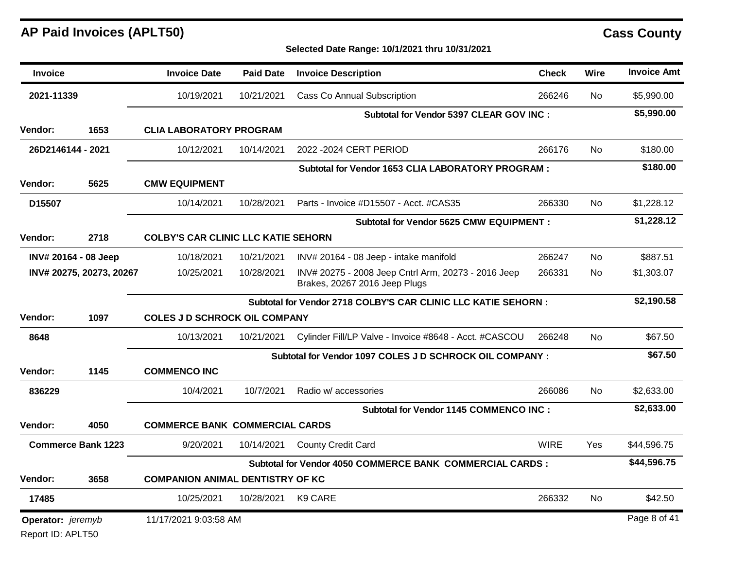# AP Paid Invoices (APLT50)

## Cass County

**Selected Date Range: 10/1/2021 thru 10/31/2021**

| Invoice | Invoice Date | Paid Date | Invoice Description | Check | Wire | Invoice Amt |
|---|---|---|---|---|---|---|
| **2021-11339** | 10/19/2021 | 10/21/2021 | Cass Co Annual Subscription | 266246 | No | $5,990.00 |
| | | | **Subtotal for Vendor 5397 CLEAR GOV INC :** | | | **$5,990.00** |
| **Vendor: 1653** | **CLIA LABORATORY PROGRAM** | | | | | |
| **26D2146144 - 2021** | 10/12/2021 | 10/14/2021 | 2022 -2024 CERT PERIOD | 266176 | No | $180.00 |
| | | | **Subtotal for Vendor 1653 CLIA LABORATORY PROGRAM :** | | | **$180.00** |
| **Vendor: 5625** | **CMW EQUIPMENT** | | | | | |
| **D15507** | 10/14/2021 | 10/28/2021 | Parts - Invoice #D15507 - Acct. #CAS35 | 266330 | No | $1,228.12 |
| | | | **Subtotal for Vendor 5625 CMW EQUIPMENT :** | | | **$1,228.12** |
| **Vendor: 2718** | **COLBY'S CAR CLINIC LLC KATIE SEHORN** | | | | | |
| **INV# 20164 - 08 Jeep** | 10/18/2021 | 10/21/2021 | INV# 20164 - 08 Jeep - intake manifold | 266247 | No | $887.51 |
| **INV# 20275, 20273, 20267** | 10/25/2021 | 10/28/2021 | INV# 20275 - 2008 Jeep Cntrl Arm, 20273 - 2016 Jeep Brakes, 20267 2016 Jeep Plugs | 266331 | No | $1,303.07 |
| | | | **Subtotal for Vendor 2718 COLBY'S CAR CLINIC LLC KATIE SEHORN :** | | | **$2,190.58** |
| **Vendor: 1097** | **COLES J D SCHROCK OIL COMPANY** | | | | | |
| **8648** | 10/13/2021 | 10/21/2021 | Cylinder Fill/LP Valve - Invoice #8648 - Acct. #CASCOU | 266248 | No | $67.50 |
| | | | **Subtotal for Vendor 1097 COLES J D SCHROCK OIL COMPANY :** | | | **$67.50** |
| **Vendor: 1145** | **COMMENCO INC** | | | | | |
| **836229** | 10/4/2021 | 10/7/2021 | Radio w/ accessories | 266086 | No | $2,633.00 |
| | | | **Subtotal for Vendor 1145 COMMENCO INC :** | | | **$2,633.00** |
| **Vendor: 4050** | **COMMERCE BANK COMMERCIAL CARDS** | | | | | |
| **Commerce Bank 1223** | 9/20/2021 | 10/14/2021 | County Credit Card | WIRE | Yes | $44,596.75 |
| | | | **Subtotal for Vendor 4050 COMMERCE BANK COMMERCIAL CARDS :** | | | **$44,596.75** |
| **Vendor: 3658** | **COMPANION ANIMAL DENTISTRY OF KC** | | | | | |
| **17485** | 10/25/2021 | 10/28/2021 | K9 CARE | 266332 | No | $42.50 |

**Operator:** *jeremyb* 11/17/2021 9:03:58 AM

Report ID: APLT50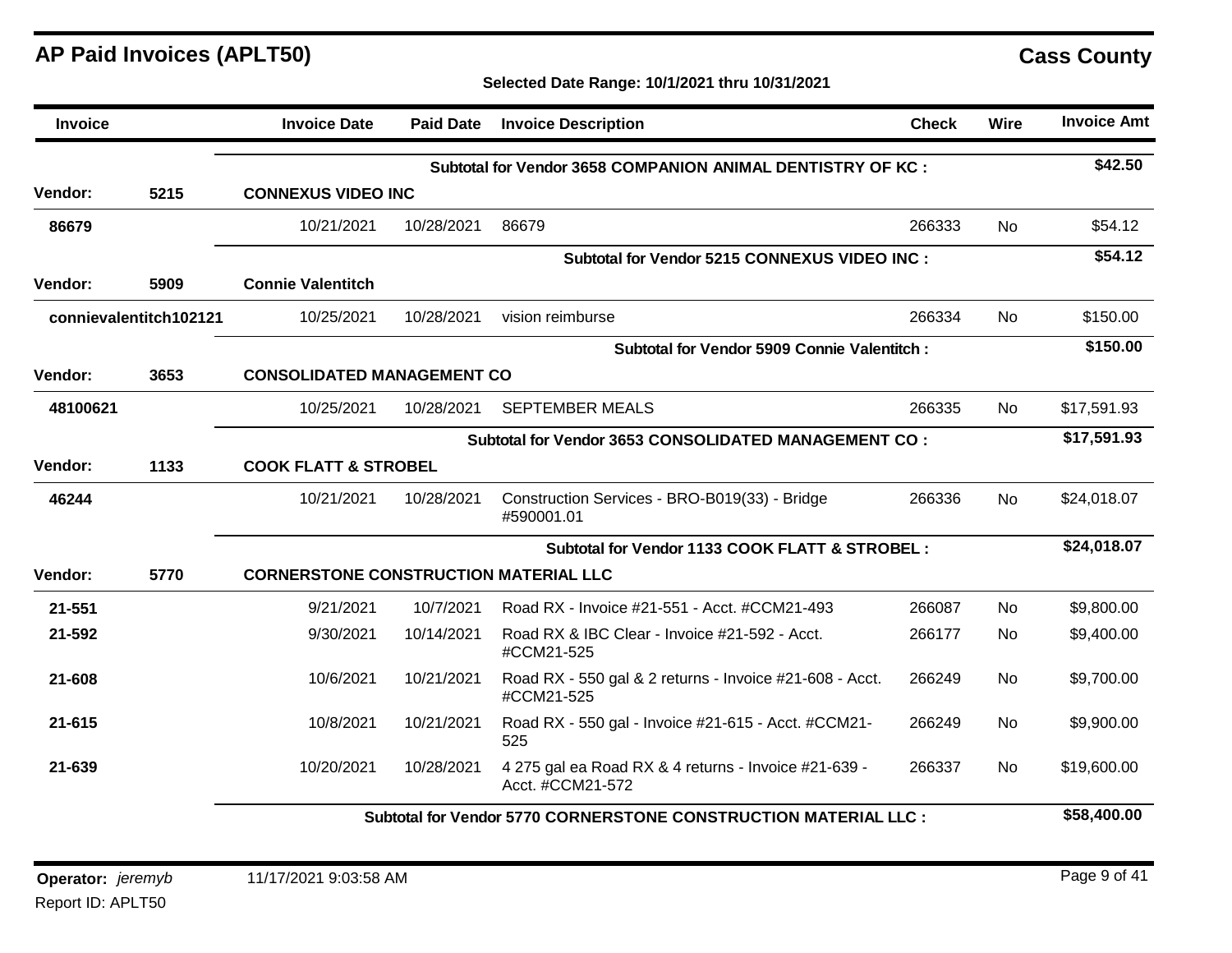## AP Paid Invoices (APLT50)

**Cass County**

**Selected Date Range: 10/1/2021 thru 10/31/2021**

| Invoice | | Invoice Date | Paid Date | Invoice Description | Check | Wire | Invoice Amt |
|---|---|---|---|---|---|---|---|
| | | | | **Subtotal for Vendor 3658 COMPANION ANIMAL DENTISTRY OF KC :** | | | **$42.50** |
| **Vendor:** | **5215** | **CONNEXUS VIDEO INC** | | | | | |
| **86679** | | 10/21/2021 | 10/28/2021 | 86679 | 266333 | No | $54.12 |
| | | | | **Subtotal for Vendor 5215 CONNEXUS VIDEO INC :** | | | **$54.12** |
| **Vendor:** | **5909** | **Connie Valentitch** | | | | | |
| **connievalentitch102121** | | 10/25/2021 | 10/28/2021 | vision reimburse | 266334 | No | $150.00 |
| | | | | **Subtotal for Vendor 5909 Connie Valentitch :** | | | **$150.00** |
| **Vendor:** | **3653** | **CONSOLIDATED MANAGEMENT CO** | | | | | |
| **48100621** | | 10/25/2021 | 10/28/2021 | SEPTEMBER MEALS | 266335 | No | $17,591.93 |
| | | | | **Subtotal for Vendor 3653 CONSOLIDATED MANAGEMENT CO :** | | | **$17,591.93** |
| **Vendor:** | **1133** | **COOK FLATT & STROBEL** | | | | | |
| **46244** | | 10/21/2021 | 10/28/2021 | Construction Services - BRO-B019(33) - Bridge #590001.01 | 266336 | No | $24,018.07 |
| | | | | **Subtotal for Vendor 1133 COOK FLATT & STROBEL :** | | | **$24,018.07** |
| **Vendor:** | **5770** | **CORNERSTONE CONSTRUCTION MATERIAL LLC** | | | | | |
| **21-551** | | 9/21/2021 | 10/7/2021 | Road RX - Invoice #21-551 - Acct. #CCM21-493 | 266087 | No | $9,800.00 |
| **21-592** | | 9/30/2021 | 10/14/2021 | Road RX & IBC Clear - Invoice #21-592 - Acct. #CCM21-525 | 266177 | No | $9,400.00 |
| **21-608** | | 10/6/2021 | 10/21/2021 | Road RX - 550 gal & 2 returns - Invoice #21-608 - Acct. #CCM21-525 | 266249 | No | $9,700.00 |
| **21-615** | | 10/8/2021 | 10/21/2021 | Road RX - 550 gal - Invoice #21-615 - Acct. #CCM21-525 | 266249 | No | $9,900.00 |
| **21-639** | | 10/20/2021 | 10/28/2021 | 4 275 gal ea Road RX & 4 returns - Invoice #21-639 - Acct. #CCM21-572 | 266337 | No | $19,600.00 |
| | | | | **Subtotal for Vendor 5770 CORNERSTONE CONSTRUCTION MATERIAL LLC :** | | | **$58,400.00** |

**Operator:** *jeremyb* 11/17/2021 9:03:58 AM

Report ID: APLT50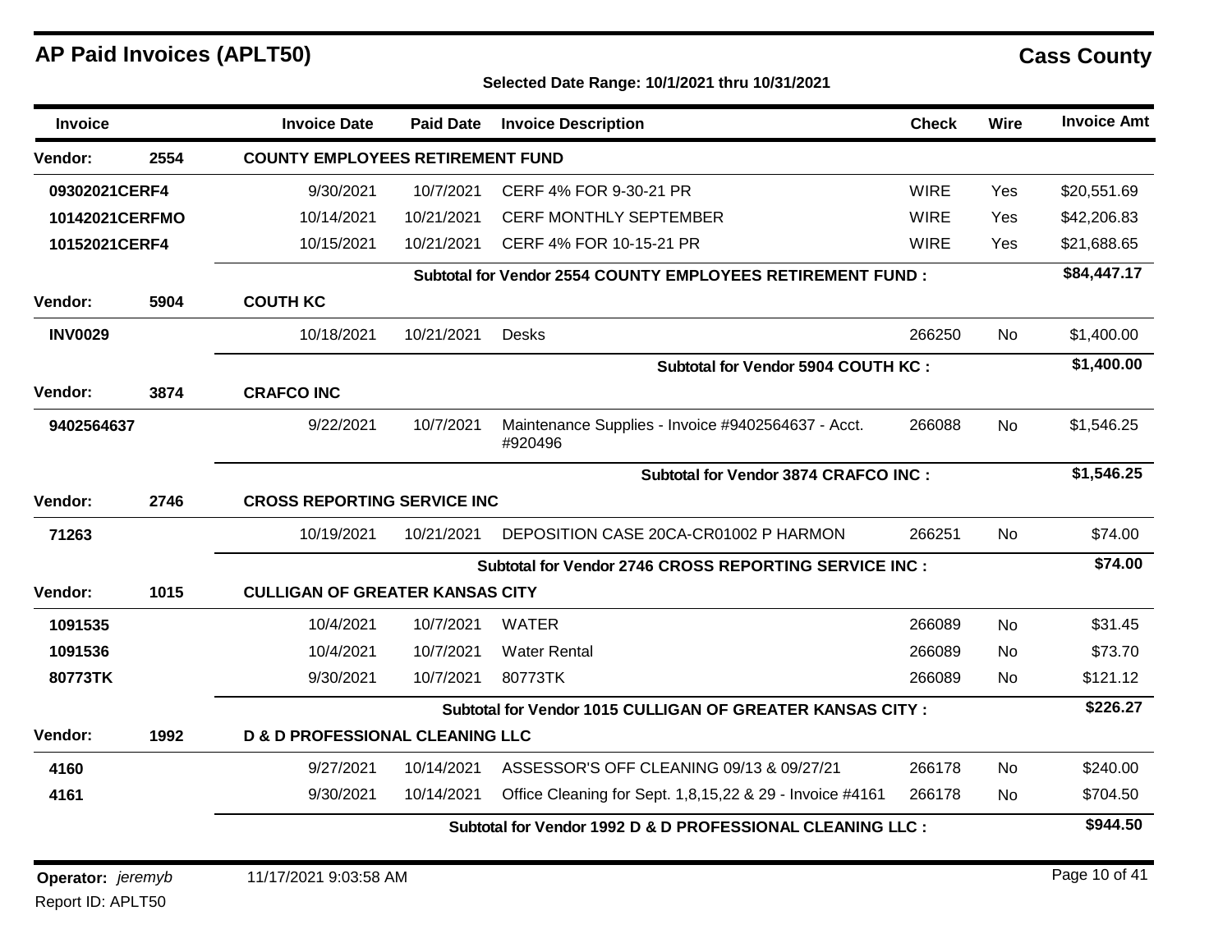# AP Paid Invoices (APLT50)

## Cass County

**Selected Date Range: 10/1/2021 thru 10/31/2021**

| Invoice | | Invoice Date | Paid Date | Invoice Description | Check | Wire | Invoice Amt |
|---|---|---|---|---|---|---|---|
| **Vendor:** | **2554** | **COUNTY EMPLOYEES RETIREMENT FUND** | | | | | |
| **09302021CERF4** | | 9/30/2021 | 10/7/2021 | CERF 4% FOR 9-30-21 PR | WIRE | Yes | $20,551.69 |
| **10142021CERFMO** | | 10/14/2021 | 10/21/2021 | CERF MONTHLY SEPTEMBER | WIRE | Yes | $42,206.83 |
| **10152021CERF4** | | 10/15/2021 | 10/21/2021 | CERF 4% FOR 10-15-21 PR | WIRE | Yes | $21,688.65 |
| | | | | **Subtotal for Vendor 2554 COUNTY EMPLOYEES RETIREMENT FUND :** | | | **$84,447.17** |
| **Vendor:** | **5904** | **COUTH KC** | | | | | |
| **INV0029** | | 10/18/2021 | 10/21/2021 | Desks | 266250 | No | $1,400.00 |
| | | | | **Subtotal for Vendor 5904 COUTH KC :** | | | **$1,400.00** |
| **Vendor:** | **3874** | **CRAFCO INC** | | | | | |
| **9402564637** | | 9/22/2021 | 10/7/2021 | Maintenance Supplies - Invoice #9402564637 - Acct. #920496 | 266088 | No | $1,546.25 |
| | | | | **Subtotal for Vendor 3874 CRAFCO INC :** | | | **$1,546.25** |
| **Vendor:** | **2746** | **CROSS REPORTING SERVICE INC** | | | | | |
| **71263** | | 10/19/2021 | 10/21/2021 | DEPOSITION CASE 20CA-CR01002 P HARMON | 266251 | No | $74.00 |
| | | | | **Subtotal for Vendor 2746 CROSS REPORTING SERVICE INC :** | | | **$74.00** |
| **Vendor:** | **1015** | **CULLIGAN OF GREATER KANSAS CITY** | | | | | |
| **1091535** | | 10/4/2021 | 10/7/2021 | WATER | 266089 | No | $31.45 |
| **1091536** | | 10/4/2021 | 10/7/2021 | Water Rental | 266089 | No | $73.70 |
| **80773TK** | | 9/30/2021 | 10/7/2021 | 80773TK | 266089 | No | $121.12 |
| | | | | **Subtotal for Vendor 1015 CULLIGAN OF GREATER KANSAS CITY :** | | | **$226.27** |
| **Vendor:** | **1992** | **D & D PROFESSIONAL CLEANING LLC** | | | | | |
| **4160** | | 9/27/2021 | 10/14/2021 | ASSESSOR'S OFF CLEANING 09/13 & 09/27/21 | 266178 | No | $240.00 |
| **4161** | | 9/30/2021 | 10/14/2021 | Office Cleaning for Sept. 1,8,15,22 & 29 - Invoice #4161 | 266178 | No | $704.50 |
| | | | | **Subtotal for Vendor 1992 D & D PROFESSIONAL CLEANING LLC :** | | | **$944.50** |

**Operator:** *jeremyb* 11/17/2021 9:03:58 AM

Report ID: APLT50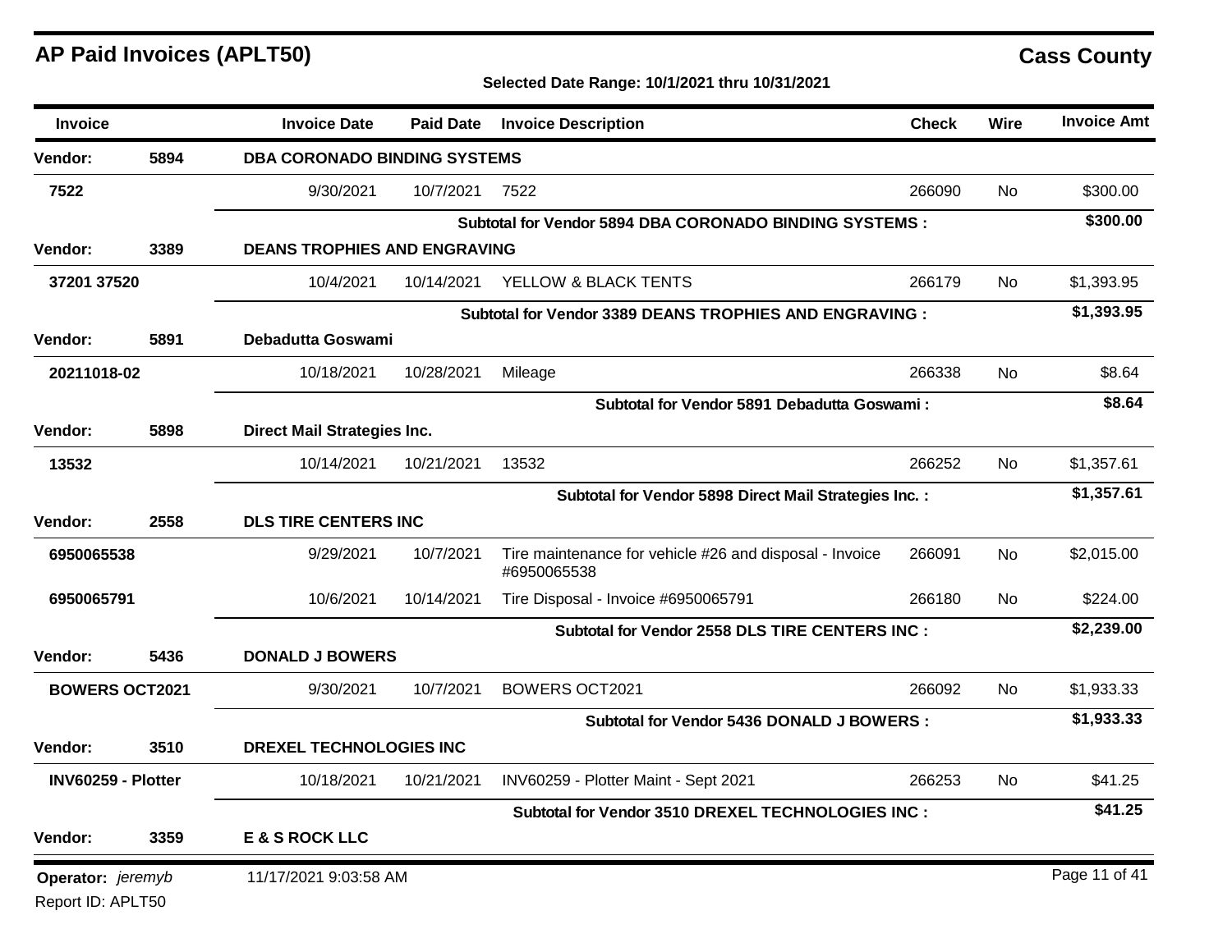# AP Paid Invoices (APLT50)

**Cass County**

**Selected Date Range: 10/1/2021 thru 10/31/2021**

| Invoice | | Invoice Date | Paid Date | Invoice Description | Check | Wire | Invoice Amt |
|---|---|---|---|---|---|---|---|
| **Vendor:** | **5894** | **DBA CORONADO BINDING SYSTEMS** | | | | | |
| **7522** | | 9/30/2021 | 10/7/2021 | 7522 | 266090 | No | $300.00 |
| | | | | **Subtotal for Vendor 5894 DBA CORONADO BINDING SYSTEMS :** | | | **$300.00** |
| **Vendor:** | **3389** | **DEANS TROPHIES AND ENGRAVING** | | | | | |
| **37201 37520** | | 10/4/2021 | 10/14/2021 | YELLOW & BLACK TENTS | 266179 | No | $1,393.95 |
| | | | | **Subtotal for Vendor 3389 DEANS TROPHIES AND ENGRAVING :** | | | **$1,393.95** |
| **Vendor:** | **5891** | **Debadutta Goswami** | | | | | |
| **20211018-02** | | 10/18/2021 | 10/28/2021 | Mileage | 266338 | No | $8.64 |
| | | | | **Subtotal for Vendor 5891 Debadutta Goswami :** | | | **$8.64** |
| **Vendor:** | **5898** | **Direct Mail Strategies Inc.** | | | | | |
| **13532** | | 10/14/2021 | 10/21/2021 | 13532 | 266252 | No | $1,357.61 |
| | | | | **Subtotal for Vendor 5898 Direct Mail Strategies Inc. :** | | | **$1,357.61** |
| **Vendor:** | **2558** | **DLS TIRE CENTERS INC** | | | | | |
| **6950065538** | | 9/29/2021 | 10/7/2021 | Tire maintenance for vehicle #26 and disposal - Invoice #6950065538 | 266091 | No | $2,015.00 |
| **6950065791** | | 10/6/2021 | 10/14/2021 | Tire Disposal - Invoice #6950065791 | 266180 | No | $224.00 |
| | | | | **Subtotal for Vendor 2558 DLS TIRE CENTERS INC :** | | | **$2,239.00** |
| **Vendor:** | **5436** | **DONALD J BOWERS** | | | | | |
| **BOWERS OCT2021** | | 9/30/2021 | 10/7/2021 | BOWERS OCT2021 | 266092 | No | $1,933.33 |
| | | | | **Subtotal for Vendor 5436 DONALD J BOWERS :** | | | **$1,933.33** |
| **Vendor:** | **3510** | **DREXEL TECHNOLOGIES INC** | | | | | |
| **INV60259 - Plotter** | | 10/18/2021 | 10/21/2021 | INV60259 - Plotter Maint - Sept 2021 | 266253 | No | $41.25 |
| | | | | **Subtotal for Vendor 3510 DREXEL TECHNOLOGIES INC :** | | | **$41.25** |
| **Vendor:** | **3359** | **E & S ROCK LLC** | | | | | |

**Operator:** *jeremyb* 11/17/2021 9:03:58 AM

Report ID: APLT50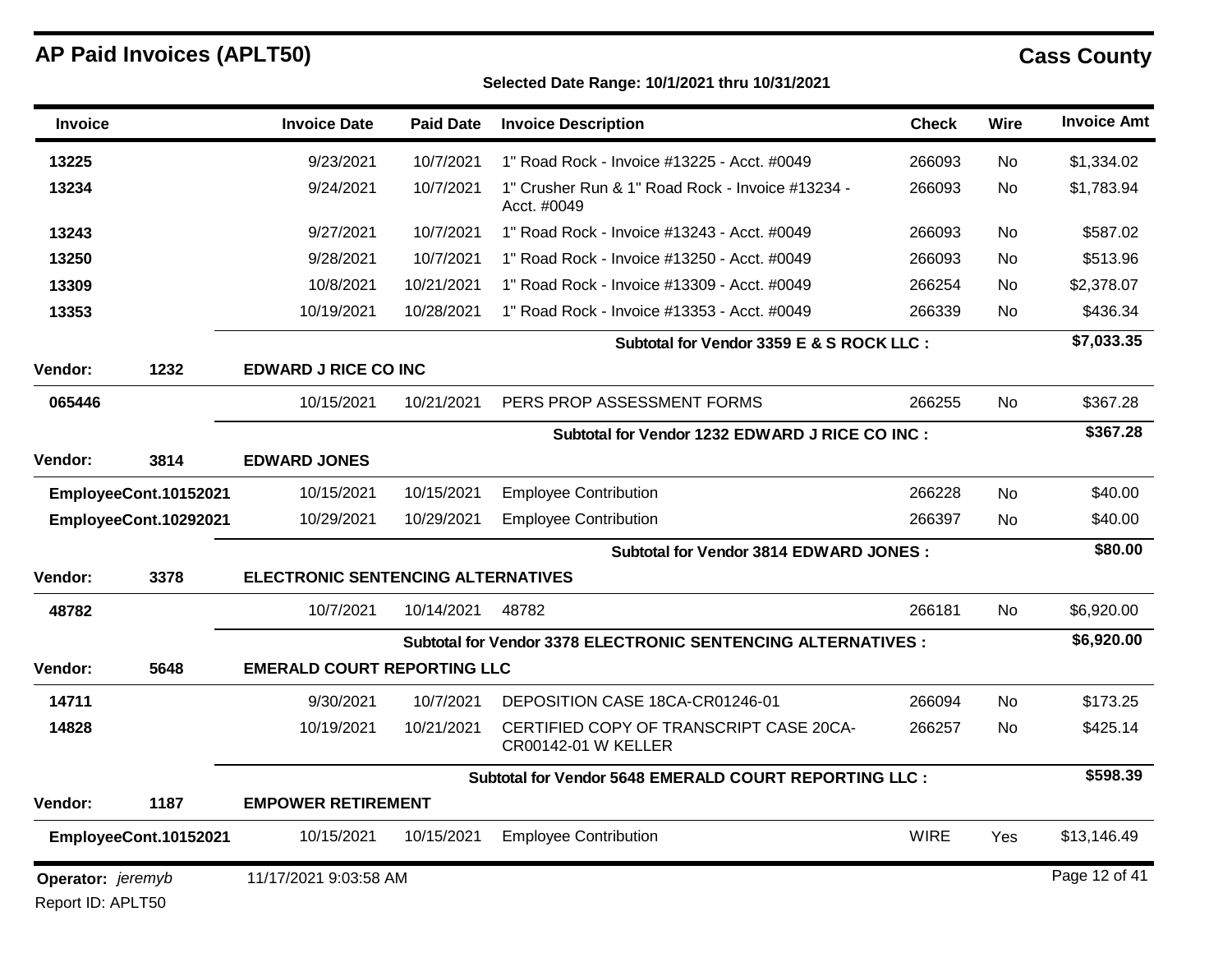# AP Paid Invoices (APLT50)

## Cass County

**Selected Date Range: 10/1/2021 thru 10/31/2021**

| Invoice | | Invoice Date | Paid Date | Invoice Description | Check | Wire | Invoice Amt |
|---|---|---|---|---|---|---|---|
| **13225** | | 9/23/2021 | 10/7/2021 | 1" Road Rock - Invoice #13225 - Acct. #0049 | 266093 | No | $1,334.02 |
| **13234** | | 9/24/2021 | 10/7/2021 | 1" Crusher Run & 1" Road Rock - Invoice #13234 - Acct. #0049 | 266093 | No | $1,783.94 |
| **13243** | | 9/27/2021 | 10/7/2021 | 1" Road Rock - Invoice #13243 - Acct. #0049 | 266093 | No | $587.02 |
| **13250** | | 9/28/2021 | 10/7/2021 | 1" Road Rock - Invoice #13250 - Acct. #0049 | 266093 | No | $513.96 |
| **13309** | | 10/8/2021 | 10/21/2021 | 1" Road Rock - Invoice #13309 - Acct. #0049 | 266254 | No | $2,378.07 |
| **13353** | | 10/19/2021 | 10/28/2021 | 1" Road Rock - Invoice #13353 - Acct. #0049 | 266339 | No | $436.34 |
| | | | | **Subtotal for Vendor 3359 E & S ROCK LLC :** | | | **$7,033.35** |
| **Vendor:** | **1232** | **EDWARD J RICE CO INC** | | | | | |
| **065446** | | 10/15/2021 | 10/21/2021 | PERS PROP ASSESSMENT FORMS | 266255 | No | $367.28 |
| | | | | **Subtotal for Vendor 1232 EDWARD J RICE CO INC :** | | | **$367.28** |
| **Vendor:** | **3814** | **EDWARD JONES** | | | | | |
| **EmployeeCont.10152021** | | 10/15/2021 | 10/15/2021 | Employee Contribution | 266228 | No | $40.00 |
| **EmployeeCont.10292021** | | 10/29/2021 | 10/29/2021 | Employee Contribution | 266397 | No | $40.00 |
| | | | | **Subtotal for Vendor 3814 EDWARD JONES :** | | | **$80.00** |
| **Vendor:** | **3378** | **ELECTRONIC SENTENCING ALTERNATIVES** | | | | | |
| **48782** | | 10/7/2021 | 10/14/2021 | 48782 | 266181 | No | $6,920.00 |
| | | | | **Subtotal for Vendor 3378 ELECTRONIC SENTENCING ALTERNATIVES :** | | | **$6,920.00** |
| **Vendor:** | **5648** | **EMERALD COURT REPORTING LLC** | | | | | |
| **14711** | | 9/30/2021 | 10/7/2021 | DEPOSITION CASE 18CA-CR01246-01 | 266094 | No | $173.25 |
| **14828** | | 10/19/2021 | 10/21/2021 | CERTIFIED COPY OF TRANSCRIPT CASE 20CA-CR00142-01 W KELLER | 266257 | No | $425.14 |
| | | | | **Subtotal for Vendor 5648 EMERALD COURT REPORTING LLC :** | | | **$598.39** |
| **Vendor:** | **1187** | **EMPOWER RETIREMENT** | | | | | |
| **EmployeeCont.10152021** | | 10/15/2021 | 10/15/2021 | Employee Contribution | WIRE | Yes | $13,146.49 |

**Operator:** *jeremyb* 11/17/2021 9:03:58 AM

Report ID: APLT50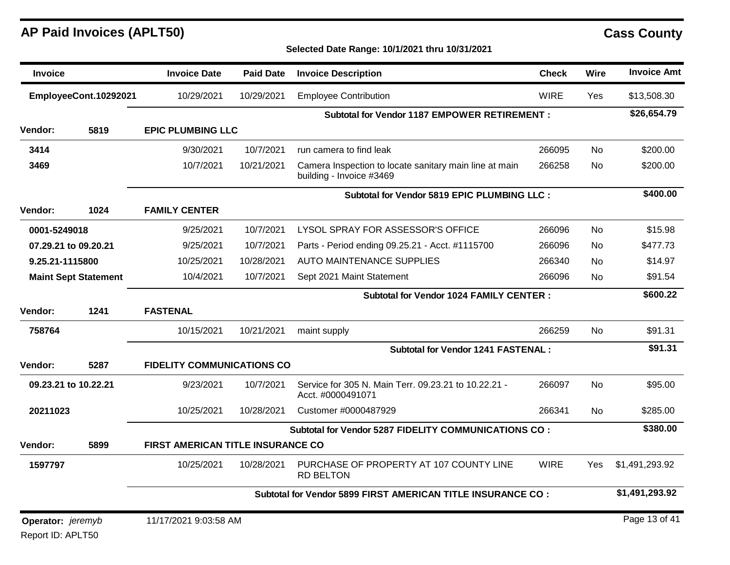# AP Paid Invoices (APLT50)

**Cass County**

**Selected Date Range: 10/1/2021 thru 10/31/2021**

| Invoice | | Invoice Date | Paid Date | Invoice Description | Check | Wire | Invoice Amt |
|---|---|---|---|---|---|---|---|
| **EmployeeCont.10292021** | | 10/29/2021 | 10/29/2021 | Employee Contribution | WIRE | Yes | $13,508.30 |
| | | | | **Subtotal for Vendor 1187 EMPOWER RETIREMENT :** | | | **$26,654.79** |
| **Vendor:** | **5819** | **EPIC PLUMBING LLC** | | | | | |
| **3414** | | 9/30/2021 | 10/7/2021 | run camera to find leak | 266095 | No | $200.00 |
| **3469** | | 10/7/2021 | 10/21/2021 | Camera Inspection to locate sanitary main line at main building - Invoice #3469 | 266258 | No | $200.00 |
| | | | | **Subtotal for Vendor 5819 EPIC PLUMBING LLC :** | | | **$400.00** |
| **Vendor:** | **1024** | **FAMILY CENTER** | | | | | |
| **0001-5249018** | | 9/25/2021 | 10/7/2021 | LYSOL SPRAY FOR ASSESSOR'S OFFICE | 266096 | No | $15.98 |
| **07.29.21 to 09.20.21** | | 9/25/2021 | 10/7/2021 | Parts - Period ending 09.25.21 - Acct. #1115700 | 266096 | No | $477.73 |
| **9.25.21-1115800** | | 10/25/2021 | 10/28/2021 | AUTO MAINTENANCE SUPPLIES | 266340 | No | $14.97 |
| **Maint Sept Statement** | | 10/4/2021 | 10/7/2021 | Sept 2021 Maint Statement | 266096 | No | $91.54 |
| | | | | **Subtotal for Vendor 1024 FAMILY CENTER :** | | | **$600.22** |
| **Vendor:** | **1241** | **FASTENAL** | | | | | |
| **758764** | | 10/15/2021 | 10/21/2021 | maint supply | 266259 | No | $91.31 |
| | | | | **Subtotal for Vendor 1241 FASTENAL :** | | | **$91.31** |
| **Vendor:** | **5287** | **FIDELITY COMMUNICATIONS CO** | | | | | |
| **09.23.21 to 10.22.21** | | 9/23/2021 | 10/7/2021 | Service for 305 N. Main Terr. 09.23.21 to 10.22.21 - Acct. #0000491071 | 266097 | No | $95.00 |
| **20211023** | | 10/25/2021 | 10/28/2021 | Customer #0000487929 | 266341 | No | $285.00 |
| | | | | **Subtotal for Vendor 5287 FIDELITY COMMUNICATIONS CO :** | | | **$380.00** |
| **Vendor:** | **5899** | **FIRST AMERICAN TITLE INSURANCE CO** | | | | | |
| **1597797** | | 10/25/2021 | 10/28/2021 | PURCHASE OF PROPERTY AT 107 COUNTY LINE RD BELTON | WIRE | Yes | $1,491,293.92 |
| | | | | **Subtotal for Vendor 5899 FIRST AMERICAN TITLE INSURANCE CO :** | | | **$1,491,293.92** |

**Operator:** *jeremyb* 11/17/2021 9:03:58 AM

Report ID: APLT50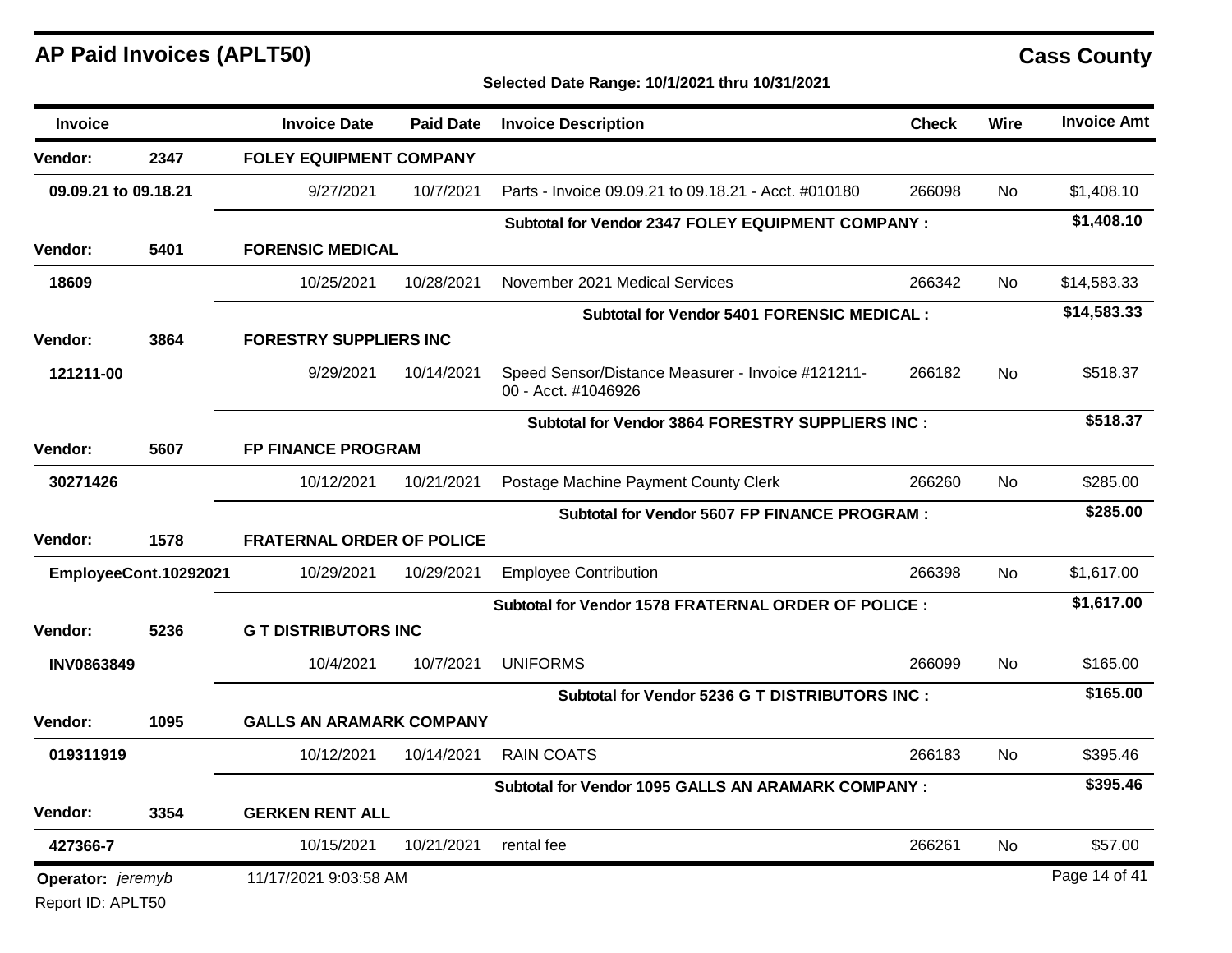# AP Paid Invoices (APLT50)

**Cass County**

**Selected Date Range: 10/1/2021 thru 10/31/2021**

| Invoice | | Invoice Date | Paid Date | Invoice Description | Check | Wire | Invoice Amt |
|---|---|---|---|---|---|---|---|
| **Vendor:** | **2347** | **FOLEY EQUIPMENT COMPANY** | | | | | |
| **09.09.21 to 09.18.21** | | 9/27/2021 | 10/7/2021 | Parts - Invoice 09.09.21 to 09.18.21 - Acct. #010180 | 266098 | No | $1,408.10 |
| | | | | **Subtotal for Vendor 2347 FOLEY EQUIPMENT COMPANY :** | | | **$1,408.10** |
| **Vendor:** | **5401** | **FORENSIC MEDICAL** | | | | | |
| **18609** | | 10/25/2021 | 10/28/2021 | November 2021 Medical Services | 266342 | No | $14,583.33 |
| | | | | **Subtotal for Vendor 5401 FORENSIC MEDICAL :** | | | **$14,583.33** |
| **Vendor:** | **3864** | **FORESTRY SUPPLIERS INC** | | | | | |
| **121211-00** | | 9/29/2021 | 10/14/2021 | Speed Sensor/Distance Measurer - Invoice #121211-00 - Acct. #1046926 | 266182 | No | $518.37 |
| | | | | **Subtotal for Vendor 3864 FORESTRY SUPPLIERS INC :** | | | **$518.37** |
| **Vendor:** | **5607** | **FP FINANCE PROGRAM** | | | | | |
| **30271426** | | 10/12/2021 | 10/21/2021 | Postage Machine Payment County Clerk | 266260 | No | $285.00 |
| | | | | **Subtotal for Vendor 5607 FP FINANCE PROGRAM :** | | | **$285.00** |
| **Vendor:** | **1578** | **FRATERNAL ORDER OF POLICE** | | | | | |
| **EmployeeCont.10292021** | | 10/29/2021 | 10/29/2021 | Employee Contribution | 266398 | No | $1,617.00 |
| | | | | **Subtotal for Vendor 1578 FRATERNAL ORDER OF POLICE :** | | | **$1,617.00** |
| **Vendor:** | **5236** | **G T DISTRIBUTORS INC** | | | | | |
| **INV0863849** | | 10/4/2021 | 10/7/2021 | UNIFORMS | 266099 | No | $165.00 |
| | | | | **Subtotal for Vendor 5236 G T DISTRIBUTORS INC :** | | | **$165.00** |
| **Vendor:** | **1095** | **GALLS AN ARAMARK COMPANY** | | | | | |
| **019311919** | | 10/12/2021 | 10/14/2021 | RAIN COATS | 266183 | No | $395.46 |
| | | | | **Subtotal for Vendor 1095 GALLS AN ARAMARK COMPANY :** | | | **$395.46** |
| **Vendor:** | **3354** | **GERKEN RENT ALL** | | | | | |
| **427366-7** | | 10/15/2021 | 10/21/2021 | rental fee | 266261 | No | $57.00 |

**Operator:** *jeremyb* 11/17/2021 9:03:58 AM

Report ID: APLT50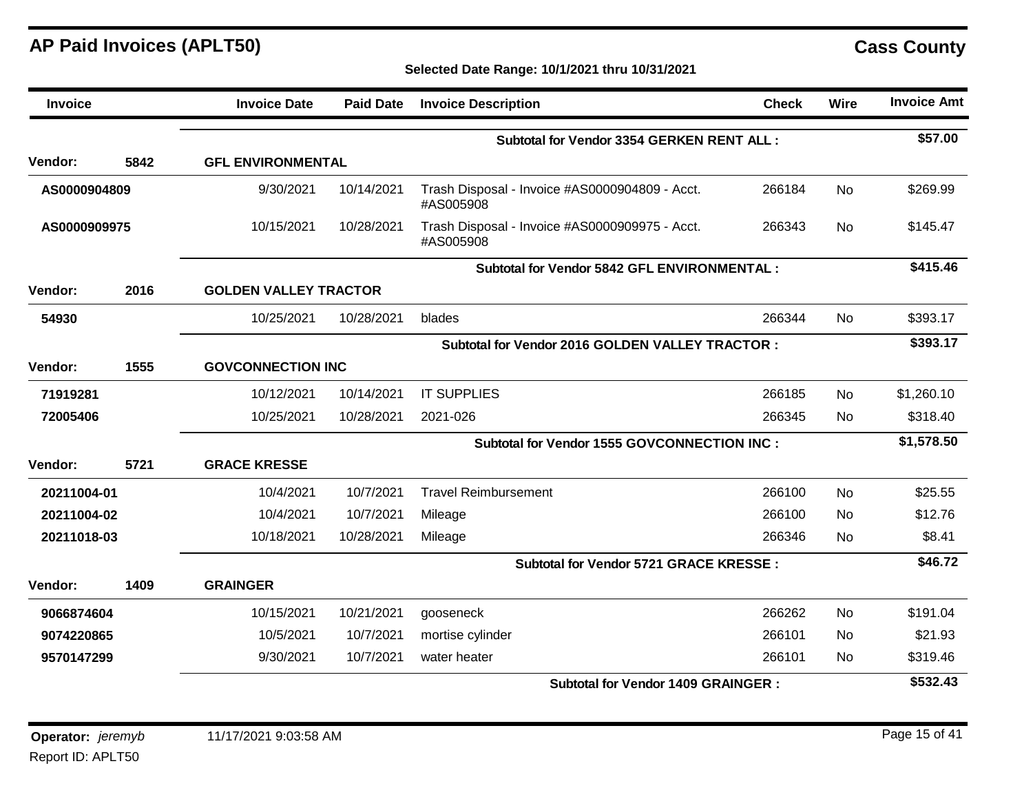# AP Paid Invoices (APLT50)

**Cass County**

**Selected Date Range: 10/1/2021 thru 10/31/2021**

| Invoice | | Invoice Date | Paid Date | Invoice Description | Check | Wire | Invoice Amt |
|---|---|---|---|---|---|---|---|
| | | | | **Subtotal for Vendor 3354 GERKEN RENT ALL :** | | | **$57.00** |
| **Vendor:** | **5842** | **GFL ENVIRONMENTAL** | | | | | |
| **AS0000904809** | | 9/30/2021 | 10/14/2021 | Trash Disposal - Invoice #AS0000904809 - Acct. #AS005908 | 266184 | No | $269.99 |
| **AS0000909975** | | 10/15/2021 | 10/28/2021 | Trash Disposal - Invoice #AS0000909975 - Acct. #AS005908 | 266343 | No | $145.47 |
| | | | | **Subtotal for Vendor 5842 GFL ENVIRONMENTAL :** | | | **$415.46** |
| **Vendor:** | **2016** | **GOLDEN VALLEY TRACTOR** | | | | | |
| **54930** | | 10/25/2021 | 10/28/2021 | blades | 266344 | No | $393.17 |
| | | | | **Subtotal for Vendor 2016 GOLDEN VALLEY TRACTOR :** | | | **$393.17** |
| **Vendor:** | **1555** | **GOVCONNECTION INC** | | | | | |
| **71919281** | | 10/12/2021 | 10/14/2021 | IT SUPPLIES | 266185 | No | $1,260.10 |
| **72005406** | | 10/25/2021 | 10/28/2021 | 2021-026 | 266345 | No | $318.40 |
| | | | | **Subtotal for Vendor 1555 GOVCONNECTION INC :** | | | **$1,578.50** |
| **Vendor:** | **5721** | **GRACE KRESSE** | | | | | |
| **20211004-01** | | 10/4/2021 | 10/7/2021 | Travel Reimbursement | 266100 | No | $25.55 |
| **20211004-02** | | 10/4/2021 | 10/7/2021 | Mileage | 266100 | No | $12.76 |
| **20211018-03** | | 10/18/2021 | 10/28/2021 | Mileage | 266346 | No | $8.41 |
| | | | | **Subtotal for Vendor 5721 GRACE KRESSE :** | | | **$46.72** |
| **Vendor:** | **1409** | **GRAINGER** | | | | | |
| **9066874604** | | 10/15/2021 | 10/21/2021 | gooseneck | 266262 | No | $191.04 |
| **9074220865** | | 10/5/2021 | 10/7/2021 | mortise cylinder | 266101 | No | $21.93 |
| **9570147299** | | 9/30/2021 | 10/7/2021 | water heater | 266101 | No | $319.46 |
| | | | | **Subtotal for Vendor 1409 GRAINGER :** | | | **$532.43** |

**Operator:** *jeremyb* 11/17/2021 9:03:58 AM

Report ID: APLT50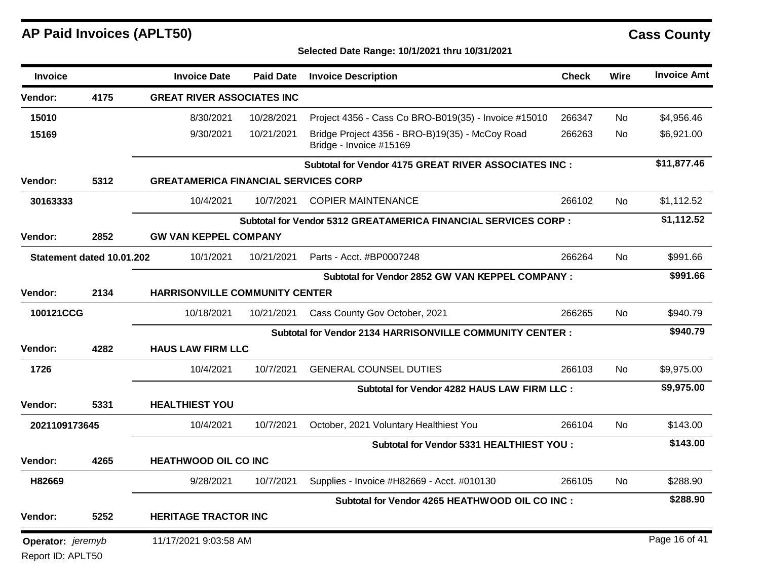# AP Paid Invoices (APLT50)

**Cass County**

**Selected Date Range: 10/1/2021 thru 10/31/2021**

| Invoice | | Invoice Date | Paid Date | Invoice Description | Check | Wire | Invoice Amt |
|---|---|---|---|---|---|---|---|
| **Vendor:** | **4175** | **GREAT RIVER ASSOCIATES INC** | | | | | |
| **15010** | | 8/30/2021 | 10/28/2021 | Project 4356 - Cass Co BRO-B019(35) - Invoice #15010 | 266347 | No | $4,956.46 |
| **15169** | | 9/30/2021 | 10/21/2021 | Bridge Project 4356 - BRO-B)19(35) - McCoy Road Bridge - Invoice #15169 | 266263 | No | $6,921.00 |
| | | | | **Subtotal for Vendor 4175 GREAT RIVER ASSOCIATES INC :** | | | **$11,877.46** |
| **Vendor:** | **5312** | **GREATAMERICA FINANCIAL SERVICES CORP** | | | | | |
| **30163333** | | 10/4/2021 | 10/7/2021 | COPIER MAINTENANCE | 266102 | No | $1,112.52 |
| | | | | **Subtotal for Vendor 5312 GREATAMERICA FINANCIAL SERVICES CORP :** | | | **$1,112.52** |
| **Vendor:** | **2852** | **GW VAN KEPPEL COMPANY** | | | | | |
| **Statement dated 10.01.202** | | 10/1/2021 | 10/21/2021 | Parts - Acct. #BP0007248 | 266264 | No | $991.66 |
| | | | | **Subtotal for Vendor 2852 GW VAN KEPPEL COMPANY :** | | | **$991.66** |
| **Vendor:** | **2134** | **HARRISONVILLE COMMUNITY CENTER** | | | | | |
| **100121CCG** | | 10/18/2021 | 10/21/2021 | Cass County Gov October, 2021 | 266265 | No | $940.79 |
| | | | | **Subtotal for Vendor 2134 HARRISONVILLE COMMUNITY CENTER :** | | | **$940.79** |
| **Vendor:** | **4282** | **HAUS LAW FIRM LLC** | | | | | |
| **1726** | | 10/4/2021 | 10/7/2021 | GENERAL COUNSEL DUTIES | 266103 | No | $9,975.00 |
| | | | | **Subtotal for Vendor 4282 HAUS LAW FIRM LLC :** | | | **$9,975.00** |
| **Vendor:** | **5331** | **HEALTHIEST YOU** | | | | | |
| **2021109173645** | | 10/4/2021 | 10/7/2021 | October, 2021 Voluntary Healthiest You | 266104 | No | $143.00 |
| | | | | **Subtotal for Vendor 5331 HEALTHIEST YOU :** | | | **$143.00** |
| **Vendor:** | **4265** | **HEATHWOOD OIL CO INC** | | | | | |
| **H82669** | | 9/28/2021 | 10/7/2021 | Supplies - Invoice #H82669 - Acct. #010130 | 266105 | No | $288.90 |
| | | | | **Subtotal for Vendor 4265 HEATHWOOD OIL CO INC :** | | | **$288.90** |
| **Vendor:** | **5252** | **HERITAGE TRACTOR INC** | | | | | |

**Operator:** *jeremyb* 11/17/2021 9:03:58 AM

Report ID: APLT50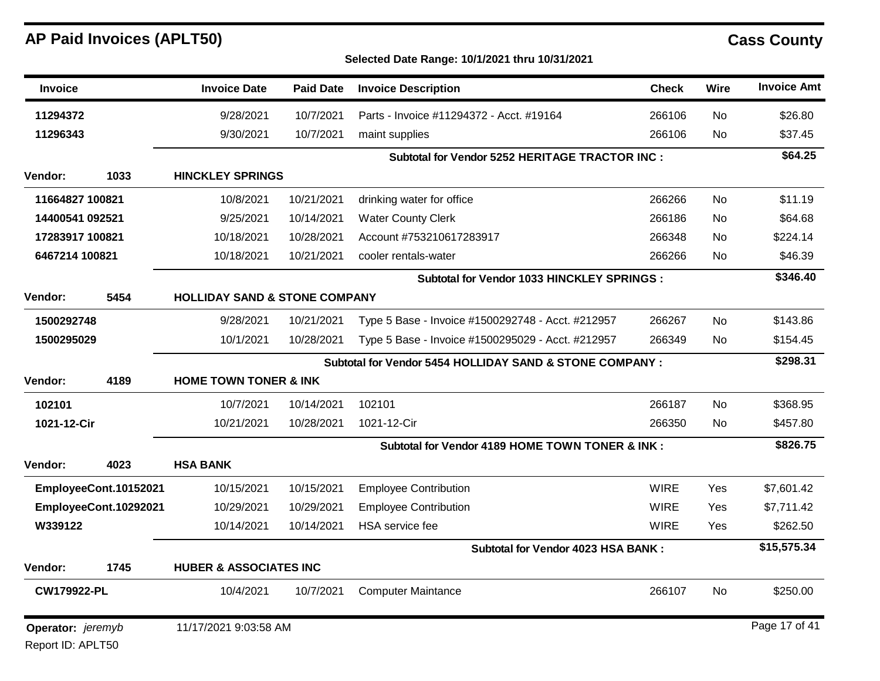# AP Paid Invoices (APLT50)

## Cass County

**Selected Date Range: 10/1/2021 thru 10/31/2021**

| Invoice | | Invoice Date | Paid Date | Invoice Description | Check | Wire | Invoice Amt |
|---|---|---|---|---|---|---|---|
| **11294372** | | 9/28/2021 | 10/7/2021 | Parts - Invoice #11294372 - Acct. #19164 | 266106 | No | $26.80 |
| **11296343** | | 9/30/2021 | 10/7/2021 | maint supplies | 266106 | No | $37.45 |
| | | | | **Subtotal for Vendor 5252 HERITAGE TRACTOR INC :** | | | **$64.25** |
| **Vendor:** | **1033** | **HINCKLEY SPRINGS** | | | | | |
| **11664827 100821** | | 10/8/2021 | 10/21/2021 | drinking water for office | 266266 | No | $11.19 |
| **14400541 092521** | | 9/25/2021 | 10/14/2021 | Water County Clerk | 266186 | No | $64.68 |
| **17283917 100821** | | 10/18/2021 | 10/28/2021 | Account #753210617283917 | 266348 | No | $224.14 |
| **6467214 100821** | | 10/18/2021 | 10/21/2021 | cooler rentals-water | 266266 | No | $46.39 |
| | | | | **Subtotal for Vendor 1033 HINCKLEY SPRINGS :** | | | **$346.40** |
| **Vendor:** | **5454** | **HOLLIDAY SAND & STONE COMPANY** | | | | | |
| **1500292748** | | 9/28/2021 | 10/21/2021 | Type 5 Base - Invoice #1500292748 - Acct. #212957 | 266267 | No | $143.86 |
| **1500295029** | | 10/1/2021 | 10/28/2021 | Type 5 Base - Invoice #1500295029 - Acct. #212957 | 266349 | No | $154.45 |
| | | | | **Subtotal for Vendor 5454 HOLLIDAY SAND & STONE COMPANY :** | | | **$298.31** |
| **Vendor:** | **4189** | **HOME TOWN TONER & INK** | | | | | |
| **102101** | | 10/7/2021 | 10/14/2021 | 102101 | 266187 | No | $368.95 |
| **1021-12-Cir** | | 10/21/2021 | 10/28/2021 | 1021-12-Cir | 266350 | No | $457.80 |
| | | | | **Subtotal for Vendor 4189 HOME TOWN TONER & INK :** | | | **$826.75** |
| **Vendor:** | **4023** | **HSA BANK** | | | | | |
| **EmployeeCont.10152021** | | 10/15/2021 | 10/15/2021 | Employee Contribution | WIRE | Yes | $7,601.42 |
| **EmployeeCont.10292021** | | 10/29/2021 | 10/29/2021 | Employee Contribution | WIRE | Yes | $7,711.42 |
| **W339122** | | 10/14/2021 | 10/14/2021 | HSA service fee | WIRE | Yes | $262.50 |
| | | | | **Subtotal for Vendor 4023 HSA BANK :** | | | **$15,575.34** |
| **Vendor:** | **1745** | **HUBER & ASSOCIATES INC** | | | | | |
| **CW179922-PL** | | 10/4/2021 | 10/7/2021 | Computer Maintance | 266107 | No | $250.00 |

**Operator:** *jeremyb* 11/17/2021 9:03:58 AM

Report ID: APLT50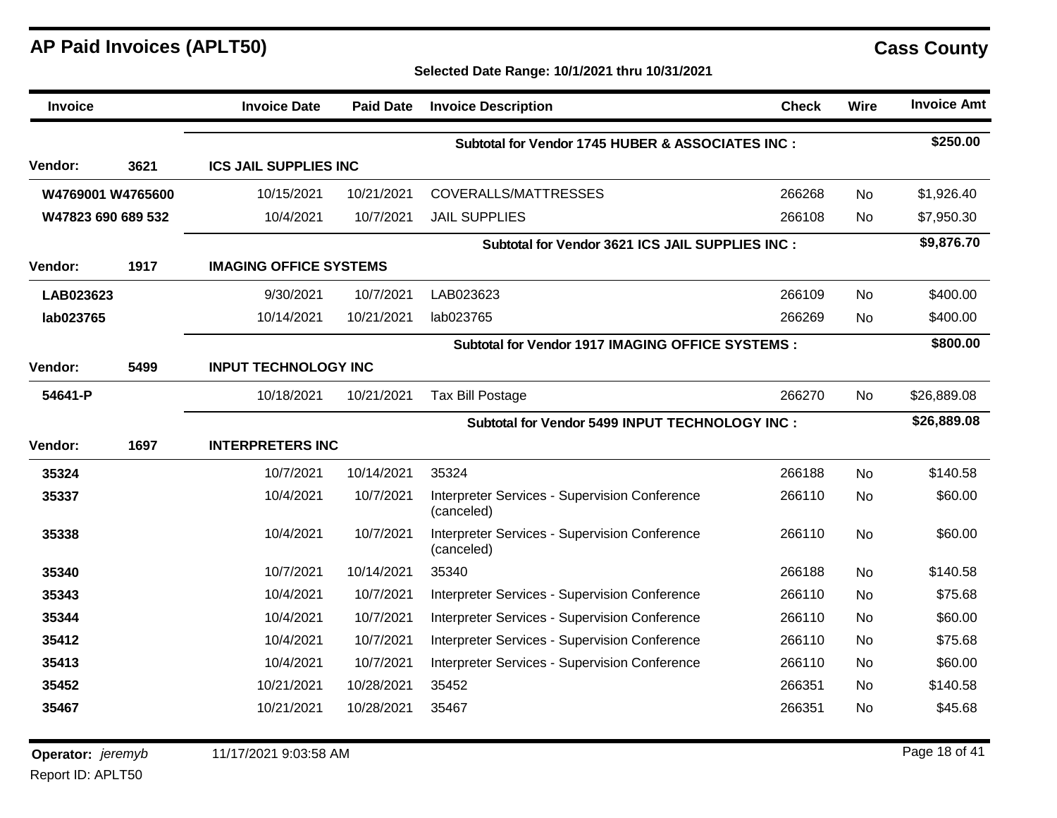# AP Paid Invoices (APLT50)

**Cass County**

**Selected Date Range: 10/1/2021 thru 10/31/2021**

| Invoice | Invoice Date | Paid Date | Invoice Description | Check | Wire | Invoice Amt |
|---|---|---|---|---|---|---|
| | | | **Subtotal for Vendor 1745 HUBER & ASSOCIATES INC :** | | | **$250.00** |
| **Vendor: 3621** | **ICS JAIL SUPPLIES INC** | | | | | |
| W4769001 W4765600 | 10/15/2021 | 10/21/2021 | COVERALLS/MATTRESSES | 266268 | No | $1,926.40 |
| W47823 690 689 532 | 10/4/2021 | 10/7/2021 | JAIL SUPPLIES | 266108 | No | $7,950.30 |
| | | | **Subtotal for Vendor 3621 ICS JAIL SUPPLIES INC :** | | | **$9,876.70** |
| **Vendor: 1917** | **IMAGING OFFICE SYSTEMS** | | | | | |
| LAB023623 | 9/30/2021 | 10/7/2021 | LAB023623 | 266109 | No | $400.00 |
| lab023765 | 10/14/2021 | 10/21/2021 | lab023765 | 266269 | No | $400.00 |
| | | | **Subtotal for Vendor 1917 IMAGING OFFICE SYSTEMS :** | | | **$800.00** |
| **Vendor: 5499** | **INPUT TECHNOLOGY INC** | | | | | |
| 54641-P | 10/18/2021 | 10/21/2021 | Tax Bill Postage | 266270 | No | $26,889.08 |
| | | | **Subtotal for Vendor 5499 INPUT TECHNOLOGY INC :** | | | **$26,889.08** |
| **Vendor: 1697** | **INTERPRETERS INC** | | | | | |
| 35324 | 10/7/2021 | 10/14/2021 | 35324 | 266188 | No | $140.58 |
| 35337 | 10/4/2021 | 10/7/2021 | Interpreter Services - Supervision Conference (canceled) | 266110 | No | $60.00 |
| 35338 | 10/4/2021 | 10/7/2021 | Interpreter Services - Supervision Conference (canceled) | 266110 | No | $60.00 |
| 35340 | 10/7/2021 | 10/14/2021 | 35340 | 266188 | No | $140.58 |
| 35343 | 10/4/2021 | 10/7/2021 | Interpreter Services - Supervision Conference | 266110 | No | $75.68 |
| 35344 | 10/4/2021 | 10/7/2021 | Interpreter Services - Supervision Conference | 266110 | No | $60.00 |
| 35412 | 10/4/2021 | 10/7/2021 | Interpreter Services - Supervision Conference | 266110 | No | $75.68 |
| 35413 | 10/4/2021 | 10/7/2021 | Interpreter Services - Supervision Conference | 266110 | No | $60.00 |
| 35452 | 10/21/2021 | 10/28/2021 | 35452 | 266351 | No | $140.58 |
| 35467 | 10/21/2021 | 10/28/2021 | 35467 | 266351 | No | $45.68 |

**Operator:** *jeremyb* 11/17/2021 9:03:58 AM

Report ID: APLT50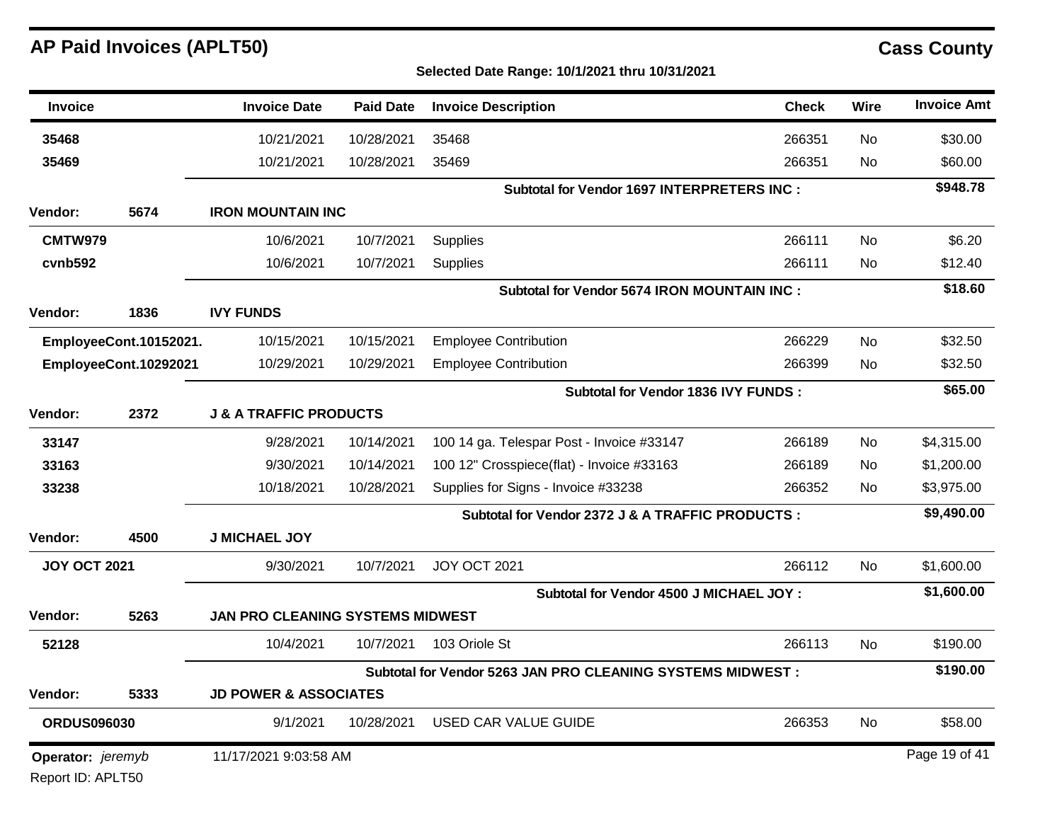## AP Paid Invoices (APLT50)

**Cass County**

**Selected Date Range: 10/1/2021 thru 10/31/2021**

| Invoice | | Invoice Date | Paid Date | Invoice Description | Check | Wire | Invoice Amt |
|---|---|---|---|---|---|---|---|
| **35468** | | 10/21/2021 | 10/28/2021 | 35468 | 266351 | No | $30.00 |
| **35469** | | 10/21/2021 | 10/28/2021 | 35469 | 266351 | No | $60.00 |
| | | | | **Subtotal for Vendor 1697 INTERPRETERS INC :** | | | **$948.78** |
| **Vendor:** | **5674** | **IRON MOUNTAIN INC** | | | | | |
| **CMTW979** | | 10/6/2021 | 10/7/2021 | Supplies | 266111 | No | $6.20 |
| **cvnb592** | | 10/6/2021 | 10/7/2021 | Supplies | 266111 | No | $12.40 |
| | | | | **Subtotal for Vendor 5674 IRON MOUNTAIN INC :** | | | **$18.60** |
| **Vendor:** | **1836** | **IVY FUNDS** | | | | | |
| **EmployeeCont.10152021.** | | 10/15/2021 | 10/15/2021 | Employee Contribution | 266229 | No | $32.50 |
| **EmployeeCont.10292021** | | 10/29/2021 | 10/29/2021 | Employee Contribution | 266399 | No | $32.50 |
| | | | | **Subtotal for Vendor 1836 IVY FUNDS :** | | | **$65.00** |
| **Vendor:** | **2372** | **J & A TRAFFIC PRODUCTS** | | | | | |
| **33147** | | 9/28/2021 | 10/14/2021 | 100 14 ga. Telespar Post - Invoice #33147 | 266189 | No | $4,315.00 |
| **33163** | | 9/30/2021 | 10/14/2021 | 100 12" Crosspiece(flat) - Invoice #33163 | 266189 | No | $1,200.00 |
| **33238** | | 10/18/2021 | 10/28/2021 | Supplies for Signs - Invoice #33238 | 266352 | No | $3,975.00 |
| | | | | **Subtotal for Vendor 2372 J & A TRAFFIC PRODUCTS :** | | | **$9,490.00** |
| **Vendor:** | **4500** | **J MICHAEL JOY** | | | | | |
| **JOY OCT 2021** | | 9/30/2021 | 10/7/2021 | JOY OCT 2021 | 266112 | No | $1,600.00 |
| | | | | **Subtotal for Vendor 4500 J MICHAEL JOY :** | | | **$1,600.00** |
| **Vendor:** | **5263** | **JAN PRO CLEANING SYSTEMS MIDWEST** | | | | | |
| **52128** | | 10/4/2021 | 10/7/2021 | 103 Oriole St | 266113 | No | $190.00 |
| | | | | **Subtotal for Vendor 5263 JAN PRO CLEANING SYSTEMS MIDWEST :** | | | **$190.00** |
| **Vendor:** | **5333** | **JD POWER & ASSOCIATES** | | | | | |
| **ORDUS096030** | | 9/1/2021 | 10/28/2021 | USED CAR VALUE GUIDE | 266353 | No | $58.00 |

**Operator:** *jeremyb* 11/17/2021 9:03:58 AM

Report ID: APLT50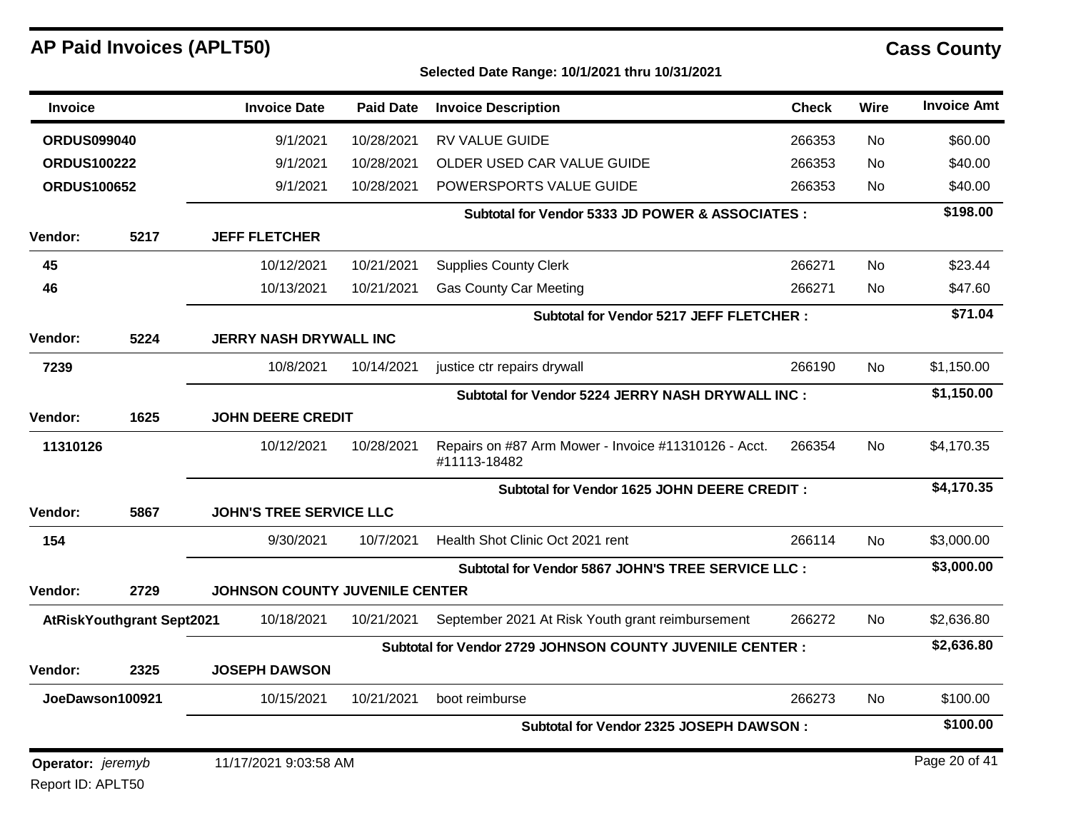| Invoice | | Invoice Date | Paid Date | Invoice Description | Check | Wire | Invoice Amt |
|---|---|---|---|---|---|---|---|
| **ORDUS099040** | | 9/1/2021 | 10/28/2021 | RV VALUE GUIDE | 266353 | No | $60.00 |
| **ORDUS100222** | | 9/1/2021 | 10/28/2021 | OLDER USED CAR VALUE GUIDE | 266353 | No | $40.00 |
| **ORDUS100652** | | 9/1/2021 | 10/28/2021 | POWERSPORTS VALUE GUIDE | 266353 | No | $40.00 |
| | | | | **Subtotal for Vendor 5333 JD POWER & ASSOCIATES :** | | | **$198.00** |
| **Vendor:** | **5217** | **JEFF FLETCHER** | | | | | |
| **45** | | 10/12/2021 | 10/21/2021 | Supplies County Clerk | 266271 | No | $23.44 |
| **46** | | 10/13/2021 | 10/21/2021 | Gas County Car Meeting | 266271 | No | $47.60 |
| | | | | **Subtotal for Vendor 5217 JEFF FLETCHER :** | | | **$71.04** |
| **Vendor:** | **5224** | **JERRY NASH DRYWALL INC** | | | | | |
| **7239** | | 10/8/2021 | 10/14/2021 | justice ctr repairs drywall | 266190 | No | $1,150.00 |
| | | | | **Subtotal for Vendor 5224 JERRY NASH DRYWALL INC :** | | | **$1,150.00** |
| **Vendor:** | **1625** | **JOHN DEERE CREDIT** | | | | | |
| **11310126** | | 10/12/2021 | 10/28/2021 | Repairs on #87 Arm Mower - Invoice #11310126 - Acct. #11113-18482 | 266354 | No | $4,170.35 |
| | | | | **Subtotal for Vendor 1625 JOHN DEERE CREDIT :** | | | **$4,170.35** |
| **Vendor:** | **5867** | **JOHN'S TREE SERVICE LLC** | | | | | |
| **154** | | 9/30/2021 | 10/7/2021 | Health Shot Clinic Oct 2021 rent | 266114 | No | $3,000.00 |
| | | | | **Subtotal for Vendor 5867 JOHN'S TREE SERVICE LLC :** | | | **$3,000.00** |
| **Vendor:** | **2729** | **JOHNSON COUNTY JUVENILE CENTER** | | | | | |
| **AtRiskYouthgrant Sept2021** | | 10/18/2021 | 10/21/2021 | September 2021 At Risk Youth grant reimbursement | 266272 | No | $2,636.80 |
| | | | | **Subtotal for Vendor 2729 JOHNSON COUNTY JUVENILE CENTER :** | | | **$2,636.80** |
| **Vendor:** | **2325** | **JOSEPH DAWSON** | | | | | |
| **JoeDawson100921** | | 10/15/2021 | 10/21/2021 | boot reimburse | 266273 | No | $100.00 |
| | | | | **Subtotal for Vendor 2325 JOSEPH DAWSON :** | | | **$100.00** |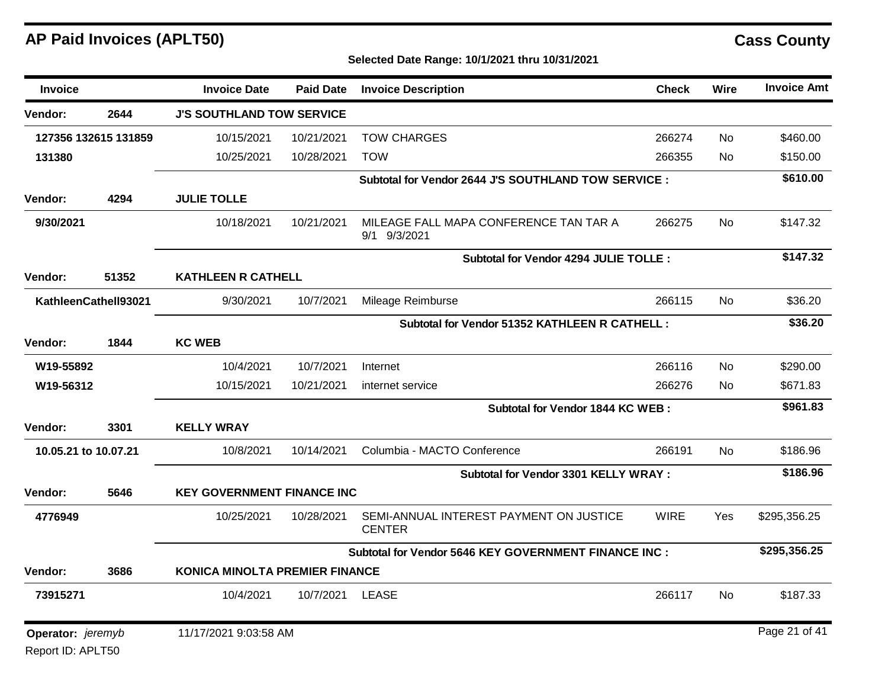# AP Paid Invoices (APLT50)

**Cass County**

**Selected Date Range: 10/1/2021 thru 10/31/2021**

| Invoice | | Invoice Date | Paid Date | Invoice Description | Check | Wire | Invoice Amt |
|---|---|---|---|---|---|---|---|
| **Vendor:** | **2644** | **J'S SOUTHLAND TOW SERVICE** | | | | | |
| **127356 132615 131859** | | 10/15/2021 | 10/21/2021 | TOW CHARGES | 266274 | No | $460.00 |
| **131380** | | 10/25/2021 | 10/28/2021 | TOW | 266355 | No | $150.00 |
| | | | | **Subtotal for Vendor 2644 J'S SOUTHLAND TOW SERVICE :** | | | **$610.00** |
| **Vendor:** | **4294** | **JULIE TOLLE** | | | | | |
| **9/30/2021** | | 10/18/2021 | 10/21/2021 | MILEAGE FALL MAPA CONFERENCE TAN TAR A 9/1 9/3/2021 | 266275 | No | $147.32 |
| | | | | **Subtotal for Vendor 4294 JULIE TOLLE :** | | | **$147.32** |
| **Vendor:** | **51352** | **KATHLEEN R CATHELL** | | | | | |
| **KathleenCathell93021** | | 9/30/2021 | 10/7/2021 | Mileage Reimburse | 266115 | No | $36.20 |
| | | | | **Subtotal for Vendor 51352 KATHLEEN R CATHELL :** | | | **$36.20** |
| **Vendor:** | **1844** | **KC WEB** | | | | | |
| **W19-55892** | | 10/4/2021 | 10/7/2021 | Internet | 266116 | No | $290.00 |
| **W19-56312** | | 10/15/2021 | 10/21/2021 | internet service | 266276 | No | $671.83 |
| | | | | **Subtotal for Vendor 1844 KC WEB :** | | | **$961.83** |
| **Vendor:** | **3301** | **KELLY WRAY** | | | | | |
| **10.05.21 to 10.07.21** | | 10/8/2021 | 10/14/2021 | Columbia - MACTO Conference | 266191 | No | $186.96 |
| | | | | **Subtotal for Vendor 3301 KELLY WRAY :** | | | **$186.96** |
| **Vendor:** | **5646** | **KEY GOVERNMENT FINANCE INC** | | | | | |
| **4776949** | | 10/25/2021 | 10/28/2021 | SEMI-ANNUAL INTEREST PAYMENT ON JUSTICE CENTER | WIRE | Yes | $295,356.25 |
| | | | | **Subtotal for Vendor 5646 KEY GOVERNMENT FINANCE INC :** | | | **$295,356.25** |
| **Vendor:** | **3686** | **KONICA MINOLTA PREMIER FINANCE** | | | | | |
| **73915271** | | 10/4/2021 | 10/7/2021 | LEASE | 266117 | No | $187.33 |

**Operator:** *jeremyb* 11/17/2021 9:03:58 AM

Report ID: APLT50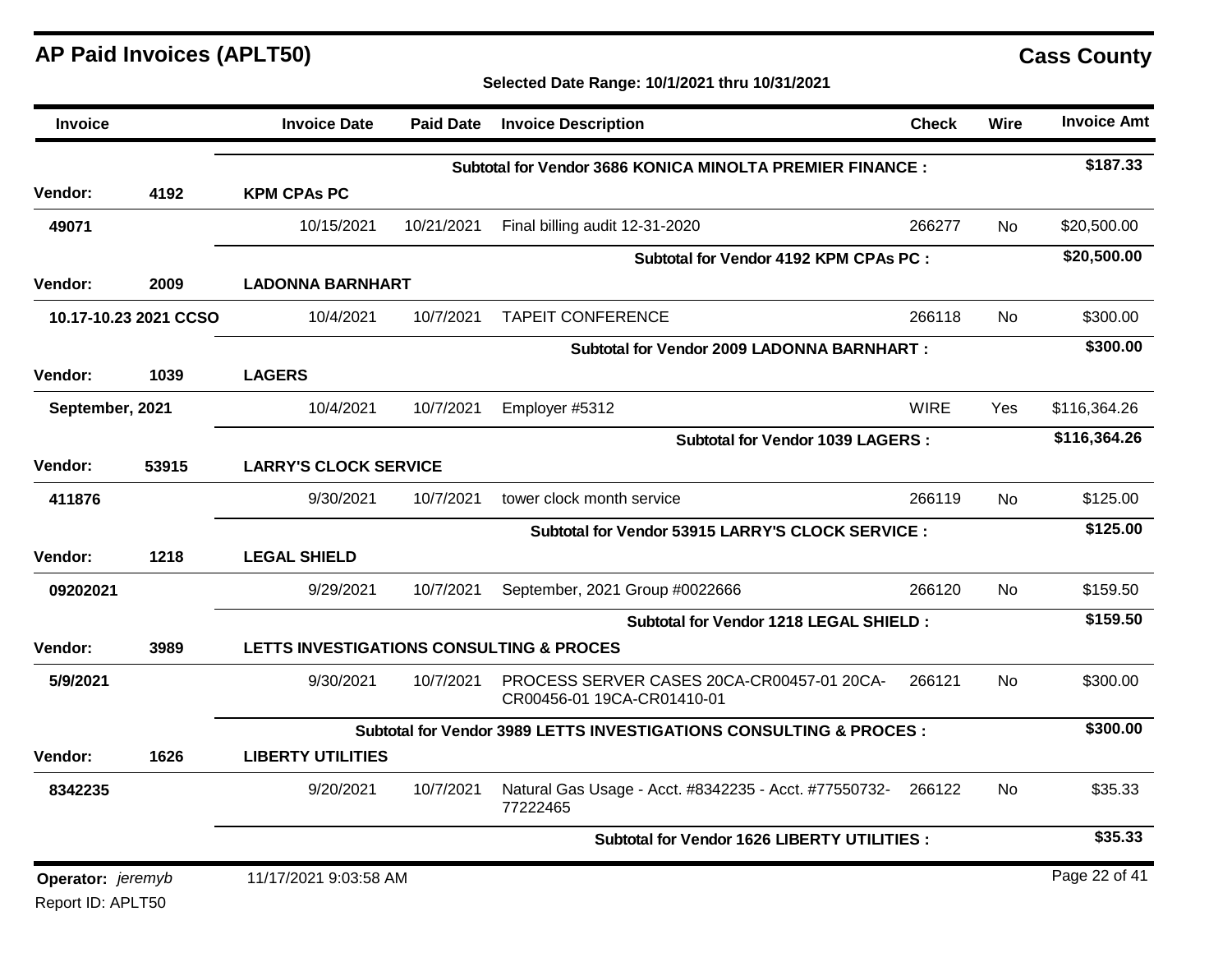# AP Paid Invoices (APLT50)

**Cass County**

**Selected Date Range: 10/1/2021 thru 10/31/2021**

| Invoice | | Invoice Date | Paid Date | Invoice Description | Check | Wire | Invoice Amt |
|---|---|---|---|---|---|---|---|
| | | | | **Subtotal for Vendor 3686 KONICA MINOLTA PREMIER FINANCE :** | | | **$187.33** |
| **Vendor:** | **4192** | **KPM CPAs PC** | | | | | |
| **49071** | | 10/15/2021 | 10/21/2021 | Final billing audit 12-31-2020 | 266277 | No | $20,500.00 |
| | | | | **Subtotal for Vendor 4192 KPM CPAs PC :** | | | **$20,500.00** |
| **Vendor:** | **2009** | **LADONNA BARNHART** | | | | | |
| **10.17-10.23 2021 CCSO** | | 10/4/2021 | 10/7/2021 | TAPEIT CONFERENCE | 266118 | No | $300.00 |
| | | | | **Subtotal for Vendor 2009 LADONNA BARNHART :** | | | **$300.00** |
| **Vendor:** | **1039** | **LAGERS** | | | | | |
| **September, 2021** | | 10/4/2021 | 10/7/2021 | Employer #5312 | WIRE | Yes | $116,364.26 |
| | | | | **Subtotal for Vendor 1039 LAGERS :** | | | **$116,364.26** |
| **Vendor:** | **53915** | **LARRY'S CLOCK SERVICE** | | | | | |
| **411876** | | 9/30/2021 | 10/7/2021 | tower clock month service | 266119 | No | $125.00 |
| | | | | **Subtotal for Vendor 53915 LARRY'S CLOCK SERVICE :** | | | **$125.00** |
| **Vendor:** | **1218** | **LEGAL SHIELD** | | | | | |
| **09202021** | | 9/29/2021 | 10/7/2021 | September, 2021 Group #0022666 | 266120 | No | $159.50 |
| | | | | **Subtotal for Vendor 1218 LEGAL SHIELD :** | | | **$159.50** |
| **Vendor:** | **3989** | **LETTS INVESTIGATIONS CONSULTING & PROCES** | | | | | |
| **5/9/2021** | | 9/30/2021 | 10/7/2021 | PROCESS SERVER CASES 20CA-CR00457-01 20CA-CR00456-01 19CA-CR01410-01 | 266121 | No | $300.00 |
| | | | | **Subtotal for Vendor 3989 LETTS INVESTIGATIONS CONSULTING & PROCES :** | | | **$300.00** |
| **Vendor:** | **1626** | **LIBERTY UTILITIES** | | | | | |
| **8342235** | | 9/20/2021 | 10/7/2021 | Natural Gas Usage - Acct. #8342235 - Acct. #77550732-77222465 | 266122 | No | $35.33 |
| | | | | **Subtotal for Vendor 1626 LIBERTY UTILITIES :** | | | **$35.33** |

**Operator:** *jeremyb* 11/17/2021 9:03:58 AM

Report ID: APLT50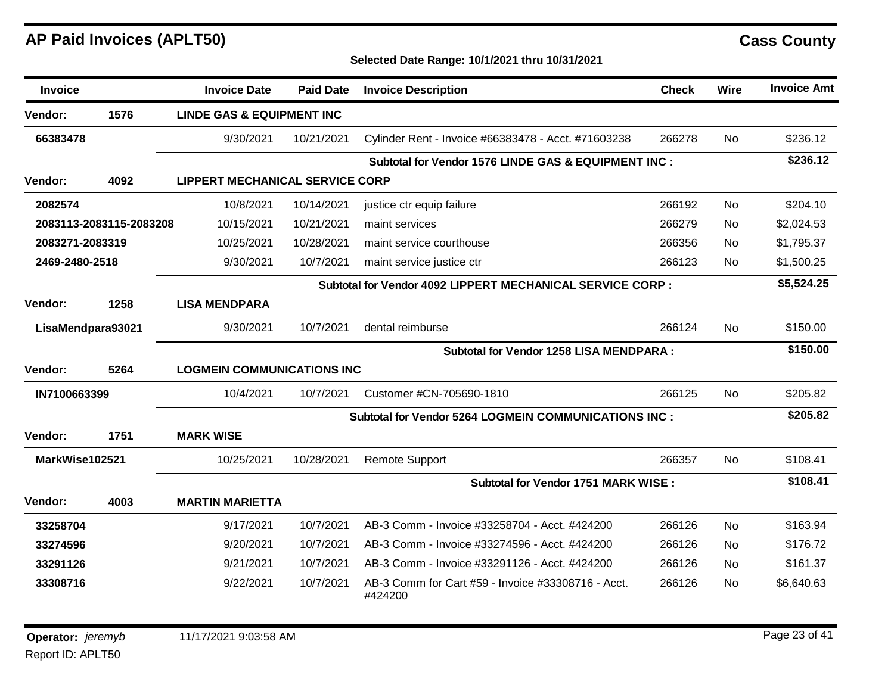# AP Paid Invoices (APLT50)

## Cass County

**Selected Date Range: 10/1/2021 thru 10/31/2021**

| Invoice | Invoice Date | Paid Date | Invoice Description | Check | Wire | Invoice Amt |
|---|---|---|---|---|---|---|
| **Vendor: 1576** | **LINDE GAS & EQUIPMENT INC** | | | | | |
| **66383478** | 9/30/2021 | 10/21/2021 | Cylinder Rent - Invoice #66383478 - Acct. #71603238 | 266278 | No | $236.12 |
| | | | **Subtotal for Vendor 1576 LINDE GAS & EQUIPMENT INC :** | | | **$236.12** |
| **Vendor: 4092** | **LIPPERT MECHANICAL SERVICE CORP** | | | | | |
| **2082574** | 10/8/2021 | 10/14/2021 | justice ctr equip failure | 266192 | No | $204.10 |
| **2083113-2083115-2083208** | 10/15/2021 | 10/21/2021 | maint services | 266279 | No | $2,024.53 |
| **2083271-2083319** | 10/25/2021 | 10/28/2021 | maint service courthouse | 266356 | No | $1,795.37 |
| **2469-2480-2518** | 9/30/2021 | 10/7/2021 | maint service justice ctr | 266123 | No | $1,500.25 |
| | | | **Subtotal for Vendor 4092 LIPPERT MECHANICAL SERVICE CORP :** | | | **$5,524.25** |
| **Vendor: 1258** | **LISA MENDPARA** | | | | | |
| **LisaMendpara93021** | 9/30/2021 | 10/7/2021 | dental reimburse | 266124 | No | $150.00 |
| | | | **Subtotal for Vendor 1258 LISA MENDPARA :** | | | **$150.00** |
| **Vendor: 5264** | **LOGMEIN COMMUNICATIONS INC** | | | | | |
| **IN7100663399** | 10/4/2021 | 10/7/2021 | Customer #CN-705690-1810 | 266125 | No | $205.82 |
| | | | **Subtotal for Vendor 5264 LOGMEIN COMMUNICATIONS INC :** | | | **$205.82** |
| **Vendor: 1751** | **MARK WISE** | | | | | |
| **MarkWise102521** | 10/25/2021 | 10/28/2021 | Remote Support | 266357 | No | $108.41 |
| | | | **Subtotal for Vendor 1751 MARK WISE :** | | | **$108.41** |
| **Vendor: 4003** | **MARTIN MARIETTA** | | | | | |
| **33258704** | 9/17/2021 | 10/7/2021 | AB-3 Comm - Invoice #33258704 - Acct. #424200 | 266126 | No | $163.94 |
| **33274596** | 9/20/2021 | 10/7/2021 | AB-3 Comm - Invoice #33274596 - Acct. #424200 | 266126 | No | $176.72 |
| **33291126** | 9/21/2021 | 10/7/2021 | AB-3 Comm - Invoice #33291126 - Acct. #424200 | 266126 | No | $161.37 |
| **33308716** | 9/22/2021 | 10/7/2021 | AB-3 Comm for Cart #59 - Invoice #33308716 - Acct. #424200 | 266126 | No | $6,640.63 |

**Operator:** *jeremyb* 11/17/2021 9:03:58 AM

Report ID: APLT50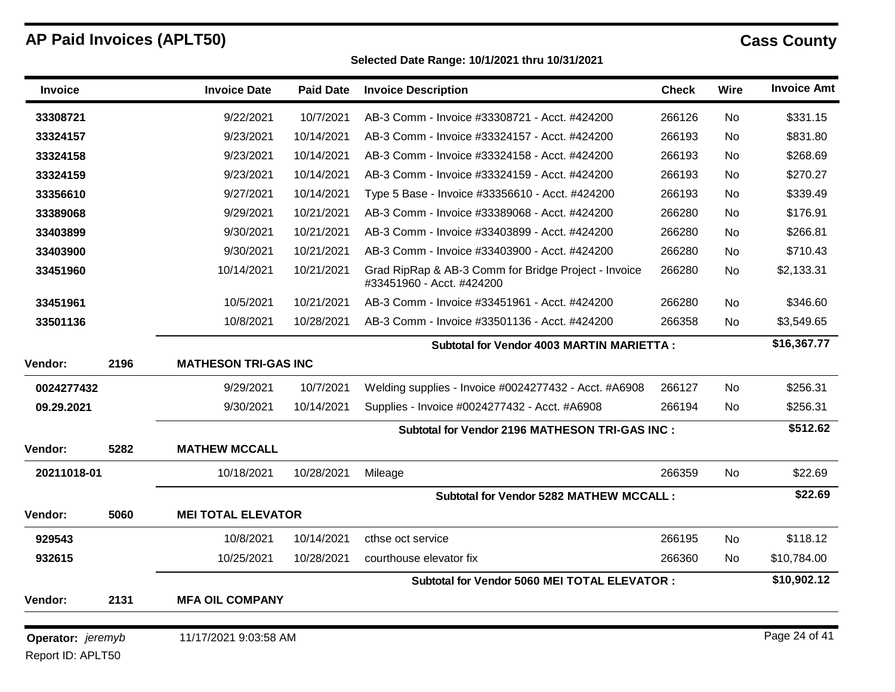# AP Paid Invoices (APLT50)

**Cass County**

**Selected Date Range: 10/1/2021 thru 10/31/2021**

| Invoice | | Invoice Date | Paid Date | Invoice Description | Check | Wire | Invoice Amt |
|---|---|---|---|---|---|---|---|
| **33308721** | | 9/22/2021 | 10/7/2021 | AB-3 Comm - Invoice #33308721 - Acct. #424200 | 266126 | No | $331.15 |
| **33324157** | | 9/23/2021 | 10/14/2021 | AB-3 Comm - Invoice #33324157 - Acct. #424200 | 266193 | No | $831.80 |
| **33324158** | | 9/23/2021 | 10/14/2021 | AB-3 Comm - Invoice #33324158 - Acct. #424200 | 266193 | No | $268.69 |
| **33324159** | | 9/23/2021 | 10/14/2021 | AB-3 Comm - Invoice #33324159 - Acct. #424200 | 266193 | No | $270.27 |
| **33356610** | | 9/27/2021 | 10/14/2021 | Type 5 Base - Invoice #33356610 - Acct. #424200 | 266193 | No | $339.49 |
| **33389068** | | 9/29/2021 | 10/21/2021 | AB-3 Comm - Invoice #33389068 - Acct. #424200 | 266280 | No | $176.91 |
| **33403899** | | 9/30/2021 | 10/21/2021 | AB-3 Comm - Invoice #33403899 - Acct. #424200 | 266280 | No | $266.81 |
| **33403900** | | 9/30/2021 | 10/21/2021 | AB-3 Comm - Invoice #33403900 - Acct. #424200 | 266280 | No | $710.43 |
| **33451960** | | 10/14/2021 | 10/21/2021 | Grad RipRap & AB-3 Comm for Bridge Project - Invoice #33451960 - Acct. #424200 | 266280 | No | $2,133.31 |
| **33451961** | | 10/5/2021 | 10/21/2021 | AB-3 Comm - Invoice #33451961 - Acct. #424200 | 266280 | No | $346.60 |
| **33501136** | | 10/8/2021 | 10/28/2021 | AB-3 Comm - Invoice #33501136 - Acct. #424200 | 266358 | No | $3,549.65 |
| | | | | **Subtotal for Vendor 4003 MARTIN MARIETTA :** | | | **$16,367.77** |
| **Vendor:** | **2196** | **MATHESON TRI-GAS INC** | | | | | |
| **0024277432** | | 9/29/2021 | 10/7/2021 | Welding supplies - Invoice #0024277432 - Acct. #A6908 | 266127 | No | $256.31 |
| **09.29.2021** | | 9/30/2021 | 10/14/2021 | Supplies - Invoice #0024277432 - Acct. #A6908 | 266194 | No | $256.31 |
| | | | | **Subtotal for Vendor 2196 MATHESON TRI-GAS INC :** | | | **$512.62** |
| **Vendor:** | **5282** | **MATHEW MCCALL** | | | | | |
| **20211018-01** | | 10/18/2021 | 10/28/2021 | Mileage | 266359 | No | $22.69 |
| | | | | **Subtotal for Vendor 5282 MATHEW MCCALL :** | | | **$22.69** |
| **Vendor:** | **5060** | **MEI TOTAL ELEVATOR** | | | | | |
| **929543** | | 10/8/2021 | 10/14/2021 | cthse oct service | 266195 | No | $118.12 |
| **932615** | | 10/25/2021 | 10/28/2021 | courthouse elevator fix | 266360 | No | $10,784.00 |
| | | | | **Subtotal for Vendor 5060 MEI TOTAL ELEVATOR :** | | | **$10,902.12** |
| **Vendor:** | **2131** | **MFA OIL COMPANY** | | | | | |

**Operator:** *jeremyb* 11/17/2021 9:03:58 AM

Report ID: APLT50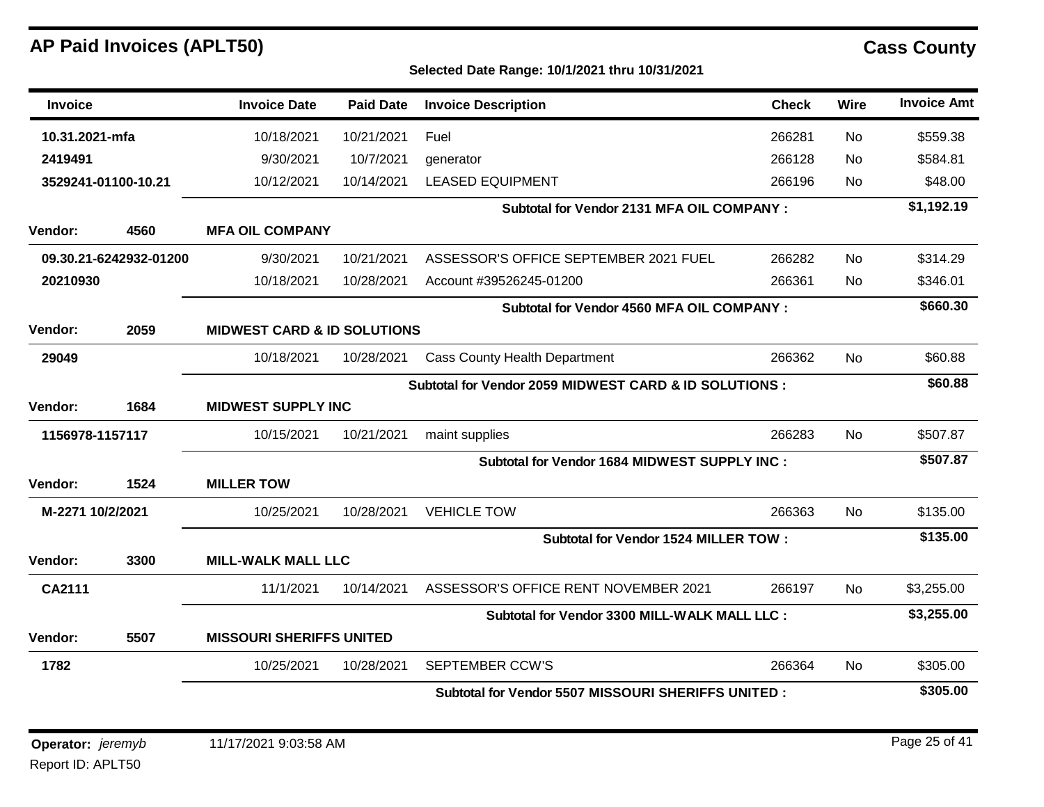# AP Paid Invoices (APLT50)

## Cass County

**Selected Date Range: 10/1/2021 thru 10/31/2021**

| Invoice | | Invoice Date | Paid Date | Invoice Description | Check | Wire | Invoice Amt |
|---|---|---|---|---|---|---|---|
| **10.31.2021-mfa** | | 10/18/2021 | 10/21/2021 | Fuel | 266281 | No | $559.38 |
| **2419491** | | 9/30/2021 | 10/7/2021 | generator | 266128 | No | $584.81 |
| **3529241-01100-10.21** | | 10/12/2021 | 10/14/2021 | LEASED EQUIPMENT | 266196 | No | $48.00 |
| | | | | **Subtotal for Vendor 2131 MFA OIL COMPANY :** | | | **$1,192.19** |
| **Vendor:** | **4560** | **MFA OIL COMPANY** | | | | | |
| **09.30.21-6242932-01200** | | 9/30/2021 | 10/21/2021 | ASSESSOR'S OFFICE SEPTEMBER 2021 FUEL | 266282 | No | $314.29 |
| **20210930** | | 10/18/2021 | 10/28/2021 | Account #39526245-01200 | 266361 | No | $346.01 |
| | | | | **Subtotal for Vendor 4560 MFA OIL COMPANY :** | | | **$660.30** |
| **Vendor:** | **2059** | **MIDWEST CARD & ID SOLUTIONS** | | | | | |
| **29049** | | 10/18/2021 | 10/28/2021 | Cass County Health Department | 266362 | No | $60.88 |
| | | | | **Subtotal for Vendor 2059 MIDWEST CARD & ID SOLUTIONS :** | | | **$60.88** |
| **Vendor:** | **1684** | **MIDWEST SUPPLY INC** | | | | | |
| **1156978-1157117** | | 10/15/2021 | 10/21/2021 | maint supplies | 266283 | No | $507.87 |
| | | | | **Subtotal for Vendor 1684 MIDWEST SUPPLY INC :** | | | **$507.87** |
| **Vendor:** | **1524** | **MILLER TOW** | | | | | |
| **M-2271 10/2/2021** | | 10/25/2021 | 10/28/2021 | VEHICLE TOW | 266363 | No | $135.00 |
| | | | | **Subtotal for Vendor 1524 MILLER TOW :** | | | **$135.00** |
| **Vendor:** | **3300** | **MILL-WALK MALL LLC** | | | | | |
| **CA2111** | | 11/1/2021 | 10/14/2021 | ASSESSOR'S OFFICE RENT NOVEMBER 2021 | 266197 | No | $3,255.00 |
| | | | | **Subtotal for Vendor 3300 MILL-WALK MALL LLC :** | | | **$3,255.00** |
| **Vendor:** | **5507** | **MISSOURI SHERIFFS UNITED** | | | | | |
| **1782** | | 10/25/2021 | 10/28/2021 | SEPTEMBER CCW'S | 266364 | No | $305.00 |
| | | | | **Subtotal for Vendor 5507 MISSOURI SHERIFFS UNITED :** | | | **$305.00** |

**Operator:** *jeremyb* 11/17/2021 9:03:58 AM

Report ID: APLT50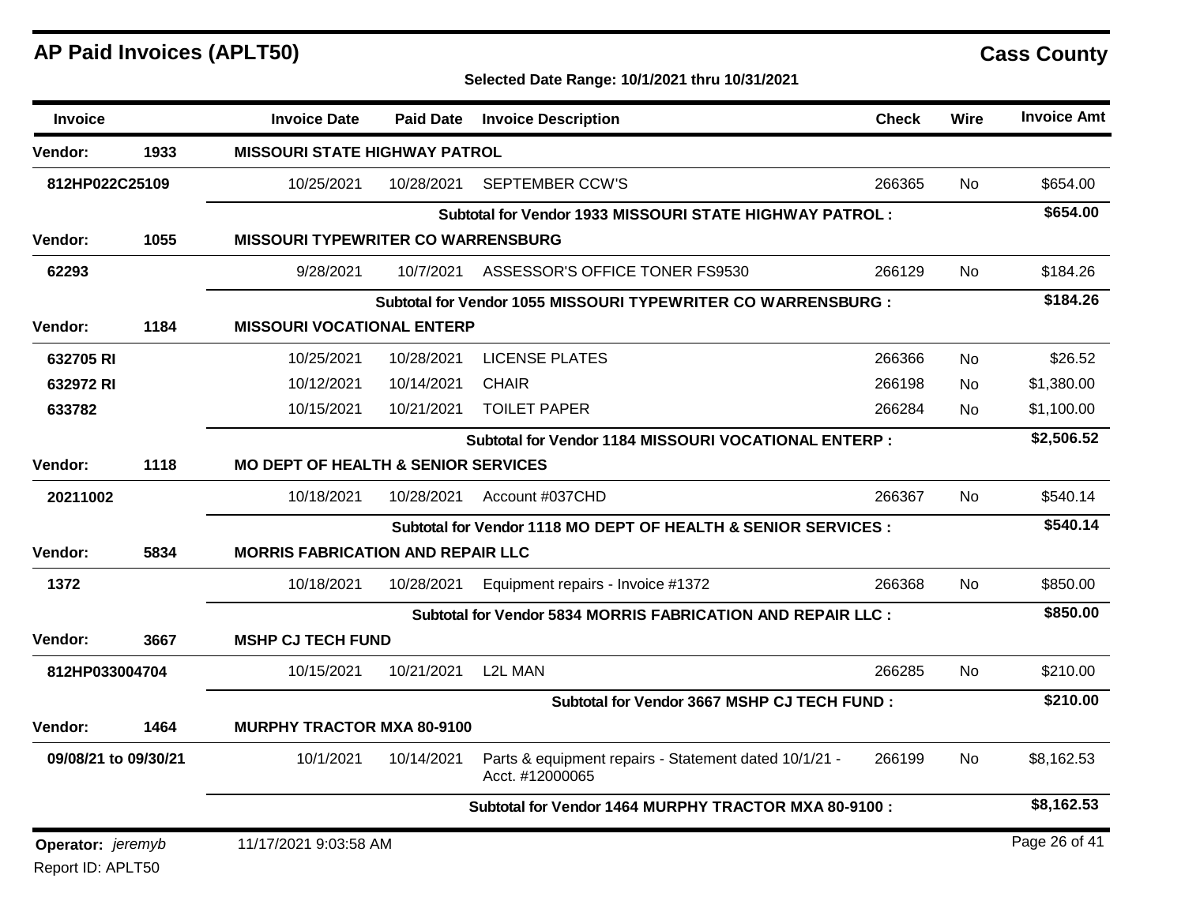# AP Paid Invoices (APLT50)

**Cass County**

**Selected Date Range: 10/1/2021 thru 10/31/2021**

| Invoice | Invoice Date | Paid Date | Invoice Description | Check | Wire | Invoice Amt |
|---|---|---|---|---|---|---|
| **Vendor: 1933** | **MISSOURI STATE HIGHWAY PATROL** | | | | | |
| 812HP022C25109 | 10/25/2021 | 10/28/2021 | SEPTEMBER CCW'S | 266365 | No | $654.00 |
| | | | **Subtotal for Vendor 1933 MISSOURI STATE HIGHWAY PATROL :** | | | **$654.00** |
| **Vendor: 1055** | **MISSOURI TYPEWRITER CO WARRENSBURG** | | | | | |
| 62293 | 9/28/2021 | 10/7/2021 | ASSESSOR'S OFFICE TONER FS9530 | 266129 | No | $184.26 |
| | | | **Subtotal for Vendor 1055 MISSOURI TYPEWRITER CO WARRENSBURG :** | | | **$184.26** |
| **Vendor: 1184** | **MISSOURI VOCATIONAL ENTERP** | | | | | |
| 632705 RI | 10/25/2021 | 10/28/2021 | LICENSE PLATES | 266366 | No | $26.52 |
| 632972 RI | 10/12/2021 | 10/14/2021 | CHAIR | 266198 | No | $1,380.00 |
| 633782 | 10/15/2021 | 10/21/2021 | TOILET PAPER | 266284 | No | $1,100.00 |
| | | | **Subtotal for Vendor 1184 MISSOURI VOCATIONAL ENTERP :** | | | **$2,506.52** |
| **Vendor: 1118** | **MO DEPT OF HEALTH & SENIOR SERVICES** | | | | | |
| 20211002 | 10/18/2021 | 10/28/2021 | Account #037CHD | 266367 | No | $540.14 |
| | | | **Subtotal for Vendor 1118 MO DEPT OF HEALTH & SENIOR SERVICES :** | | | **$540.14** |
| **Vendor: 5834** | **MORRIS FABRICATION AND REPAIR LLC** | | | | | |
| 1372 | 10/18/2021 | 10/28/2021 | Equipment repairs - Invoice #1372 | 266368 | No | $850.00 |
| | | | **Subtotal for Vendor 5834 MORRIS FABRICATION AND REPAIR LLC :** | | | **$850.00** |
| **Vendor: 3667** | **MSHP CJ TECH FUND** | | | | | |
| 812HP033004704 | 10/15/2021 | 10/21/2021 | L2L MAN | 266285 | No | $210.00 |
| | | | **Subtotal for Vendor 3667 MSHP CJ TECH FUND :** | | | **$210.00** |
| **Vendor: 1464** | **MURPHY TRACTOR MXA 80-9100** | | | | | |
| 09/08/21 to 09/30/21 | 10/1/2021 | 10/14/2021 | Parts & equipment repairs - Statement dated 10/1/21 - Acct. #12000065 | 266199 | No | $8,162.53 |
| | | | **Subtotal for Vendor 1464 MURPHY TRACTOR MXA 80-9100 :** | | | **$8,162.53** |

Operator: *jeremyb* 11/17/2021 9:03:58 AM

Report ID: APLT50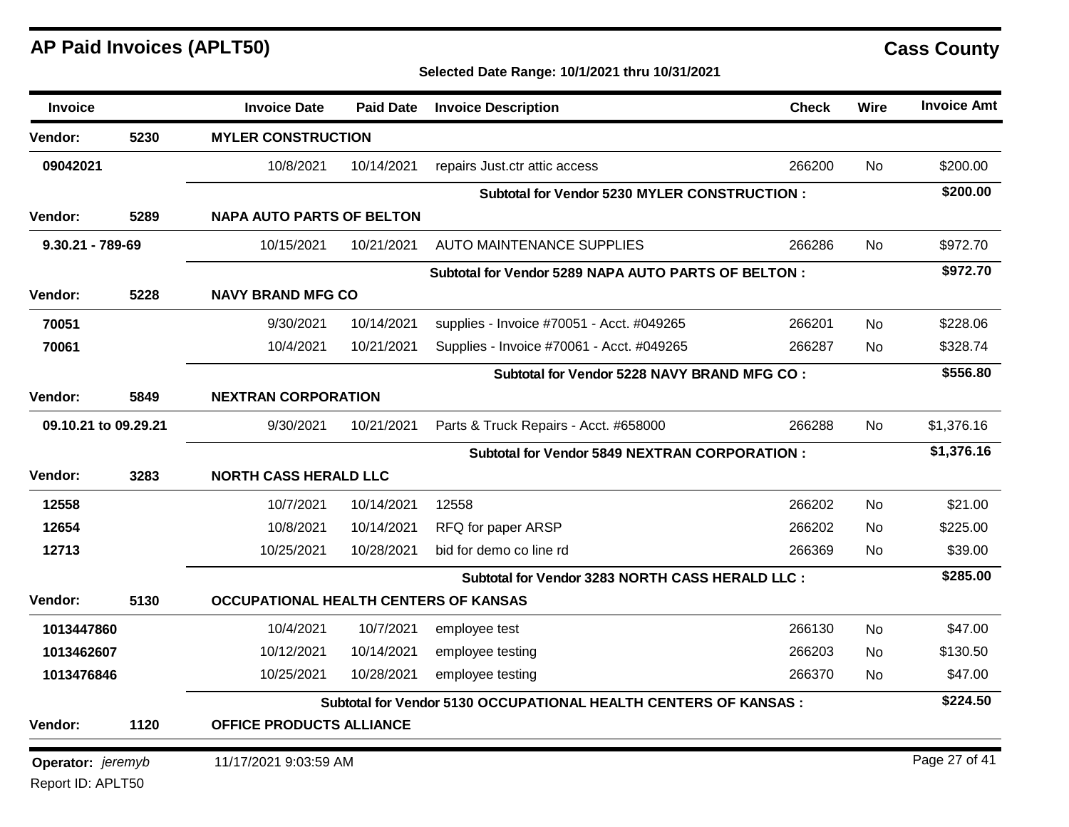# AP Paid Invoices (APLT50)

**Cass County**

**Selected Date Range: 10/1/2021 thru 10/31/2021**

| Invoice | | Invoice Date | Paid Date | Invoice Description | Check | Wire | Invoice Amt |
|---|---|---|---|---|---|---|---|
| **Vendor:** | **5230** | **MYLER CONSTRUCTION** | | | | | |
| **09042021** | | 10/8/2021 | 10/14/2021 | repairs Just.ctr attic access | 266200 | No | $200.00 |
| | | | | **Subtotal for Vendor 5230 MYLER CONSTRUCTION :** | | | **$200.00** |
| **Vendor:** | **5289** | **NAPA AUTO PARTS OF BELTON** | | | | | |
| **9.30.21 - 789-69** | | 10/15/2021 | 10/21/2021 | AUTO MAINTENANCE SUPPLIES | 266286 | No | $972.70 |
| | | | | **Subtotal for Vendor 5289 NAPA AUTO PARTS OF BELTON :** | | | **$972.70** |
| **Vendor:** | **5228** | **NAVY BRAND MFG CO** | | | | | |
| **70051** | | 9/30/2021 | 10/14/2021 | supplies - Invoice #70051 - Acct. #049265 | 266201 | No | $228.06 |
| **70061** | | 10/4/2021 | 10/21/2021 | Supplies - Invoice #70061 - Acct. #049265 | 266287 | No | $328.74 |
| | | | | **Subtotal for Vendor 5228 NAVY BRAND MFG CO :** | | | **$556.80** |
| **Vendor:** | **5849** | **NEXTRAN CORPORATION** | | | | | |
| **09.10.21 to 09.29.21** | | 9/30/2021 | 10/21/2021 | Parts & Truck Repairs - Acct. #658000 | 266288 | No | $1,376.16 |
| | | | | **Subtotal for Vendor 5849 NEXTRAN CORPORATION :** | | | **$1,376.16** |
| **Vendor:** | **3283** | **NORTH CASS HERALD LLC** | | | | | |
| **12558** | | 10/7/2021 | 10/14/2021 | 12558 | 266202 | No | $21.00 |
| **12654** | | 10/8/2021 | 10/14/2021 | RFQ for paper ARSP | 266202 | No | $225.00 |
| **12713** | | 10/25/2021 | 10/28/2021 | bid for demo co line rd | 266369 | No | $39.00 |
| | | | | **Subtotal for Vendor 3283 NORTH CASS HERALD LLC :** | | | **$285.00** |
| **Vendor:** | **5130** | **OCCUPATIONAL HEALTH CENTERS OF KANSAS** | | | | | |
| **1013447860** | | 10/4/2021 | 10/7/2021 | employee test | 266130 | No | $47.00 |
| **1013462607** | | 10/12/2021 | 10/14/2021 | employee testing | 266203 | No | $130.50 |
| **1013476846** | | 10/25/2021 | 10/28/2021 | employee testing | 266370 | No | $47.00 |
| | | | | **Subtotal for Vendor 5130 OCCUPATIONAL HEALTH CENTERS OF KANSAS :** | | | **$224.50** |
| **Vendor:** | **1120** | **OFFICE PRODUCTS ALLIANCE** | | | | | |

**Operator:** *jeremyb* 11/17/2021 9:03:59 AM

Report ID: APLT50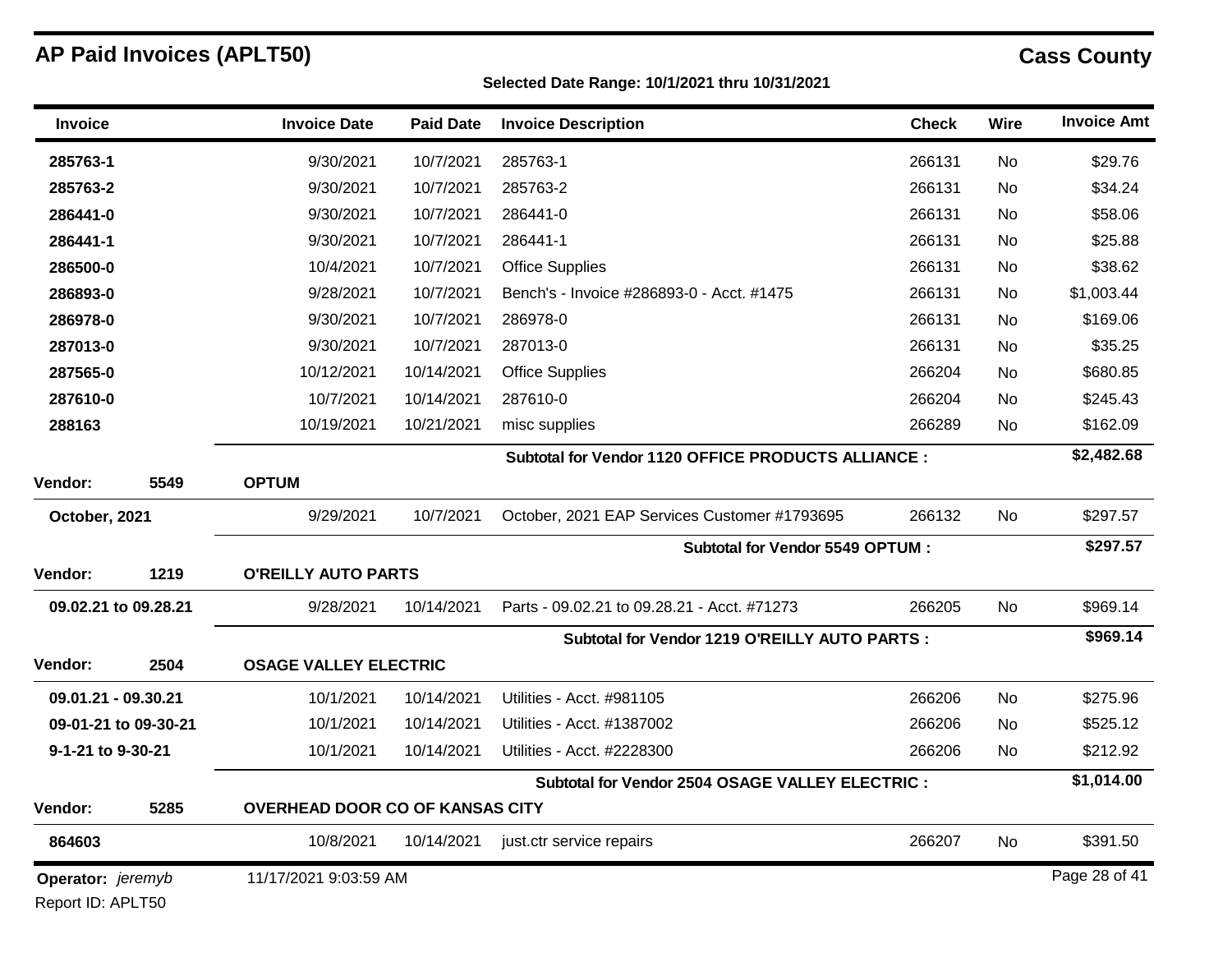# AP Paid Invoices (APLT50)

## Cass County

**Selected Date Range: 10/1/2021 thru 10/31/2021**

| Invoice | | Invoice Date | Paid Date | Invoice Description | Check | Wire | Invoice Amt |
|---|---|---|---|---|---|---|---|
| **285763-1** | | 9/30/2021 | 10/7/2021 | 285763-1 | 266131 | No | $29.76 |
| **285763-2** | | 9/30/2021 | 10/7/2021 | 285763-2 | 266131 | No | $34.24 |
| **286441-0** | | 9/30/2021 | 10/7/2021 | 286441-0 | 266131 | No | $58.06 |
| **286441-1** | | 9/30/2021 | 10/7/2021 | 286441-1 | 266131 | No | $25.88 |
| **286500-0** | | 10/4/2021 | 10/7/2021 | Office Supplies | 266131 | No | $38.62 |
| **286893-0** | | 9/28/2021 | 10/7/2021 | Bench's - Invoice #286893-0 - Acct. #1475 | 266131 | No | $1,003.44 |
| **286978-0** | | 9/30/2021 | 10/7/2021 | 286978-0 | 266131 | No | $169.06 |
| **287013-0** | | 9/30/2021 | 10/7/2021 | 287013-0 | 266131 | No | $35.25 |
| **287565-0** | | 10/12/2021 | 10/14/2021 | Office Supplies | 266204 | No | $680.85 |
| **287610-0** | | 10/7/2021 | 10/14/2021 | 287610-0 | 266204 | No | $245.43 |
| **288163** | | 10/19/2021 | 10/21/2021 | misc supplies | 266289 | No | $162.09 |
| | | | | **Subtotal for Vendor 1120 OFFICE PRODUCTS ALLIANCE :** | | | **$2,482.68** |
| **Vendor:** | **5549** | **OPTUM** | | | | | |
| **October, 2021** | | 9/29/2021 | 10/7/2021 | October, 2021 EAP Services Customer #1793695 | 266132 | No | $297.57 |
| | | | | **Subtotal for Vendor 5549 OPTUM :** | | | **$297.57** |
| **Vendor:** | **1219** | **O'REILLY AUTO PARTS** | | | | | |
| **09.02.21 to 09.28.21** | | 9/28/2021 | 10/14/2021 | Parts - 09.02.21 to 09.28.21 - Acct. #71273 | 266205 | No | $969.14 |
| | | | | **Subtotal for Vendor 1219 O'REILLY AUTO PARTS :** | | | **$969.14** |
| **Vendor:** | **2504** | **OSAGE VALLEY ELECTRIC** | | | | | |
| **09.01.21 - 09.30.21** | | 10/1/2021 | 10/14/2021 | Utilities - Acct. #981105 | 266206 | No | $275.96 |
| **09-01-21 to 09-30-21** | | 10/1/2021 | 10/14/2021 | Utilities - Acct. #1387002 | 266206 | No | $525.12 |
| **9-1-21 to 9-30-21** | | 10/1/2021 | 10/14/2021 | Utilities - Acct. #2228300 | 266206 | No | $212.92 |
| | | | | **Subtotal for Vendor 2504 OSAGE VALLEY ELECTRIC :** | | | **$1,014.00** |
| **Vendor:** | **5285** | **OVERHEAD DOOR CO OF KANSAS CITY** | | | | | |
| **864603** | | 10/8/2021 | 10/14/2021 | just.ctr service repairs | 266207 | No | $391.50 |

**Operator:** *jeremyb* 11/17/2021 9:03:59 AM

Report ID: APLT50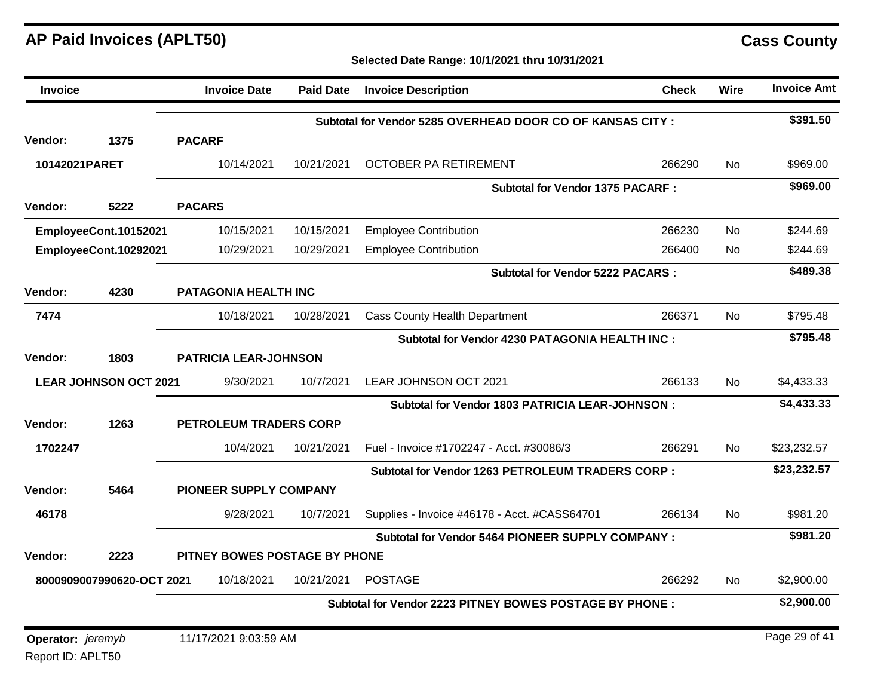# AP Paid Invoices (APLT50)

**Cass County**

**Selected Date Range: 10/1/2021 thru 10/31/2021**

| Invoice | Invoice Date | Paid Date | Invoice Description | Check | Wire | Invoice Amt |
|---|---|---|---|---|---|---|
| | | | **Subtotal for Vendor 5285 OVERHEAD DOOR CO OF KANSAS CITY :** | | | **$391.50** |
| **Vendor: 1375** | **PACARF** | | | | | |
| 10142021PARET | 10/14/2021 | 10/21/2021 | OCTOBER PA RETIREMENT | 266290 | No | $969.00 |
| | | | **Subtotal for Vendor 1375 PACARF :** | | | **$969.00** |
| **Vendor: 5222** | **PACARS** | | | | | |
| EmployeeCont.10152021 | 10/15/2021 | 10/15/2021 | Employee Contribution | 266230 | No | $244.69 |
| EmployeeCont.10292021 | 10/29/2021 | 10/29/2021 | Employee Contribution | 266400 | No | $244.69 |
| | | | **Subtotal for Vendor 5222 PACARS :** | | | **$489.38** |
| **Vendor: 4230** | **PATAGONIA HEALTH INC** | | | | | |
| 7474 | 10/18/2021 | 10/28/2021 | Cass County Health Department | 266371 | No | $795.48 |
| | | | **Subtotal for Vendor 4230 PATAGONIA HEALTH INC :** | | | **$795.48** |
| **Vendor: 1803** | **PATRICIA LEAR-JOHNSON** | | | | | |
| LEAR JOHNSON OCT 2021 | 9/30/2021 | 10/7/2021 | LEAR JOHNSON OCT 2021 | 266133 | No | $4,433.33 |
| | | | **Subtotal for Vendor 1803 PATRICIA LEAR-JOHNSON :** | | | **$4,433.33** |
| **Vendor: 1263** | **PETROLEUM TRADERS CORP** | | | | | |
| 1702247 | 10/4/2021 | 10/21/2021 | Fuel - Invoice #1702247 - Acct. #30086/3 | 266291 | No | $23,232.57 |
| | | | **Subtotal for Vendor 1263 PETROLEUM TRADERS CORP :** | | | **$23,232.57** |
| **Vendor: 5464** | **PIONEER SUPPLY COMPANY** | | | | | |
| 46178 | 9/28/2021 | 10/7/2021 | Supplies - Invoice #46178 - Acct. #CASS64701 | 266134 | No | $981.20 |
| | | | **Subtotal for Vendor 5464 PIONEER SUPPLY COMPANY :** | | | **$981.20** |
| **Vendor: 2223** | **PITNEY BOWES POSTAGE BY PHONE** | | | | | |
| 8000909007990620-OCT 2021 | 10/18/2021 | 10/21/2021 | POSTAGE | 266292 | No | $2,900.00 |
| | | | **Subtotal for Vendor 2223 PITNEY BOWES POSTAGE BY PHONE :** | | | **$2,900.00** |

Operator: *jeremyb* 11/17/2021 9:03:59 AM

Report ID: APLT50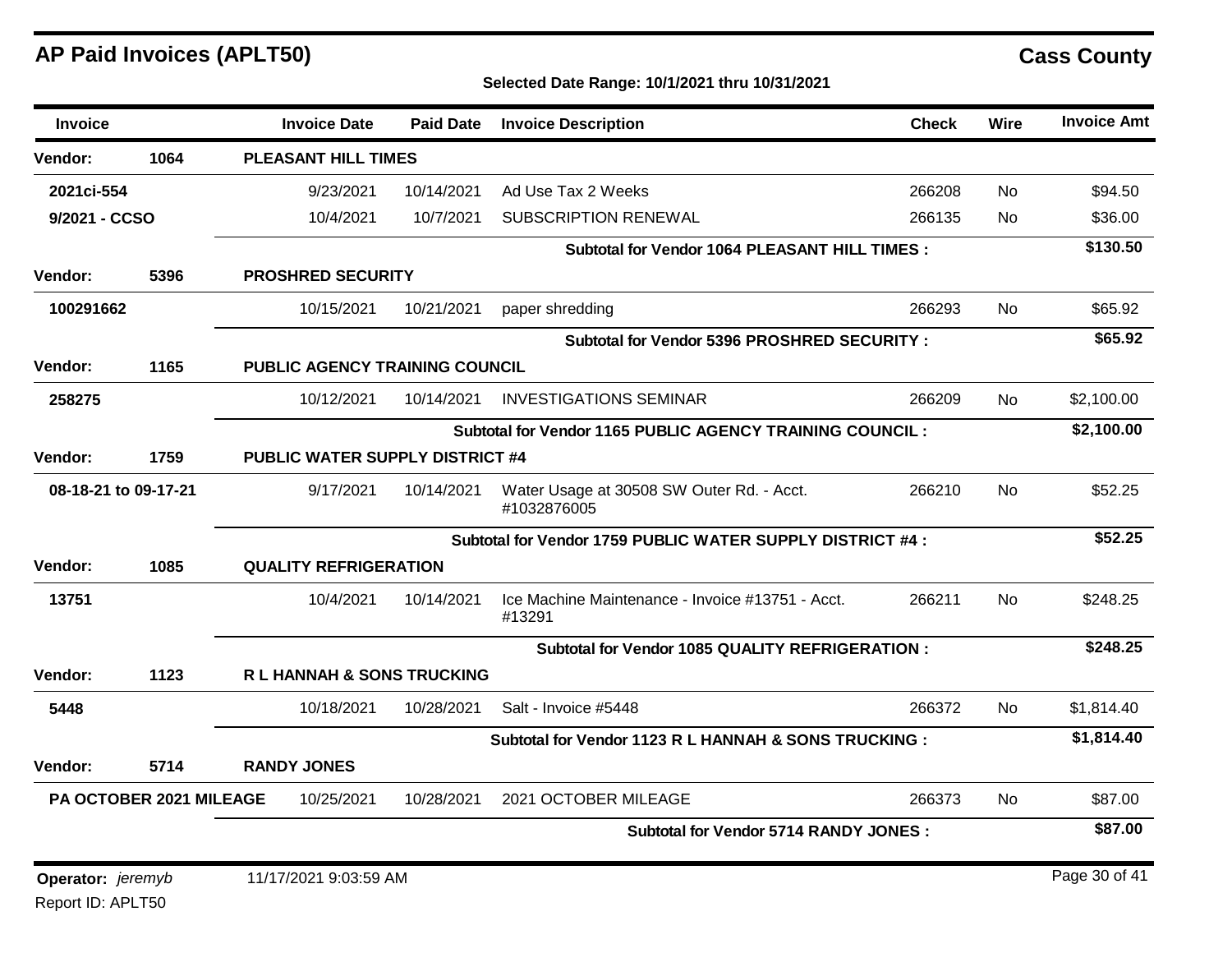## AP Paid Invoices (APLT50)

**Cass County**

**Selected Date Range: 10/1/2021 thru 10/31/2021**

| Invoice | | Invoice Date | Paid Date | Invoice Description | Check | Wire | Invoice Amt |
|---|---|---|---|---|---|---|---|
| **Vendor:** | **1064** | **PLEASANT HILL TIMES** | | | | | |
| **2021ci-554** | | 9/23/2021 | 10/14/2021 | Ad Use Tax 2 Weeks | 266208 | No | $94.50 |
| **9/2021 - CCSO** | | 10/4/2021 | 10/7/2021 | SUBSCRIPTION RENEWAL | 266135 | No | $36.00 |
| | | | | **Subtotal for Vendor 1064 PLEASANT HILL TIMES :** | | | **$130.50** |
| **Vendor:** | **5396** | **PROSHRED SECURITY** | | | | | |
| **100291662** | | 10/15/2021 | 10/21/2021 | paper shredding | 266293 | No | $65.92 |
| | | | | **Subtotal for Vendor 5396 PROSHRED SECURITY :** | | | **$65.92** |
| **Vendor:** | **1165** | **PUBLIC AGENCY TRAINING COUNCIL** | | | | | |
| **258275** | | 10/12/2021 | 10/14/2021 | INVESTIGATIONS SEMINAR | 266209 | No | $2,100.00 |
| | | | | **Subtotal for Vendor 1165 PUBLIC AGENCY TRAINING COUNCIL :** | | | **$2,100.00** |
| **Vendor:** | **1759** | **PUBLIC WATER SUPPLY DISTRICT #4** | | | | | |
| **08-18-21 to 09-17-21** | | 9/17/2021 | 10/14/2021 | Water Usage at 30508 SW Outer Rd. - Acct. #1032876005 | 266210 | No | $52.25 |
| | | | | **Subtotal for Vendor 1759 PUBLIC WATER SUPPLY DISTRICT #4 :** | | | **$52.25** |
| **Vendor:** | **1085** | **QUALITY REFRIGERATION** | | | | | |
| **13751** | | 10/4/2021 | 10/14/2021 | Ice Machine Maintenance - Invoice #13751 - Acct. #13291 | 266211 | No | $248.25 |
| | | | | **Subtotal for Vendor 1085 QUALITY REFRIGERATION :** | | | **$248.25** |
| **Vendor:** | **1123** | **R L HANNAH & SONS TRUCKING** | | | | | |
| **5448** | | 10/18/2021 | 10/28/2021 | Salt - Invoice #5448 | 266372 | No | $1,814.40 |
| | | | | **Subtotal for Vendor 1123 R L HANNAH & SONS TRUCKING :** | | | **$1,814.40** |
| **Vendor:** | **5714** | **RANDY JONES** | | | | | |
| **PA OCTOBER 2021 MILEAGE** | | 10/25/2021 | 10/28/2021 | 2021 OCTOBER MILEAGE | 266373 | No | $87.00 |
| | | | | **Subtotal for Vendor 5714 RANDY JONES :** | | | **$87.00** |

**Operator:** *jeremyb* 11/17/2021 9:03:59 AM

Report ID: APLT50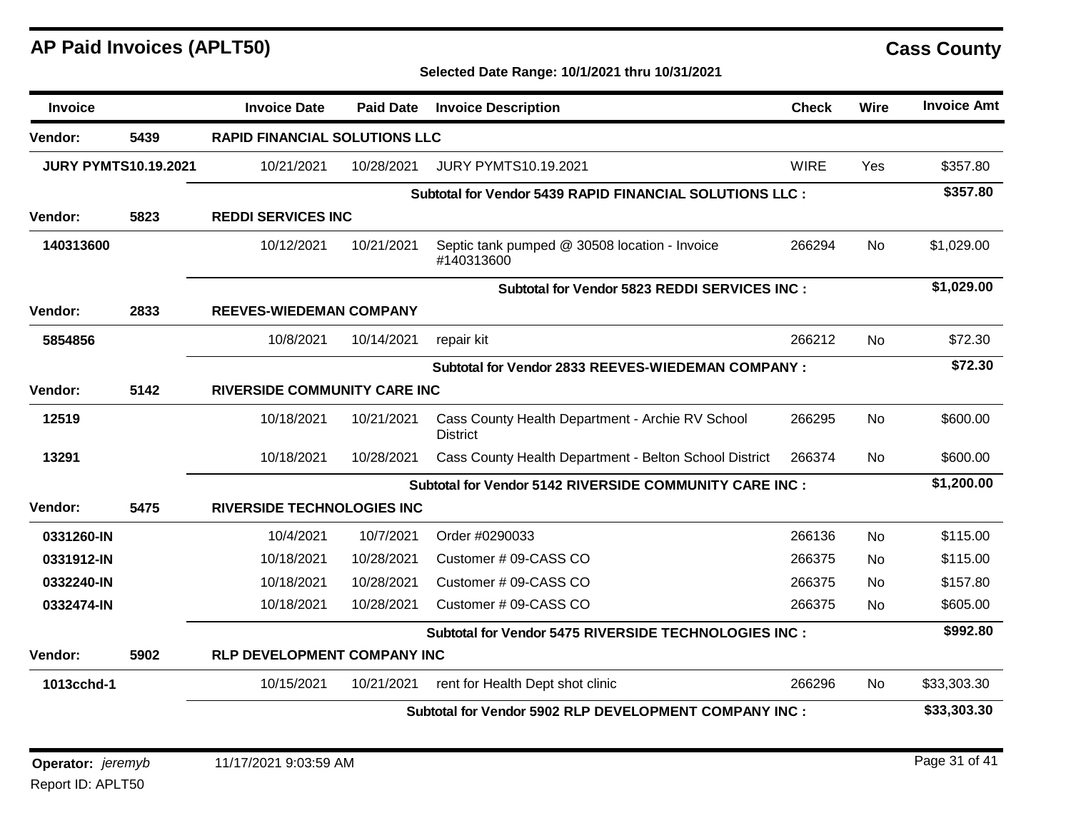# AP Paid Invoices (APLT50)

**Cass County**

**Selected Date Range: 10/1/2021 thru 10/31/2021**

| Invoice | | Invoice Date | Paid Date | Invoice Description | Check | Wire | Invoice Amt |
|---|---|---|---|---|---|---|---|
| **Vendor:** | **5439** | **RAPID FINANCIAL SOLUTIONS LLC** | | | | | |
| **JURY PYMTS10.19.2021** | | 10/21/2021 | 10/28/2021 | JURY PYMTS10.19.2021 | WIRE | Yes | $357.80 |
| | | | | **Subtotal for Vendor 5439 RAPID FINANCIAL SOLUTIONS LLC :** | | | **$357.80** |
| **Vendor:** | **5823** | **REDDI SERVICES INC** | | | | | |
| **140313600** | | 10/12/2021 | 10/21/2021 | Septic tank pumped @ 30508 location - Invoice #140313600 | 266294 | No | $1,029.00 |
| | | | | **Subtotal for Vendor 5823 REDDI SERVICES INC :** | | | **$1,029.00** |
| **Vendor:** | **2833** | **REEVES-WIEDEMAN COMPANY** | | | | | |
| **5854856** | | 10/8/2021 | 10/14/2021 | repair kit | 266212 | No | $72.30 |
| | | | | **Subtotal for Vendor 2833 REEVES-WIEDEMAN COMPANY :** | | | **$72.30** |
| **Vendor:** | **5142** | **RIVERSIDE COMMUNITY CARE INC** | | | | | |
| **12519** | | 10/18/2021 | 10/21/2021 | Cass County Health Department - Archie RV School District | 266295 | No | $600.00 |
| **13291** | | 10/18/2021 | 10/28/2021 | Cass County Health Department - Belton School District | 266374 | No | $600.00 |
| | | | | **Subtotal for Vendor 5142 RIVERSIDE COMMUNITY CARE INC :** | | | **$1,200.00** |
| **Vendor:** | **5475** | **RIVERSIDE TECHNOLOGIES INC** | | | | | |
| **0331260-IN** | | 10/4/2021 | 10/7/2021 | Order #0290033 | 266136 | No | $115.00 |
| **0331912-IN** | | 10/18/2021 | 10/28/2021 | Customer # 09-CASS CO | 266375 | No | $115.00 |
| **0332240-IN** | | 10/18/2021 | 10/28/2021 | Customer # 09-CASS CO | 266375 | No | $157.80 |
| **0332474-IN** | | 10/18/2021 | 10/28/2021 | Customer # 09-CASS CO | 266375 | No | $605.00 |
| | | | | **Subtotal for Vendor 5475 RIVERSIDE TECHNOLOGIES INC :** | | | **$992.80** |
| **Vendor:** | **5902** | **RLP DEVELOPMENT COMPANY INC** | | | | | |
| **1013cchd-1** | | 10/15/2021 | 10/21/2021 | rent for Health Dept shot clinic | 266296 | No | $33,303.30 |
| | | | | **Subtotal for Vendor 5902 RLP DEVELOPMENT COMPANY INC :** | | | **$33,303.30** |

**Operator:** *jeremyb* 11/17/2021 9:03:59 AM

Report ID: APLT50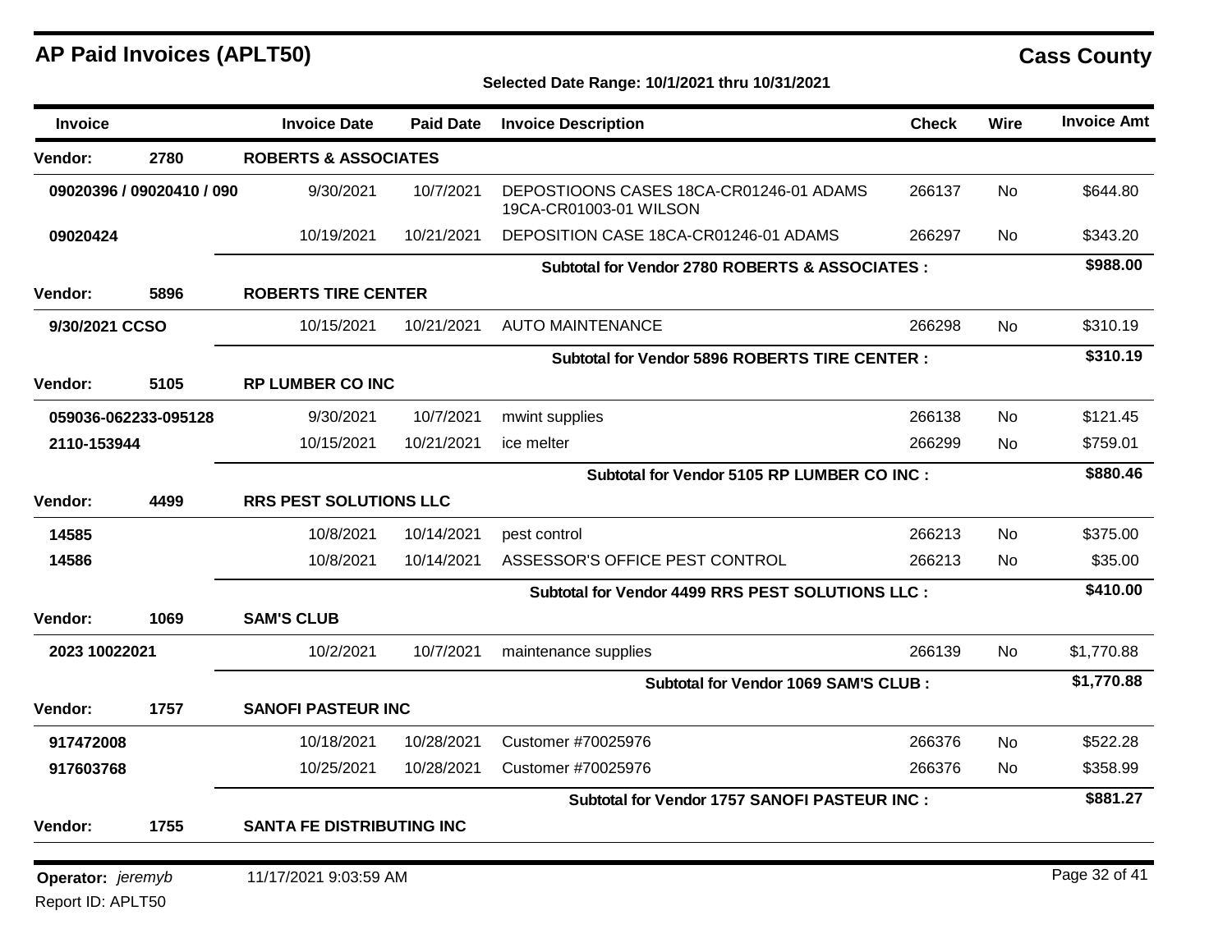# AP Paid Invoices (APLT50)

## Cass County

**Selected Date Range: 10/1/2021 thru 10/31/2021**

| Invoice | Invoice Date | Paid Date | Invoice Description | Check | Wire | Invoice Amt |
|---|---|---|---|---|---|---|
| **Vendor: 2780** | **ROBERTS & ASSOCIATES** | | | | | |
| 09020396 / 09020410 / 090 | 9/30/2021 | 10/7/2021 | DEPOSTIOONS CASES 18CA-CR01246-01 ADAMS 19CA-CR01003-01 WILSON | 266137 | No | $644.80 |
| 09020424 | 10/19/2021 | 10/21/2021 | DEPOSITION CASE 18CA-CR01246-01 ADAMS | 266297 | No | $343.20 |
| | | | **Subtotal for Vendor 2780 ROBERTS & ASSOCIATES :** | | | **$988.00** |
| **Vendor: 5896** | **ROBERTS TIRE CENTER** | | | | | |
| 9/30/2021 CCSO | 10/15/2021 | 10/21/2021 | AUTO MAINTENANCE | 266298 | No | $310.19 |
| | | | **Subtotal for Vendor 5896 ROBERTS TIRE CENTER :** | | | **$310.19** |
| **Vendor: 5105** | **RP LUMBER CO INC** | | | | | |
| 059036-062233-095128 | 9/30/2021 | 10/7/2021 | mwint supplies | 266138 | No | $121.45 |
| 2110-153944 | 10/15/2021 | 10/21/2021 | ice melter | 266299 | No | $759.01 |
| | | | **Subtotal for Vendor 5105 RP LUMBER CO INC :** | | | **$880.46** |
| **Vendor: 4499** | **RRS PEST SOLUTIONS LLC** | | | | | |
| 14585 | 10/8/2021 | 10/14/2021 | pest control | 266213 | No | $375.00 |
| 14586 | 10/8/2021 | 10/14/2021 | ASSESSOR'S OFFICE PEST CONTROL | 266213 | No | $35.00 |
| | | | **Subtotal for Vendor 4499 RRS PEST SOLUTIONS LLC :** | | | **$410.00** |
| **Vendor: 1069** | **SAM'S CLUB** | | | | | |
| 2023 10022021 | 10/2/2021 | 10/7/2021 | maintenance supplies | 266139 | No | $1,770.88 |
| | | | **Subtotal for Vendor 1069 SAM'S CLUB :** | | | **$1,770.88** |
| **Vendor: 1757** | **SANOFI PASTEUR INC** | | | | | |
| 917472008 | 10/18/2021 | 10/28/2021 | Customer #70025976 | 266376 | No | $522.28 |
| 917603768 | 10/25/2021 | 10/28/2021 | Customer #70025976 | 266376 | No | $358.99 |
| | | | **Subtotal for Vendor 1757 SANOFI PASTEUR INC :** | | | **$881.27** |
| **Vendor: 1755** | **SANTA FE DISTRIBUTING INC** | | | | | |

**Operator:** *jeremyb* 11/17/2021 9:03:59 AM

Report ID: APLT50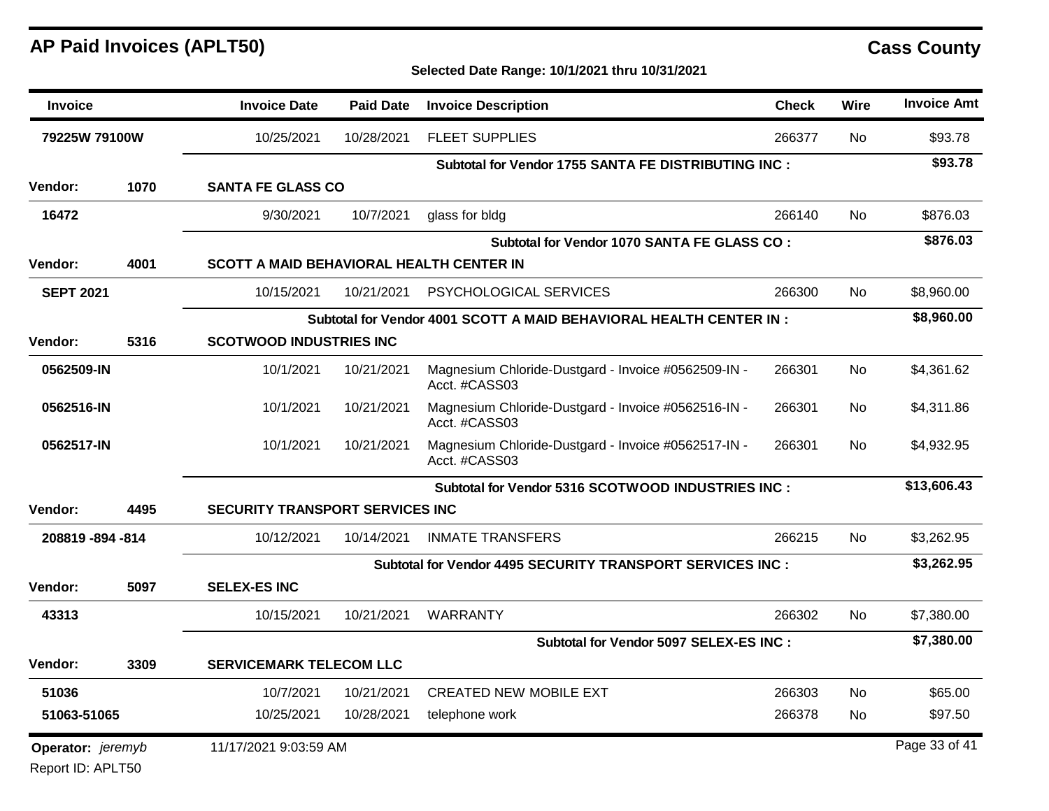# AP Paid Invoices (APLT50)

**Cass County**

**Selected Date Range: 10/1/2021 thru 10/31/2021**

| Invoice | | Invoice Date | Paid Date | Invoice Description | Check | Wire | Invoice Amt |
|---|---|---|---|---|---|---|---|
| **79225W 79100W** | | 10/25/2021 | 10/28/2021 | FLEET SUPPLIES | 266377 | No | $93.78 |
| | | | | **Subtotal for Vendor 1755 SANTA FE DISTRIBUTING INC :** | | | **$93.78** |
| **Vendor:** | **1070** | **SANTA FE GLASS CO** | | | | | |
| **16472** | | 9/30/2021 | 10/7/2021 | glass for bldg | 266140 | No | $876.03 |
| | | | | **Subtotal for Vendor 1070 SANTA FE GLASS CO :** | | | **$876.03** |
| **Vendor:** | **4001** | **SCOTT A MAID BEHAVIORAL HEALTH CENTER IN** | | | | | |
| **SEPT 2021** | | 10/15/2021 | 10/21/2021 | PSYCHOLOGICAL SERVICES | 266300 | No | $8,960.00 |
| | | | | **Subtotal for Vendor 4001 SCOTT A MAID BEHAVIORAL HEALTH CENTER IN :** | | | **$8,960.00** |
| **Vendor:** | **5316** | **SCOTWOOD INDUSTRIES INC** | | | | | |
| **0562509-IN** | | 10/1/2021 | 10/21/2021 | Magnesium Chloride-Dustgard - Invoice #0562509-IN - Acct. #CASS03 | 266301 | No | $4,361.62 |
| **0562516-IN** | | 10/1/2021 | 10/21/2021 | Magnesium Chloride-Dustgard - Invoice #0562516-IN - Acct. #CASS03 | 266301 | No | $4,311.86 |
| **0562517-IN** | | 10/1/2021 | 10/21/2021 | Magnesium Chloride-Dustgard - Invoice #0562517-IN - Acct. #CASS03 | 266301 | No | $4,932.95 |
| | | | | **Subtotal for Vendor 5316 SCOTWOOD INDUSTRIES INC :** | | | **$13,606.43** |
| **Vendor:** | **4495** | **SECURITY TRANSPORT SERVICES INC** | | | | | |
| **208819 -894 -814** | | 10/12/2021 | 10/14/2021 | INMATE TRANSFERS | 266215 | No | $3,262.95 |
| | | | | **Subtotal for Vendor 4495 SECURITY TRANSPORT SERVICES INC :** | | | **$3,262.95** |
| **Vendor:** | **5097** | **SELEX-ES INC** | | | | | |
| **43313** | | 10/15/2021 | 10/21/2021 | WARRANTY | 266302 | No | $7,380.00 |
| | | | | **Subtotal for Vendor 5097 SELEX-ES INC :** | | | **$7,380.00** |
| **Vendor:** | **3309** | **SERVICEMARK TELECOM LLC** | | | | | |
| **51036** | | 10/7/2021 | 10/21/2021 | CREATED NEW MOBILE EXT | 266303 | No | $65.00 |
| **51063-51065** | | 10/25/2021 | 10/28/2021 | telephone work | 266378 | No | $97.50 |

**Operator:** *jeremyb* 11/17/2021 9:03:59 AM

Report ID: APLT50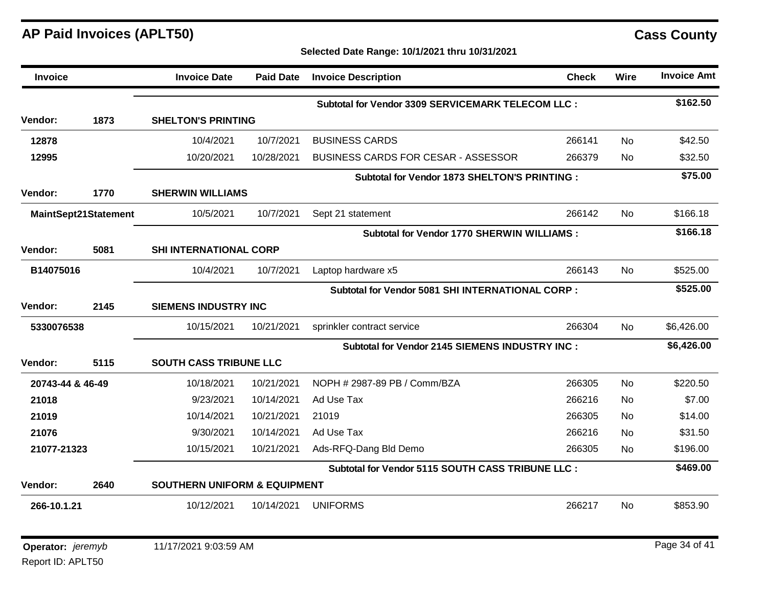# AP Paid Invoices (APLT50)

**Cass County**

**Selected Date Range: 10/1/2021 thru 10/31/2021**

| Invoice | | Invoice Date | Paid Date | Invoice Description | Check | Wire | Invoice Amt |
|---|---|---|---|---|---|---|---|
| | | | | **Subtotal for Vendor 3309 SERVICEMARK TELECOM LLC :** | | | **$162.50** |
| **Vendor:** | **1873** | **SHELTON'S PRINTING** | | | | | |
| **12878** | | 10/4/2021 | 10/7/2021 | BUSINESS CARDS | 266141 | No | $42.50 |
| **12995** | | 10/20/2021 | 10/28/2021 | BUSINESS CARDS FOR CESAR - ASSESSOR | 266379 | No | $32.50 |
| | | | | **Subtotal for Vendor 1873 SHELTON'S PRINTING :** | | | **$75.00** |
| **Vendor:** | **1770** | **SHERWIN WILLIAMS** | | | | | |
| **MaintSept21Statement** | | 10/5/2021 | 10/7/2021 | Sept 21 statement | 266142 | No | $166.18 |
| | | | | **Subtotal for Vendor 1770 SHERWIN WILLIAMS :** | | | **$166.18** |
| **Vendor:** | **5081** | **SHI INTERNATIONAL CORP** | | | | | |
| **B14075016** | | 10/4/2021 | 10/7/2021 | Laptop hardware x5 | 266143 | No | $525.00 |
| | | | | **Subtotal for Vendor 5081 SHI INTERNATIONAL CORP :** | | | **$525.00** |
| **Vendor:** | **2145** | **SIEMENS INDUSTRY INC** | | | | | |
| **5330076538** | | 10/15/2021 | 10/21/2021 | sprinkler contract service | 266304 | No | $6,426.00 |
| | | | | **Subtotal for Vendor 2145 SIEMENS INDUSTRY INC :** | | | **$6,426.00** |
| **Vendor:** | **5115** | **SOUTH CASS TRIBUNE LLC** | | | | | |
| **20743-44 & 46-49** | | 10/18/2021 | 10/21/2021 | NOPH # 2987-89 PB / Comm/BZA | 266305 | No | $220.50 |
| **21018** | | 9/23/2021 | 10/14/2021 | Ad Use Tax | 266216 | No | $7.00 |
| **21019** | | 10/14/2021 | 10/21/2021 | 21019 | 266305 | No | $14.00 |
| **21076** | | 9/30/2021 | 10/14/2021 | Ad Use Tax | 266216 | No | $31.50 |
| **21077-21323** | | 10/15/2021 | 10/21/2021 | Ads-RFQ-Dang Bld Demo | 266305 | No | $196.00 |
| | | | | **Subtotal for Vendor 5115 SOUTH CASS TRIBUNE LLC :** | | | **$469.00** |
| **Vendor:** | **2640** | **SOUTHERN UNIFORM & EQUIPMENT** | | | | | |
| **266-10.1.21** | | 10/12/2021 | 10/14/2021 | UNIFORMS | 266217 | No | $853.90 |

**Operator:** *jeremyb* 11/17/2021 9:03:59 AM

Report ID: APLT50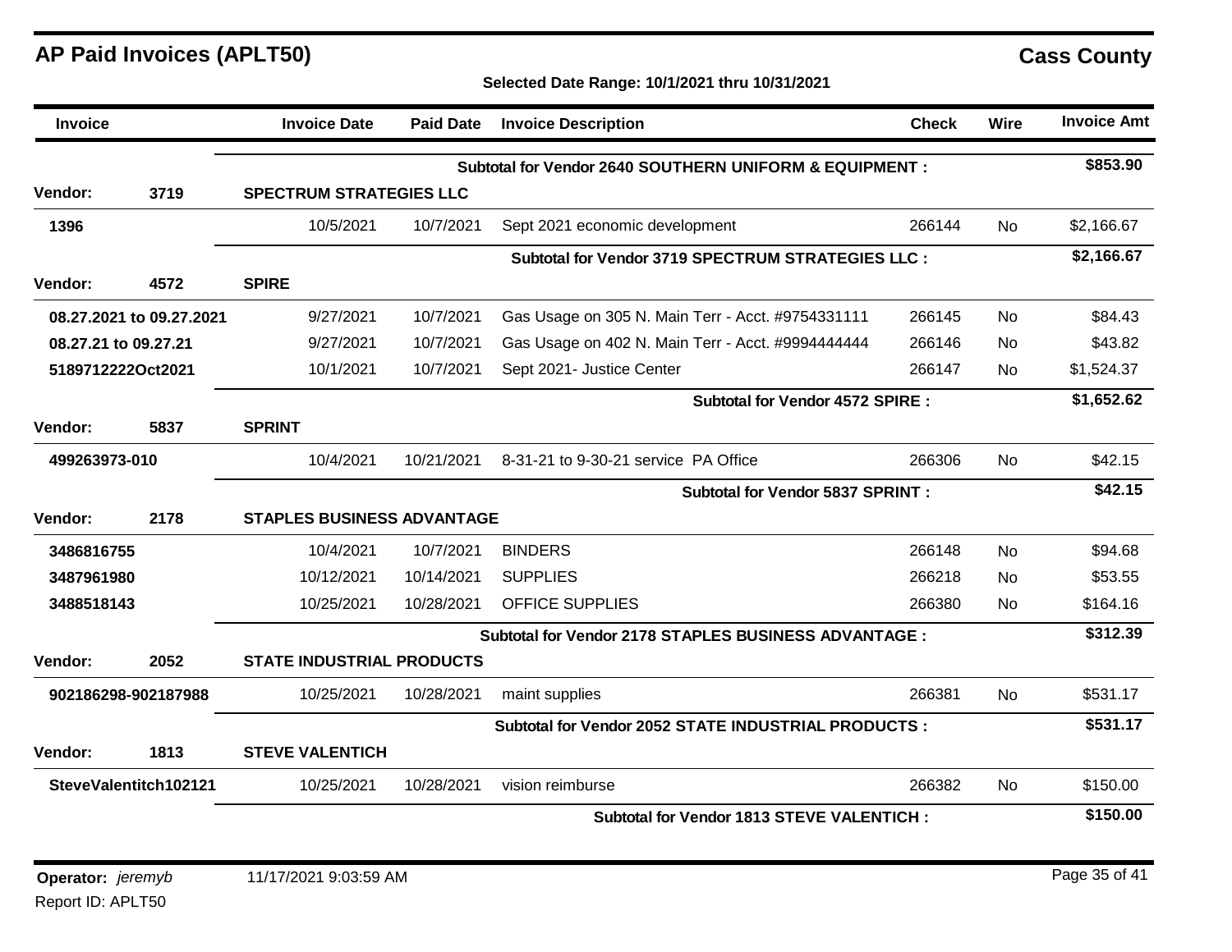## AP Paid Invoices (APLT50)

**Cass County**

**Selected Date Range: 10/1/2021 thru 10/31/2021**

| Invoice | | Invoice Date | Paid Date | Invoice Description | Check | Wire | Invoice Amt |
|---|---|---|---|---|---|---|---|
| | | | | **Subtotal for Vendor 2640 SOUTHERN UNIFORM & EQUIPMENT :** | | | **$853.90** |
| **Vendor:** | **3719** | **SPECTRUM STRATEGIES LLC** | | | | | |
| **1396** | | 10/5/2021 | 10/7/2021 | Sept 2021 economic development | 266144 | No | $2,166.67 |
| | | | | **Subtotal for Vendor 3719 SPECTRUM STRATEGIES LLC :** | | | **$2,166.67** |
| **Vendor:** | **4572** | **SPIRE** | | | | | |
| **08.27.2021 to 09.27.2021** | | 9/27/2021 | 10/7/2021 | Gas Usage on 305 N. Main Terr - Acct. #9754331111 | 266145 | No | $84.43 |
| **08.27.21 to 09.27.21** | | 9/27/2021 | 10/7/2021 | Gas Usage on 402 N. Main Terr - Acct. #9994444444 | 266146 | No | $43.82 |
| **5189712222Oct2021** | | 10/1/2021 | 10/7/2021 | Sept 2021- Justice Center | 266147 | No | $1,524.37 |
| | | | | **Subtotal for Vendor 4572 SPIRE :** | | | **$1,652.62** |
| **Vendor:** | **5837** | **SPRINT** | | | | | |
| **499263973-010** | | 10/4/2021 | 10/21/2021 | 8-31-21 to 9-30-21 service PA Office | 266306 | No | $42.15 |
| | | | | **Subtotal for Vendor 5837 SPRINT :** | | | **$42.15** |
| **Vendor:** | **2178** | **STAPLES BUSINESS ADVANTAGE** | | | | | |
| **3486816755** | | 10/4/2021 | 10/7/2021 | BINDERS | 266148 | No | $94.68 |
| **3487961980** | | 10/12/2021 | 10/14/2021 | SUPPLIES | 266218 | No | $53.55 |
| **3488518143** | | 10/25/2021 | 10/28/2021 | OFFICE SUPPLIES | 266380 | No | $164.16 |
| | | | | **Subtotal for Vendor 2178 STAPLES BUSINESS ADVANTAGE :** | | | **$312.39** |
| **Vendor:** | **2052** | **STATE INDUSTRIAL PRODUCTS** | | | | | |
| **902186298-902187988** | | 10/25/2021 | 10/28/2021 | maint supplies | 266381 | No | $531.17 |
| | | | | **Subtotal for Vendor 2052 STATE INDUSTRIAL PRODUCTS :** | | | **$531.17** |
| **Vendor:** | **1813** | **STEVE VALENTICH** | | | | | |
| **SteveValentitch102121** | | 10/25/2021 | 10/28/2021 | vision reimburse | 266382 | No | $150.00 |
| | | | | **Subtotal for Vendor 1813 STEVE VALENTICH :** | | | **$150.00** |

**Operator:** *jeremyb* 11/17/2021 9:03:59 AM

Report ID: APLT50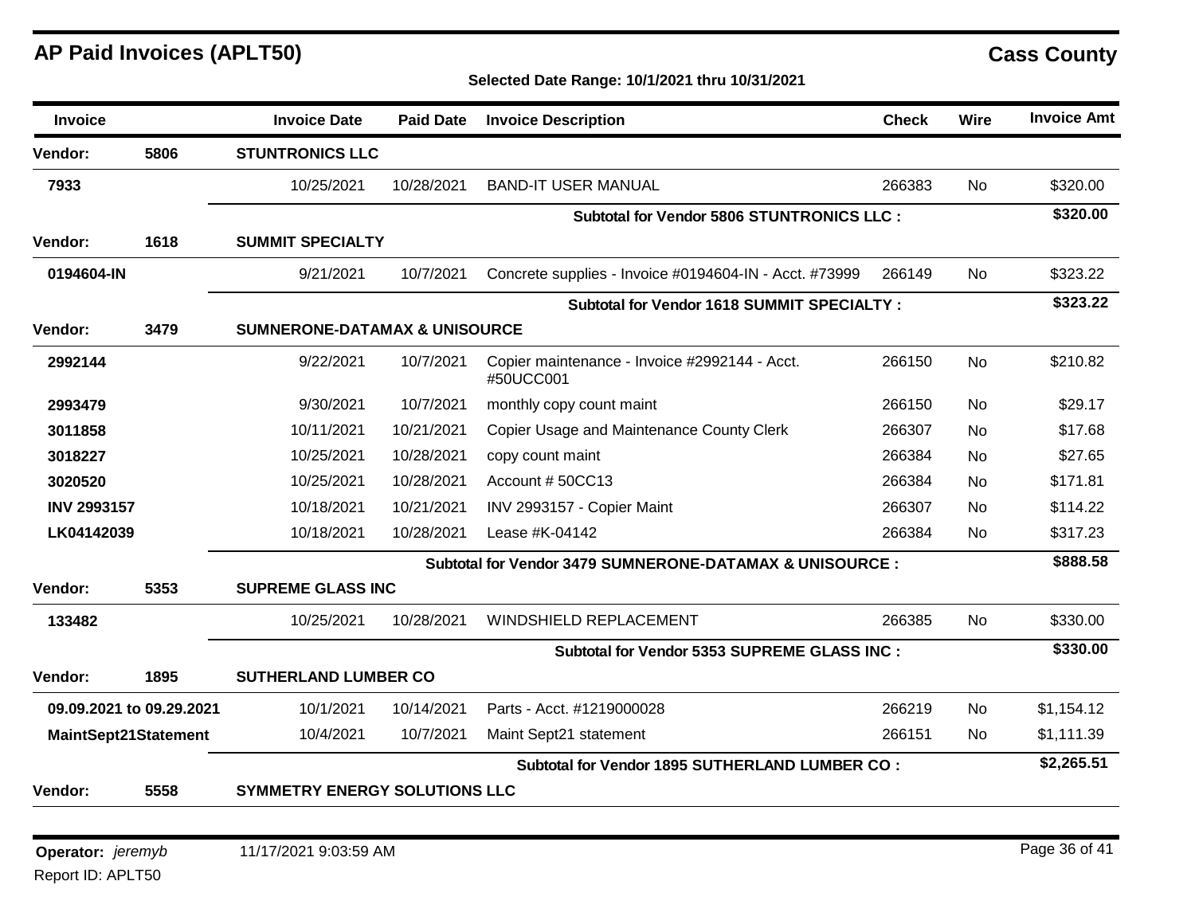# AP Paid Invoices (APLT50)

**Cass County**

**Selected Date Range: 10/1/2021 thru 10/31/2021**

| Invoice | | Invoice Date | Paid Date | Invoice Description | Check | Wire | Invoice Amt |
|---|---|---|---|---|---|---|---|
| **Vendor:** | **5806** | **STUNTRONICS LLC** | | | | | |
| **7933** | | 10/25/2021 | 10/28/2021 | BAND-IT USER MANUAL | 266383 | No | $320.00 |
| | | | | **Subtotal for Vendor 5806 STUNTRONICS LLC :** | | | **$320.00** |
| **Vendor:** | **1618** | **SUMMIT SPECIALTY** | | | | | |
| **0194604-IN** | | 9/21/2021 | 10/7/2021 | Concrete supplies - Invoice #0194604-IN - Acct. #73999 | 266149 | No | $323.22 |
| | | | | **Subtotal for Vendor 1618 SUMMIT SPECIALTY :** | | | **$323.22** |
| **Vendor:** | **3479** | **SUMNERONE-DATAMAX & UNISOURCE** | | | | | |
| **2992144** | | 9/22/2021 | 10/7/2021 | Copier maintenance - Invoice #2992144 - Acct. #50UCC001 | 266150 | No | $210.82 |
| **2993479** | | 9/30/2021 | 10/7/2021 | monthly copy count maint | 266150 | No | $29.17 |
| **3011858** | | 10/11/2021 | 10/21/2021 | Copier Usage and Maintenance County Clerk | 266307 | No | $17.68 |
| **3018227** | | 10/25/2021 | 10/28/2021 | copy count maint | 266384 | No | $27.65 |
| **3020520** | | 10/25/2021 | 10/28/2021 | Account # 50CC13 | 266384 | No | $171.81 |
| **INV 2993157** | | 10/18/2021 | 10/21/2021 | INV 2993157 - Copier Maint | 266307 | No | $114.22 |
| **LK04142039** | | 10/18/2021 | 10/28/2021 | Lease #K-04142 | 266384 | No | $317.23 |
| | | | | **Subtotal for Vendor 3479 SUMNERONE-DATAMAX & UNISOURCE :** | | | **$888.58** |
| **Vendor:** | **5353** | **SUPREME GLASS INC** | | | | | |
| **133482** | | 10/25/2021 | 10/28/2021 | WINDSHIELD REPLACEMENT | 266385 | No | $330.00 |
| | | | | **Subtotal for Vendor 5353 SUPREME GLASS INC :** | | | **$330.00** |
| **Vendor:** | **1895** | **SUTHERLAND LUMBER CO** | | | | | |
| **09.09.2021 to 09.29.2021** | | 10/1/2021 | 10/14/2021 | Parts - Acct. #1219000028 | 266219 | No | $1,154.12 |
| **MaintSept21Statement** | | 10/4/2021 | 10/7/2021 | Maint Sept21 statement | 266151 | No | $1,111.39 |
| | | | | **Subtotal for Vendor 1895 SUTHERLAND LUMBER CO :** | | | **$2,265.51** |
| **Vendor:** | **5558** | **SYMMETRY ENERGY SOLUTIONS LLC** | | | | | |

**Operator:** *jeremyb* 11/17/2021 9:03:59 AM

Report ID: APLT50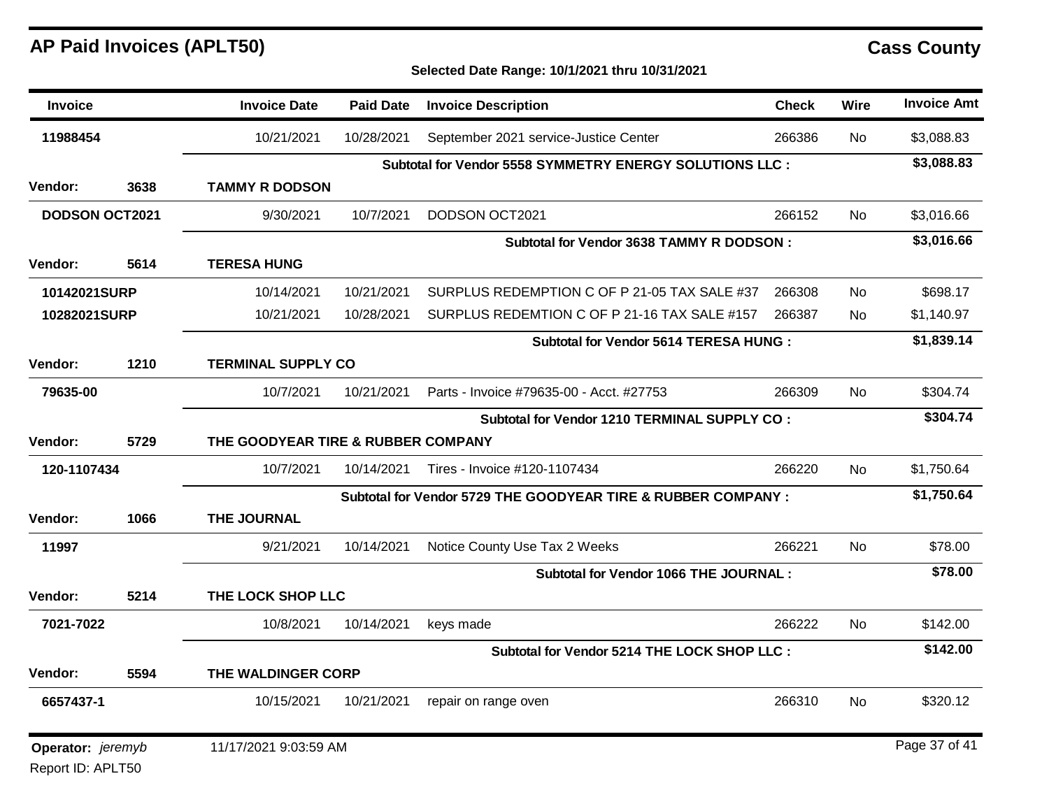## AP Paid Invoices (APLT50)

**Cass County**

**Selected Date Range: 10/1/2021 thru 10/31/2021**

| Invoice | | Invoice Date | Paid Date | Invoice Description | Check | Wire | Invoice Amt |
|---|---|---|---|---|---|---|---|
| **11988454** | | 10/21/2021 | 10/28/2021 | September 2021 service-Justice Center | 266386 | No | $3,088.83 |
| | | | | **Subtotal for Vendor 5558 SYMMETRY ENERGY SOLUTIONS LLC :** | | | **$3,088.83** |
| **Vendor:** | **3638** | **TAMMY R DODSON** | | | | | |
| **DODSON OCT2021** | | 9/30/2021 | 10/7/2021 | DODSON OCT2021 | 266152 | No | $3,016.66 |
| | | | | **Subtotal for Vendor 3638 TAMMY R DODSON :** | | | **$3,016.66** |
| **Vendor:** | **5614** | **TERESA HUNG** | | | | | |
| **10142021SURP** | | 10/14/2021 | 10/21/2021 | SURPLUS REDEMPTION C OF P 21-05 TAX SALE #37 | 266308 | No | $698.17 |
| **10282021SURP** | | 10/21/2021 | 10/28/2021 | SURPLUS REDEMTION C OF P 21-16 TAX SALE #157 | 266387 | No | $1,140.97 |
| | | | | **Subtotal for Vendor 5614 TERESA HUNG :** | | | **$1,839.14** |
| **Vendor:** | **1210** | **TERMINAL SUPPLY CO** | | | | | |
| **79635-00** | | 10/7/2021 | 10/21/2021 | Parts - Invoice #79635-00 - Acct. #27753 | 266309 | No | $304.74 |
| | | | | **Subtotal for Vendor 1210 TERMINAL SUPPLY CO :** | | | **$304.74** |
| **Vendor:** | **5729** | **THE GOODYEAR TIRE & RUBBER COMPANY** | | | | | |
| **120-1107434** | | 10/7/2021 | 10/14/2021 | Tires - Invoice #120-1107434 | 266220 | No | $1,750.64 |
| | | | | **Subtotal for Vendor 5729 THE GOODYEAR TIRE & RUBBER COMPANY :** | | | **$1,750.64** |
| **Vendor:** | **1066** | **THE JOURNAL** | | | | | |
| **11997** | | 9/21/2021 | 10/14/2021 | Notice County Use Tax 2 Weeks | 266221 | No | $78.00 |
| | | | | **Subtotal for Vendor 1066 THE JOURNAL :** | | | **$78.00** |
| **Vendor:** | **5214** | **THE LOCK SHOP LLC** | | | | | |
| **7021-7022** | | 10/8/2021 | 10/14/2021 | keys made | 266222 | No | $142.00 |
| | | | | **Subtotal for Vendor 5214 THE LOCK SHOP LLC :** | | | **$142.00** |
| **Vendor:** | **5594** | **THE WALDINGER CORP** | | | | | |
| **6657437-1** | | 10/15/2021 | 10/21/2021 | repair on range oven | 266310 | No | $320.12 |

**Operator:** *jeremyb* 11/17/2021 9:03:59 AM

Report ID: APLT50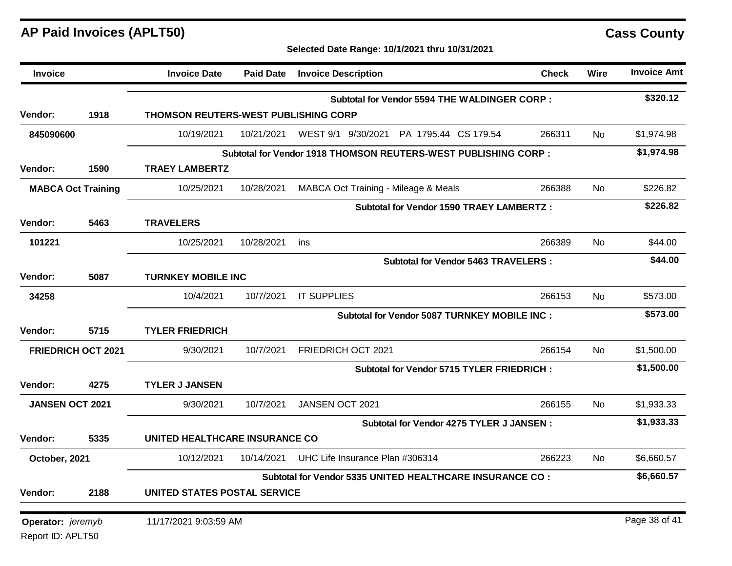# AP Paid Invoices (APLT50)

## Cass County

**Selected Date Range: 10/1/2021 thru 10/31/2021**

| Invoice | Invoice Date | Paid Date | Invoice Description | Check | Wire | Invoice Amt |
|---|---|---|---|---|---|---|
| | | | **Subtotal for Vendor 5594 THE WALDINGER CORP :** | | | **$320.12** |
| **Vendor: 1918** | **THOMSON REUTERS-WEST PUBLISHING CORP** | | | | | |
| 845090600 | 10/19/2021 | 10/21/2021 | WEST 9/1 9/30/2021 PA 1795.44 CS 179.54 | 266311 | No | $1,974.98 |
| | | | **Subtotal for Vendor 1918 THOMSON REUTERS-WEST PUBLISHING CORP :** | | | **$1,974.98** |
| **Vendor: 1590** | **TRAEY LAMBERTZ** | | | | | |
| MABCA Oct Training | 10/25/2021 | 10/28/2021 | MABCA Oct Training - Mileage & Meals | 266388 | No | $226.82 |
| | | | **Subtotal for Vendor 1590 TRAEY LAMBERTZ :** | | | **$226.82** |
| **Vendor: 5463** | **TRAVELERS** | | | | | |
| 101221 | 10/25/2021 | 10/28/2021 | ins | 266389 | No | $44.00 |
| | | | **Subtotal for Vendor 5463 TRAVELERS :** | | | **$44.00** |
| **Vendor: 5087** | **TURNKEY MOBILE INC** | | | | | |
| 34258 | 10/4/2021 | 10/7/2021 | IT SUPPLIES | 266153 | No | $573.00 |
| | | | **Subtotal for Vendor 5087 TURNKEY MOBILE INC :** | | | **$573.00** |
| **Vendor: 5715** | **TYLER FRIEDRICH** | | | | | |
| FRIEDRICH OCT 2021 | 9/30/2021 | 10/7/2021 | FRIEDRICH OCT 2021 | 266154 | No | $1,500.00 |
| | | | **Subtotal for Vendor 5715 TYLER FRIEDRICH :** | | | **$1,500.00** |
| **Vendor: 4275** | **TYLER J JANSEN** | | | | | |
| JANSEN OCT 2021 | 9/30/2021 | 10/7/2021 | JANSEN OCT 2021 | 266155 | No | $1,933.33 |
| | | | **Subtotal for Vendor 4275 TYLER J JANSEN :** | | | **$1,933.33** |
| **Vendor: 5335** | **UNITED HEALTHCARE INSURANCE CO** | | | | | |
| October, 2021 | 10/12/2021 | 10/14/2021 | UHC Life Insurance Plan #306314 | 266223 | No | $6,660.57 |
| | | | **Subtotal for Vendor 5335 UNITED HEALTHCARE INSURANCE CO :** | | | **$6,660.57** |
| **Vendor: 2188** | **UNITED STATES POSTAL SERVICE** | | | | | |

Operator: *jeremyb* 11/17/2021 9:03:59 AM

Report ID: APLT50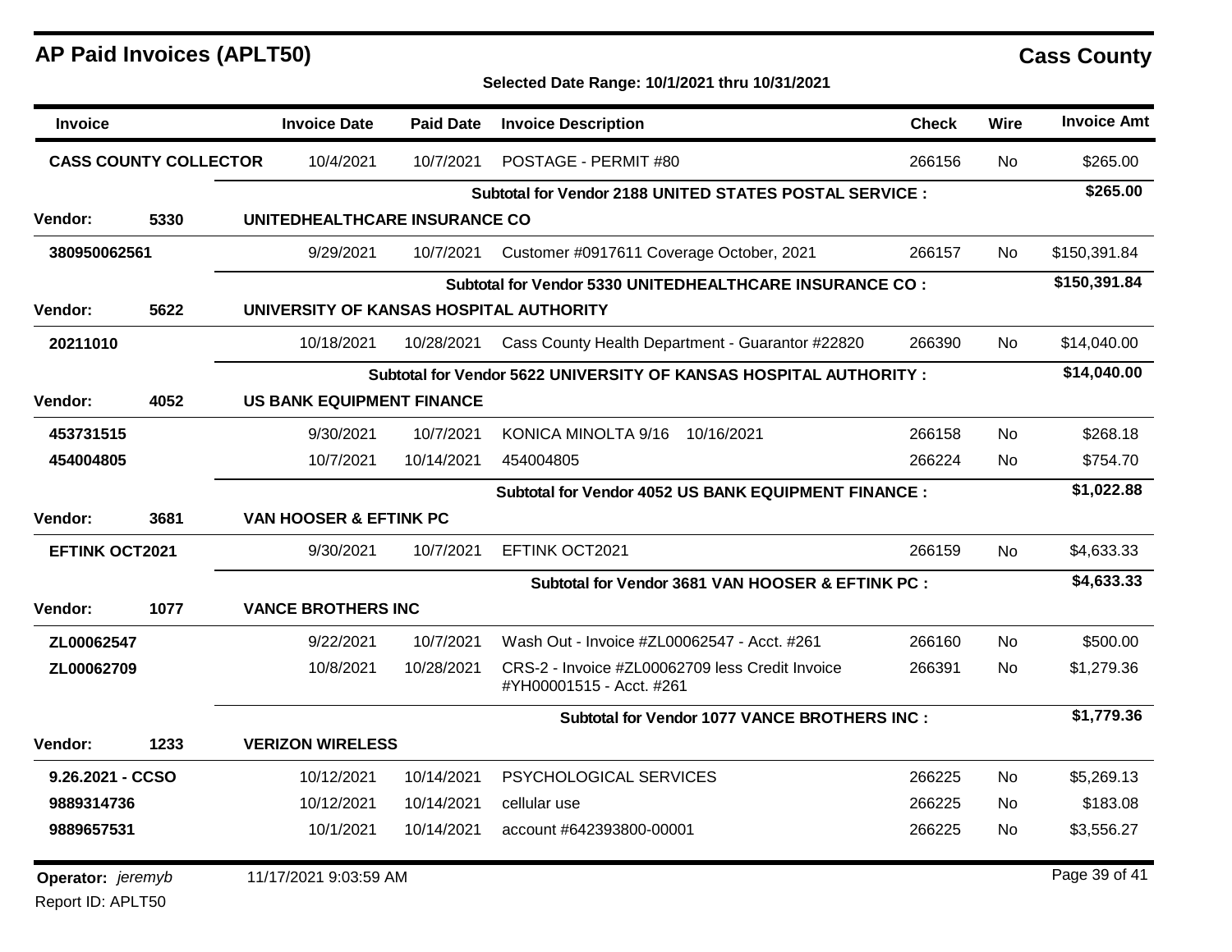# AP Paid Invoices (APLT50)

**Cass County**

**Selected Date Range: 10/1/2021 thru 10/31/2021**

| Invoice | Invoice Date | Paid Date | Invoice Description | Check | Wire | Invoice Amt |
|---|---|---|---|---|---|---|
| **CASS COUNTY COLLECTOR** | 10/4/2021 | 10/7/2021 | POSTAGE - PERMIT #80 | 266156 | No | $265.00 |
| | | | **Subtotal for Vendor 2188 UNITED STATES POSTAL SERVICE :** | | | **$265.00** |
| **Vendor: 5330** | **UNITEDHEALTHCARE INSURANCE CO** | | | | | |
| **380950062561** | 9/29/2021 | 10/7/2021 | Customer #0917611 Coverage October, 2021 | 266157 | No | $150,391.84 |
| | | | **Subtotal for Vendor 5330 UNITEDHEALTHCARE INSURANCE CO :** | | | **$150,391.84** |
| **Vendor: 5622** | **UNIVERSITY OF KANSAS HOSPITAL AUTHORITY** | | | | | |
| **20211010** | 10/18/2021 | 10/28/2021 | Cass County Health Department - Guarantor #22820 | 266390 | No | $14,040.00 |
| | | | **Subtotal for Vendor 5622 UNIVERSITY OF KANSAS HOSPITAL AUTHORITY :** | | | **$14,040.00** |
| **Vendor: 4052** | **US BANK EQUIPMENT FINANCE** | | | | | |
| **453731515** | 9/30/2021 | 10/7/2021 | KONICA MINOLTA 9/16 10/16/2021 | 266158 | No | $268.18 |
| **454004805** | 10/7/2021 | 10/14/2021 | 454004805 | 266224 | No | $754.70 |
| | | | **Subtotal for Vendor 4052 US BANK EQUIPMENT FINANCE :** | | | **$1,022.88** |
| **Vendor: 3681** | **VAN HOOSER & EFTINK PC** | | | | | |
| **EFTINK OCT2021** | 9/30/2021 | 10/7/2021 | EFTINK OCT2021 | 266159 | No | $4,633.33 |
| | | | **Subtotal for Vendor 3681 VAN HOOSER & EFTINK PC :** | | | **$4,633.33** |
| **Vendor: 1077** | **VANCE BROTHERS INC** | | | | | |
| **ZL00062547** | 9/22/2021 | 10/7/2021 | Wash Out - Invoice #ZL00062547 - Acct. #261 | 266160 | No | $500.00 |
| **ZL00062709** | 10/8/2021 | 10/28/2021 | CRS-2 - Invoice #ZL00062709 less Credit Invoice #YH00001515 - Acct. #261 | 266391 | No | $1,279.36 |
| | | | **Subtotal for Vendor 1077 VANCE BROTHERS INC :** | | | **$1,779.36** |
| **Vendor: 1233** | **VERIZON WIRELESS** | | | | | |
| **9.26.2021 - CCSO** | 10/12/2021 | 10/14/2021 | PSYCHOLOGICAL SERVICES | 266225 | No | $5,269.13 |
| **9889314736** | 10/12/2021 | 10/14/2021 | cellular use | 266225 | No | $183.08 |
| **9889657531** | 10/1/2021 | 10/14/2021 | account #642393800-00001 | 266225 | No | $3,556.27 |

**Operator:** *jeremyb* 11/17/2021 9:03:59 AM

Report ID: APLT50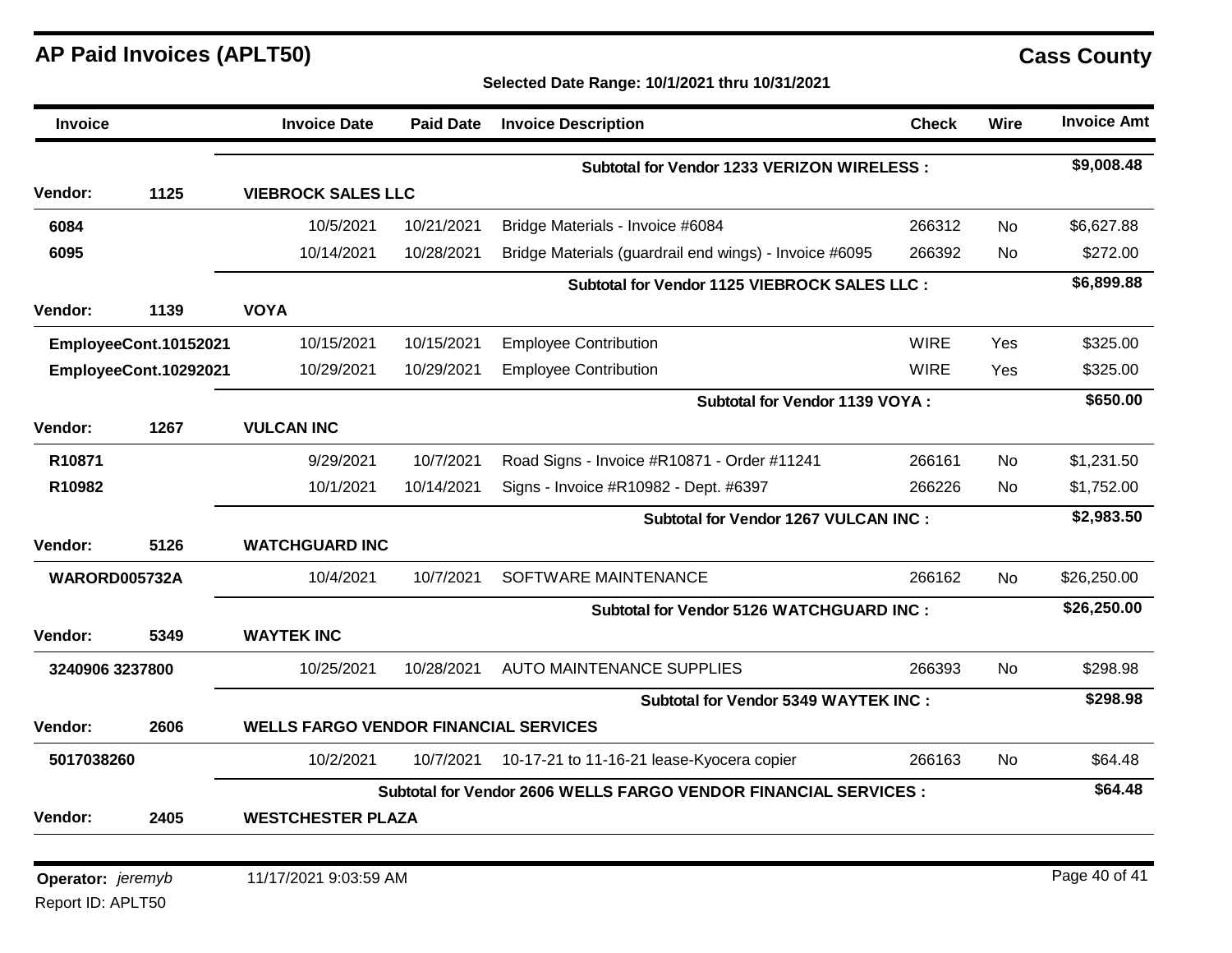# AP Paid Invoices (APLT50)

**Cass County**

**Selected Date Range: 10/1/2021 thru 10/31/2021**

| Invoice | | Invoice Date | Paid Date | Invoice Description | Check | Wire | Invoice Amt |
|---|---|---|---|---|---|---|---|
| | | | | **Subtotal for Vendor 1233 VERIZON WIRELESS :** | | | **$9,008.48** |
| **Vendor:** | **1125** | **VIEBROCK SALES LLC** | | | | | |
| **6084** | | 10/5/2021 | 10/21/2021 | Bridge Materials - Invoice #6084 | 266312 | No | $6,627.88 |
| **6095** | | 10/14/2021 | 10/28/2021 | Bridge Materials (guardrail end wings) - Invoice #6095 | 266392 | No | $272.00 |
| | | | | **Subtotal for Vendor 1125 VIEBROCK SALES LLC :** | | | **$6,899.88** |
| **Vendor:** | **1139** | **VOYA** | | | | | |
| **EmployeeCont.10152021** | | 10/15/2021 | 10/15/2021 | Employee Contribution | WIRE | Yes | $325.00 |
| **EmployeeCont.10292021** | | 10/29/2021 | 10/29/2021 | Employee Contribution | WIRE | Yes | $325.00 |
| | | | | **Subtotal for Vendor 1139 VOYA :** | | | **$650.00** |
| **Vendor:** | **1267** | **VULCAN INC** | | | | | |
| **R10871** | | 9/29/2021 | 10/7/2021 | Road Signs - Invoice #R10871 - Order #11241 | 266161 | No | $1,231.50 |
| **R10982** | | 10/1/2021 | 10/14/2021 | Signs - Invoice #R10982 - Dept. #6397 | 266226 | No | $1,752.00 |
| | | | | **Subtotal for Vendor 1267 VULCAN INC :** | | | **$2,983.50** |
| **Vendor:** | **5126** | **WATCHGUARD INC** | | | | | |
| **WARORD005732A** | | 10/4/2021 | 10/7/2021 | SOFTWARE MAINTENANCE | 266162 | No | $26,250.00 |
| | | | | **Subtotal for Vendor 5126 WATCHGUARD INC :** | | | **$26,250.00** |
| **Vendor:** | **5349** | **WAYTEK INC** | | | | | |
| **3240906 3237800** | | 10/25/2021 | 10/28/2021 | AUTO MAINTENANCE SUPPLIES | 266393 | No | $298.98 |
| | | | | **Subtotal for Vendor 5349 WAYTEK INC :** | | | **$298.98** |
| **Vendor:** | **2606** | **WELLS FARGO VENDOR FINANCIAL SERVICES** | | | | | |
| **5017038260** | | 10/2/2021 | 10/7/2021 | 10-17-21 to 11-16-21 lease-Kyocera copier | 266163 | No | $64.48 |
| | | | | **Subtotal for Vendor 2606 WELLS FARGO VENDOR FINANCIAL SERVICES :** | | | **$64.48** |
| **Vendor:** | **2405** | **WESTCHESTER PLAZA** | | | | | |

**Operator:** *jeremyb* 11/17/2021 9:03:59 AM

Report ID: APLT50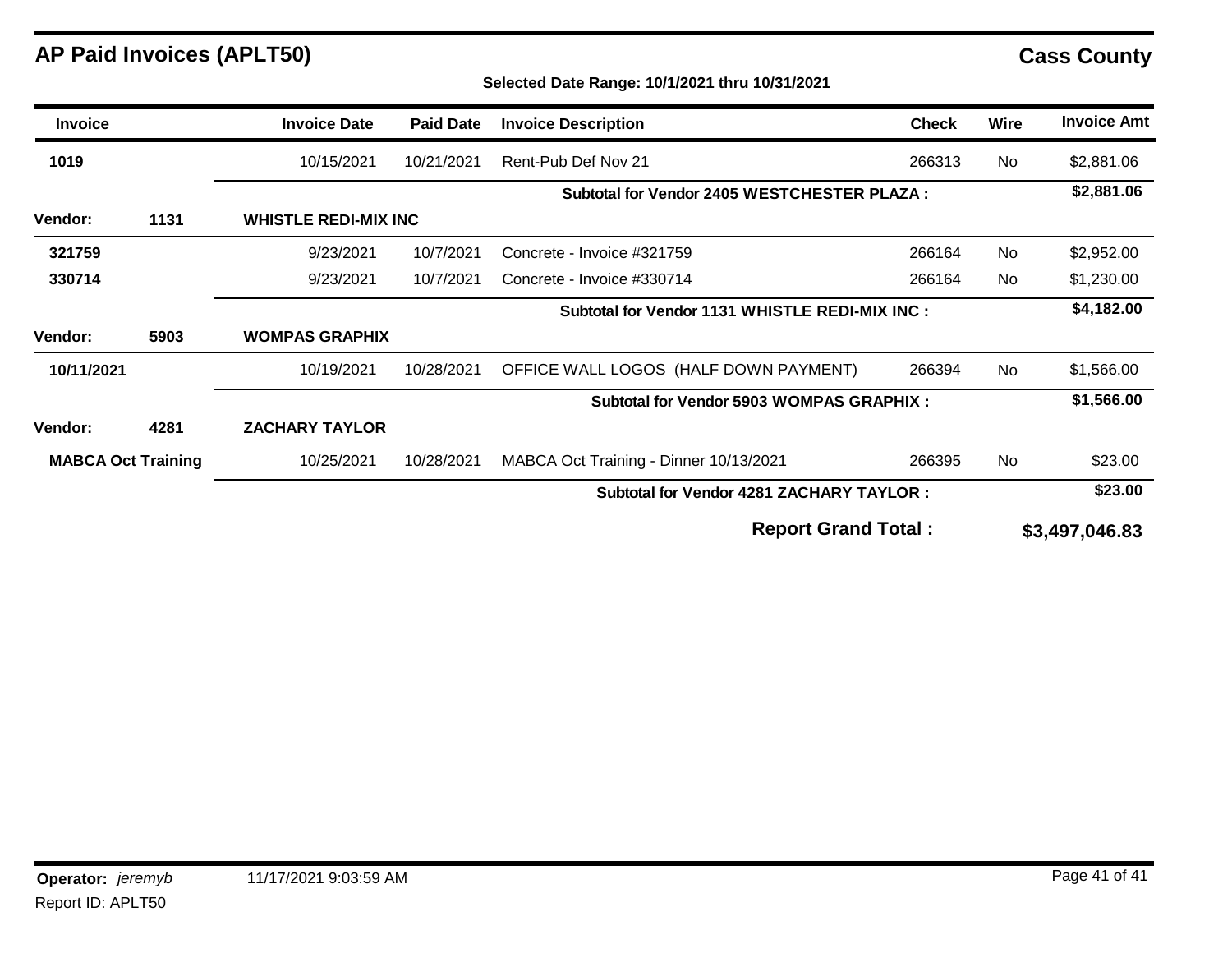# AP Paid Invoices (APLT50)

**Cass County**

**Selected Date Range: 10/1/2021 thru 10/31/2021**

| Invoice | | Invoice Date | Paid Date | Invoice Description | Check | Wire | Invoice Amt |
|---|---|---|---|---|---|---|---|
| **1019** | | 10/15/2021 | 10/21/2021 | Rent-Pub Def Nov 21 | 266313 | No | $2,881.06 |
| | | | | **Subtotal for Vendor 2405 WESTCHESTER PLAZA :** | | | **$2,881.06** |
| **Vendor:** | **1131** | **WHISTLE REDI-MIX INC** | | | | | |
| **321759** | | 9/23/2021 | 10/7/2021 | Concrete - Invoice #321759 | 266164 | No | $2,952.00 |
| **330714** | | 9/23/2021 | 10/7/2021 | Concrete - Invoice #330714 | 266164 | No | $1,230.00 |
| | | | | **Subtotal for Vendor 1131 WHISTLE REDI-MIX INC :** | | | **$4,182.00** |
| **Vendor:** | **5903** | **WOMPAS GRAPHIX** | | | | | |
| **10/11/2021** | | 10/19/2021 | 10/28/2021 | OFFICE WALL LOGOS (HALF DOWN PAYMENT) | 266394 | No | $1,566.00 |
| | | | | **Subtotal for Vendor 5903 WOMPAS GRAPHIX :** | | | **$1,566.00** |
| **Vendor:** | **4281** | **ZACHARY TAYLOR** | | | | | |
| **MABCA Oct Training** | | 10/25/2021 | 10/28/2021 | MABCA Oct Training - Dinner 10/13/2021 | 266395 | No | $23.00 |
| | | | | **Subtotal for Vendor 4281 ZACHARY TAYLOR :** | | | **$23.00** |
| | | | | **Report Grand Total :** | | | **$3,497,046.83** |

**Operator:** *jeremyb* 11/17/2021 9:03:59 AM

Report ID: APLT50